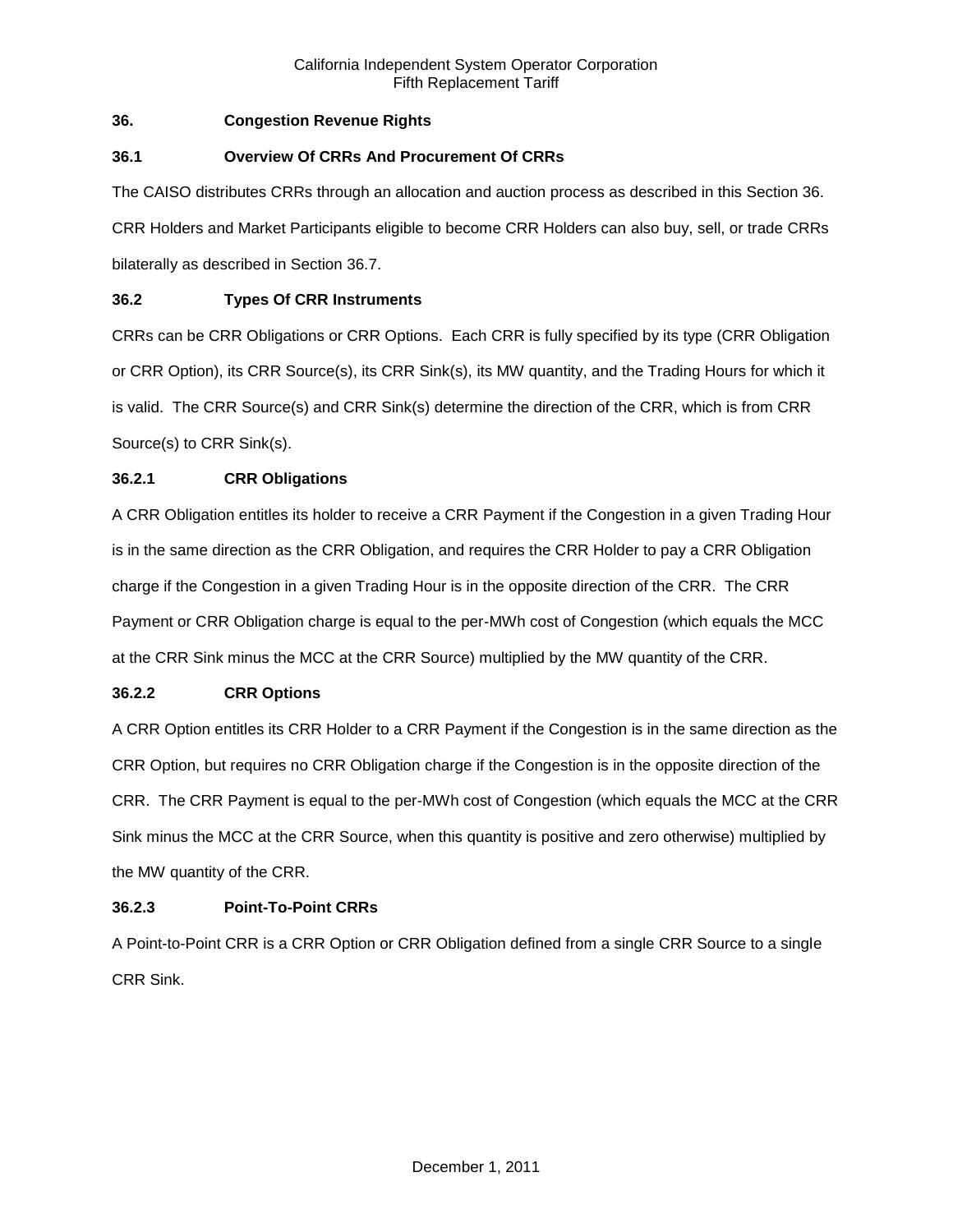## 36. Congestion Revenue Rights

### 36.1 Overview Of CRRs And Procurement Of CRRs

The CAISO distributes CRRs through an allocation and auction process as described in this Section 36. CRR Holders and Market Participants eligible to become CRR Holders can also buy, sell, or trade CRRs bilaterally as described in Section 36.7.

### 36.2 Types Of CRR Instruments

CRRs can be CRR Obligations or CRR Options. Each CRR is fully specified by its type (CRR Obligation or CRR Option), its CRR Source(s), its CRR Sink(s), its MW quantity, and the Trading Hours for which it is valid. The CRR Source(s) and CRR Sink(s) determine the direction of the CRR, which is from CRR Source(s) to CRR Sink(s).

#### 36.2.1 CRR Obligations

A CRR Obligation entitles its holder to receive a CRR Payment if the Congestion in a given Trading Hour is in the same direction as the CRR Obligation, and requires the CRR Holder to pay a CRR Obligation charge if the Congestion in a given Trading Hour is in the opposite direction of the CRR. The CRR Payment or CRR Obligation charge is equal to the per-MWh cost of Congestion (which equals the MCC at the CRR Sink minus the MCC at the CRR Source) multiplied by the MW quantity of the CRR.

#### 36.2.2 CRR Options

A CRR Option entitles its CRR Holder to a CRR Payment if the Congestion is in the same direction as the CRR Option, but requires no CRR Obligation charge if the Congestion is in the opposite direction of the CRR. The CRR Payment is equal to the per-MWh cost of Congestion (which equals the MCC at the CRR Sink minus the MCC at the CRR Source, when this quantity is positive and zero otherwise) multiplied by the MW quantity of the CRR.

#### 36.2.3 Point-To-Point CRRs

A Point-to-Point CRR is a CRR Option or CRR Obligation defined from a single CRR Source to a single CRR Sink.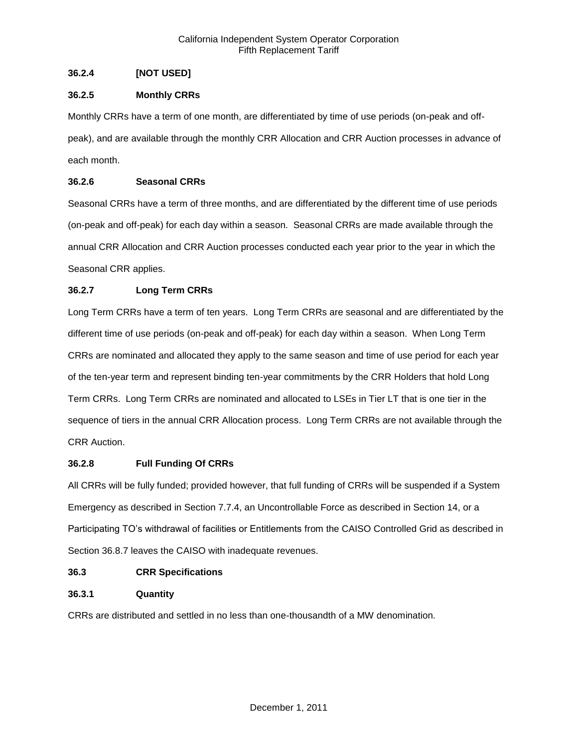### 36.2.4 [NOT USED]

### 36.2.5 Monthly CRRs

Monthly CRRs have a term of one month, are differentiated by time of use periods (on-peak and off-peak), and are available through the monthly CRR Allocation and CRR Auction processes in advance of each month.

### 36.2.6 Seasonal CRRs

Seasonal CRRs have a term of three months, and are differentiated by the different time of use periods (on-peak and off-peak) for each day within a season. Seasonal CRRs are made available through the annual CRR Allocation and CRR Auction processes conducted each year prior to the year in which the Seasonal CRR applies.

### 36.2.7 Long Term CRRs

Long Term CRRs have a term of ten years. Long Term CRRs are seasonal and are differentiated by the different time of use periods (on-peak and off-peak) for each day within a season. When Long Term CRRs are nominated and allocated they apply to the same season and time of use period for each year of the ten-year term and represent binding ten-year commitments by the CRR Holders that hold Long Term CRRs. Long Term CRRs are nominated and allocated to LSEs in Tier LT that is one tier in the sequence of tiers in the annual CRR Allocation process. Long Term CRRs are not available through the CRR Auction.

### 36.2.8 Full Funding Of CRRs

All CRRs will be fully funded; provided however, that full funding of CRRs will be suspended if a System Emergency as described in Section 7.7.4, an Uncontrollable Force as described in Section 14, or a Participating TO's withdrawal of facilities or Entitlements from the CAISO Controlled Grid as described in Section 36.8.7 leaves the CAISO with inadequate revenues.

## 36.3 CRR Specifications

### 36.3.1 Quantity

CRRs are distributed and settled in no less than one-thousandth of a MW denomination.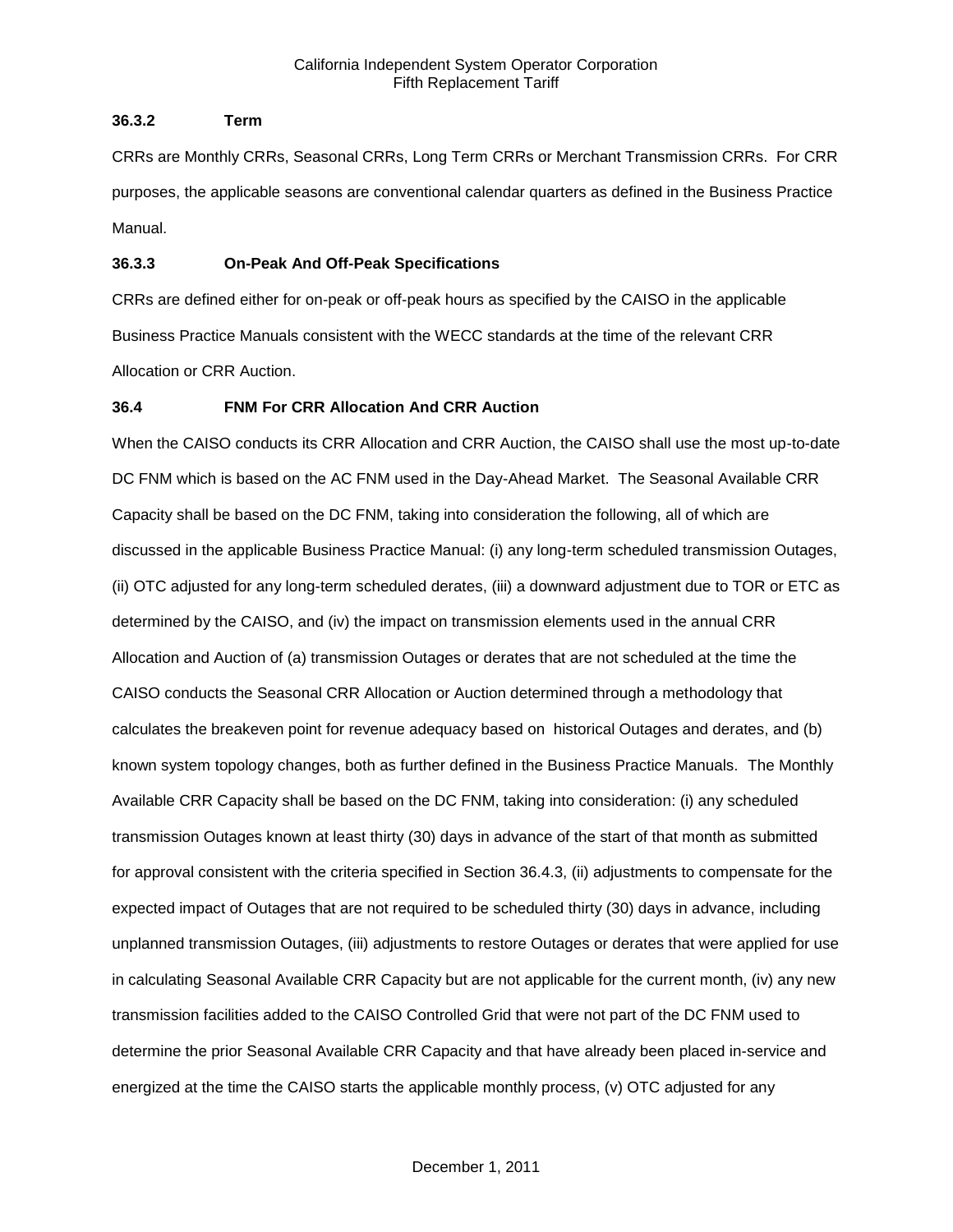### 36.3.2 Term

CRRs are Monthly CRRs, Seasonal CRRs, Long Term CRRs or Merchant Transmission CRRs. For CRR purposes, the applicable seasons are conventional calendar quarters as defined in the Business Practice Manual.

### 36.3.3 On-Peak And Off-Peak Specifications

CRRs are defined either for on-peak or off-peak hours as specified by the CAISO in the applicable Business Practice Manuals consistent with the WECC standards at the time of the relevant CRR Allocation or CRR Auction.

## 36.4 FNM For CRR Allocation And CRR Auction

When the CAISO conducts its CRR Allocation and CRR Auction, the CAISO shall use the most up-to-date DC FNM which is based on the AC FNM used in the Day-Ahead Market. The Seasonal Available CRR Capacity shall be based on the DC FNM, taking into consideration the following, all of which are discussed in the applicable Business Practice Manual: (i) any long-term scheduled transmission Outages, (ii) OTC adjusted for any long-term scheduled derates, (iii) a downward adjustment due to TOR or ETC as determined by the CAISO, and (iv) the impact on transmission elements used in the annual CRR Allocation and Auction of (a) transmission Outages or derates that are not scheduled at the time the CAISO conducts the Seasonal CRR Allocation or Auction determined through a methodology that calculates the breakeven point for revenue adequacy based on historical Outages and derates, and (b) known system topology changes, both as further defined in the Business Practice Manuals. The Monthly Available CRR Capacity shall be based on the DC FNM, taking into consideration: (i) any scheduled transmission Outages known at least thirty (30) days in advance of the start of that month as submitted for approval consistent with the criteria specified in Section 36.4.3, (ii) adjustments to compensate for the expected impact of Outages that are not required to be scheduled thirty (30) days in advance, including unplanned transmission Outages, (iii) adjustments to restore Outages or derates that were applied for use in calculating Seasonal Available CRR Capacity but are not applicable for the current month, (iv) any new transmission facilities added to the CAISO Controlled Grid that were not part of the DC FNM used to determine the prior Seasonal Available CRR Capacity and that have already been placed in-service and energized at the time the CAISO starts the applicable monthly process, (v) OTC adjusted for any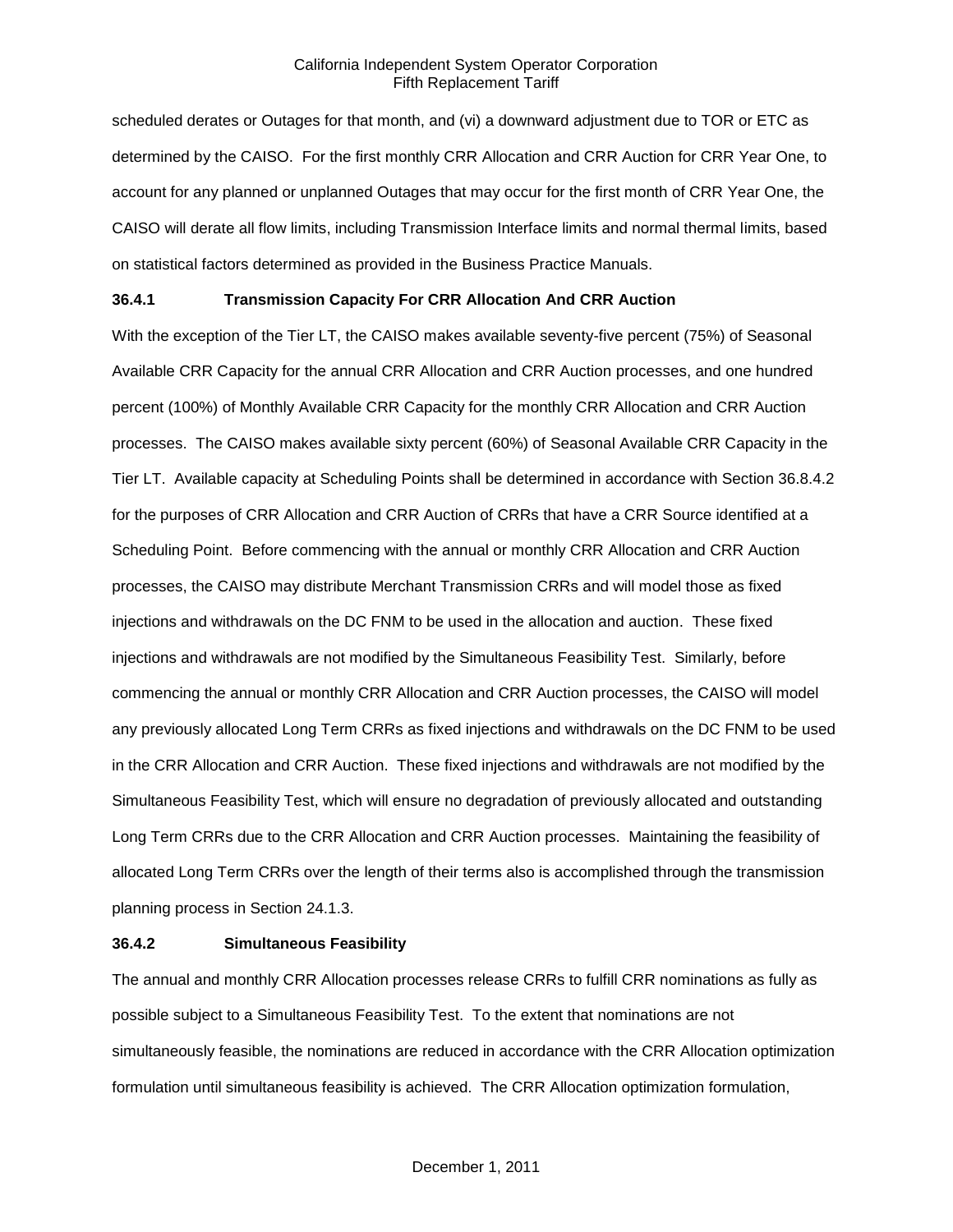scheduled derates or Outages for that month, and (vi) a downward adjustment due to TOR or ETC as determined by the CAISO. For the first monthly CRR Allocation and CRR Auction for CRR Year One, to account for any planned or unplanned Outages that may occur for the first month of CRR Year One, the CAISO will derate all flow limits, including Transmission Interface limits and normal thermal limits, based on statistical factors determined as provided in the Business Practice Manuals.

### 36.4.1 Transmission Capacity For CRR Allocation And CRR Auction

With the exception of the Tier LT, the CAISO makes available seventy-five percent (75%) of Seasonal Available CRR Capacity for the annual CRR Allocation and CRR Auction processes, and one hundred percent (100%) of Monthly Available CRR Capacity for the monthly CRR Allocation and CRR Auction processes. The CAISO makes available sixty percent (60%) of Seasonal Available CRR Capacity in the Tier LT. Available capacity at Scheduling Points shall be determined in accordance with Section 36.8.4.2 for the purposes of CRR Allocation and CRR Auction of CRRs that have a CRR Source identified at a Scheduling Point. Before commencing with the annual or monthly CRR Allocation and CRR Auction processes, the CAISO may distribute Merchant Transmission CRRs and will model those as fixed injections and withdrawals on the DC FNM to be used in the allocation and auction. These fixed injections and withdrawals are not modified by the Simultaneous Feasibility Test. Similarly, before commencing the annual or monthly CRR Allocation and CRR Auction processes, the CAISO will model any previously allocated Long Term CRRs as fixed injections and withdrawals on the DC FNM to be used in the CRR Allocation and CRR Auction. These fixed injections and withdrawals are not modified by the Simultaneous Feasibility Test, which will ensure no degradation of previously allocated and outstanding Long Term CRRs due to the CRR Allocation and CRR Auction processes. Maintaining the feasibility of allocated Long Term CRRs over the length of their terms also is accomplished through the transmission planning process in Section 24.1.3.

### 36.4.2 Simultaneous Feasibility

The annual and monthly CRR Allocation processes release CRRs to fulfill CRR nominations as fully as possible subject to a Simultaneous Feasibility Test. To the extent that nominations are not simultaneously feasible, the nominations are reduced in accordance with the CRR Allocation optimization formulation until simultaneous feasibility is achieved. The CRR Allocation optimization formulation,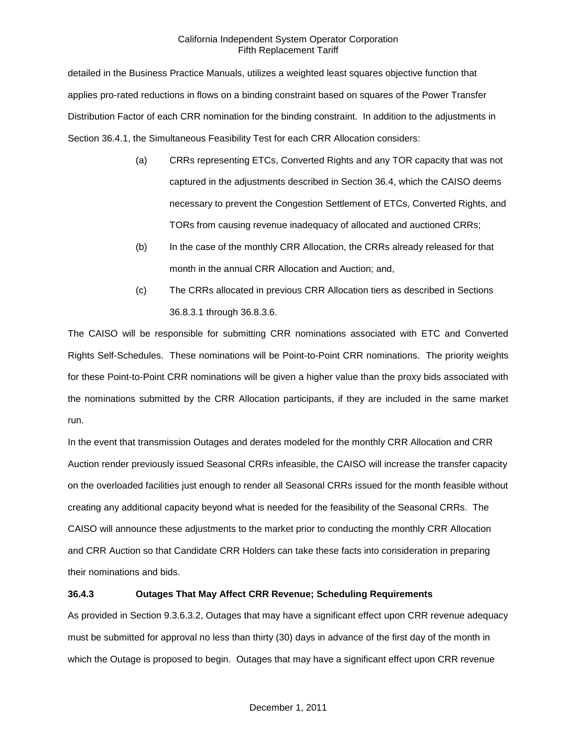detailed in the Business Practice Manuals, utilizes a weighted least squares objective function that applies pro-rated reductions in flows on a binding constraint based on squares of the Power Transfer Distribution Factor of each CRR nomination for the binding constraint. In addition to the adjustments in Section 36.4.1, the Simultaneous Feasibility Test for each CRR Allocation considers:

(a) CRRs representing ETCs, Converted Rights and any TOR capacity that was not captured in the adjustments described in Section 36.4, which the CAISO deems necessary to prevent the Congestion Settlement of ETCs, Converted Rights, and TORs from causing revenue inadequacy of allocated and auctioned CRRs;

(b) In the case of the monthly CRR Allocation, the CRRs already released for that month in the annual CRR Allocation and Auction; and,

(c) The CRRs allocated in previous CRR Allocation tiers as described in Sections 36.8.3.1 through 36.8.3.6.

The CAISO will be responsible for submitting CRR nominations associated with ETC and Converted Rights Self-Schedules. These nominations will be Point-to-Point CRR nominations. The priority weights for these Point-to-Point CRR nominations will be given a higher value than the proxy bids associated with the nominations submitted by the CRR Allocation participants, if they are included in the same market run.

In the event that transmission Outages and derates modeled for the monthly CRR Allocation and CRR Auction render previously issued Seasonal CRRs infeasible, the CAISO will increase the transfer capacity on the overloaded facilities just enough to render all Seasonal CRRs issued for the month feasible without creating any additional capacity beyond what is needed for the feasibility of the Seasonal CRRs. The CAISO will announce these adjustments to the market prior to conducting the monthly CRR Allocation and CRR Auction so that Candidate CRR Holders can take these facts into consideration in preparing their nominations and bids.

### 36.4.3 Outages That May Affect CRR Revenue; Scheduling Requirements

As provided in Section 9.3.6.3.2, Outages that may have a significant effect upon CRR revenue adequacy must be submitted for approval no less than thirty (30) days in advance of the first day of the month in which the Outage is proposed to begin. Outages that may have a significant effect upon CRR revenue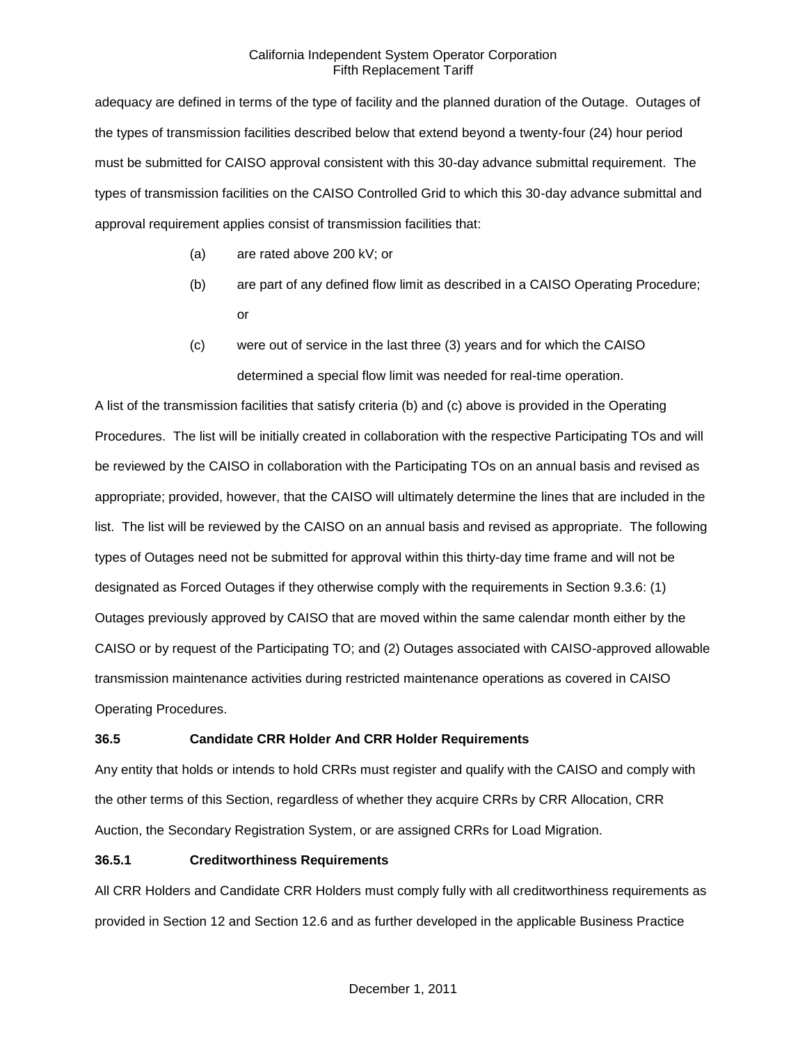adequacy are defined in terms of the type of facility and the planned duration of the Outage. Outages of the types of transmission facilities described below that extend beyond a twenty-four (24) hour period must be submitted for CAISO approval consistent with this 30-day advance submittal requirement. The types of transmission facilities on the CAISO Controlled Grid to which this 30-day advance submittal and approval requirement applies consist of transmission facilities that:

(a) are rated above 200 kV; or

(b) are part of any defined flow limit as described in a CAISO Operating Procedure; or

(c) were out of service in the last three (3) years and for which the CAISO determined a special flow limit was needed for real-time operation.

A list of the transmission facilities that satisfy criteria (b) and (c) above is provided in the Operating Procedures. The list will be initially created in collaboration with the respective Participating TOs and will be reviewed by the CAISO in collaboration with the Participating TOs on an annual basis and revised as appropriate; provided, however, that the CAISO will ultimately determine the lines that are included in the list. The list will be reviewed by the CAISO on an annual basis and revised as appropriate. The following types of Outages need not be submitted for approval within this thirty-day time frame and will not be designated as Forced Outages if they otherwise comply with the requirements in Section 9.3.6: (1) Outages previously approved by CAISO that are moved within the same calendar month either by the CAISO or by request of the Participating TO; and (2) Outages associated with CAISO-approved allowable transmission maintenance activities during restricted maintenance operations as covered in CAISO Operating Procedures.

### 36.5 Candidate CRR Holder And CRR Holder Requirements

Any entity that holds or intends to hold CRRs must register and qualify with the CAISO and comply with the other terms of this Section, regardless of whether they acquire CRRs by CRR Allocation, CRR Auction, the Secondary Registration System, or are assigned CRRs for Load Migration.

### 36.5.1 Creditworthiness Requirements

All CRR Holders and Candidate CRR Holders must comply fully with all creditworthiness requirements as provided in Section 12 and Section 12.6 and as further developed in the applicable Business Practice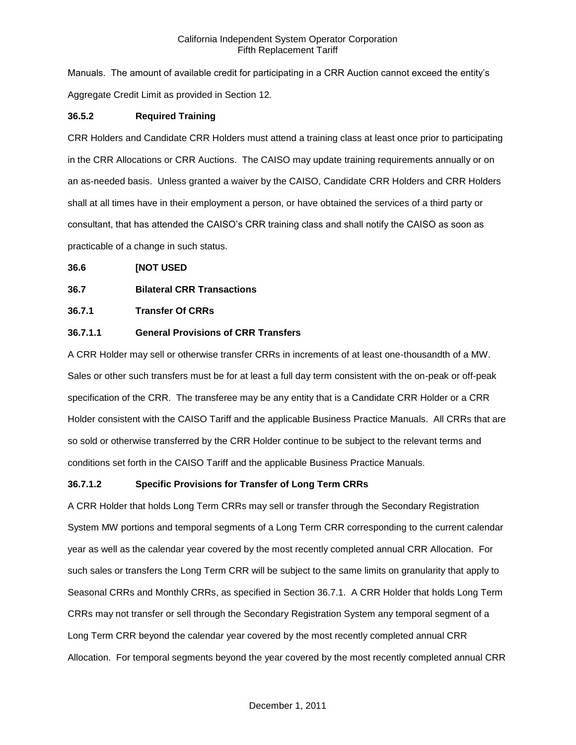Manuals. The amount of available credit for participating in a CRR Auction cannot exceed the entity's Aggregate Credit Limit as provided in Section 12.

### 36.5.2 Required Training

CRR Holders and Candidate CRR Holders must attend a training class at least once prior to participating in the CRR Allocations or CRR Auctions. The CAISO may update training requirements annually or on an as-needed basis. Unless granted a waiver by the CAISO, Candidate CRR Holders and CRR Holders shall at all times have in their employment a person, or have obtained the services of a third party or consultant, that has attended the CAISO's CRR training class and shall notify the CAISO as soon as practicable of a change in such status.

### 36.6 [NOT USED

### 36.7 Bilateral CRR Transactions

### 36.7.1 Transfer Of CRRs

### 36.7.1.1 General Provisions of CRR Transfers

A CRR Holder may sell or otherwise transfer CRRs in increments of at least one-thousandth of a MW. Sales or other such transfers must be for at least a full day term consistent with the on-peak or off-peak specification of the CRR. The transferee may be any entity that is a Candidate CRR Holder or a CRR Holder consistent with the CAISO Tariff and the applicable Business Practice Manuals. All CRRs that are so sold or otherwise transferred by the CRR Holder continue to be subject to the relevant terms and conditions set forth in the CAISO Tariff and the applicable Business Practice Manuals.

### 36.7.1.2 Specific Provisions for Transfer of Long Term CRRs

A CRR Holder that holds Long Term CRRs may sell or transfer through the Secondary Registration System MW portions and temporal segments of a Long Term CRR corresponding to the current calendar year as well as the calendar year covered by the most recently completed annual CRR Allocation. For such sales or transfers the Long Term CRR will be subject to the same limits on granularity that apply to Seasonal CRRs and Monthly CRRs, as specified in Section 36.7.1. A CRR Holder that holds Long Term CRRs may not transfer or sell through the Secondary Registration System any temporal segment of a Long Term CRR beyond the calendar year covered by the most recently completed annual CRR Allocation. For temporal segments beyond the year covered by the most recently completed annual CRR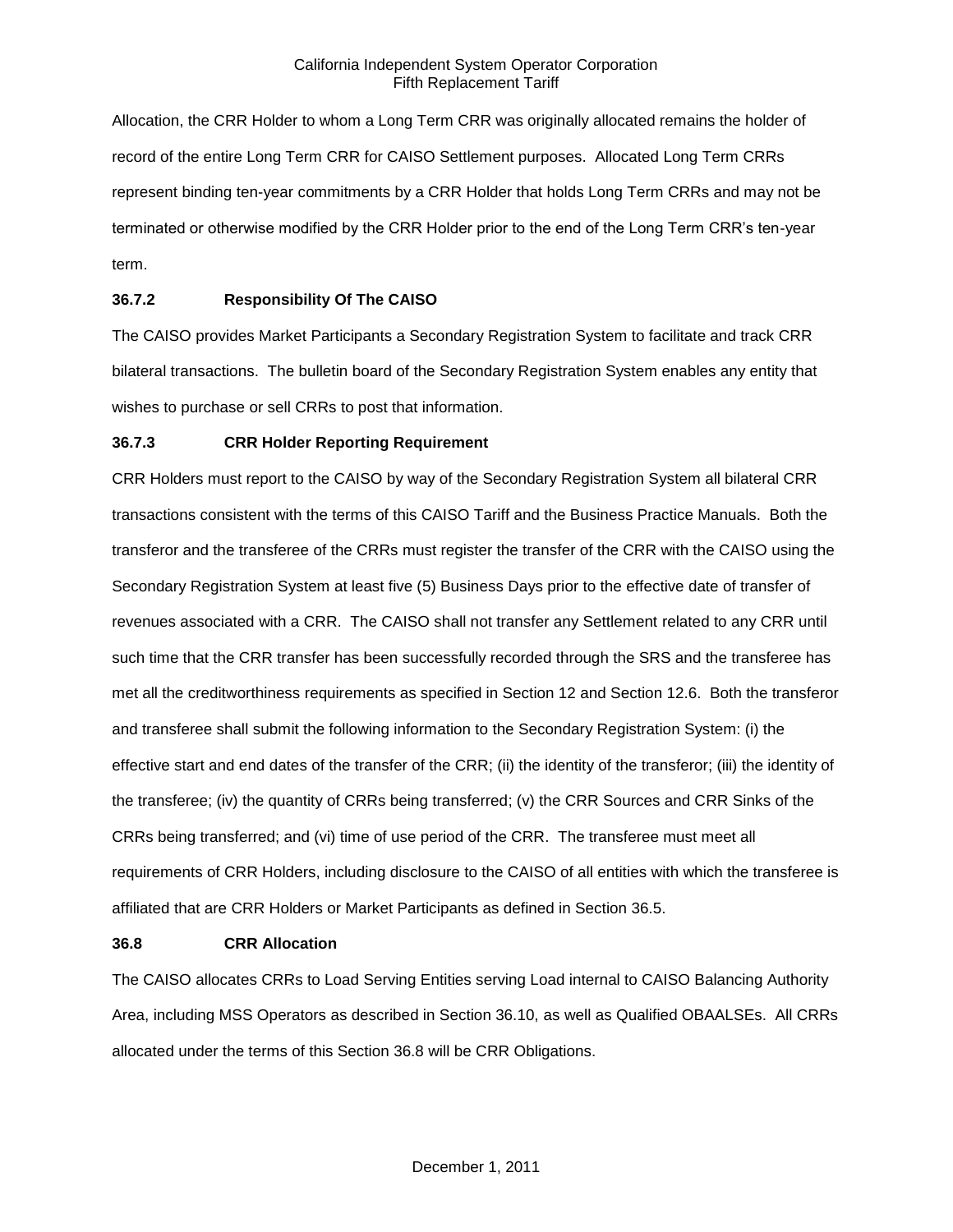Allocation, the CRR Holder to whom a Long Term CRR was originally allocated remains the holder of record of the entire Long Term CRR for CAISO Settlement purposes. Allocated Long Term CRRs represent binding ten-year commitments by a CRR Holder that holds Long Term CRRs and may not be terminated or otherwise modified by the CRR Holder prior to the end of the Long Term CRR's ten-year term.

### 36.7.2 Responsibility Of The CAISO

The CAISO provides Market Participants a Secondary Registration System to facilitate and track CRR bilateral transactions. The bulletin board of the Secondary Registration System enables any entity that wishes to purchase or sell CRRs to post that information.

### 36.7.3 CRR Holder Reporting Requirement

CRR Holders must report to the CAISO by way of the Secondary Registration System all bilateral CRR transactions consistent with the terms of this CAISO Tariff and the Business Practice Manuals. Both the transferor and the transferee of the CRRs must register the transfer of the CRR with the CAISO using the Secondary Registration System at least five (5) Business Days prior to the effective date of transfer of revenues associated with a CRR. The CAISO shall not transfer any Settlement related to any CRR until such time that the CRR transfer has been successfully recorded through the SRS and the transferee has met all the creditworthiness requirements as specified in Section 12 and Section 12.6. Both the transferor and transferee shall submit the following information to the Secondary Registration System: (i) the effective start and end dates of the transfer of the CRR; (ii) the identity of the transferor; (iii) the identity of the transferee; (iv) the quantity of CRRs being transferred; (v) the CRR Sources and CRR Sinks of the CRRs being transferred; and (vi) time of use period of the CRR. The transferee must meet all requirements of CRR Holders, including disclosure to the CAISO of all entities with which the transferee is affiliated that are CRR Holders or Market Participants as defined in Section 36.5.

## 36.8 CRR Allocation

The CAISO allocates CRRs to Load Serving Entities serving Load internal to CAISO Balancing Authority Area, including MSS Operators as described in Section 36.10, as well as Qualified OBAALSEs. All CRRs allocated under the terms of this Section 36.8 will be CRR Obligations.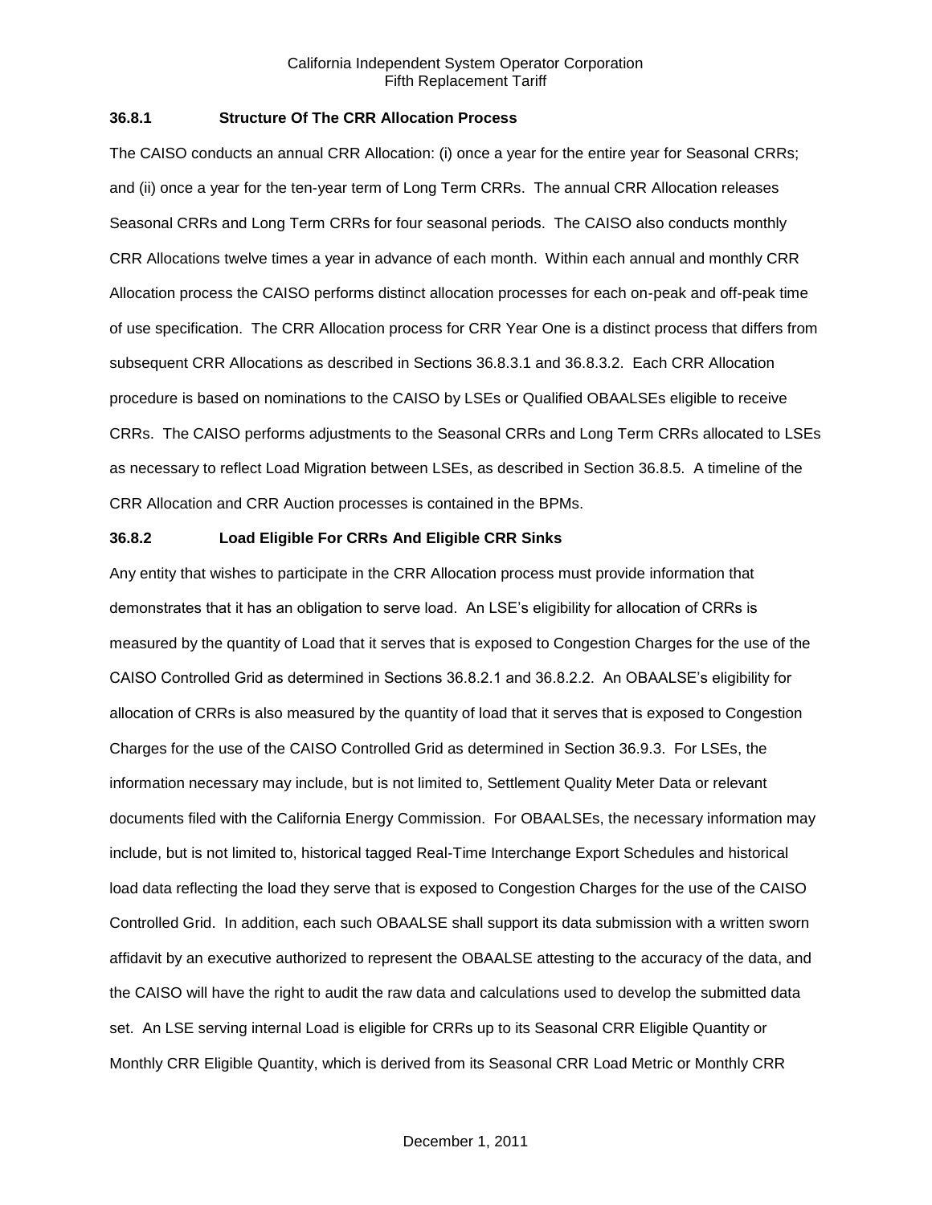### 36.8.1 Structure Of The CRR Allocation Process

The CAISO conducts an annual CRR Allocation: (i) once a year for the entire year for Seasonal CRRs; and (ii) once a year for the ten-year term of Long Term CRRs. The annual CRR Allocation releases Seasonal CRRs and Long Term CRRs for four seasonal periods. The CAISO also conducts monthly CRR Allocations twelve times a year in advance of each month. Within each annual and monthly CRR Allocation process the CAISO performs distinct allocation processes for each on-peak and off-peak time of use specification. The CRR Allocation process for CRR Year One is a distinct process that differs from subsequent CRR Allocations as described in Sections 36.8.3.1 and 36.8.3.2. Each CRR Allocation procedure is based on nominations to the CAISO by LSEs or Qualified OBAALSEs eligible to receive CRRs. The CAISO performs adjustments to the Seasonal CRRs and Long Term CRRs allocated to LSEs as necessary to reflect Load Migration between LSEs, as described in Section 36.8.5. A timeline of the CRR Allocation and CRR Auction processes is contained in the BPMs.

### 36.8.2 Load Eligible For CRRs And Eligible CRR Sinks

Any entity that wishes to participate in the CRR Allocation process must provide information that demonstrates that it has an obligation to serve load. An LSE's eligibility for allocation of CRRs is measured by the quantity of Load that it serves that is exposed to Congestion Charges for the use of the CAISO Controlled Grid as determined in Sections 36.8.2.1 and 36.8.2.2. An OBAALSE's eligibility for allocation of CRRs is also measured by the quantity of load that it serves that is exposed to Congestion Charges for the use of the CAISO Controlled Grid as determined in Section 36.9.3. For LSEs, the information necessary may include, but is not limited to, Settlement Quality Meter Data or relevant documents filed with the California Energy Commission. For OBAALSEs, the necessary information may include, but is not limited to, historical tagged Real-Time Interchange Export Schedules and historical load data reflecting the load they serve that is exposed to Congestion Charges for the use of the CAISO Controlled Grid. In addition, each such OBAALSE shall support its data submission with a written sworn affidavit by an executive authorized to represent the OBAALSE attesting to the accuracy of the data, and the CAISO will have the right to audit the raw data and calculations used to develop the submitted data set. An LSE serving internal Load is eligible for CRRs up to its Seasonal CRR Eligible Quantity or Monthly CRR Eligible Quantity, which is derived from its Seasonal CRR Load Metric or Monthly CRR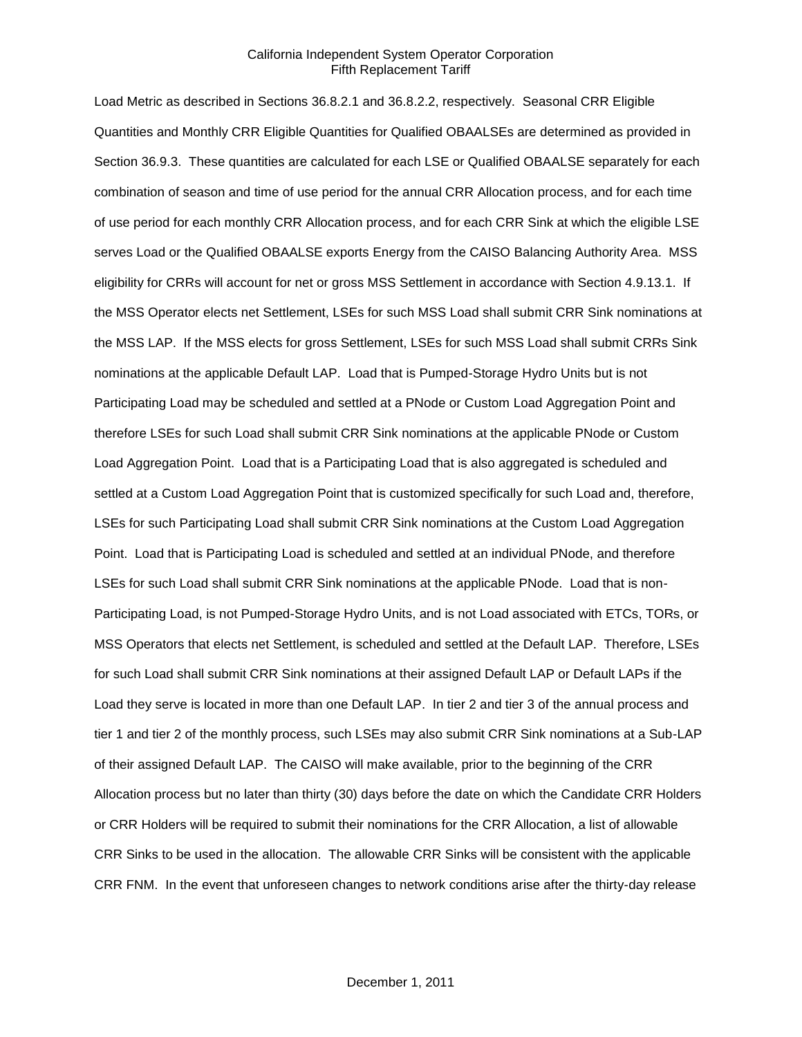Load Metric as described in Sections 36.8.2.1 and 36.8.2.2, respectively. Seasonal CRR Eligible Quantities and Monthly CRR Eligible Quantities for Qualified OBAALSEs are determined as provided in Section 36.9.3. These quantities are calculated for each LSE or Qualified OBAALSE separately for each combination of season and time of use period for the annual CRR Allocation process, and for each time of use period for each monthly CRR Allocation process, and for each CRR Sink at which the eligible LSE serves Load or the Qualified OBAALSE exports Energy from the CAISO Balancing Authority Area. MSS eligibility for CRRs will account for net or gross MSS Settlement in accordance with Section 4.9.13.1. If the MSS Operator elects net Settlement, LSEs for such MSS Load shall submit CRR Sink nominations at the MSS LAP. If the MSS elects for gross Settlement, LSEs for such MSS Load shall submit CRRs Sink nominations at the applicable Default LAP. Load that is Pumped-Storage Hydro Units but is not Participating Load may be scheduled and settled at a PNode or Custom Load Aggregation Point and therefore LSEs for such Load shall submit CRR Sink nominations at the applicable PNode or Custom Load Aggregation Point. Load that is a Participating Load that is also aggregated is scheduled and settled at a Custom Load Aggregation Point that is customized specifically for such Load and, therefore, LSEs for such Participating Load shall submit CRR Sink nominations at the Custom Load Aggregation Point. Load that is Participating Load is scheduled and settled at an individual PNode, and therefore LSEs for such Load shall submit CRR Sink nominations at the applicable PNode. Load that is non-Participating Load, is not Pumped-Storage Hydro Units, and is not Load associated with ETCs, TORs, or MSS Operators that elects net Settlement, is scheduled and settled at the Default LAP. Therefore, LSEs for such Load shall submit CRR Sink nominations at their assigned Default LAP or Default LAPs if the Load they serve is located in more than one Default LAP. In tier 2 and tier 3 of the annual process and tier 1 and tier 2 of the monthly process, such LSEs may also submit CRR Sink nominations at a Sub-LAP of their assigned Default LAP. The CAISO will make available, prior to the beginning of the CRR Allocation process but no later than thirty (30) days before the date on which the Candidate CRR Holders or CRR Holders will be required to submit their nominations for the CRR Allocation, a list of allowable CRR Sinks to be used in the allocation. The allowable CRR Sinks will be consistent with the applicable CRR FNM. In the event that unforeseen changes to network conditions arise after the thirty-day release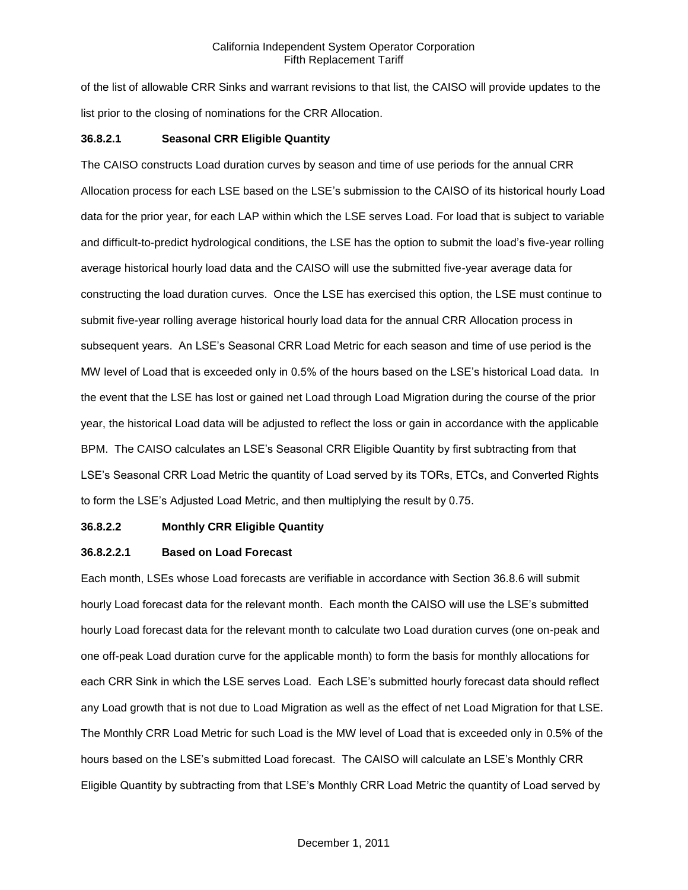of the list of allowable CRR Sinks and warrant revisions to that list, the CAISO will provide updates to the list prior to the closing of nominations for the CRR Allocation.

**36.8.2.1 Seasonal CRR Eligible Quantity**

The CAISO constructs Load duration curves by season and time of use periods for the annual CRR Allocation process for each LSE based on the LSE's submission to the CAISO of its historical hourly Load data for the prior year, for each LAP within which the LSE serves Load. For load that is subject to variable and difficult-to-predict hydrological conditions, the LSE has the option to submit the load's five-year rolling average historical hourly load data and the CAISO will use the submitted five-year average data for constructing the load duration curves. Once the LSE has exercised this option, the LSE must continue to submit five-year rolling average historical hourly load data for the annual CRR Allocation process in subsequent years. An LSE's Seasonal CRR Load Metric for each season and time of use period is the MW level of Load that is exceeded only in 0.5% of the hours based on the LSE's historical Load data. In the event that the LSE has lost or gained net Load through Load Migration during the course of the prior year, the historical Load data will be adjusted to reflect the loss or gain in accordance with the applicable BPM. The CAISO calculates an LSE's Seasonal CRR Eligible Quantity by first subtracting from that LSE's Seasonal CRR Load Metric the quantity of Load served by its TORs, ETCs, and Converted Rights to form the LSE's Adjusted Load Metric, and then multiplying the result by 0.75.

**36.8.2.2 Monthly CRR Eligible Quantity**

**36.8.2.2.1 Based on Load Forecast**

Each month, LSEs whose Load forecasts are verifiable in accordance with Section 36.8.6 will submit hourly Load forecast data for the relevant month. Each month the CAISO will use the LSE's submitted hourly Load forecast data for the relevant month to calculate two Load duration curves (one on-peak and one off-peak Load duration curve for the applicable month) to form the basis for monthly allocations for each CRR Sink in which the LSE serves Load. Each LSE's submitted hourly forecast data should reflect any Load growth that is not due to Load Migration as well as the effect of net Load Migration for that LSE. The Monthly CRR Load Metric for such Load is the MW level of Load that is exceeded only in 0.5% of the hours based on the LSE's submitted Load forecast. The CAISO will calculate an LSE's Monthly CRR Eligible Quantity by subtracting from that LSE's Monthly CRR Load Metric the quantity of Load served by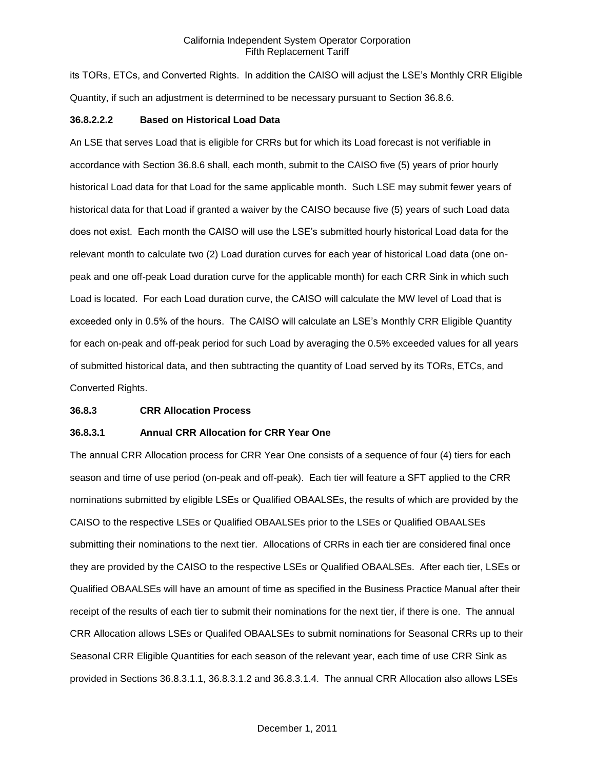its TORs, ETCs, and Converted Rights. In addition the CAISO will adjust the LSE's Monthly CRR Eligible Quantity, if such an adjustment is determined to be necessary pursuant to Section 36.8.6.

**36.8.2.2.2 Based on Historical Load Data**

An LSE that serves Load that is eligible for CRRs but for which its Load forecast is not verifiable in accordance with Section 36.8.6 shall, each month, submit to the CAISO five (5) years of prior hourly historical Load data for that Load for the same applicable month. Such LSE may submit fewer years of historical data for that Load if granted a waiver by the CAISO because five (5) years of such Load data does not exist. Each month the CAISO will use the LSE's submitted hourly historical Load data for the relevant month to calculate two (2) Load duration curves for each year of historical Load data (one on-peak and one off-peak Load duration curve for the applicable month) for each CRR Sink in which such Load is located. For each Load duration curve, the CAISO will calculate the MW level of Load that is exceeded only in 0.5% of the hours. The CAISO will calculate an LSE's Monthly CRR Eligible Quantity for each on-peak and off-peak period for such Load by averaging the 0.5% exceeded values for all years of submitted historical data, and then subtracting the quantity of Load served by its TORs, ETCs, and Converted Rights.

**36.8.3 CRR Allocation Process**

**36.8.3.1 Annual CRR Allocation for CRR Year One**

The annual CRR Allocation process for CRR Year One consists of a sequence of four (4) tiers for each season and time of use period (on-peak and off-peak). Each tier will feature a SFT applied to the CRR nominations submitted by eligible LSEs or Qualified OBAALSEs, the results of which are provided by the CAISO to the respective LSEs or Qualified OBAALSEs prior to the LSEs or Qualified OBAALSEs submitting their nominations to the next tier. Allocations of CRRs in each tier are considered final once they are provided by the CAISO to the respective LSEs or Qualified OBAALSEs. After each tier, LSEs or Qualified OBAALSEs will have an amount of time as specified in the Business Practice Manual after their receipt of the results of each tier to submit their nominations for the next tier, if there is one. The annual CRR Allocation allows LSEs or Qualifed OBAALSEs to submit nominations for Seasonal CRRs up to their Seasonal CRR Eligible Quantities for each season of the relevant year, each time of use CRR Sink as provided in Sections 36.8.3.1.1, 36.8.3.1.2 and 36.8.3.1.4. The annual CRR Allocation also allows LSEs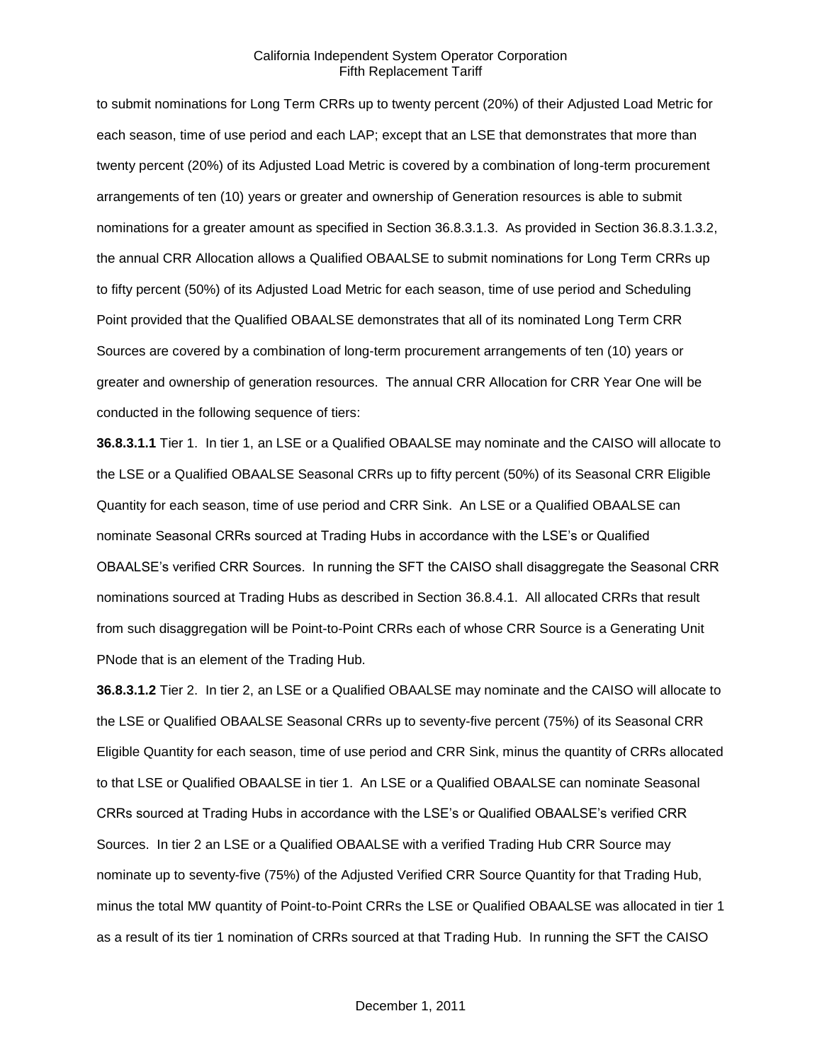to submit nominations for Long Term CRRs up to twenty percent (20%) of their Adjusted Load Metric for each season, time of use period and each LAP; except that an LSE that demonstrates that more than twenty percent (20%) of its Adjusted Load Metric is covered by a combination of long-term procurement arrangements of ten (10) years or greater and ownership of Generation resources is able to submit nominations for a greater amount as specified in Section 36.8.3.1.3. As provided in Section 36.8.3.1.3.2, the annual CRR Allocation allows a Qualified OBAALSE to submit nominations for Long Term CRRs up to fifty percent (50%) of its Adjusted Load Metric for each season, time of use period and Scheduling Point provided that the Qualified OBAALSE demonstrates that all of its nominated Long Term CRR Sources are covered by a combination of long-term procurement arrangements of ten (10) years or greater and ownership of generation resources. The annual CRR Allocation for CRR Year One will be conducted in the following sequence of tiers:

**36.8.3.1.1** Tier 1. In tier 1, an LSE or a Qualified OBAALSE may nominate and the CAISO will allocate to the LSE or a Qualified OBAALSE Seasonal CRRs up to fifty percent (50%) of its Seasonal CRR Eligible Quantity for each season, time of use period and CRR Sink. An LSE or a Qualified OBAALSE can nominate Seasonal CRRs sourced at Trading Hubs in accordance with the LSE's or Qualified OBAALSE's verified CRR Sources. In running the SFT the CAISO shall disaggregate the Seasonal CRR nominations sourced at Trading Hubs as described in Section 36.8.4.1. All allocated CRRs that result from such disaggregation will be Point-to-Point CRRs each of whose CRR Source is a Generating Unit PNode that is an element of the Trading Hub.

**36.8.3.1.2** Tier 2. In tier 2, an LSE or a Qualified OBAALSE may nominate and the CAISO will allocate to the LSE or Qualified OBAALSE Seasonal CRRs up to seventy-five percent (75%) of its Seasonal CRR Eligible Quantity for each season, time of use period and CRR Sink, minus the quantity of CRRs allocated to that LSE or Qualified OBAALSE in tier 1. An LSE or a Qualified OBAALSE can nominate Seasonal CRRs sourced at Trading Hubs in accordance with the LSE's or Qualified OBAALSE's verified CRR Sources. In tier 2 an LSE or a Qualified OBAALSE with a verified Trading Hub CRR Source may nominate up to seventy-five (75%) of the Adjusted Verified CRR Source Quantity for that Trading Hub, minus the total MW quantity of Point-to-Point CRRs the LSE or Qualified OBAALSE was allocated in tier 1 as a result of its tier 1 nomination of CRRs sourced at that Trading Hub. In running the SFT the CAISO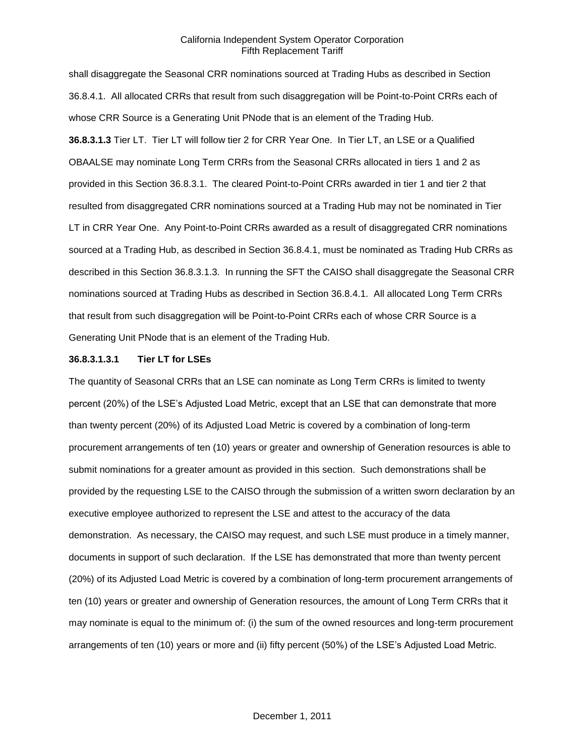shall disaggregate the Seasonal CRR nominations sourced at Trading Hubs as described in Section 36.8.4.1. All allocated CRRs that result from such disaggregation will be Point-to-Point CRRs each of whose CRR Source is a Generating Unit PNode that is an element of the Trading Hub.

**36.8.3.1.3** Tier LT. Tier LT will follow tier 2 for CRR Year One. In Tier LT, an LSE or a Qualified OBAALSE may nominate Long Term CRRs from the Seasonal CRRs allocated in tiers 1 and 2 as provided in this Section 36.8.3.1. The cleared Point-to-Point CRRs awarded in tier 1 and tier 2 that resulted from disaggregated CRR nominations sourced at a Trading Hub may not be nominated in Tier LT in CRR Year One. Any Point-to-Point CRRs awarded as a result of disaggregated CRR nominations sourced at a Trading Hub, as described in Section 36.8.4.1, must be nominated as Trading Hub CRRs as described in this Section 36.8.3.1.3. In running the SFT the CAISO shall disaggregate the Seasonal CRR nominations sourced at Trading Hubs as described in Section 36.8.4.1. All allocated Long Term CRRs that result from such disaggregation will be Point-to-Point CRRs each of whose CRR Source is a Generating Unit PNode that is an element of the Trading Hub.

**36.8.3.1.3.1 Tier LT for LSEs**

The quantity of Seasonal CRRs that an LSE can nominate as Long Term CRRs is limited to twenty percent (20%) of the LSE's Adjusted Load Metric, except that an LSE that can demonstrate that more than twenty percent (20%) of its Adjusted Load Metric is covered by a combination of long-term procurement arrangements of ten (10) years or greater and ownership of Generation resources is able to submit nominations for a greater amount as provided in this section. Such demonstrations shall be provided by the requesting LSE to the CAISO through the submission of a written sworn declaration by an executive employee authorized to represent the LSE and attest to the accuracy of the data demonstration. As necessary, the CAISO may request, and such LSE must produce in a timely manner, documents in support of such declaration. If the LSE has demonstrated that more than twenty percent (20%) of its Adjusted Load Metric is covered by a combination of long-term procurement arrangements of ten (10) years or greater and ownership of Generation resources, the amount of Long Term CRRs that it may nominate is equal to the minimum of: (i) the sum of the owned resources and long-term procurement arrangements of ten (10) years or more and (ii) fifty percent (50%) of the LSE's Adjusted Load Metric.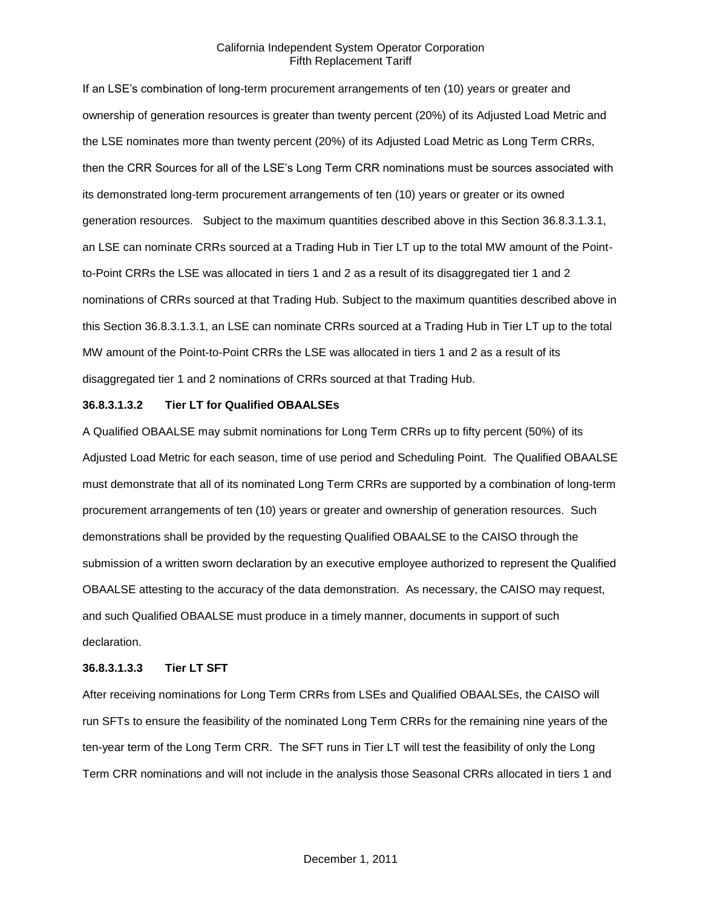If an LSE's combination of long-term procurement arrangements of ten (10) years or greater and ownership of generation resources is greater than twenty percent (20%) of its Adjusted Load Metric and the LSE nominates more than twenty percent (20%) of its Adjusted Load Metric as Long Term CRRs, then the CRR Sources for all of the LSE's Long Term CRR nominations must be sources associated with its demonstrated long-term procurement arrangements of ten (10) years or greater or its owned generation resources. Subject to the maximum quantities described above in this Section 36.8.3.1.3.1, an LSE can nominate CRRs sourced at a Trading Hub in Tier LT up to the total MW amount of the Point-to-Point CRRs the LSE was allocated in tiers 1 and 2 as a result of its disaggregated tier 1 and 2 nominations of CRRs sourced at that Trading Hub. Subject to the maximum quantities described above in this Section 36.8.3.1.3.1, an LSE can nominate CRRs sourced at a Trading Hub in Tier LT up to the total MW amount of the Point-to-Point CRRs the LSE was allocated in tiers 1 and 2 as a result of its disaggregated tier 1 and 2 nominations of CRRs sourced at that Trading Hub.

**36.8.3.1.3.2 Tier LT for Qualified OBAALSEs**

A Qualified OBAALSE may submit nominations for Long Term CRRs up to fifty percent (50%) of its Adjusted Load Metric for each season, time of use period and Scheduling Point. The Qualified OBAALSE must demonstrate that all of its nominated Long Term CRRs are supported by a combination of long-term procurement arrangements of ten (10) years or greater and ownership of generation resources. Such demonstrations shall be provided by the requesting Qualified OBAALSE to the CAISO through the submission of a written sworn declaration by an executive employee authorized to represent the Qualified OBAALSE attesting to the accuracy of the data demonstration. As necessary, the CAISO may request, and such Qualified OBAALSE must produce in a timely manner, documents in support of such declaration.

**36.8.3.1.3.3 Tier LT SFT**

After receiving nominations for Long Term CRRs from LSEs and Qualified OBAALSEs, the CAISO will run SFTs to ensure the feasibility of the nominated Long Term CRRs for the remaining nine years of the ten-year term of the Long Term CRR. The SFT runs in Tier LT will test the feasibility of only the Long Term CRR nominations and will not include in the analysis those Seasonal CRRs allocated in tiers 1 and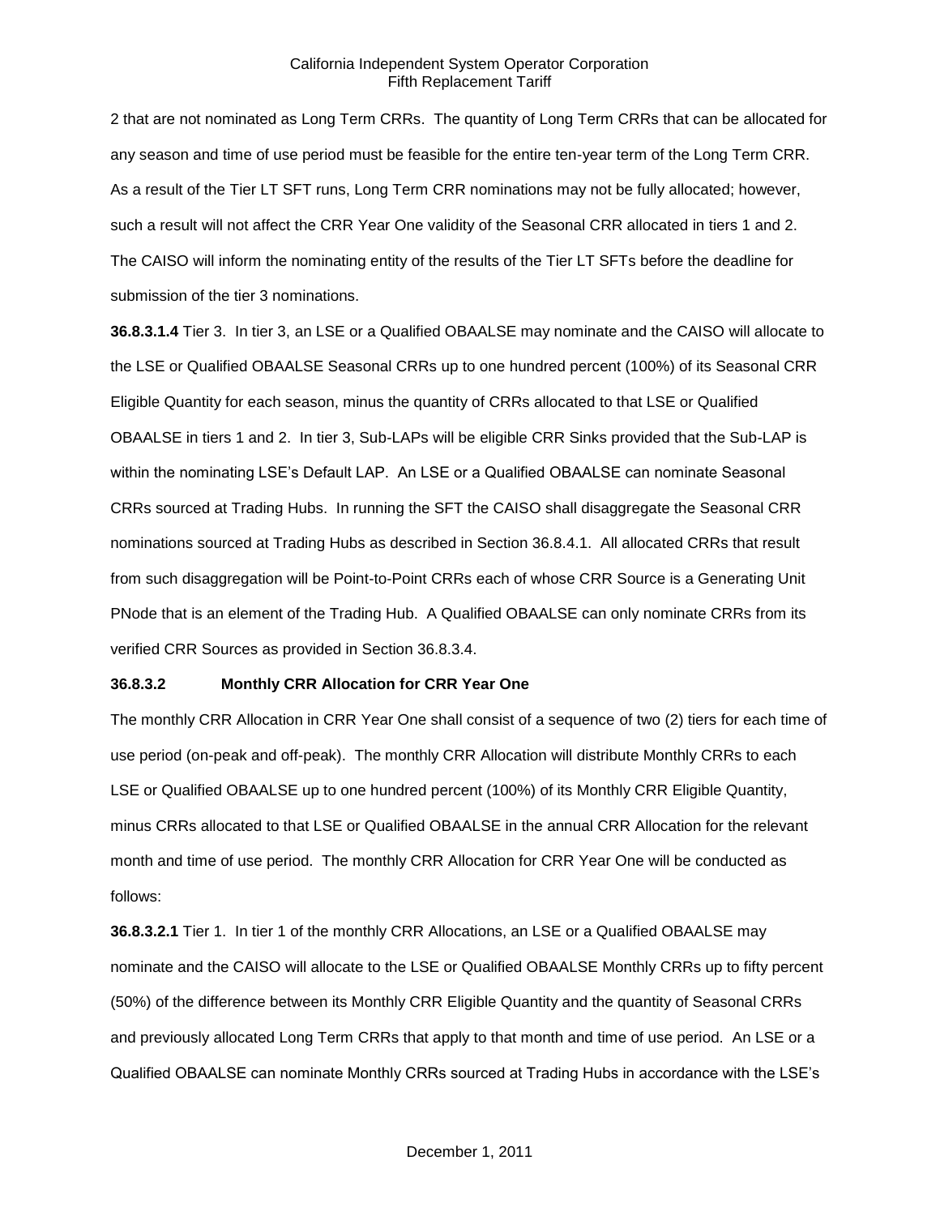2 that are not nominated as Long Term CRRs. The quantity of Long Term CRRs that can be allocated for any season and time of use period must be feasible for the entire ten-year term of the Long Term CRR. As a result of the Tier LT SFT runs, Long Term CRR nominations may not be fully allocated; however, such a result will not affect the CRR Year One validity of the Seasonal CRR allocated in tiers 1 and 2. The CAISO will inform the nominating entity of the results of the Tier LT SFTs before the deadline for submission of the tier 3 nominations.

**36.8.3.1.4** Tier 3. In tier 3, an LSE or a Qualified OBAALSE may nominate and the CAISO will allocate to the LSE or Qualified OBAALSE Seasonal CRRs up to one hundred percent (100%) of its Seasonal CRR Eligible Quantity for each season, minus the quantity of CRRs allocated to that LSE or Qualified OBAALSE in tiers 1 and 2. In tier 3, Sub-LAPs will be eligible CRR Sinks provided that the Sub-LAP is within the nominating LSE's Default LAP. An LSE or a Qualified OBAALSE can nominate Seasonal CRRs sourced at Trading Hubs. In running the SFT the CAISO shall disaggregate the Seasonal CRR nominations sourced at Trading Hubs as described in Section 36.8.4.1. All allocated CRRs that result from such disaggregation will be Point-to-Point CRRs each of whose CRR Source is a Generating Unit PNode that is an element of the Trading Hub. A Qualified OBAALSE can only nominate CRRs from its verified CRR Sources as provided in Section 36.8.3.4.

### 36.8.3.2 Monthly CRR Allocation for CRR Year One

The monthly CRR Allocation in CRR Year One shall consist of a sequence of two (2) tiers for each time of use period (on-peak and off-peak). The monthly CRR Allocation will distribute Monthly CRRs to each LSE or Qualified OBAALSE up to one hundred percent (100%) of its Monthly CRR Eligible Quantity, minus CRRs allocated to that LSE or Qualified OBAALSE in the annual CRR Allocation for the relevant month and time of use period. The monthly CRR Allocation for CRR Year One will be conducted as follows:

**36.8.3.2.1** Tier 1. In tier 1 of the monthly CRR Allocations, an LSE or a Qualified OBAALSE may nominate and the CAISO will allocate to the LSE or Qualified OBAALSE Monthly CRRs up to fifty percent (50%) of the difference between its Monthly CRR Eligible Quantity and the quantity of Seasonal CRRs and previously allocated Long Term CRRs that apply to that month and time of use period. An LSE or a Qualified OBAALSE can nominate Monthly CRRs sourced at Trading Hubs in accordance with the LSE's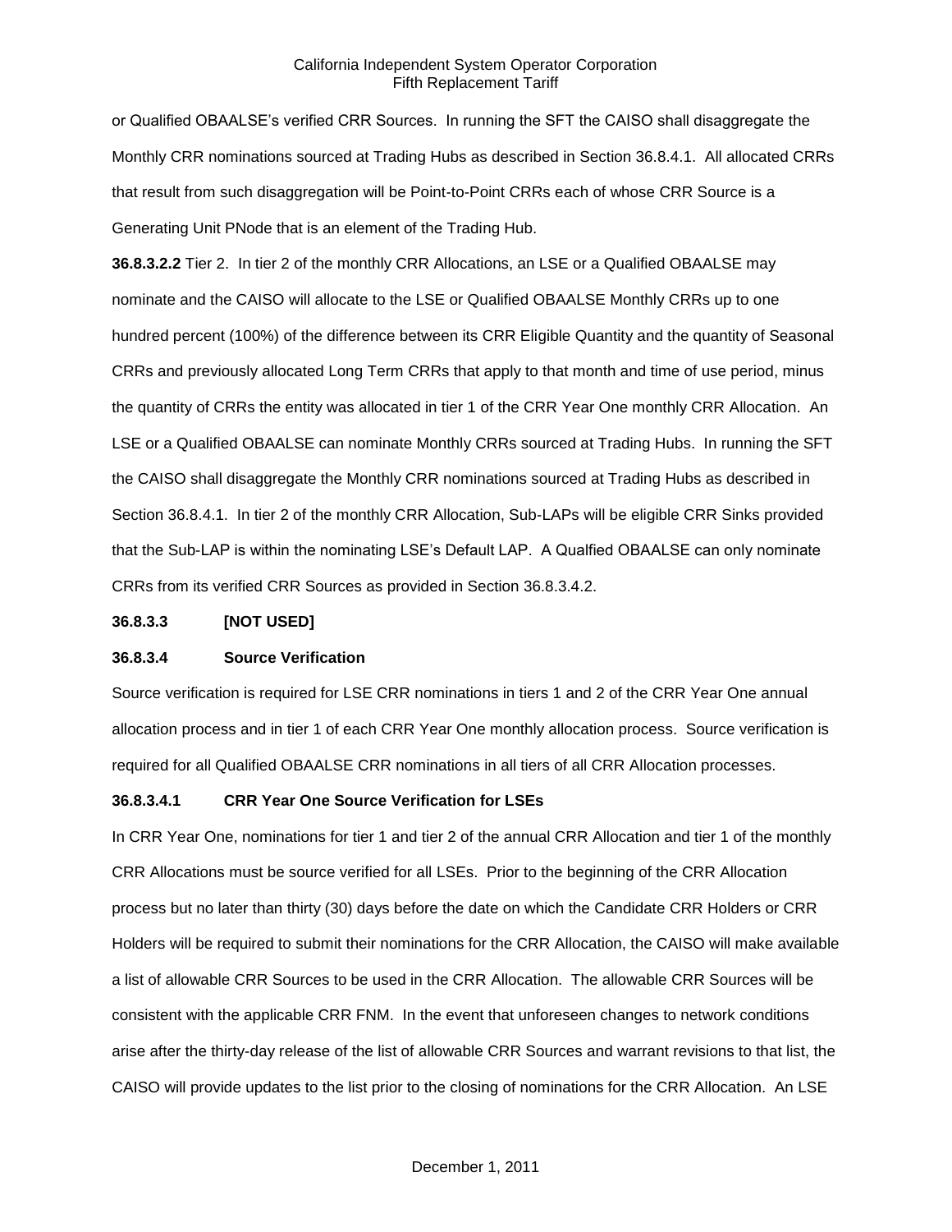or Qualified OBAALSE's verified CRR Sources. In running the SFT the CAISO shall disaggregate the Monthly CRR nominations sourced at Trading Hubs as described in Section 36.8.4.1. All allocated CRRs that result from such disaggregation will be Point-to-Point CRRs each of whose CRR Source is a Generating Unit PNode that is an element of the Trading Hub.

**36.8.3.2.2** Tier 2. In tier 2 of the monthly CRR Allocations, an LSE or a Qualified OBAALSE may nominate and the CAISO will allocate to the LSE or Qualified OBAALSE Monthly CRRs up to one hundred percent (100%) of the difference between its CRR Eligible Quantity and the quantity of Seasonal CRRs and previously allocated Long Term CRRs that apply to that month and time of use period, minus the quantity of CRRs the entity was allocated in tier 1 of the CRR Year One monthly CRR Allocation. An LSE or a Qualified OBAALSE can nominate Monthly CRRs sourced at Trading Hubs. In running the SFT the CAISO shall disaggregate the Monthly CRR nominations sourced at Trading Hubs as described in Section 36.8.4.1. In tier 2 of the monthly CRR Allocation, Sub-LAPs will be eligible CRR Sinks provided that the Sub-LAP is within the nominating LSE's Default LAP. A Qualfied OBAALSE can only nominate CRRs from its verified CRR Sources as provided in Section 36.8.3.4.2.

**36.8.3.3 [NOT USED]**

**36.8.3.4 Source Verification**

Source verification is required for LSE CRR nominations in tiers 1 and 2 of the CRR Year One annual allocation process and in tier 1 of each CRR Year One monthly allocation process. Source verification is required for all Qualified OBAALSE CRR nominations in all tiers of all CRR Allocation processes.

**36.8.3.4.1 CRR Year One Source Verification for LSEs**

In CRR Year One, nominations for tier 1 and tier 2 of the annual CRR Allocation and tier 1 of the monthly CRR Allocations must be source verified for all LSEs. Prior to the beginning of the CRR Allocation process but no later than thirty (30) days before the date on which the Candidate CRR Holders or CRR Holders will be required to submit their nominations for the CRR Allocation, the CAISO will make available a list of allowable CRR Sources to be used in the CRR Allocation. The allowable CRR Sources will be consistent with the applicable CRR FNM. In the event that unforeseen changes to network conditions arise after the thirty-day release of the list of allowable CRR Sources and warrant revisions to that list, the CAISO will provide updates to the list prior to the closing of nominations for the CRR Allocation. An LSE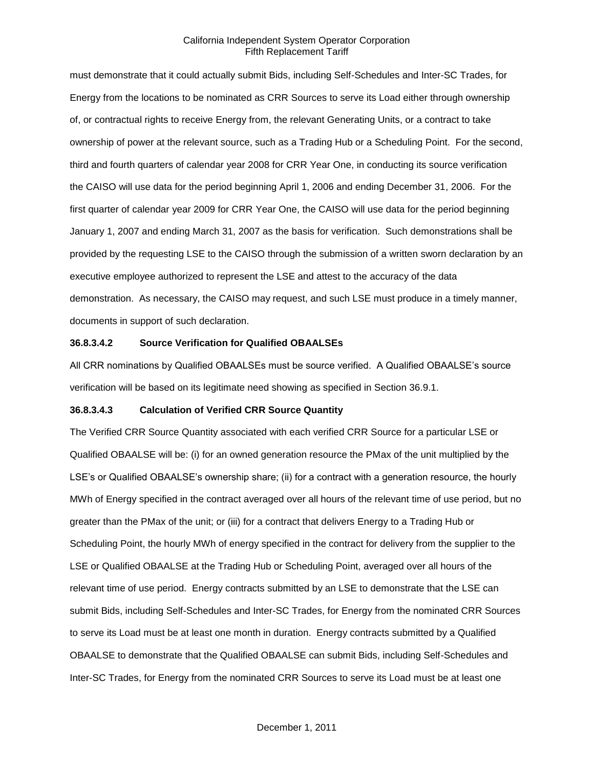must demonstrate that it could actually submit Bids, including Self-Schedules and Inter-SC Trades, for Energy from the locations to be nominated as CRR Sources to serve its Load either through ownership of, or contractual rights to receive Energy from, the relevant Generating Units, or a contract to take ownership of power at the relevant source, such as a Trading Hub or a Scheduling Point. For the second, third and fourth quarters of calendar year 2008 for CRR Year One, in conducting its source verification the CAISO will use data for the period beginning April 1, 2006 and ending December 31, 2006. For the first quarter of calendar year 2009 for CRR Year One, the CAISO will use data for the period beginning January 1, 2007 and ending March 31, 2007 as the basis for verification. Such demonstrations shall be provided by the requesting LSE to the CAISO through the submission of a written sworn declaration by an executive employee authorized to represent the LSE and attest to the accuracy of the data demonstration. As necessary, the CAISO may request, and such LSE must produce in a timely manner, documents in support of such declaration.

**36.8.3.4.2 Source Verification for Qualified OBAALSEs**

All CRR nominations by Qualified OBAALSEs must be source verified. A Qualified OBAALSE's source verification will be based on its legitimate need showing as specified in Section 36.9.1.

**36.8.3.4.3 Calculation of Verified CRR Source Quantity**

The Verified CRR Source Quantity associated with each verified CRR Source for a particular LSE or Qualified OBAALSE will be: (i) for an owned generation resource the PMax of the unit multiplied by the LSE's or Qualified OBAALSE's ownership share; (ii) for a contract with a generation resource, the hourly MWh of Energy specified in the contract averaged over all hours of the relevant time of use period, but no greater than the PMax of the unit; or (iii) for a contract that delivers Energy to a Trading Hub or Scheduling Point, the hourly MWh of energy specified in the contract for delivery from the supplier to the LSE or Qualified OBAALSE at the Trading Hub or Scheduling Point, averaged over all hours of the relevant time of use period. Energy contracts submitted by an LSE to demonstrate that the LSE can submit Bids, including Self-Schedules and Inter-SC Trades, for Energy from the nominated CRR Sources to serve its Load must be at least one month in duration. Energy contracts submitted by a Qualified OBAALSE to demonstrate that the Qualified OBAALSE can submit Bids, including Self-Schedules and Inter-SC Trades, for Energy from the nominated CRR Sources to serve its Load must be at least one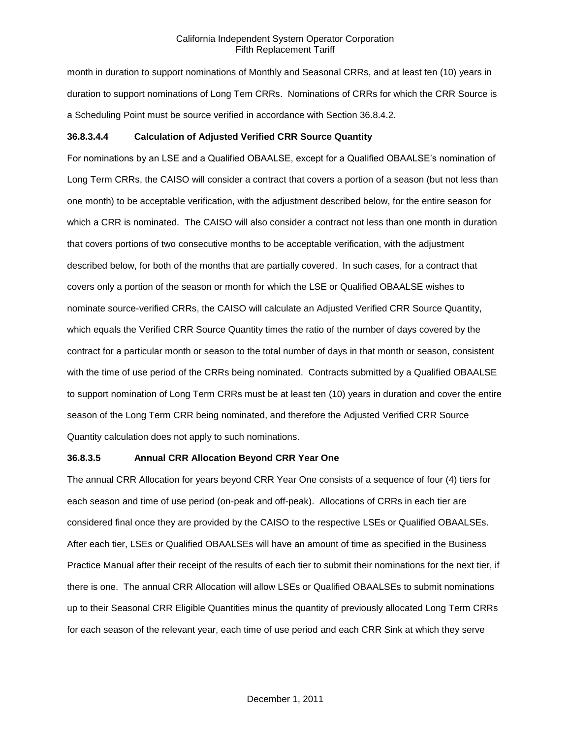month in duration to support nominations of Monthly and Seasonal CRRs, and at least ten (10) years in duration to support nominations of Long Tem CRRs. Nominations of CRRs for which the CRR Source is a Scheduling Point must be source verified in accordance with Section 36.8.4.2.

**36.8.3.4.4 Calculation of Adjusted Verified CRR Source Quantity**

For nominations by an LSE and a Qualified OBAALSE, except for a Qualified OBAALSE's nomination of Long Term CRRs, the CAISO will consider a contract that covers a portion of a season (but not less than one month) to be acceptable verification, with the adjustment described below, for the entire season for which a CRR is nominated. The CAISO will also consider a contract not less than one month in duration that covers portions of two consecutive months to be acceptable verification, with the adjustment described below, for both of the months that are partially covered. In such cases, for a contract that covers only a portion of the season or month for which the LSE or Qualified OBAALSE wishes to nominate source-verified CRRs, the CAISO will calculate an Adjusted Verified CRR Source Quantity, which equals the Verified CRR Source Quantity times the ratio of the number of days covered by the contract for a particular month or season to the total number of days in that month or season, consistent with the time of use period of the CRRs being nominated. Contracts submitted by a Qualified OBAALSE to support nomination of Long Term CRRs must be at least ten (10) years in duration and cover the entire season of the Long Term CRR being nominated, and therefore the Adjusted Verified CRR Source Quantity calculation does not apply to such nominations.

**36.8.3.5 Annual CRR Allocation Beyond CRR Year One**

The annual CRR Allocation for years beyond CRR Year One consists of a sequence of four (4) tiers for each season and time of use period (on-peak and off-peak). Allocations of CRRs in each tier are considered final once they are provided by the CAISO to the respective LSEs or Qualified OBAALSEs. After each tier, LSEs or Qualified OBAALSEs will have an amount of time as specified in the Business Practice Manual after their receipt of the results of each tier to submit their nominations for the next tier, if there is one. The annual CRR Allocation will allow LSEs or Qualified OBAALSEs to submit nominations up to their Seasonal CRR Eligible Quantities minus the quantity of previously allocated Long Term CRRs for each season of the relevant year, each time of use period and each CRR Sink at which they serve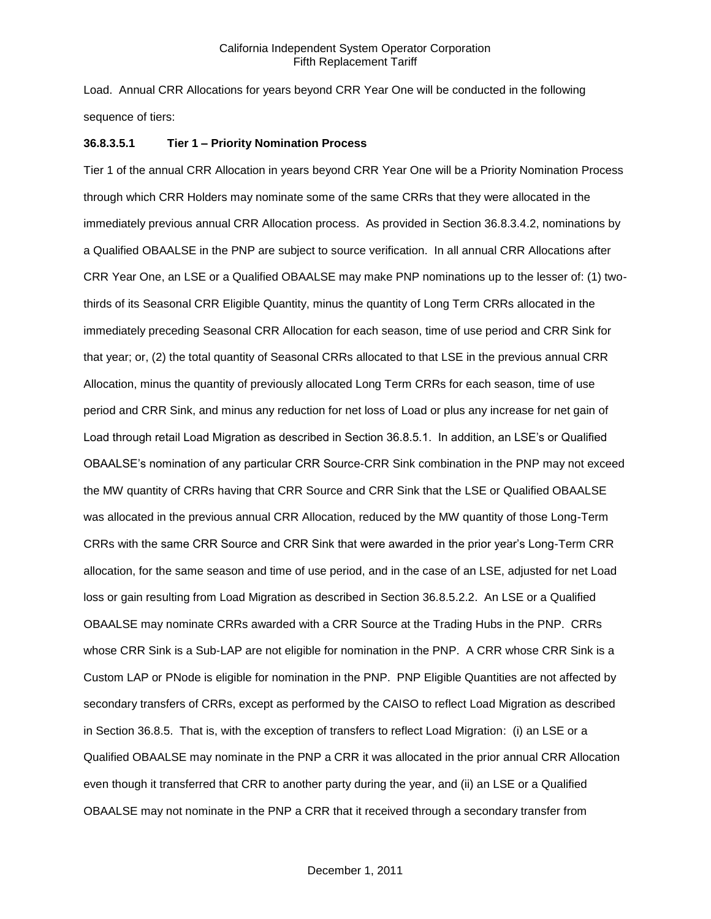Load. Annual CRR Allocations for years beyond CRR Year One will be conducted in the following sequence of tiers:

**36.8.3.5.1 Tier 1 – Priority Nomination Process**

Tier 1 of the annual CRR Allocation in years beyond CRR Year One will be a Priority Nomination Process through which CRR Holders may nominate some of the same CRRs that they were allocated in the immediately previous annual CRR Allocation process. As provided in Section 36.8.3.4.2, nominations by a Qualified OBAALSE in the PNP are subject to source verification. In all annual CRR Allocations after CRR Year One, an LSE or a Qualified OBAALSE may make PNP nominations up to the lesser of: (1) two-thirds of its Seasonal CRR Eligible Quantity, minus the quantity of Long Term CRRs allocated in the immediately preceding Seasonal CRR Allocation for each season, time of use period and CRR Sink for that year; or, (2) the total quantity of Seasonal CRRs allocated to that LSE in the previous annual CRR Allocation, minus the quantity of previously allocated Long Term CRRs for each season, time of use period and CRR Sink, and minus any reduction for net loss of Load or plus any increase for net gain of Load through retail Load Migration as described in Section 36.8.5.1. In addition, an LSE's or Qualified OBAALSE's nomination of any particular CRR Source-CRR Sink combination in the PNP may not exceed the MW quantity of CRRs having that CRR Source and CRR Sink that the LSE or Qualified OBAALSE was allocated in the previous annual CRR Allocation, reduced by the MW quantity of those Long-Term CRRs with the same CRR Source and CRR Sink that were awarded in the prior year's Long-Term CRR allocation, for the same season and time of use period, and in the case of an LSE, adjusted for net Load loss or gain resulting from Load Migration as described in Section 36.8.5.2.2. An LSE or a Qualified OBAALSE may nominate CRRs awarded with a CRR Source at the Trading Hubs in the PNP. CRRs whose CRR Sink is a Sub-LAP are not eligible for nomination in the PNP. A CRR whose CRR Sink is a Custom LAP or PNode is eligible for nomination in the PNP. PNP Eligible Quantities are not affected by secondary transfers of CRRs, except as performed by the CAISO to reflect Load Migration as described in Section 36.8.5. That is, with the exception of transfers to reflect Load Migration: (i) an LSE or a Qualified OBAALSE may nominate in the PNP a CRR it was allocated in the prior annual CRR Allocation even though it transferred that CRR to another party during the year, and (ii) an LSE or a Qualified OBAALSE may not nominate in the PNP a CRR that it received through a secondary transfer from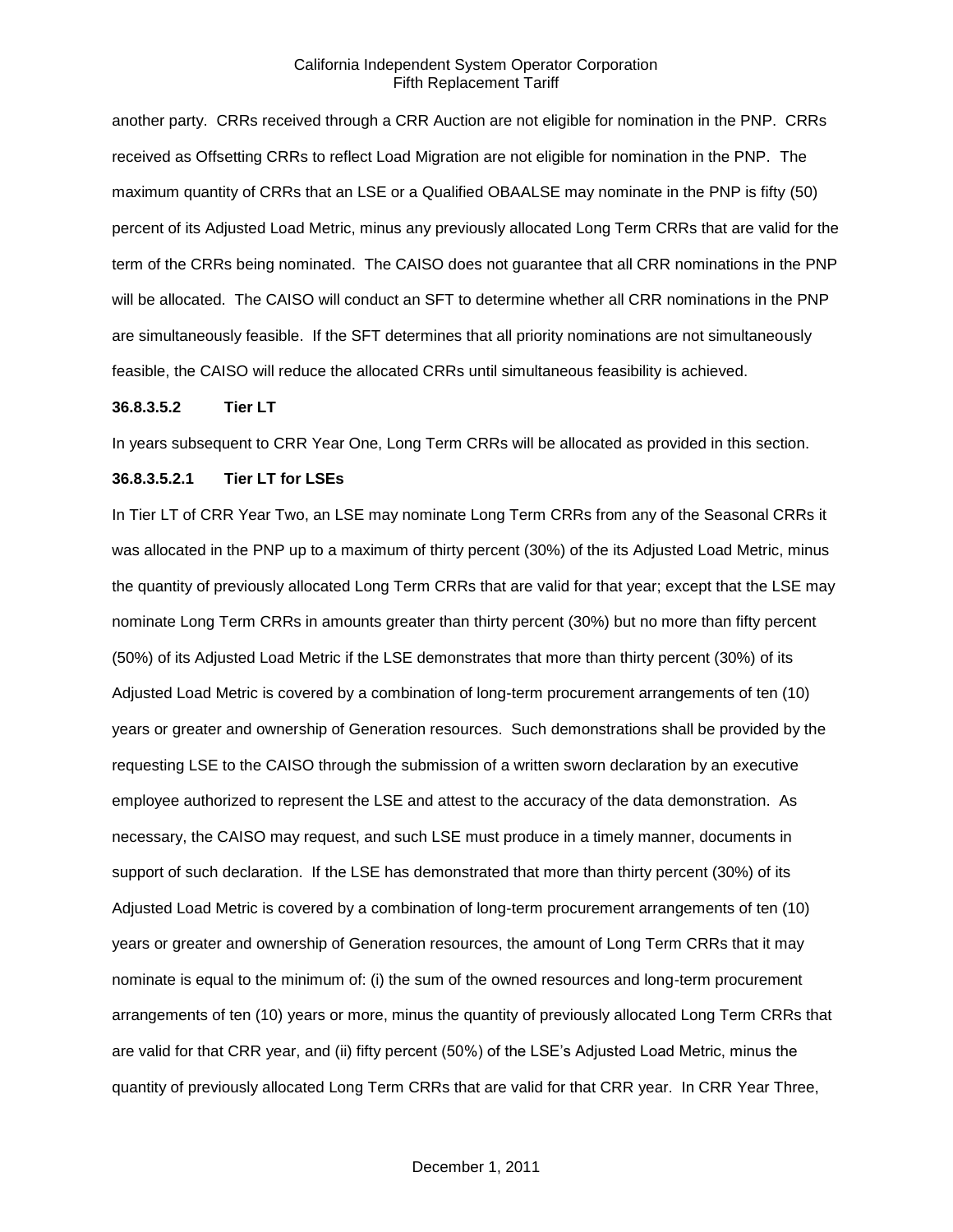another party. CRRs received through a CRR Auction are not eligible for nomination in the PNP. CRRs received as Offsetting CRRs to reflect Load Migration are not eligible for nomination in the PNP. The maximum quantity of CRRs that an LSE or a Qualified OBAALSE may nominate in the PNP is fifty (50) percent of its Adjusted Load Metric, minus any previously allocated Long Term CRRs that are valid for the term of the CRRs being nominated. The CAISO does not guarantee that all CRR nominations in the PNP will be allocated. The CAISO will conduct an SFT to determine whether all CRR nominations in the PNP are simultaneously feasible. If the SFT determines that all priority nominations are not simultaneously feasible, the CAISO will reduce the allocated CRRs until simultaneous feasibility is achieved.

**36.8.3.5.2 Tier LT**

In years subsequent to CRR Year One, Long Term CRRs will be allocated as provided in this section.

**36.8.3.5.2.1 Tier LT for LSEs**

In Tier LT of CRR Year Two, an LSE may nominate Long Term CRRs from any of the Seasonal CRRs it was allocated in the PNP up to a maximum of thirty percent (30%) of the its Adjusted Load Metric, minus the quantity of previously allocated Long Term CRRs that are valid for that year; except that the LSE may nominate Long Term CRRs in amounts greater than thirty percent (30%) but no more than fifty percent (50%) of its Adjusted Load Metric if the LSE demonstrates that more than thirty percent (30%) of its Adjusted Load Metric is covered by a combination of long-term procurement arrangements of ten (10) years or greater and ownership of Generation resources. Such demonstrations shall be provided by the requesting LSE to the CAISO through the submission of a written sworn declaration by an executive employee authorized to represent the LSE and attest to the accuracy of the data demonstration. As necessary, the CAISO may request, and such LSE must produce in a timely manner, documents in support of such declaration. If the LSE has demonstrated that more than thirty percent (30%) of its Adjusted Load Metric is covered by a combination of long-term procurement arrangements of ten (10) years or greater and ownership of Generation resources, the amount of Long Term CRRs that it may nominate is equal to the minimum of: (i) the sum of the owned resources and long-term procurement arrangements of ten (10) years or more, minus the quantity of previously allocated Long Term CRRs that are valid for that CRR year, and (ii) fifty percent (50%) of the LSE's Adjusted Load Metric, minus the quantity of previously allocated Long Term CRRs that are valid for that CRR year. In CRR Year Three,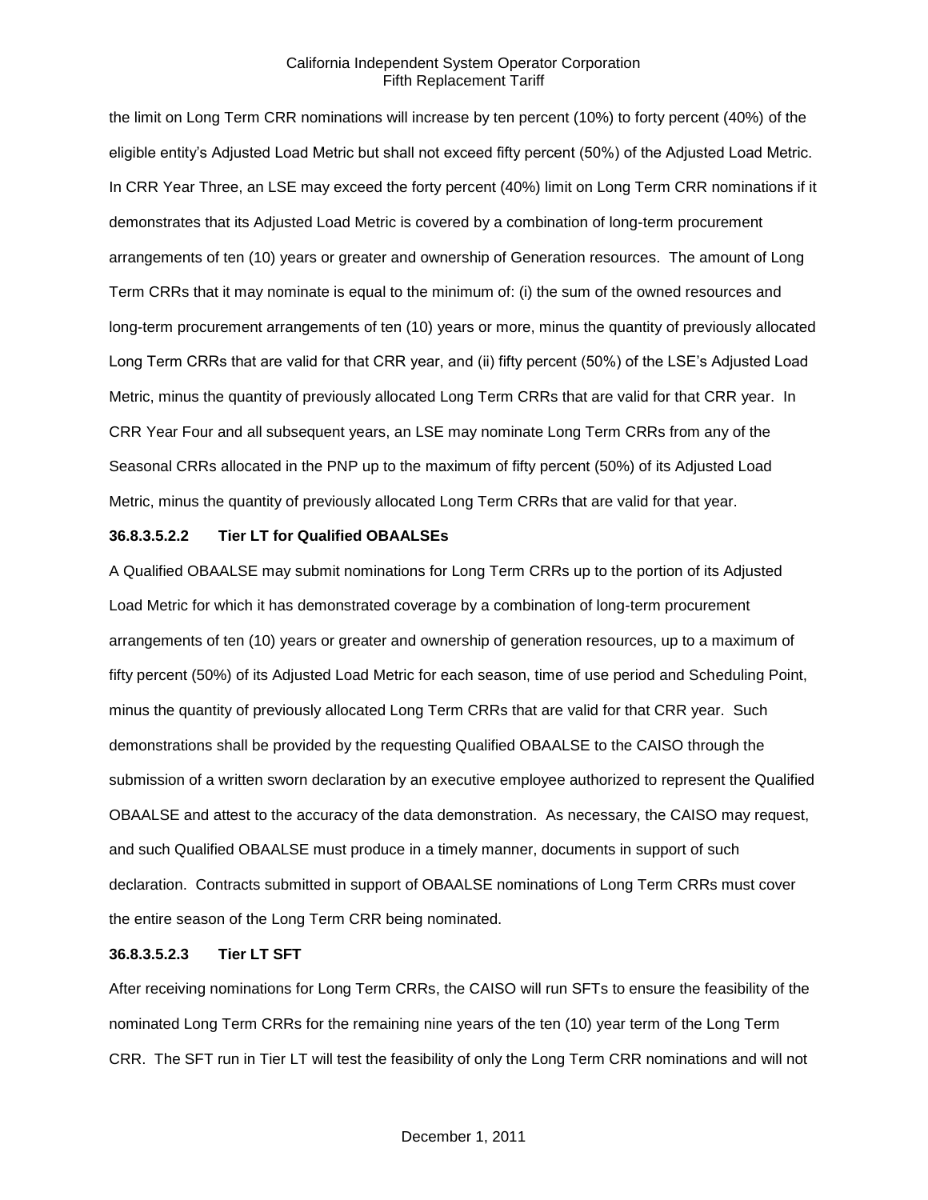the limit on Long Term CRR nominations will increase by ten percent (10%) to forty percent (40%) of the eligible entity's Adjusted Load Metric but shall not exceed fifty percent (50%) of the Adjusted Load Metric. In CRR Year Three, an LSE may exceed the forty percent (40%) limit on Long Term CRR nominations if it demonstrates that its Adjusted Load Metric is covered by a combination of long-term procurement arrangements of ten (10) years or greater and ownership of Generation resources. The amount of Long Term CRRs that it may nominate is equal to the minimum of: (i) the sum of the owned resources and long-term procurement arrangements of ten (10) years or more, minus the quantity of previously allocated Long Term CRRs that are valid for that CRR year, and (ii) fifty percent (50%) of the LSE's Adjusted Load Metric, minus the quantity of previously allocated Long Term CRRs that are valid for that CRR year. In CRR Year Four and all subsequent years, an LSE may nominate Long Term CRRs from any of the Seasonal CRRs allocated in the PNP up to the maximum of fifty percent (50%) of its Adjusted Load Metric, minus the quantity of previously allocated Long Term CRRs that are valid for that year.

**36.8.3.5.2.2 Tier LT for Qualified OBAALSEs**

A Qualified OBAALSE may submit nominations for Long Term CRRs up to the portion of its Adjusted Load Metric for which it has demonstrated coverage by a combination of long-term procurement arrangements of ten (10) years or greater and ownership of generation resources, up to a maximum of fifty percent (50%) of its Adjusted Load Metric for each season, time of use period and Scheduling Point, minus the quantity of previously allocated Long Term CRRs that are valid for that CRR year. Such demonstrations shall be provided by the requesting Qualified OBAALSE to the CAISO through the submission of a written sworn declaration by an executive employee authorized to represent the Qualified OBAALSE and attest to the accuracy of the data demonstration. As necessary, the CAISO may request, and such Qualified OBAALSE must produce in a timely manner, documents in support of such declaration. Contracts submitted in support of OBAALSE nominations of Long Term CRRs must cover the entire season of the Long Term CRR being nominated.

**36.8.3.5.2.3 Tier LT SFT**

After receiving nominations for Long Term CRRs, the CAISO will run SFTs to ensure the feasibility of the nominated Long Term CRRs for the remaining nine years of the ten (10) year term of the Long Term CRR. The SFT run in Tier LT will test the feasibility of only the Long Term CRR nominations and will not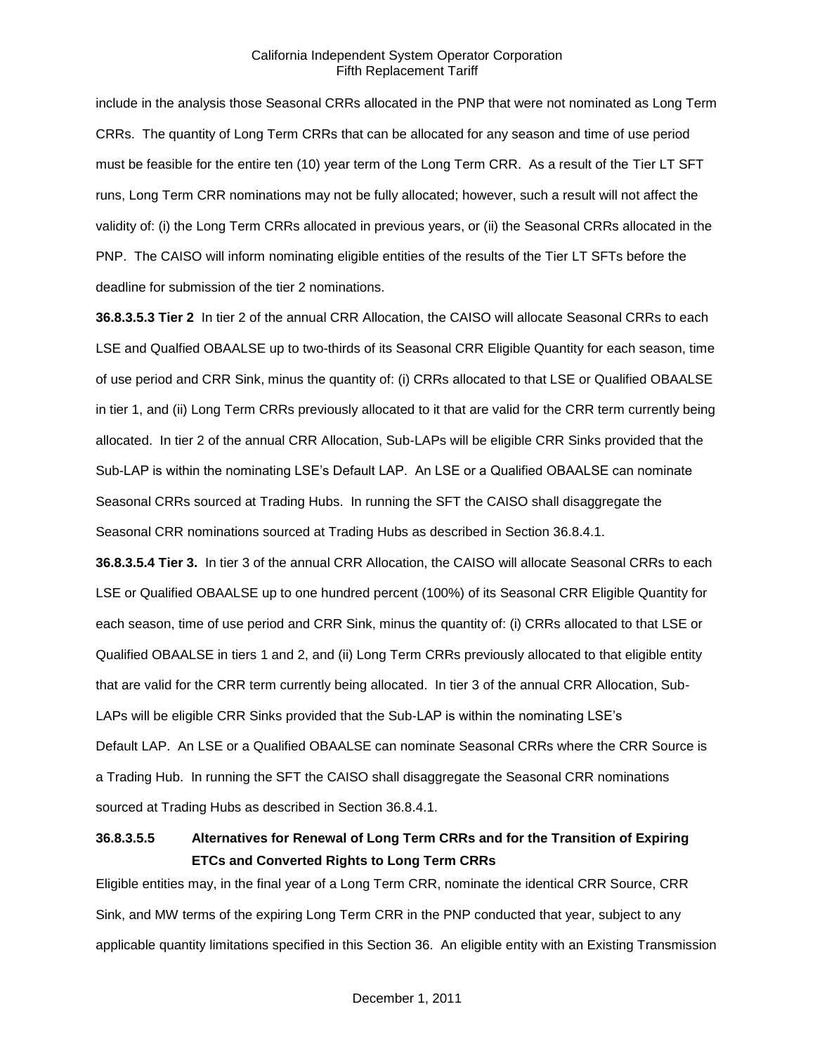include in the analysis those Seasonal CRRs allocated in the PNP that were not nominated as Long Term CRRs. The quantity of Long Term CRRs that can be allocated for any season and time of use period must be feasible for the entire ten (10) year term of the Long Term CRR. As a result of the Tier LT SFT runs, Long Term CRR nominations may not be fully allocated; however, such a result will not affect the validity of: (i) the Long Term CRRs allocated in previous years, or (ii) the Seasonal CRRs allocated in the PNP. The CAISO will inform nominating eligible entities of the results of the Tier LT SFTs before the deadline for submission of the tier 2 nominations.

**36.8.3.5.3 Tier 2** In tier 2 of the annual CRR Allocation, the CAISO will allocate Seasonal CRRs to each LSE and Qualfied OBAALSE up to two-thirds of its Seasonal CRR Eligible Quantity for each season, time of use period and CRR Sink, minus the quantity of: (i) CRRs allocated to that LSE or Qualified OBAALSE in tier 1, and (ii) Long Term CRRs previously allocated to it that are valid for the CRR term currently being allocated. In tier 2 of the annual CRR Allocation, Sub-LAPs will be eligible CRR Sinks provided that the Sub-LAP is within the nominating LSE's Default LAP. An LSE or a Qualified OBAALSE can nominate Seasonal CRRs sourced at Trading Hubs. In running the SFT the CAISO shall disaggregate the Seasonal CRR nominations sourced at Trading Hubs as described in Section 36.8.4.1.

**36.8.3.5.4 Tier 3.** In tier 3 of the annual CRR Allocation, the CAISO will allocate Seasonal CRRs to each LSE or Qualified OBAALSE up to one hundred percent (100%) of its Seasonal CRR Eligible Quantity for each season, time of use period and CRR Sink, minus the quantity of: (i) CRRs allocated to that LSE or Qualified OBAALSE in tiers 1 and 2, and (ii) Long Term CRRs previously allocated to that eligible entity that are valid for the CRR term currently being allocated. In tier 3 of the annual CRR Allocation, Sub-LAPs will be eligible CRR Sinks provided that the Sub-LAP is within the nominating LSE's Default LAP. An LSE or a Qualified OBAALSE can nominate Seasonal CRRs where the CRR Source is a Trading Hub. In running the SFT the CAISO shall disaggregate the Seasonal CRR nominations sourced at Trading Hubs as described in Section 36.8.4.1.

**36.8.3.5.5 Alternatives for Renewal of Long Term CRRs and for the Transition of Expiring ETCs and Converted Rights to Long Term CRRs**

Eligible entities may, in the final year of a Long Term CRR, nominate the identical CRR Source, CRR Sink, and MW terms of the expiring Long Term CRR in the PNP conducted that year, subject to any applicable quantity limitations specified in this Section 36. An eligible entity with an Existing Transmission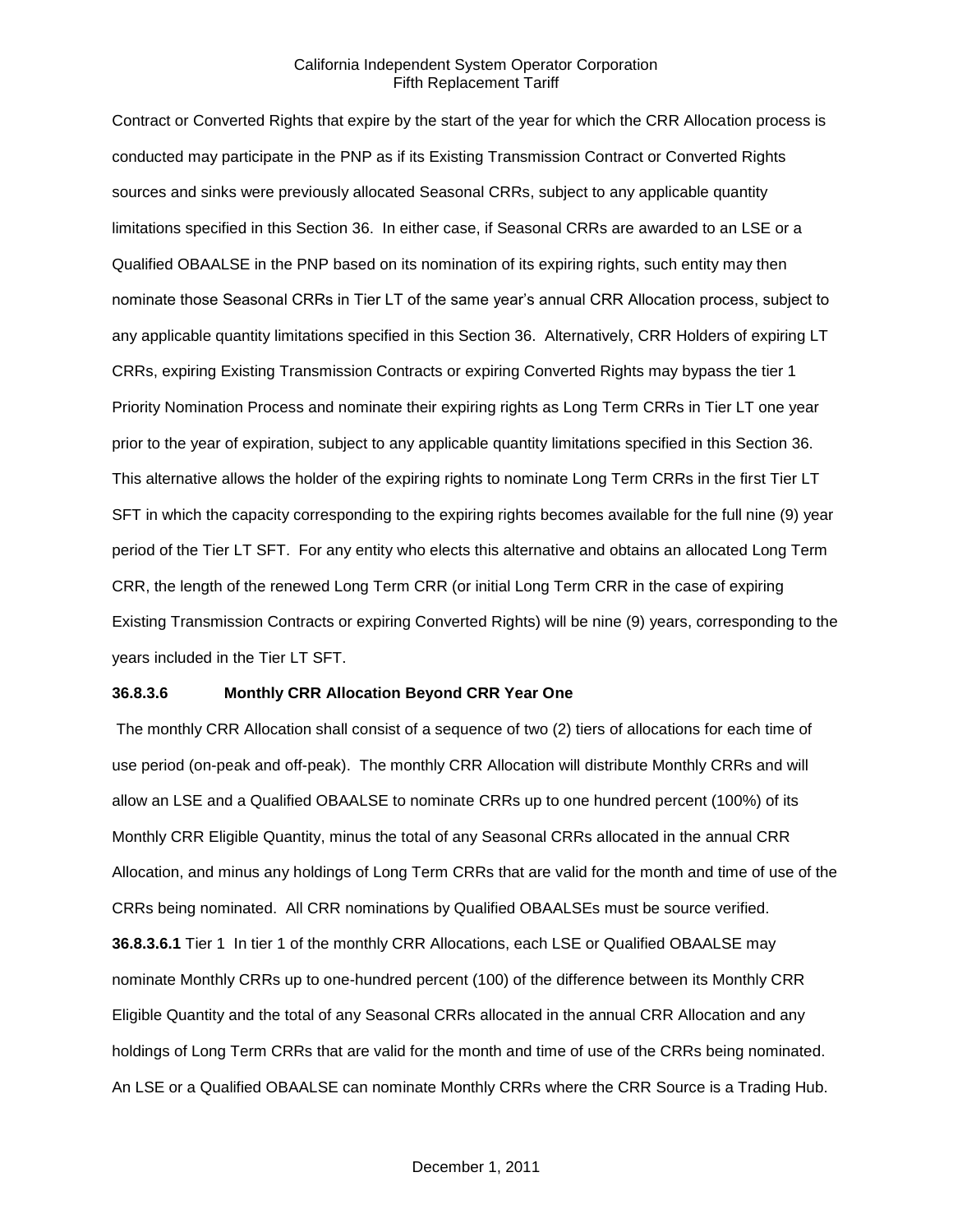Contract or Converted Rights that expire by the start of the year for which the CRR Allocation process is conducted may participate in the PNP as if its Existing Transmission Contract or Converted Rights sources and sinks were previously allocated Seasonal CRRs, subject to any applicable quantity limitations specified in this Section 36. In either case, if Seasonal CRRs are awarded to an LSE or a Qualified OBAALSE in the PNP based on its nomination of its expiring rights, such entity may then nominate those Seasonal CRRs in Tier LT of the same year's annual CRR Allocation process, subject to any applicable quantity limitations specified in this Section 36. Alternatively, CRR Holders of expiring LT CRRs, expiring Existing Transmission Contracts or expiring Converted Rights may bypass the tier 1 Priority Nomination Process and nominate their expiring rights as Long Term CRRs in Tier LT one year prior to the year of expiration, subject to any applicable quantity limitations specified in this Section 36. This alternative allows the holder of the expiring rights to nominate Long Term CRRs in the first Tier LT SFT in which the capacity corresponding to the expiring rights becomes available for the full nine (9) year period of the Tier LT SFT. For any entity who elects this alternative and obtains an allocated Long Term CRR, the length of the renewed Long Term CRR (or initial Long Term CRR in the case of expiring Existing Transmission Contracts or expiring Converted Rights) will be nine (9) years, corresponding to the years included in the Tier LT SFT.

### 36.8.3.6 Monthly CRR Allocation Beyond CRR Year One

The monthly CRR Allocation shall consist of a sequence of two (2) tiers of allocations for each time of use period (on-peak and off-peak). The monthly CRR Allocation will distribute Monthly CRRs and will allow an LSE and a Qualified OBAALSE to nominate CRRs up to one hundred percent (100%) of its Monthly CRR Eligible Quantity, minus the total of any Seasonal CRRs allocated in the annual CRR Allocation, and minus any holdings of Long Term CRRs that are valid for the month and time of use of the CRRs being nominated. All CRR nominations by Qualified OBAALSEs must be source verified.

**36.8.3.6.1** Tier 1 In tier 1 of the monthly CRR Allocations, each LSE or Qualified OBAALSE may nominate Monthly CRRs up to one-hundred percent (100) of the difference between its Monthly CRR Eligible Quantity and the total of any Seasonal CRRs allocated in the annual CRR Allocation and any holdings of Long Term CRRs that are valid for the month and time of use of the CRRs being nominated. An LSE or a Qualified OBAALSE can nominate Monthly CRRs where the CRR Source is a Trading Hub.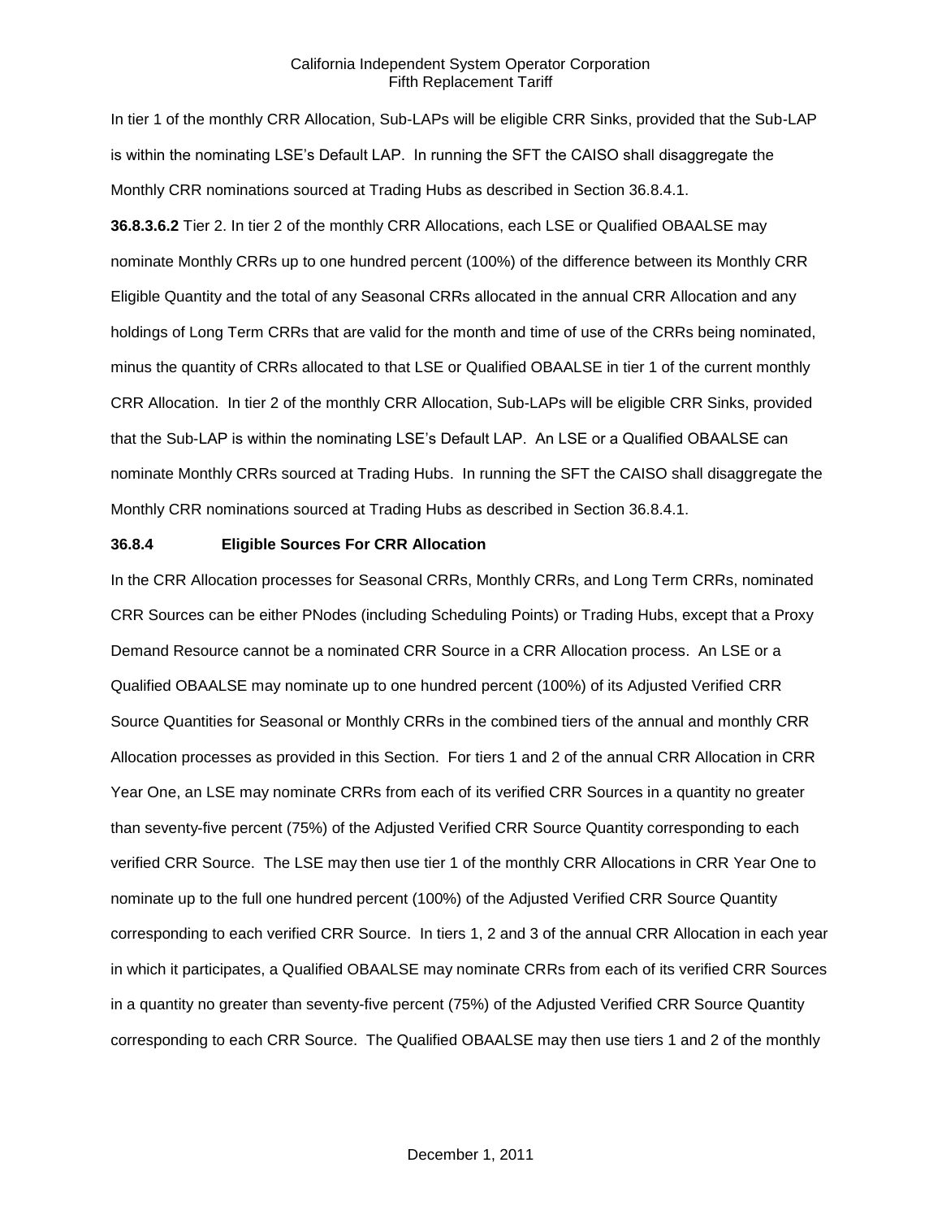In tier 1 of the monthly CRR Allocation, Sub-LAPs will be eligible CRR Sinks, provided that the Sub-LAP is within the nominating LSE's Default LAP. In running the SFT the CAISO shall disaggregate the Monthly CRR nominations sourced at Trading Hubs as described in Section 36.8.4.1.

**36.8.3.6.2** Tier 2. In tier 2 of the monthly CRR Allocations, each LSE or Qualified OBAALSE may nominate Monthly CRRs up to one hundred percent (100%) of the difference between its Monthly CRR Eligible Quantity and the total of any Seasonal CRRs allocated in the annual CRR Allocation and any holdings of Long Term CRRs that are valid for the month and time of use of the CRRs being nominated, minus the quantity of CRRs allocated to that LSE or Qualified OBAALSE in tier 1 of the current monthly CRR Allocation. In tier 2 of the monthly CRR Allocation, Sub-LAPs will be eligible CRR Sinks, provided that the Sub-LAP is within the nominating LSE's Default LAP. An LSE or a Qualified OBAALSE can nominate Monthly CRRs sourced at Trading Hubs. In running the SFT the CAISO shall disaggregate the Monthly CRR nominations sourced at Trading Hubs as described in Section 36.8.4.1.

**36.8.4 Eligible Sources For CRR Allocation**

In the CRR Allocation processes for Seasonal CRRs, Monthly CRRs, and Long Term CRRs, nominated CRR Sources can be either PNodes (including Scheduling Points) or Trading Hubs, except that a Proxy Demand Resource cannot be a nominated CRR Source in a CRR Allocation process. An LSE or a Qualified OBAALSE may nominate up to one hundred percent (100%) of its Adjusted Verified CRR Source Quantities for Seasonal or Monthly CRRs in the combined tiers of the annual and monthly CRR Allocation processes as provided in this Section. For tiers 1 and 2 of the annual CRR Allocation in CRR Year One, an LSE may nominate CRRs from each of its verified CRR Sources in a quantity no greater than seventy-five percent (75%) of the Adjusted Verified CRR Source Quantity corresponding to each verified CRR Source. The LSE may then use tier 1 of the monthly CRR Allocations in CRR Year One to nominate up to the full one hundred percent (100%) of the Adjusted Verified CRR Source Quantity corresponding to each verified CRR Source. In tiers 1, 2 and 3 of the annual CRR Allocation in each year in which it participates, a Qualified OBAALSE may nominate CRRs from each of its verified CRR Sources in a quantity no greater than seventy-five percent (75%) of the Adjusted Verified CRR Source Quantity corresponding to each CRR Source. The Qualified OBAALSE may then use tiers 1 and 2 of the monthly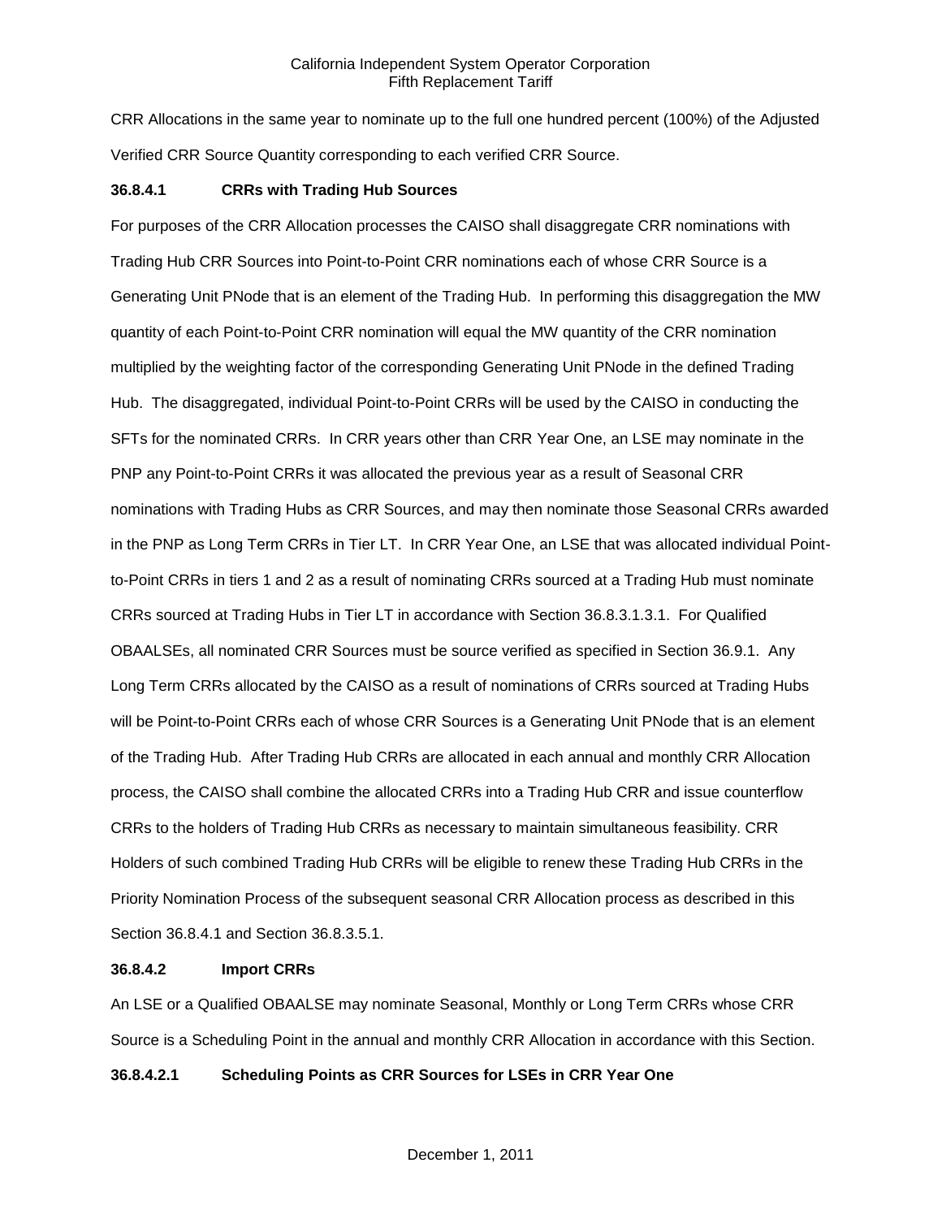CRR Allocations in the same year to nominate up to the full one hundred percent (100%) of the Adjusted Verified CRR Source Quantity corresponding to each verified CRR Source.

**36.8.4.1 CRRs with Trading Hub Sources**

For purposes of the CRR Allocation processes the CAISO shall disaggregate CRR nominations with Trading Hub CRR Sources into Point-to-Point CRR nominations each of whose CRR Source is a Generating Unit PNode that is an element of the Trading Hub. In performing this disaggregation the MW quantity of each Point-to-Point CRR nomination will equal the MW quantity of the CRR nomination multiplied by the weighting factor of the corresponding Generating Unit PNode in the defined Trading Hub. The disaggregated, individual Point-to-Point CRRs will be used by the CAISO in conducting the SFTs for the nominated CRRs. In CRR years other than CRR Year One, an LSE may nominate in the PNP any Point-to-Point CRRs it was allocated the previous year as a result of Seasonal CRR nominations with Trading Hubs as CRR Sources, and may then nominate those Seasonal CRRs awarded in the PNP as Long Term CRRs in Tier LT. In CRR Year One, an LSE that was allocated individual Point-to-Point CRRs in tiers 1 and 2 as a result of nominating CRRs sourced at a Trading Hub must nominate CRRs sourced at Trading Hubs in Tier LT in accordance with Section 36.8.3.1.3.1. For Qualified OBAALSEs, all nominated CRR Sources must be source verified as specified in Section 36.9.1. Any Long Term CRRs allocated by the CAISO as a result of nominations of CRRs sourced at Trading Hubs will be Point-to-Point CRRs each of whose CRR Sources is a Generating Unit PNode that is an element of the Trading Hub. After Trading Hub CRRs are allocated in each annual and monthly CRR Allocation process, the CAISO shall combine the allocated CRRs into a Trading Hub CRR and issue counterflow CRRs to the holders of Trading Hub CRRs as necessary to maintain simultaneous feasibility. CRR Holders of such combined Trading Hub CRRs will be eligible to renew these Trading Hub CRRs in the Priority Nomination Process of the subsequent seasonal CRR Allocation process as described in this Section 36.8.4.1 and Section 36.8.3.5.1.

**36.8.4.2 Import CRRs**

An LSE or a Qualified OBAALSE may nominate Seasonal, Monthly or Long Term CRRs whose CRR Source is a Scheduling Point in the annual and monthly CRR Allocation in accordance with this Section.

**36.8.4.2.1 Scheduling Points as CRR Sources for LSEs in CRR Year One**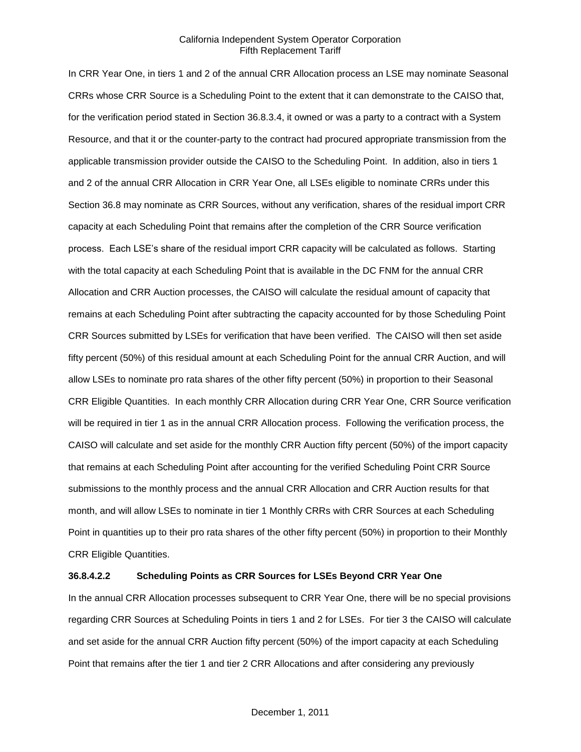In CRR Year One, in tiers 1 and 2 of the annual CRR Allocation process an LSE may nominate Seasonal CRRs whose CRR Source is a Scheduling Point to the extent that it can demonstrate to the CAISO that, for the verification period stated in Section 36.8.3.4, it owned or was a party to a contract with a System Resource, and that it or the counter-party to the contract had procured appropriate transmission from the applicable transmission provider outside the CAISO to the Scheduling Point. In addition, also in tiers 1 and 2 of the annual CRR Allocation in CRR Year One, all LSEs eligible to nominate CRRs under this Section 36.8 may nominate as CRR Sources, without any verification, shares of the residual import CRR capacity at each Scheduling Point that remains after the completion of the CRR Source verification process. Each LSE's share of the residual import CRR capacity will be calculated as follows. Starting with the total capacity at each Scheduling Point that is available in the DC FNM for the annual CRR Allocation and CRR Auction processes, the CAISO will calculate the residual amount of capacity that remains at each Scheduling Point after subtracting the capacity accounted for by those Scheduling Point CRR Sources submitted by LSEs for verification that have been verified. The CAISO will then set aside fifty percent (50%) of this residual amount at each Scheduling Point for the annual CRR Auction, and will allow LSEs to nominate pro rata shares of the other fifty percent (50%) in proportion to their Seasonal CRR Eligible Quantities. In each monthly CRR Allocation during CRR Year One, CRR Source verification will be required in tier 1 as in the annual CRR Allocation process. Following the verification process, the CAISO will calculate and set aside for the monthly CRR Auction fifty percent (50%) of the import capacity that remains at each Scheduling Point after accounting for the verified Scheduling Point CRR Source submissions to the monthly process and the annual CRR Allocation and CRR Auction results for that month, and will allow LSEs to nominate in tier 1 Monthly CRRs with CRR Sources at each Scheduling Point in quantities up to their pro rata shares of the other fifty percent (50%) in proportion to their Monthly CRR Eligible Quantities.

**36.8.4.2.2 Scheduling Points as CRR Sources for LSEs Beyond CRR Year One**

In the annual CRR Allocation processes subsequent to CRR Year One, there will be no special provisions regarding CRR Sources at Scheduling Points in tiers 1 and 2 for LSEs. For tier 3 the CAISO will calculate and set aside for the annual CRR Auction fifty percent (50%) of the import capacity at each Scheduling Point that remains after the tier 1 and tier 2 CRR Allocations and after considering any previously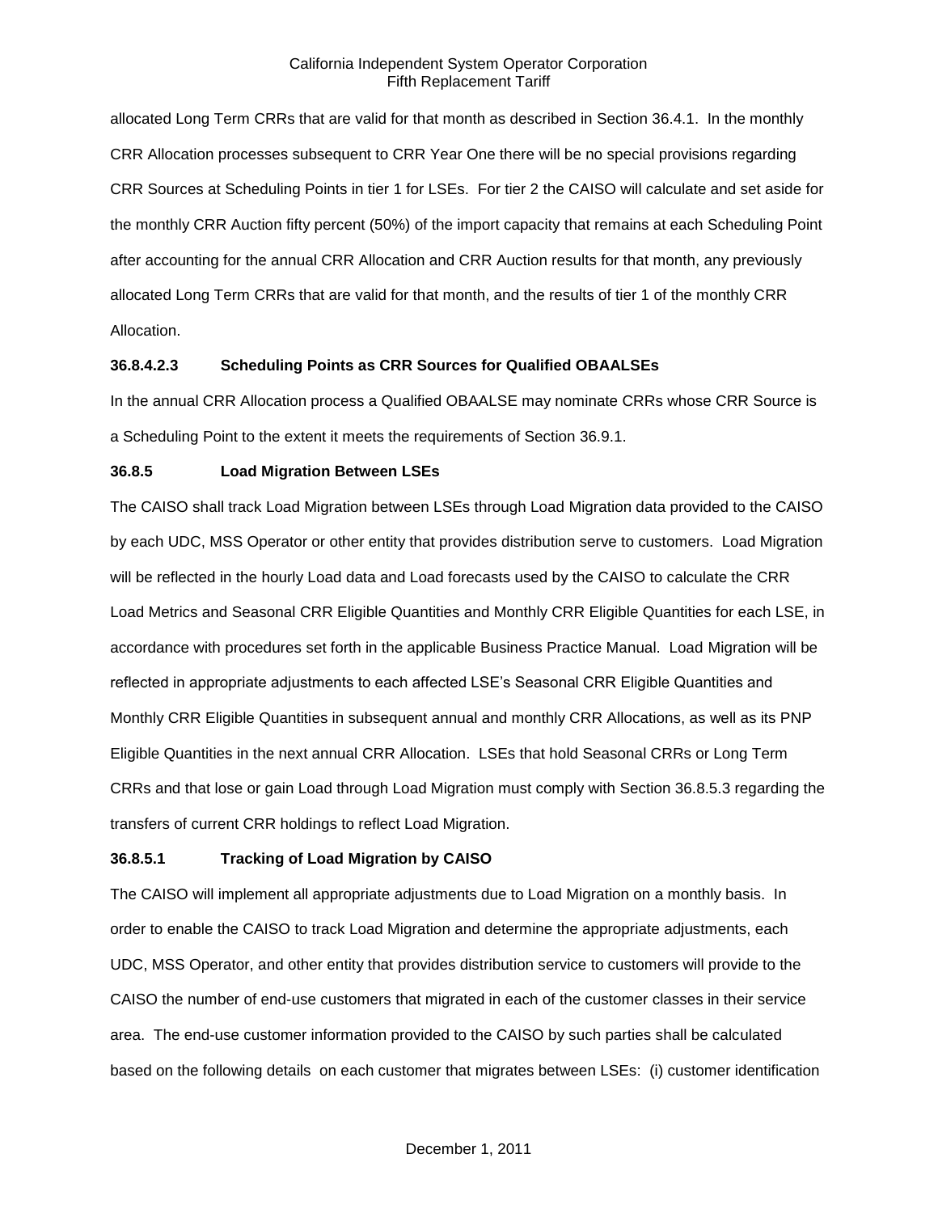allocated Long Term CRRs that are valid for that month as described in Section 36.4.1. In the monthly CRR Allocation processes subsequent to CRR Year One there will be no special provisions regarding CRR Sources at Scheduling Points in tier 1 for LSEs. For tier 2 the CAISO will calculate and set aside for the monthly CRR Auction fifty percent (50%) of the import capacity that remains at each Scheduling Point after accounting for the annual CRR Allocation and CRR Auction results for that month, any previously allocated Long Term CRRs that are valid for that month, and the results of tier 1 of the monthly CRR Allocation.

#### 36.8.4.2.3 Scheduling Points as CRR Sources for Qualified OBAALSEs

In the annual CRR Allocation process a Qualified OBAALSE may nominate CRRs whose CRR Source is a Scheduling Point to the extent it meets the requirements of Section 36.9.1.

### 36.8.5 Load Migration Between LSEs

The CAISO shall track Load Migration between LSEs through Load Migration data provided to the CAISO by each UDC, MSS Operator or other entity that provides distribution serve to customers. Load Migration will be reflected in the hourly Load data and Load forecasts used by the CAISO to calculate the CRR Load Metrics and Seasonal CRR Eligible Quantities and Monthly CRR Eligible Quantities for each LSE, in accordance with procedures set forth in the applicable Business Practice Manual. Load Migration will be reflected in appropriate adjustments to each affected LSE's Seasonal CRR Eligible Quantities and Monthly CRR Eligible Quantities in subsequent annual and monthly CRR Allocations, as well as its PNP Eligible Quantities in the next annual CRR Allocation. LSEs that hold Seasonal CRRs or Long Term CRRs and that lose or gain Load through Load Migration must comply with Section 36.8.5.3 regarding the transfers of current CRR holdings to reflect Load Migration.

#### 36.8.5.1 Tracking of Load Migration by CAISO

The CAISO will implement all appropriate adjustments due to Load Migration on a monthly basis. In order to enable the CAISO to track Load Migration and determine the appropriate adjustments, each UDC, MSS Operator, and other entity that provides distribution service to customers will provide to the CAISO the number of end-use customers that migrated in each of the customer classes in their service area. The end-use customer information provided to the CAISO by such parties shall be calculated based on the following details on each customer that migrates between LSEs: (i) customer identification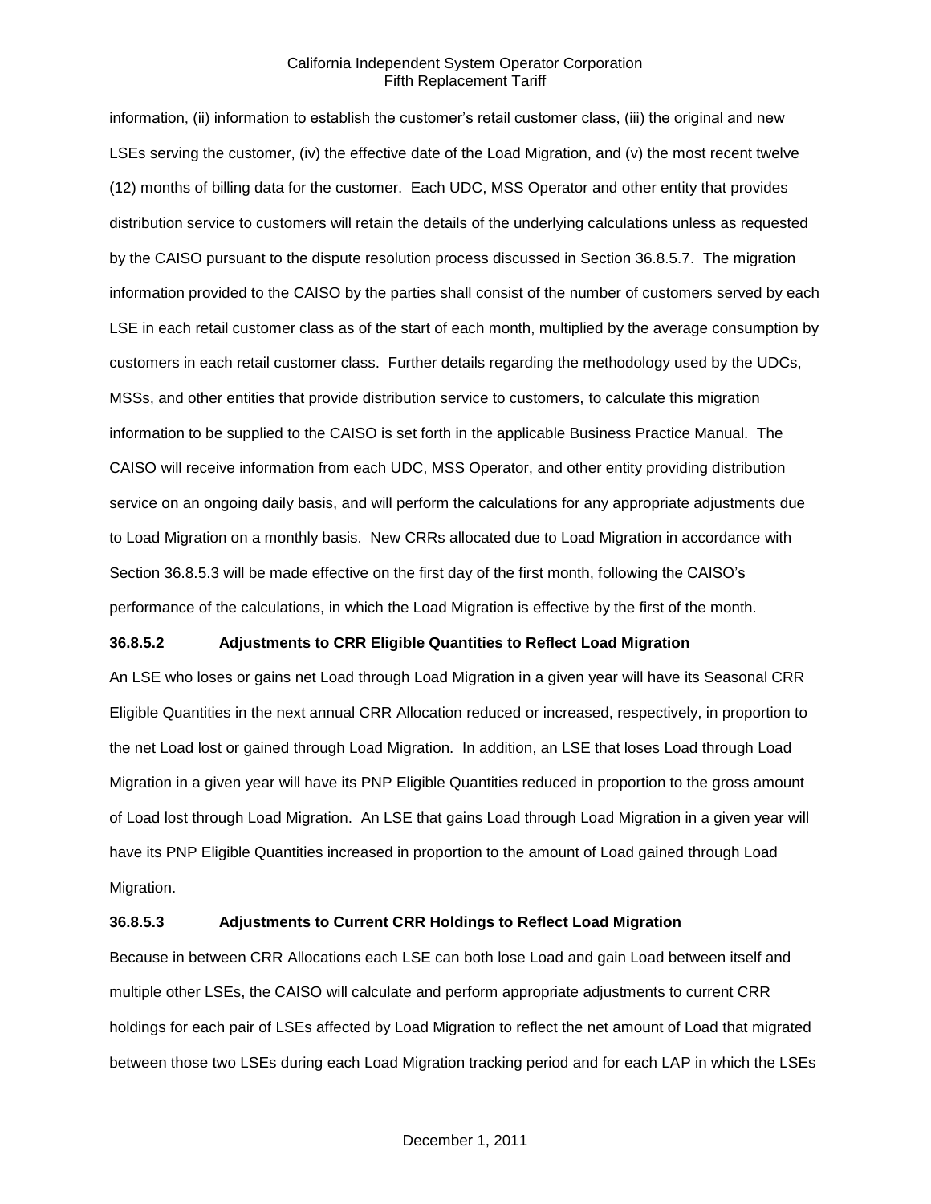information, (ii) information to establish the customer's retail customer class, (iii) the original and new LSEs serving the customer, (iv) the effective date of the Load Migration, and (v) the most recent twelve (12) months of billing data for the customer. Each UDC, MSS Operator and other entity that provides distribution service to customers will retain the details of the underlying calculations unless as requested by the CAISO pursuant to the dispute resolution process discussed in Section 36.8.5.7. The migration information provided to the CAISO by the parties shall consist of the number of customers served by each LSE in each retail customer class as of the start of each month, multiplied by the average consumption by customers in each retail customer class. Further details regarding the methodology used by the UDCs, MSSs, and other entities that provide distribution service to customers, to calculate this migration information to be supplied to the CAISO is set forth in the applicable Business Practice Manual. The CAISO will receive information from each UDC, MSS Operator, and other entity providing distribution service on an ongoing daily basis, and will perform the calculations for any appropriate adjustments due to Load Migration on a monthly basis. New CRRs allocated due to Load Migration in accordance with Section 36.8.5.3 will be made effective on the first day of the first month, following the CAISO's performance of the calculations, in which the Load Migration is effective by the first of the month.

**36.8.5.2 Adjustments to CRR Eligible Quantities to Reflect Load Migration**

An LSE who loses or gains net Load through Load Migration in a given year will have its Seasonal CRR Eligible Quantities in the next annual CRR Allocation reduced or increased, respectively, in proportion to the net Load lost or gained through Load Migration. In addition, an LSE that loses Load through Load Migration in a given year will have its PNP Eligible Quantities reduced in proportion to the gross amount of Load lost through Load Migration. An LSE that gains Load through Load Migration in a given year will have its PNP Eligible Quantities increased in proportion to the amount of Load gained through Load Migration.

**36.8.5.3 Adjustments to Current CRR Holdings to Reflect Load Migration**

Because in between CRR Allocations each LSE can both lose Load and gain Load between itself and multiple other LSEs, the CAISO will calculate and perform appropriate adjustments to current CRR holdings for each pair of LSEs affected by Load Migration to reflect the net amount of Load that migrated between those two LSEs during each Load Migration tracking period and for each LAP in which the LSEs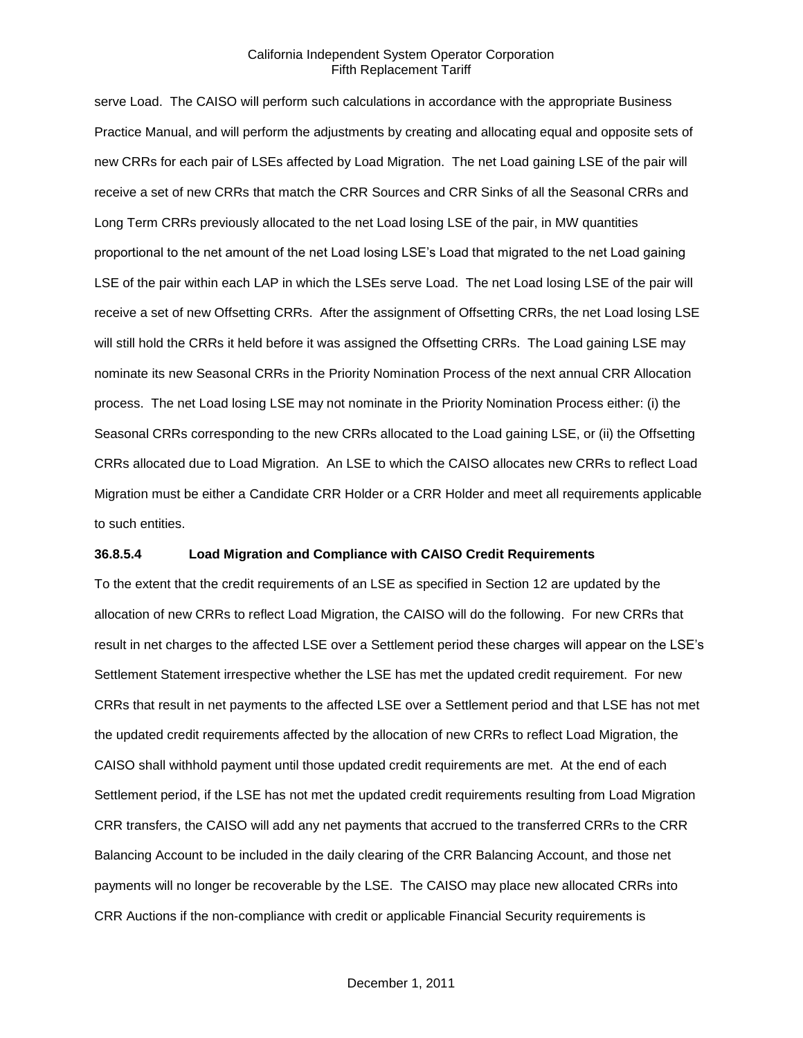serve Load. The CAISO will perform such calculations in accordance with the appropriate Business Practice Manual, and will perform the adjustments by creating and allocating equal and opposite sets of new CRRs for each pair of LSEs affected by Load Migration. The net Load gaining LSE of the pair will receive a set of new CRRs that match the CRR Sources and CRR Sinks of all the Seasonal CRRs and Long Term CRRs previously allocated to the net Load losing LSE of the pair, in MW quantities proportional to the net amount of the net Load losing LSE's Load that migrated to the net Load gaining LSE of the pair within each LAP in which the LSEs serve Load. The net Load losing LSE of the pair will receive a set of new Offsetting CRRs. After the assignment of Offsetting CRRs, the net Load losing LSE will still hold the CRRs it held before it was assigned the Offsetting CRRs. The Load gaining LSE may nominate its new Seasonal CRRs in the Priority Nomination Process of the next annual CRR Allocation process. The net Load losing LSE may not nominate in the Priority Nomination Process either: (i) the Seasonal CRRs corresponding to the new CRRs allocated to the Load gaining LSE, or (ii) the Offsetting CRRs allocated due to Load Migration. An LSE to which the CAISO allocates new CRRs to reflect Load Migration must be either a Candidate CRR Holder or a CRR Holder and meet all requirements applicable to such entities.

### 36.8.5.4 Load Migration and Compliance with CAISO Credit Requirements

To the extent that the credit requirements of an LSE as specified in Section 12 are updated by the allocation of new CRRs to reflect Load Migration, the CAISO will do the following. For new CRRs that result in net charges to the affected LSE over a Settlement period these charges will appear on the LSE's Settlement Statement irrespective whether the LSE has met the updated credit requirement. For new CRRs that result in net payments to the affected LSE over a Settlement period and that LSE has not met the updated credit requirements affected by the allocation of new CRRs to reflect Load Migration, the CAISO shall withhold payment until those updated credit requirements are met. At the end of each Settlement period, if the LSE has not met the updated credit requirements resulting from Load Migration CRR transfers, the CAISO will add any net payments that accrued to the transferred CRRs to the CRR Balancing Account to be included in the daily clearing of the CRR Balancing Account, and those net payments will no longer be recoverable by the LSE. The CAISO may place new allocated CRRs into CRR Auctions if the non-compliance with credit or applicable Financial Security requirements is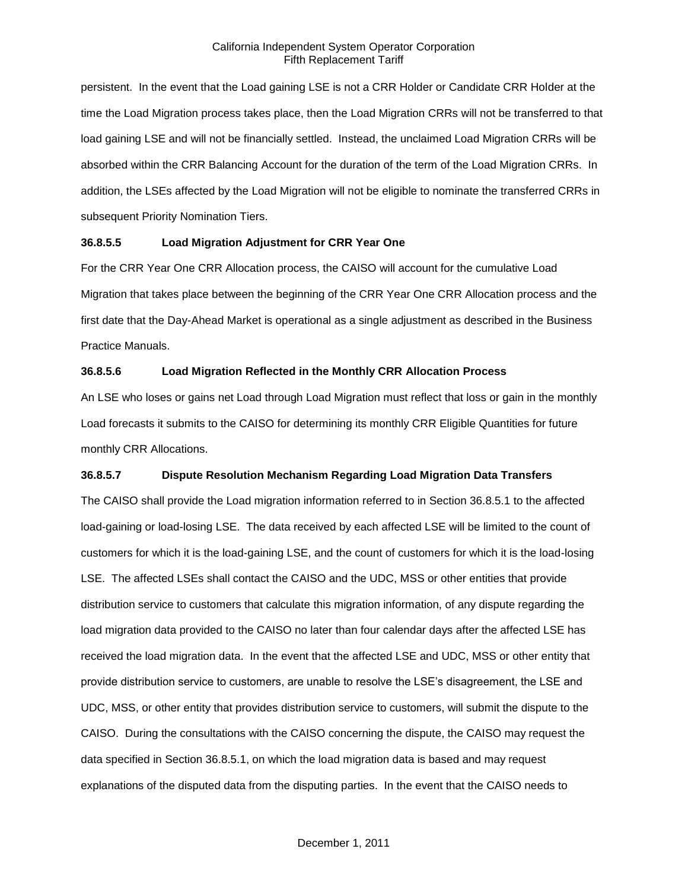persistent. In the event that the Load gaining LSE is not a CRR Holder or Candidate CRR Holder at the time the Load Migration process takes place, then the Load Migration CRRs will not be transferred to that load gaining LSE and will not be financially settled. Instead, the unclaimed Load Migration CRRs will be absorbed within the CRR Balancing Account for the duration of the term of the Load Migration CRRs. In addition, the LSEs affected by the Load Migration will not be eligible to nominate the transferred CRRs in subsequent Priority Nomination Tiers.

**36.8.5.5 Load Migration Adjustment for CRR Year One**

For the CRR Year One CRR Allocation process, the CAISO will account for the cumulative Load Migration that takes place between the beginning of the CRR Year One CRR Allocation process and the first date that the Day-Ahead Market is operational as a single adjustment as described in the Business Practice Manuals.

**36.8.5.6 Load Migration Reflected in the Monthly CRR Allocation Process**

An LSE who loses or gains net Load through Load Migration must reflect that loss or gain in the monthly Load forecasts it submits to the CAISO for determining its monthly CRR Eligible Quantities for future monthly CRR Allocations.

**36.8.5.7 Dispute Resolution Mechanism Regarding Load Migration Data Transfers**

The CAISO shall provide the Load migration information referred to in Section 36.8.5.1 to the affected load-gaining or load-losing LSE. The data received by each affected LSE will be limited to the count of customers for which it is the load-gaining LSE, and the count of customers for which it is the load-losing LSE. The affected LSEs shall contact the CAISO and the UDC, MSS or other entities that provide distribution service to customers that calculate this migration information, of any dispute regarding the load migration data provided to the CAISO no later than four calendar days after the affected LSE has received the load migration data. In the event that the affected LSE and UDC, MSS or other entity that provide distribution service to customers, are unable to resolve the LSE's disagreement, the LSE and UDC, MSS, or other entity that provides distribution service to customers, will submit the dispute to the CAISO. During the consultations with the CAISO concerning the dispute, the CAISO may request the data specified in Section 36.8.5.1, on which the load migration data is based and may request explanations of the disputed data from the disputing parties. In the event that the CAISO needs to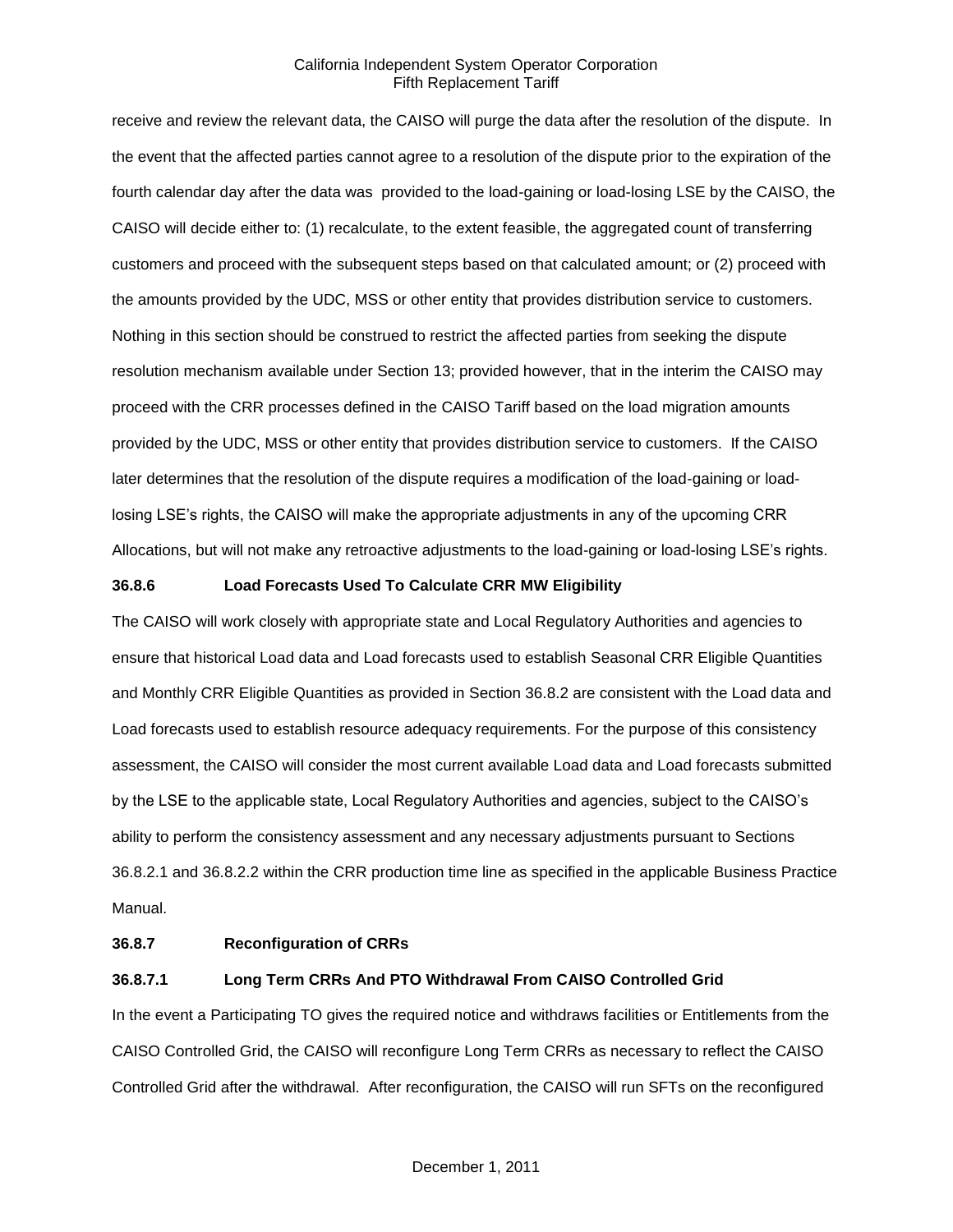receive and review the relevant data, the CAISO will purge the data after the resolution of the dispute. In the event that the affected parties cannot agree to a resolution of the dispute prior to the expiration of the fourth calendar day after the data was provided to the load-gaining or load-losing LSE by the CAISO, the CAISO will decide either to: (1) recalculate, to the extent feasible, the aggregated count of transferring customers and proceed with the subsequent steps based on that calculated amount; or (2) proceed with the amounts provided by the UDC, MSS or other entity that provides distribution service to customers. Nothing in this section should be construed to restrict the affected parties from seeking the dispute resolution mechanism available under Section 13; provided however, that in the interim the CAISO may proceed with the CRR processes defined in the CAISO Tariff based on the load migration amounts provided by the UDC, MSS or other entity that provides distribution service to customers. If the CAISO later determines that the resolution of the dispute requires a modification of the load-gaining or load-losing LSE's rights, the CAISO will make the appropriate adjustments in any of the upcoming CRR Allocations, but will not make any retroactive adjustments to the load-gaining or load-losing LSE's rights.

**36.8.6 Load Forecasts Used To Calculate CRR MW Eligibility**

The CAISO will work closely with appropriate state and Local Regulatory Authorities and agencies to ensure that historical Load data and Load forecasts used to establish Seasonal CRR Eligible Quantities and Monthly CRR Eligible Quantities as provided in Section 36.8.2 are consistent with the Load data and Load forecasts used to establish resource adequacy requirements. For the purpose of this consistency assessment, the CAISO will consider the most current available Load data and Load forecasts submitted by the LSE to the applicable state, Local Regulatory Authorities and agencies, subject to the CAISO's ability to perform the consistency assessment and any necessary adjustments pursuant to Sections 36.8.2.1 and 36.8.2.2 within the CRR production time line as specified in the applicable Business Practice Manual.

**36.8.7 Reconfiguration of CRRs**

**36.8.7.1 Long Term CRRs And PTO Withdrawal From CAISO Controlled Grid**

In the event a Participating TO gives the required notice and withdraws facilities or Entitlements from the CAISO Controlled Grid, the CAISO will reconfigure Long Term CRRs as necessary to reflect the CAISO Controlled Grid after the withdrawal. After reconfiguration, the CAISO will run SFTs on the reconfigured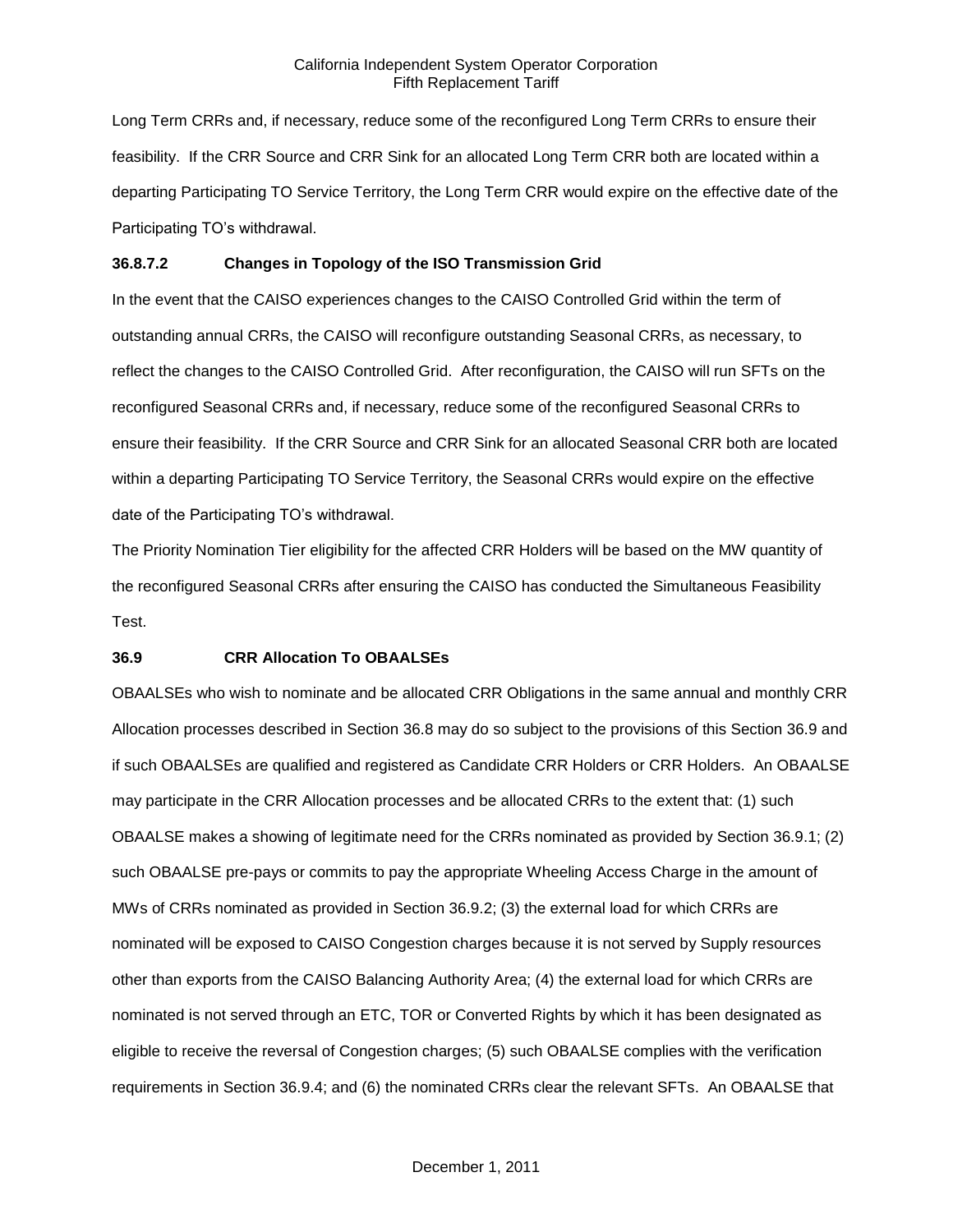Long Term CRRs and, if necessary, reduce some of the reconfigured Long Term CRRs to ensure their feasibility. If the CRR Source and CRR Sink for an allocated Long Term CRR both are located within a departing Participating TO Service Territory, the Long Term CRR would expire on the effective date of the Participating TO's withdrawal.

### 36.8.7.2 Changes in Topology of the ISO Transmission Grid

In the event that the CAISO experiences changes to the CAISO Controlled Grid within the term of outstanding annual CRRs, the CAISO will reconfigure outstanding Seasonal CRRs, as necessary, to reflect the changes to the CAISO Controlled Grid. After reconfiguration, the CAISO will run SFTs on the reconfigured Seasonal CRRs and, if necessary, reduce some of the reconfigured Seasonal CRRs to ensure their feasibility. If the CRR Source and CRR Sink for an allocated Seasonal CRR both are located within a departing Participating TO Service Territory, the Seasonal CRRs would expire on the effective date of the Participating TO's withdrawal.

The Priority Nomination Tier eligibility for the affected CRR Holders will be based on the MW quantity of the reconfigured Seasonal CRRs after ensuring the CAISO has conducted the Simultaneous Feasibility Test.

### 36.9 CRR Allocation To OBAALSEs

OBAALSEs who wish to nominate and be allocated CRR Obligations in the same annual and monthly CRR Allocation processes described in Section 36.8 may do so subject to the provisions of this Section 36.9 and if such OBAALSEs are qualified and registered as Candidate CRR Holders or CRR Holders. An OBAALSE may participate in the CRR Allocation processes and be allocated CRRs to the extent that: (1) such OBAALSE makes a showing of legitimate need for the CRRs nominated as provided by Section 36.9.1; (2) such OBAALSE pre-pays or commits to pay the appropriate Wheeling Access Charge in the amount of MWs of CRRs nominated as provided in Section 36.9.2; (3) the external load for which CRRs are nominated will be exposed to CAISO Congestion charges because it is not served by Supply resources other than exports from the CAISO Balancing Authority Area; (4) the external load for which CRRs are nominated is not served through an ETC, TOR or Converted Rights by which it has been designated as eligible to receive the reversal of Congestion charges; (5) such OBAALSE complies with the verification requirements in Section 36.9.4; and (6) the nominated CRRs clear the relevant SFTs. An OBAALSE that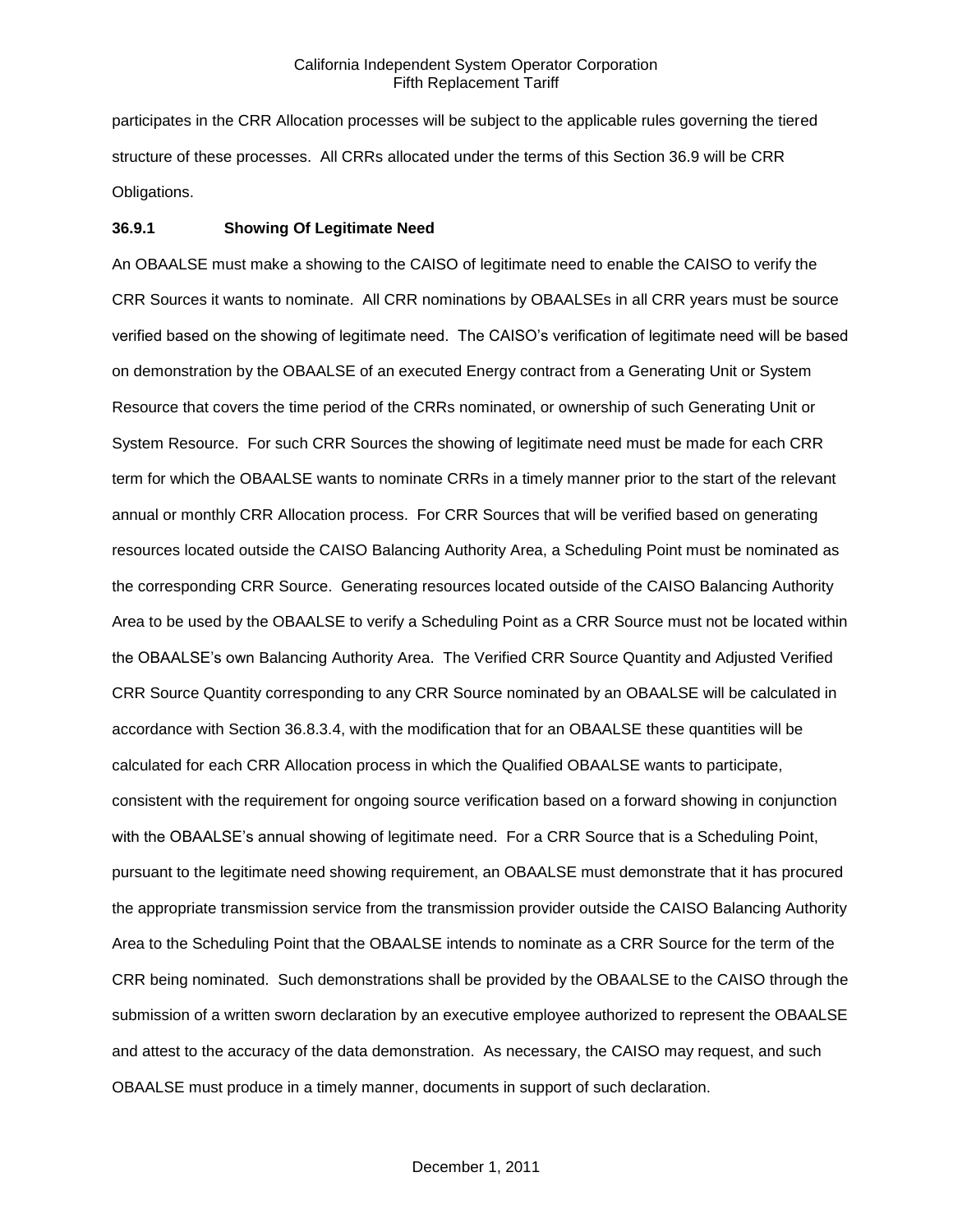participates in the CRR Allocation processes will be subject to the applicable rules governing the tiered structure of these processes. All CRRs allocated under the terms of this Section 36.9 will be CRR Obligations.

### 36.9.1 Showing Of Legitimate Need

An OBAALSE must make a showing to the CAISO of legitimate need to enable the CAISO to verify the CRR Sources it wants to nominate. All CRR nominations by OBAALSEs in all CRR years must be source verified based on the showing of legitimate need. The CAISO's verification of legitimate need will be based on demonstration by the OBAALSE of an executed Energy contract from a Generating Unit or System Resource that covers the time period of the CRRs nominated, or ownership of such Generating Unit or System Resource. For such CRR Sources the showing of legitimate need must be made for each CRR term for which the OBAALSE wants to nominate CRRs in a timely manner prior to the start of the relevant annual or monthly CRR Allocation process. For CRR Sources that will be verified based on generating resources located outside the CAISO Balancing Authority Area, a Scheduling Point must be nominated as the corresponding CRR Source. Generating resources located outside of the CAISO Balancing Authority Area to be used by the OBAALSE to verify a Scheduling Point as a CRR Source must not be located within the OBAALSE's own Balancing Authority Area. The Verified CRR Source Quantity and Adjusted Verified CRR Source Quantity corresponding to any CRR Source nominated by an OBAALSE will be calculated in accordance with Section 36.8.3.4, with the modification that for an OBAALSE these quantities will be calculated for each CRR Allocation process in which the Qualified OBAALSE wants to participate, consistent with the requirement for ongoing source verification based on a forward showing in conjunction with the OBAALSE's annual showing of legitimate need. For a CRR Source that is a Scheduling Point, pursuant to the legitimate need showing requirement, an OBAALSE must demonstrate that it has procured the appropriate transmission service from the transmission provider outside the CAISO Balancing Authority Area to the Scheduling Point that the OBAALSE intends to nominate as a CRR Source for the term of the CRR being nominated. Such demonstrations shall be provided by the OBAALSE to the CAISO through the submission of a written sworn declaration by an executive employee authorized to represent the OBAALSE and attest to the accuracy of the data demonstration. As necessary, the CAISO may request, and such OBAALSE must produce in a timely manner, documents in support of such declaration.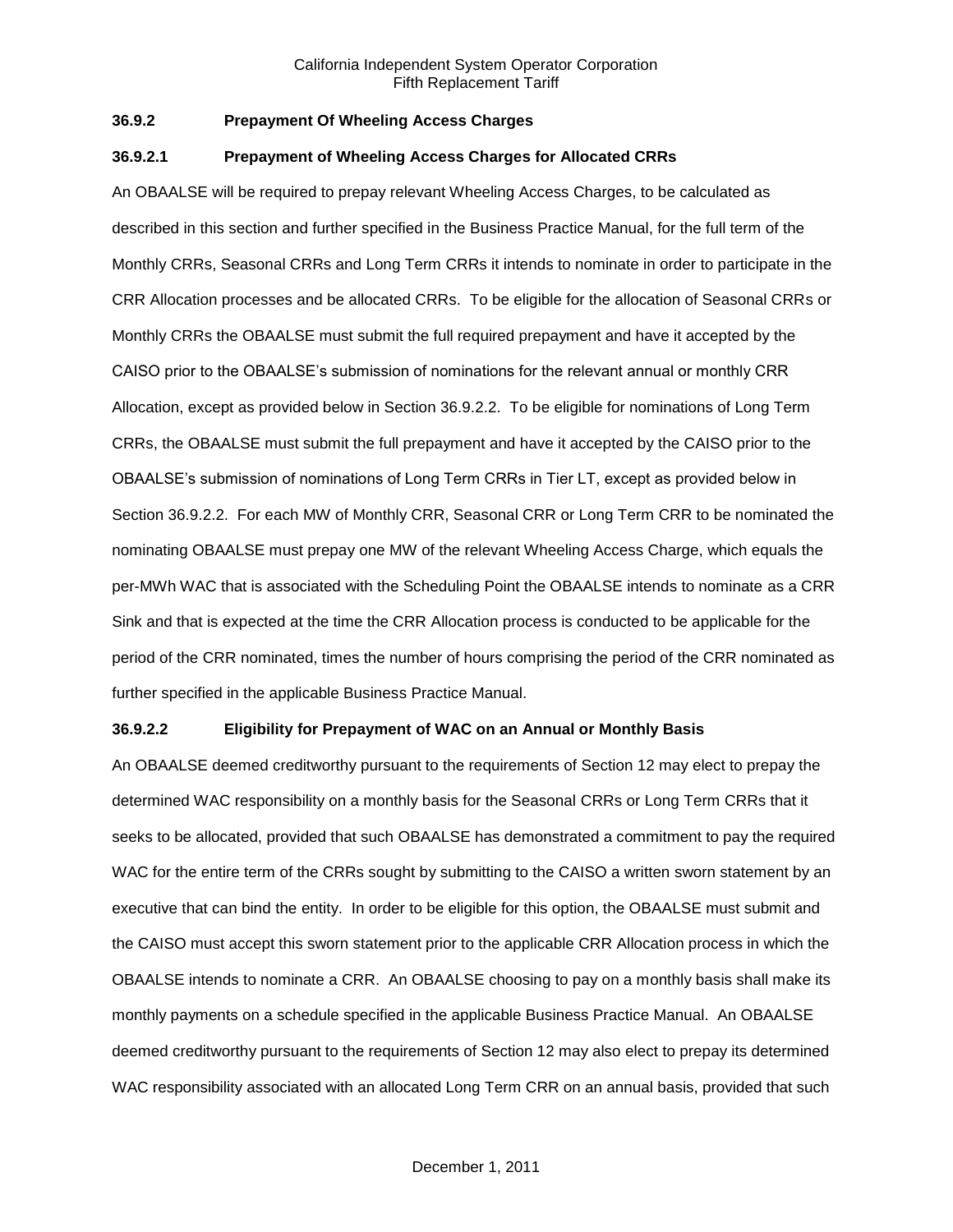### 36.9.2 Prepayment Of Wheeling Access Charges

#### 36.9.2.1 Prepayment of Wheeling Access Charges for Allocated CRRs

An OBAALSE will be required to prepay relevant Wheeling Access Charges, to be calculated as described in this section and further specified in the Business Practice Manual, for the full term of the Monthly CRRs, Seasonal CRRs and Long Term CRRs it intends to nominate in order to participate in the CRR Allocation processes and be allocated CRRs. To be eligible for the allocation of Seasonal CRRs or Monthly CRRs the OBAALSE must submit the full required prepayment and have it accepted by the CAISO prior to the OBAALSE's submission of nominations for the relevant annual or monthly CRR Allocation, except as provided below in Section 36.9.2.2. To be eligible for nominations of Long Term CRRs, the OBAALSE must submit the full prepayment and have it accepted by the CAISO prior to the OBAALSE's submission of nominations of Long Term CRRs in Tier LT, except as provided below in Section 36.9.2.2. For each MW of Monthly CRR, Seasonal CRR or Long Term CRR to be nominated the nominating OBAALSE must prepay one MW of the relevant Wheeling Access Charge, which equals the per-MWh WAC that is associated with the Scheduling Point the OBAALSE intends to nominate as a CRR Sink and that is expected at the time the CRR Allocation process is conducted to be applicable for the period of the CRR nominated, times the number of hours comprising the period of the CRR nominated as further specified in the applicable Business Practice Manual.

#### 36.9.2.2 Eligibility for Prepayment of WAC on an Annual or Monthly Basis

An OBAALSE deemed creditworthy pursuant to the requirements of Section 12 may elect to prepay the determined WAC responsibility on a monthly basis for the Seasonal CRRs or Long Term CRRs that it seeks to be allocated, provided that such OBAALSE has demonstrated a commitment to pay the required WAC for the entire term of the CRRs sought by submitting to the CAISO a written sworn statement by an executive that can bind the entity. In order to be eligible for this option, the OBAALSE must submit and the CAISO must accept this sworn statement prior to the applicable CRR Allocation process in which the OBAALSE intends to nominate a CRR. An OBAALSE choosing to pay on a monthly basis shall make its monthly payments on a schedule specified in the applicable Business Practice Manual. An OBAALSE deemed creditworthy pursuant to the requirements of Section 12 may also elect to prepay its determined WAC responsibility associated with an allocated Long Term CRR on an annual basis, provided that such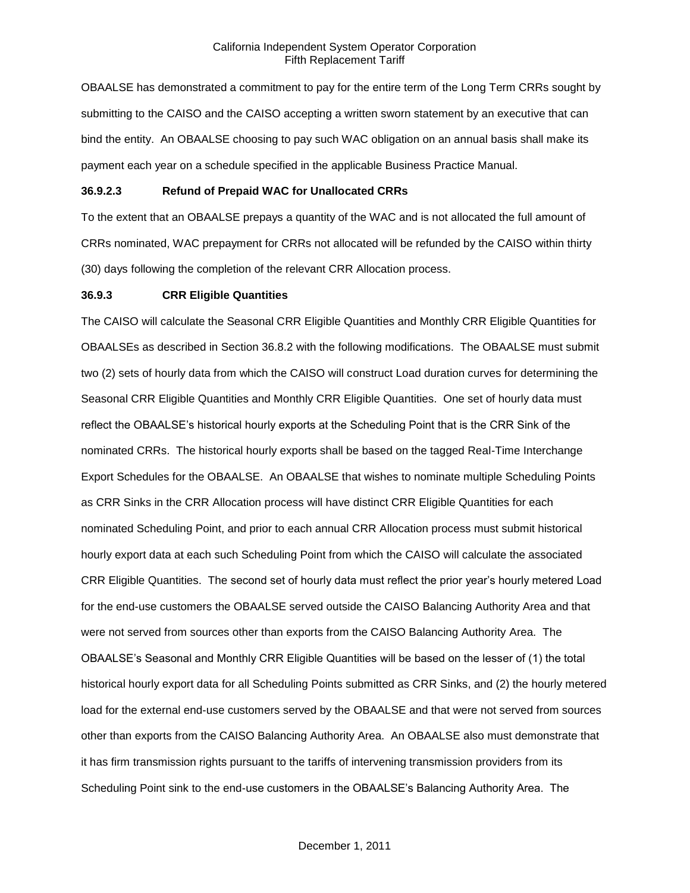OBAALSE has demonstrated a commitment to pay for the entire term of the Long Term CRRs sought by submitting to the CAISO and the CAISO accepting a written sworn statement by an executive that can bind the entity. An OBAALSE choosing to pay such WAC obligation on an annual basis shall make its payment each year on a schedule specified in the applicable Business Practice Manual.

### 36.9.2.3 Refund of Prepaid WAC for Unallocated CRRs

To the extent that an OBAALSE prepays a quantity of the WAC and is not allocated the full amount of CRRs nominated, WAC prepayment for CRRs not allocated will be refunded by the CAISO within thirty (30) days following the completion of the relevant CRR Allocation process.

### 36.9.3 CRR Eligible Quantities

The CAISO will calculate the Seasonal CRR Eligible Quantities and Monthly CRR Eligible Quantities for OBAALSEs as described in Section 36.8.2 with the following modifications. The OBAALSE must submit two (2) sets of hourly data from which the CAISO will construct Load duration curves for determining the Seasonal CRR Eligible Quantities and Monthly CRR Eligible Quantities. One set of hourly data must reflect the OBAALSE's historical hourly exports at the Scheduling Point that is the CRR Sink of the nominated CRRs. The historical hourly exports shall be based on the tagged Real-Time Interchange Export Schedules for the OBAALSE. An OBAALSE that wishes to nominate multiple Scheduling Points as CRR Sinks in the CRR Allocation process will have distinct CRR Eligible Quantities for each nominated Scheduling Point, and prior to each annual CRR Allocation process must submit historical hourly export data at each such Scheduling Point from which the CAISO will calculate the associated CRR Eligible Quantities. The second set of hourly data must reflect the prior year's hourly metered Load for the end-use customers the OBAALSE served outside the CAISO Balancing Authority Area and that were not served from sources other than exports from the CAISO Balancing Authority Area. The OBAALSE's Seasonal and Monthly CRR Eligible Quantities will be based on the lesser of (1) the total historical hourly export data for all Scheduling Points submitted as CRR Sinks, and (2) the hourly metered load for the external end-use customers served by the OBAALSE and that were not served from sources other than exports from the CAISO Balancing Authority Area. An OBAALSE also must demonstrate that it has firm transmission rights pursuant to the tariffs of intervening transmission providers from its Scheduling Point sink to the end-use customers in the OBAALSE's Balancing Authority Area. The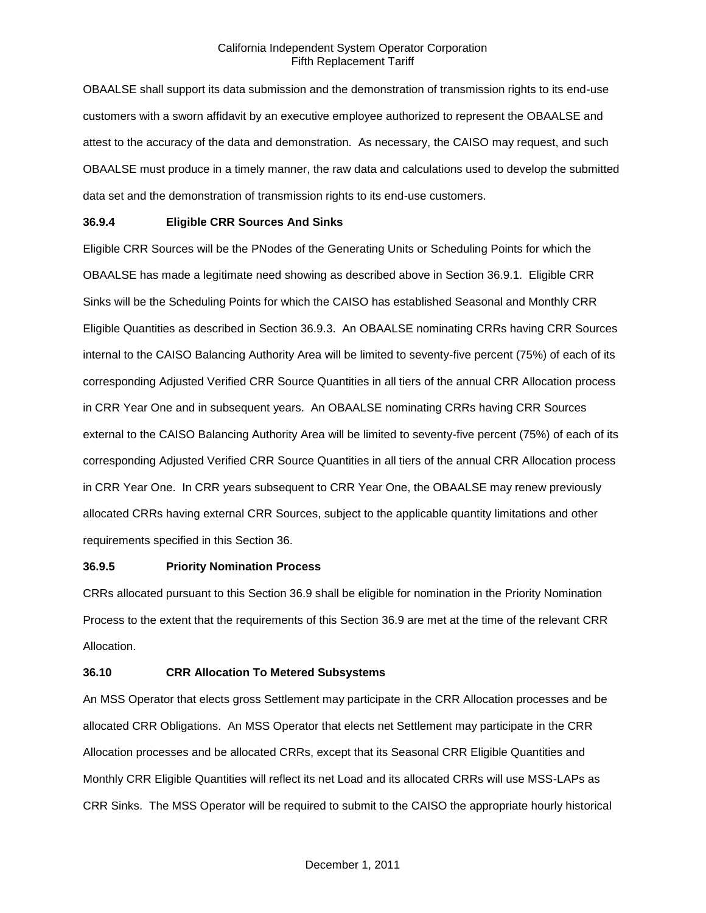OBAALSE shall support its data submission and the demonstration of transmission rights to its end-use customers with a sworn affidavit by an executive employee authorized to represent the OBAALSE and attest to the accuracy of the data and demonstration. As necessary, the CAISO may request, and such OBAALSE must produce in a timely manner, the raw data and calculations used to develop the submitted data set and the demonstration of transmission rights to its end-use customers.

**36.9.4 Eligible CRR Sources And Sinks**

Eligible CRR Sources will be the PNodes of the Generating Units or Scheduling Points for which the OBAALSE has made a legitimate need showing as described above in Section 36.9.1. Eligible CRR Sinks will be the Scheduling Points for which the CAISO has established Seasonal and Monthly CRR Eligible Quantities as described in Section 36.9.3. An OBAALSE nominating CRRs having CRR Sources internal to the CAISO Balancing Authority Area will be limited to seventy-five percent (75%) of each of its corresponding Adjusted Verified CRR Source Quantities in all tiers of the annual CRR Allocation process in CRR Year One and in subsequent years. An OBAALSE nominating CRRs having CRR Sources external to the CAISO Balancing Authority Area will be limited to seventy-five percent (75%) of each of its corresponding Adjusted Verified CRR Source Quantities in all tiers of the annual CRR Allocation process in CRR Year One. In CRR years subsequent to CRR Year One, the OBAALSE may renew previously allocated CRRs having external CRR Sources, subject to the applicable quantity limitations and other requirements specified in this Section 36.

**36.9.5 Priority Nomination Process**

CRRs allocated pursuant to this Section 36.9 shall be eligible for nomination in the Priority Nomination Process to the extent that the requirements of this Section 36.9 are met at the time of the relevant CRR Allocation.

**36.10 CRR Allocation To Metered Subsystems**

An MSS Operator that elects gross Settlement may participate in the CRR Allocation processes and be allocated CRR Obligations. An MSS Operator that elects net Settlement may participate in the CRR Allocation processes and be allocated CRRs, except that its Seasonal CRR Eligible Quantities and Monthly CRR Eligible Quantities will reflect its net Load and its allocated CRRs will use MSS-LAPs as CRR Sinks. The MSS Operator will be required to submit to the CAISO the appropriate hourly historical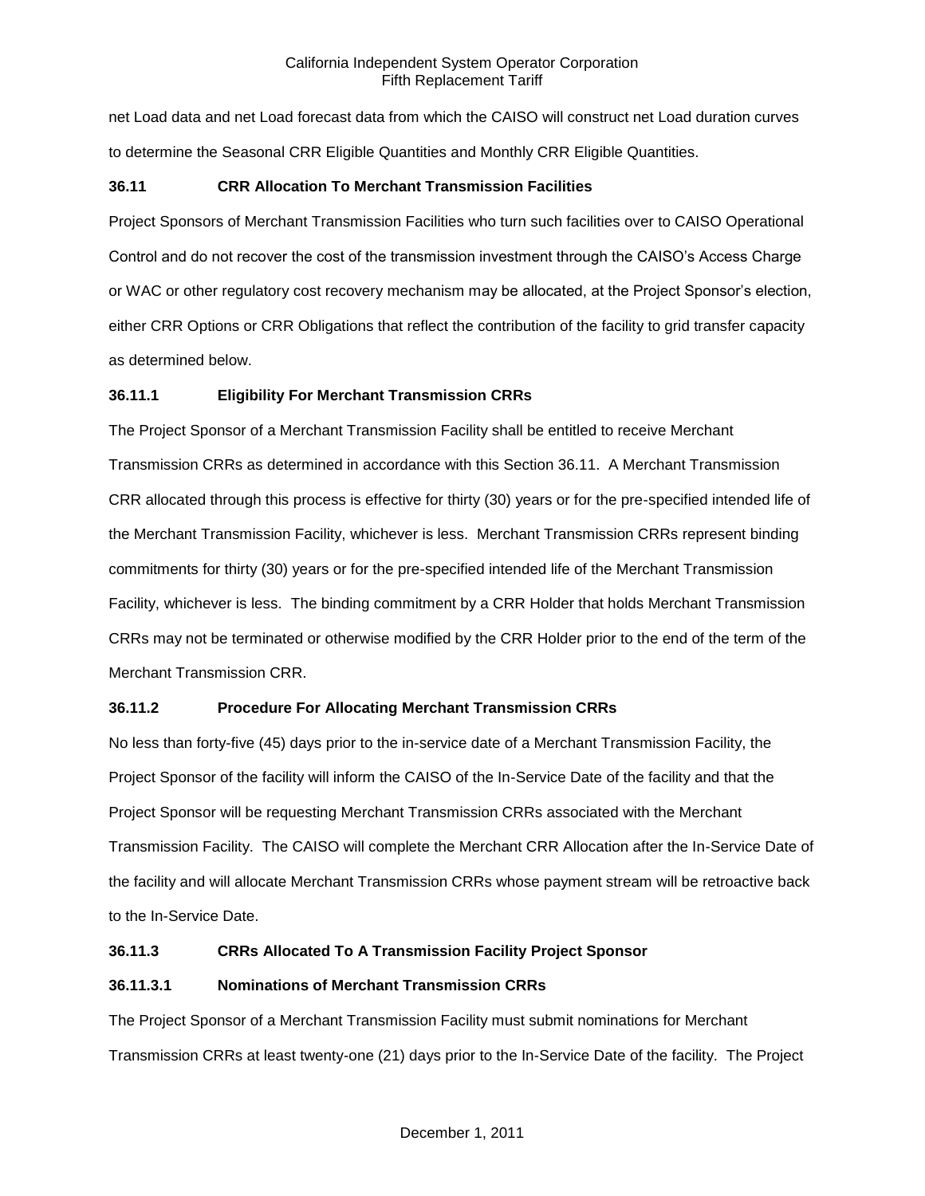net Load data and net Load forecast data from which the CAISO will construct net Load duration curves to determine the Seasonal CRR Eligible Quantities and Monthly CRR Eligible Quantities.

### 36.11 CRR Allocation To Merchant Transmission Facilities

Project Sponsors of Merchant Transmission Facilities who turn such facilities over to CAISO Operational Control and do not recover the cost of the transmission investment through the CAISO's Access Charge or WAC or other regulatory cost recovery mechanism may be allocated, at the Project Sponsor's election, either CRR Options or CRR Obligations that reflect the contribution of the facility to grid transfer capacity as determined below.

#### 36.11.1 Eligibility For Merchant Transmission CRRs

The Project Sponsor of a Merchant Transmission Facility shall be entitled to receive Merchant Transmission CRRs as determined in accordance with this Section 36.11. A Merchant Transmission CRR allocated through this process is effective for thirty (30) years or for the pre-specified intended life of the Merchant Transmission Facility, whichever is less. Merchant Transmission CRRs represent binding commitments for thirty (30) years or for the pre-specified intended life of the Merchant Transmission Facility, whichever is less. The binding commitment by a CRR Holder that holds Merchant Transmission CRRs may not be terminated or otherwise modified by the CRR Holder prior to the end of the term of the Merchant Transmission CRR.

#### 36.11.2 Procedure For Allocating Merchant Transmission CRRs

No less than forty-five (45) days prior to the in-service date of a Merchant Transmission Facility, the Project Sponsor of the facility will inform the CAISO of the In-Service Date of the facility and that the Project Sponsor will be requesting Merchant Transmission CRRs associated with the Merchant Transmission Facility. The CAISO will complete the Merchant CRR Allocation after the In-Service Date of the facility and will allocate Merchant Transmission CRRs whose payment stream will be retroactive back to the In-Service Date.

#### 36.11.3 CRRs Allocated To A Transmission Facility Project Sponsor

##### 36.11.3.1 Nominations of Merchant Transmission CRRs

The Project Sponsor of a Merchant Transmission Facility must submit nominations for Merchant Transmission CRRs at least twenty-one (21) days prior to the In-Service Date of the facility. The Project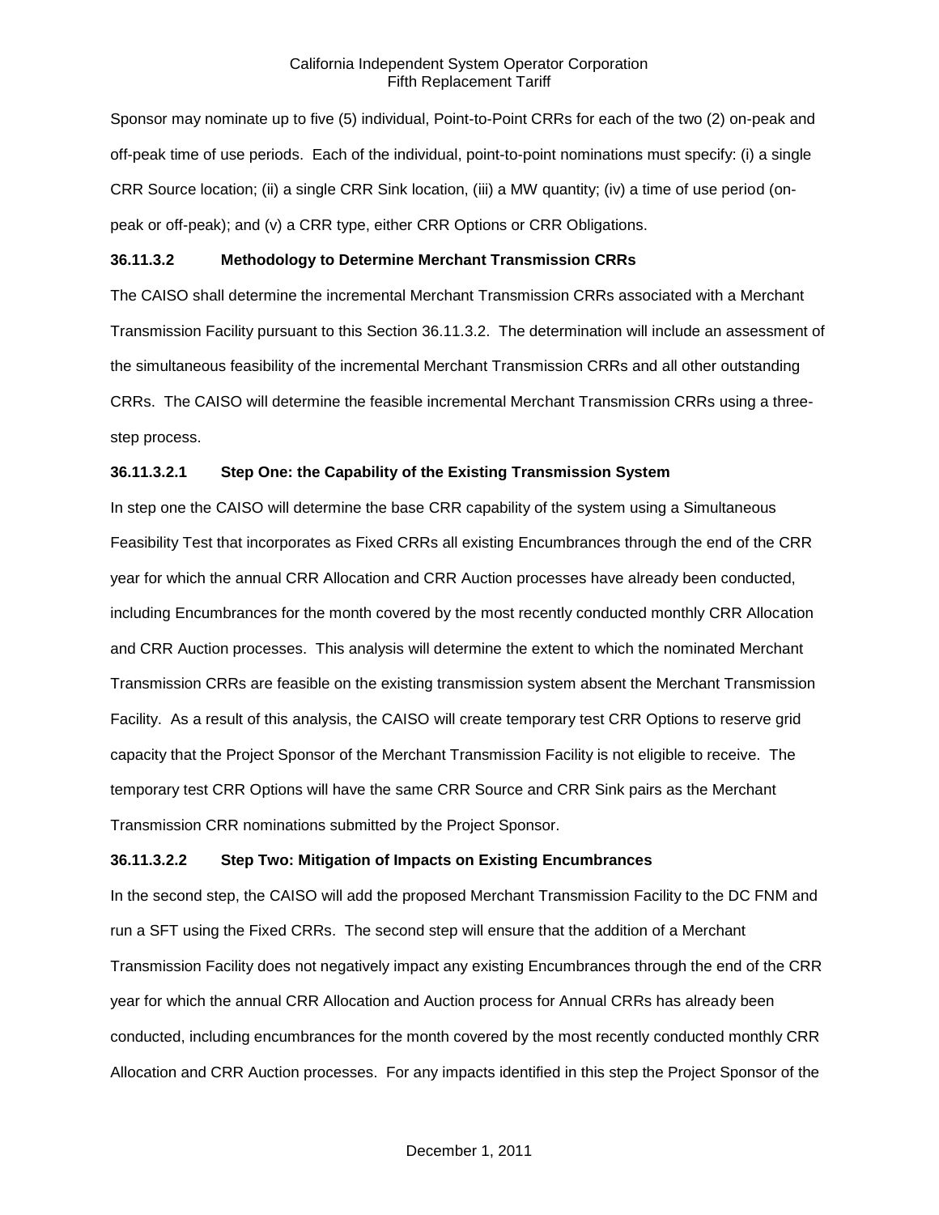Sponsor may nominate up to five (5) individual, Point-to-Point CRRs for each of the two (2) on-peak and off-peak time of use periods. Each of the individual, point-to-point nominations must specify: (i) a single CRR Source location; (ii) a single CRR Sink location, (iii) a MW quantity; (iv) a time of use period (on-peak or off-peak); and (v) a CRR type, either CRR Options or CRR Obligations.

#### 36.11.3.2 Methodology to Determine Merchant Transmission CRRs

The CAISO shall determine the incremental Merchant Transmission CRRs associated with a Merchant Transmission Facility pursuant to this Section 36.11.3.2. The determination will include an assessment of the simultaneous feasibility of the incremental Merchant Transmission CRRs and all other outstanding CRRs. The CAISO will determine the feasible incremental Merchant Transmission CRRs using a three-step process.

#### 36.11.3.2.1 Step One: the Capability of the Existing Transmission System

In step one the CAISO will determine the base CRR capability of the system using a Simultaneous Feasibility Test that incorporates as Fixed CRRs all existing Encumbrances through the end of the CRR year for which the annual CRR Allocation and CRR Auction processes have already been conducted, including Encumbrances for the month covered by the most recently conducted monthly CRR Allocation and CRR Auction processes. This analysis will determine the extent to which the nominated Merchant Transmission CRRs are feasible on the existing transmission system absent the Merchant Transmission Facility. As a result of this analysis, the CAISO will create temporary test CRR Options to reserve grid capacity that the Project Sponsor of the Merchant Transmission Facility is not eligible to receive. The temporary test CRR Options will have the same CRR Source and CRR Sink pairs as the Merchant Transmission CRR nominations submitted by the Project Sponsor.

#### 36.11.3.2.2 Step Two: Mitigation of Impacts on Existing Encumbrances

In the second step, the CAISO will add the proposed Merchant Transmission Facility to the DC FNM and run a SFT using the Fixed CRRs. The second step will ensure that the addition of a Merchant Transmission Facility does not negatively impact any existing Encumbrances through the end of the CRR year for which the annual CRR Allocation and Auction process for Annual CRRs has already been conducted, including encumbrances for the month covered by the most recently conducted monthly CRR Allocation and CRR Auction processes. For any impacts identified in this step the Project Sponsor of the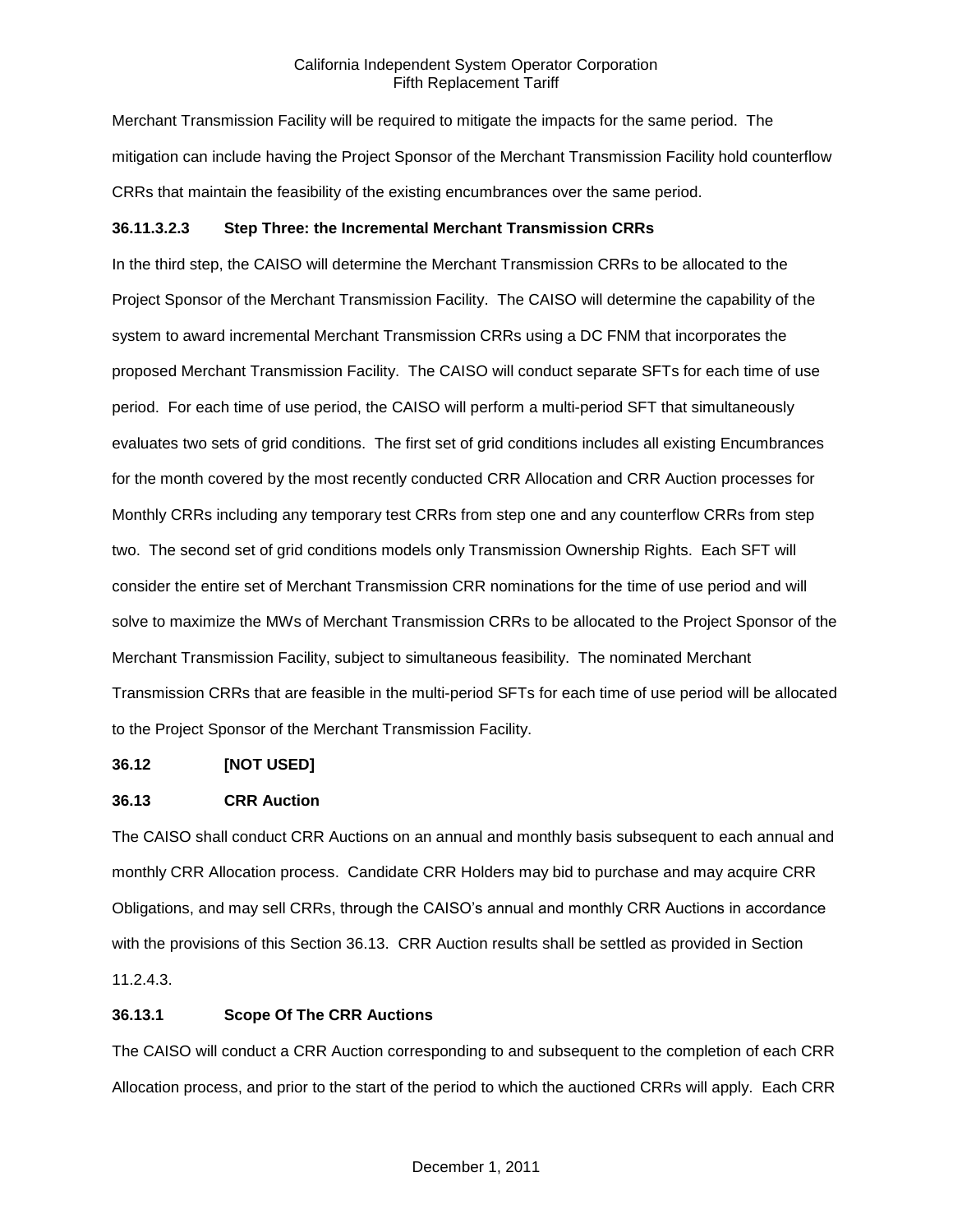Merchant Transmission Facility will be required to mitigate the impacts for the same period. The mitigation can include having the Project Sponsor of the Merchant Transmission Facility hold counterflow CRRs that maintain the feasibility of the existing encumbrances over the same period.

**36.11.3.2.3 Step Three: the Incremental Merchant Transmission CRRs**

In the third step, the CAISO will determine the Merchant Transmission CRRs to be allocated to the Project Sponsor of the Merchant Transmission Facility. The CAISO will determine the capability of the system to award incremental Merchant Transmission CRRs using a DC FNM that incorporates the proposed Merchant Transmission Facility. The CAISO will conduct separate SFTs for each time of use period. For each time of use period, the CAISO will perform a multi-period SFT that simultaneously evaluates two sets of grid conditions. The first set of grid conditions includes all existing Encumbrances for the month covered by the most recently conducted CRR Allocation and CRR Auction processes for Monthly CRRs including any temporary test CRRs from step one and any counterflow CRRs from step two. The second set of grid conditions models only Transmission Ownership Rights. Each SFT will consider the entire set of Merchant Transmission CRR nominations for the time of use period and will solve to maximize the MWs of Merchant Transmission CRRs to be allocated to the Project Sponsor of the Merchant Transmission Facility, subject to simultaneous feasibility. The nominated Merchant Transmission CRRs that are feasible in the multi-period SFTs for each time of use period will be allocated to the Project Sponsor of the Merchant Transmission Facility.

**36.12 [NOT USED]**

**36.13 CRR Auction**

The CAISO shall conduct CRR Auctions on an annual and monthly basis subsequent to each annual and monthly CRR Allocation process. Candidate CRR Holders may bid to purchase and may acquire CRR Obligations, and may sell CRRs, through the CAISO's annual and monthly CRR Auctions in accordance with the provisions of this Section 36.13. CRR Auction results shall be settled as provided in Section 11.2.4.3.

**36.13.1 Scope Of The CRR Auctions**

The CAISO will conduct a CRR Auction corresponding to and subsequent to the completion of each CRR Allocation process, and prior to the start of the period to which the auctioned CRRs will apply. Each CRR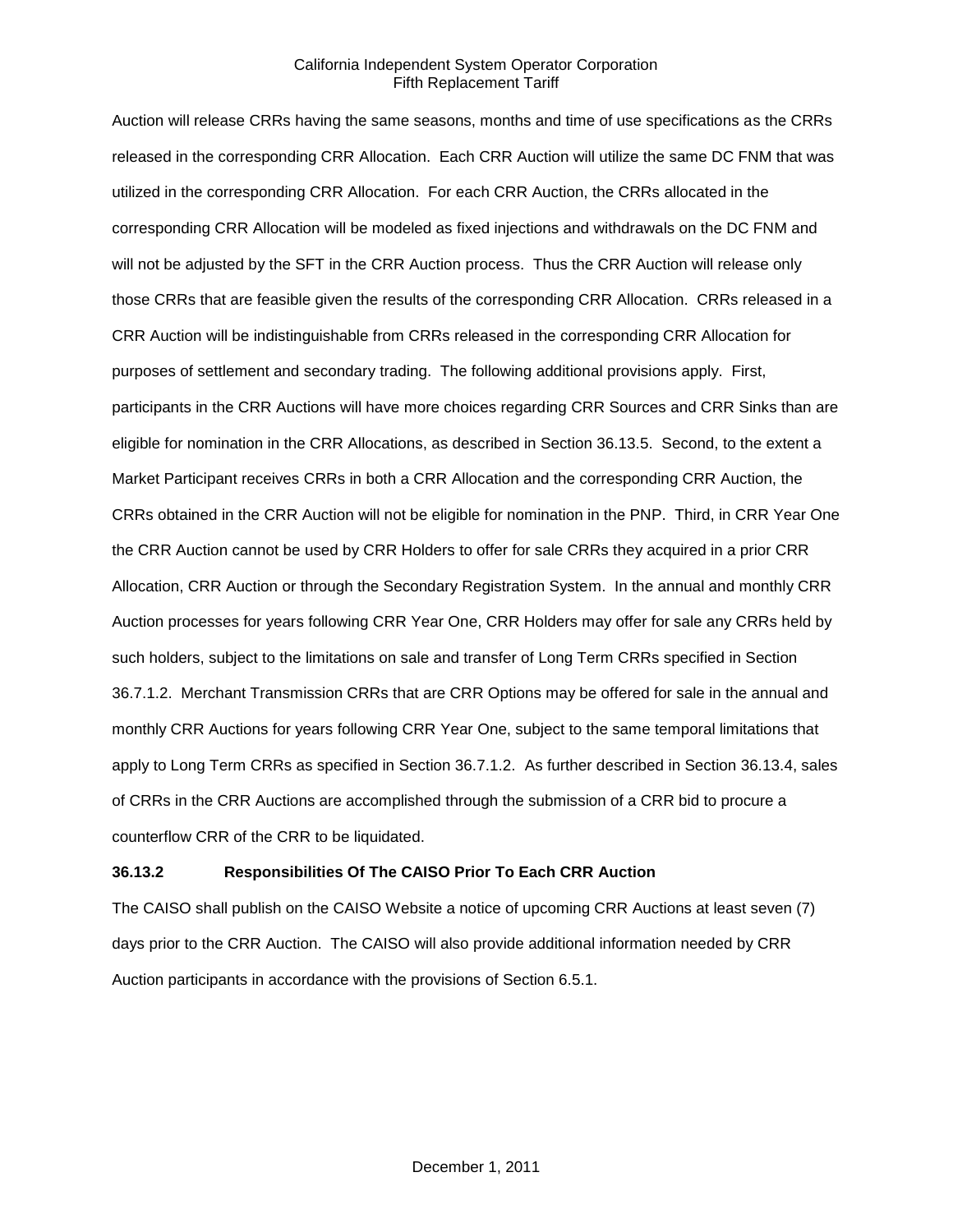Auction will release CRRs having the same seasons, months and time of use specifications as the CRRs released in the corresponding CRR Allocation. Each CRR Auction will utilize the same DC FNM that was utilized in the corresponding CRR Allocation. For each CRR Auction, the CRRs allocated in the corresponding CRR Allocation will be modeled as fixed injections and withdrawals on the DC FNM and will not be adjusted by the SFT in the CRR Auction process. Thus the CRR Auction will release only those CRRs that are feasible given the results of the corresponding CRR Allocation. CRRs released in a CRR Auction will be indistinguishable from CRRs released in the corresponding CRR Allocation for purposes of settlement and secondary trading. The following additional provisions apply. First, participants in the CRR Auctions will have more choices regarding CRR Sources and CRR Sinks than are eligible for nomination in the CRR Allocations, as described in Section 36.13.5. Second, to the extent a Market Participant receives CRRs in both a CRR Allocation and the corresponding CRR Auction, the CRRs obtained in the CRR Auction will not be eligible for nomination in the PNP. Third, in CRR Year One the CRR Auction cannot be used by CRR Holders to offer for sale CRRs they acquired in a prior CRR Allocation, CRR Auction or through the Secondary Registration System. In the annual and monthly CRR Auction processes for years following CRR Year One, CRR Holders may offer for sale any CRRs held by such holders, subject to the limitations on sale and transfer of Long Term CRRs specified in Section 36.7.1.2. Merchant Transmission CRRs that are CRR Options may be offered for sale in the annual and monthly CRR Auctions for years following CRR Year One, subject to the same temporal limitations that apply to Long Term CRRs as specified in Section 36.7.1.2. As further described in Section 36.13.4, sales of CRRs in the CRR Auctions are accomplished through the submission of a CRR bid to procure a counterflow CRR of the CRR to be liquidated.

**36.13.2 Responsibilities Of The CAISO Prior To Each CRR Auction**

The CAISO shall publish on the CAISO Website a notice of upcoming CRR Auctions at least seven (7) days prior to the CRR Auction. The CAISO will also provide additional information needed by CRR Auction participants in accordance with the provisions of Section 6.5.1.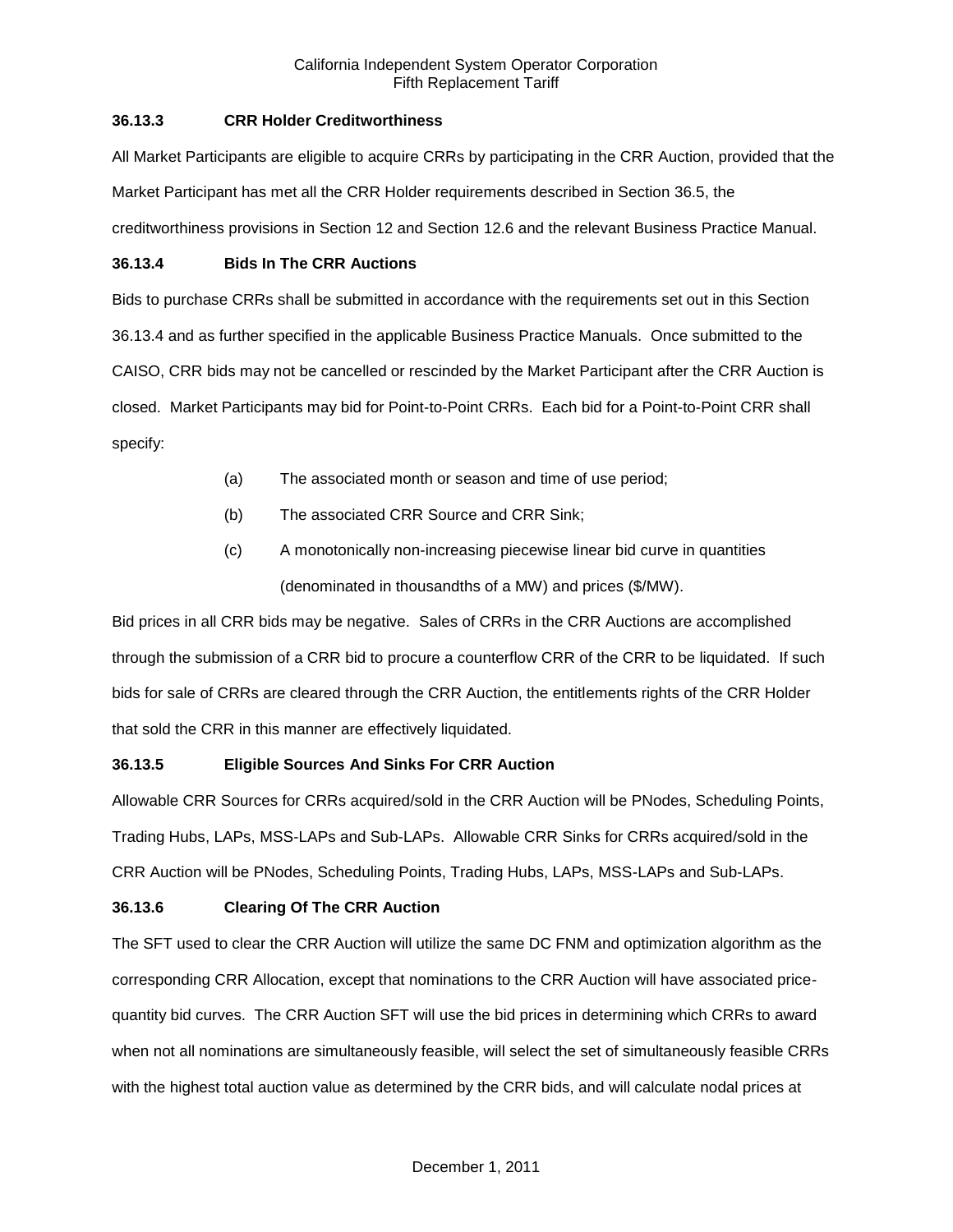### 36.13.3 CRR Holder Creditworthiness

All Market Participants are eligible to acquire CRRs by participating in the CRR Auction, provided that the Market Participant has met all the CRR Holder requirements described in Section 36.5, the creditworthiness provisions in Section 12 and Section 12.6 and the relevant Business Practice Manual.

### 36.13.4 Bids In The CRR Auctions

Bids to purchase CRRs shall be submitted in accordance with the requirements set out in this Section 36.13.4 and as further specified in the applicable Business Practice Manuals. Once submitted to the CAISO, CRR bids may not be cancelled or rescinded by the Market Participant after the CRR Auction is closed. Market Participants may bid for Point-to-Point CRRs. Each bid for a Point-to-Point CRR shall specify:

(a) The associated month or season and time of use period;

(b) The associated CRR Source and CRR Sink;

(c) A monotonically non-increasing piecewise linear bid curve in quantities (denominated in thousandths of a MW) and prices ($/MW).

Bid prices in all CRR bids may be negative. Sales of CRRs in the CRR Auctions are accomplished through the submission of a CRR bid to procure a counterflow CRR of the CRR to be liquidated. If such bids for sale of CRRs are cleared through the CRR Auction, the entitlements rights of the CRR Holder that sold the CRR in this manner are effectively liquidated.

### 36.13.5 Eligible Sources And Sinks For CRR Auction

Allowable CRR Sources for CRRs acquired/sold in the CRR Auction will be PNodes, Scheduling Points, Trading Hubs, LAPs, MSS-LAPs and Sub-LAPs. Allowable CRR Sinks for CRRs acquired/sold in the CRR Auction will be PNodes, Scheduling Points, Trading Hubs, LAPs, MSS-LAPs and Sub-LAPs.

### 36.13.6 Clearing Of The CRR Auction

The SFT used to clear the CRR Auction will utilize the same DC FNM and optimization algorithm as the corresponding CRR Allocation, except that nominations to the CRR Auction will have associated price-quantity bid curves. The CRR Auction SFT will use the bid prices in determining which CRRs to award when not all nominations are simultaneously feasible, will select the set of simultaneously feasible CRRs with the highest total auction value as determined by the CRR bids, and will calculate nodal prices at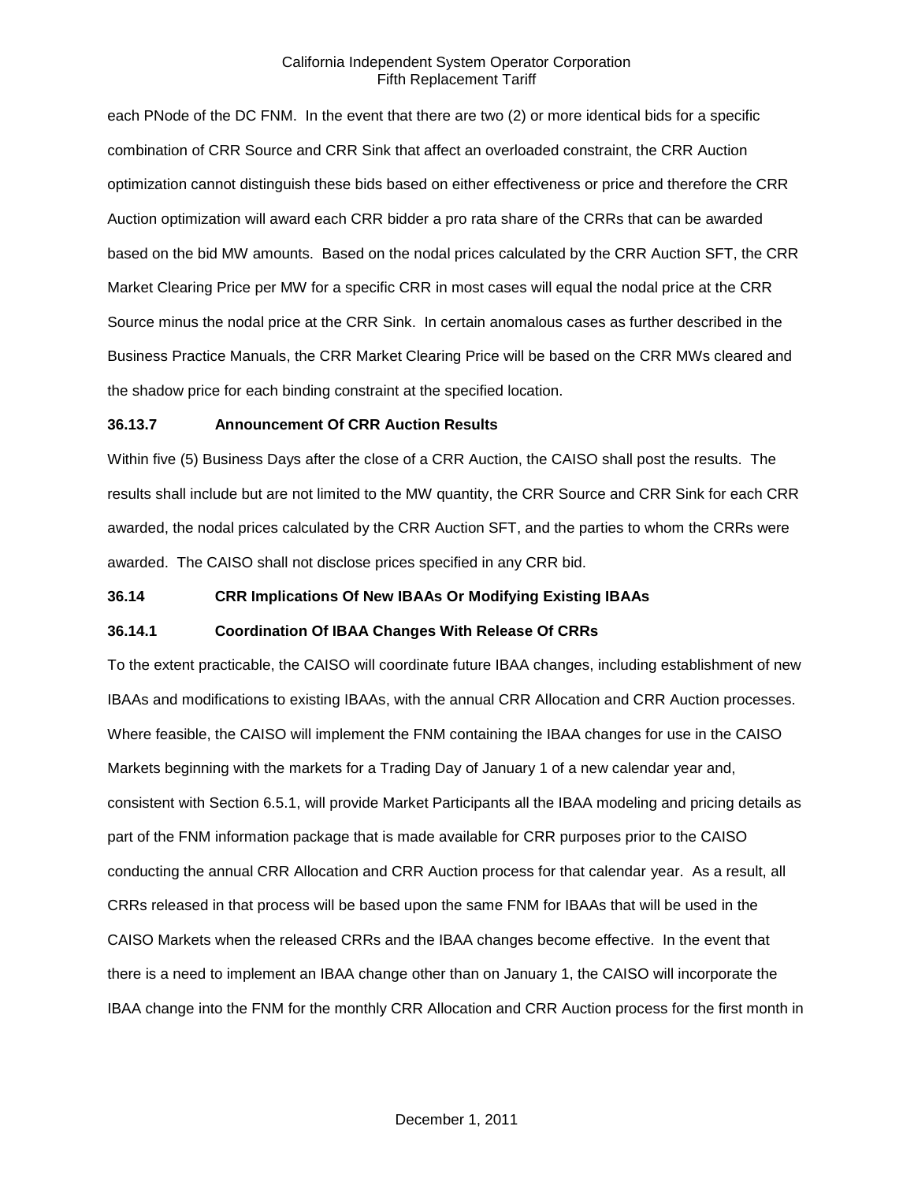each PNode of the DC FNM. In the event that there are two (2) or more identical bids for a specific combination of CRR Source and CRR Sink that affect an overloaded constraint, the CRR Auction optimization cannot distinguish these bids based on either effectiveness or price and therefore the CRR Auction optimization will award each CRR bidder a pro rata share of the CRRs that can be awarded based on the bid MW amounts. Based on the nodal prices calculated by the CRR Auction SFT, the CRR Market Clearing Price per MW for a specific CRR in most cases will equal the nodal price at the CRR Source minus the nodal price at the CRR Sink. In certain anomalous cases as further described in the Business Practice Manuals, the CRR Market Clearing Price will be based on the CRR MWs cleared and the shadow price for each binding constraint at the specified location.

**36.13.7 Announcement Of CRR Auction Results**

Within five (5) Business Days after the close of a CRR Auction, the CAISO shall post the results. The results shall include but are not limited to the MW quantity, the CRR Source and CRR Sink for each CRR awarded, the nodal prices calculated by the CRR Auction SFT, and the parties to whom the CRRs were awarded. The CAISO shall not disclose prices specified in any CRR bid.

**36.14 CRR Implications Of New IBAAs Or Modifying Existing IBAAs**

**36.14.1 Coordination Of IBAA Changes With Release Of CRRs**

To the extent practicable, the CAISO will coordinate future IBAA changes, including establishment of new IBAAs and modifications to existing IBAAs, with the annual CRR Allocation and CRR Auction processes. Where feasible, the CAISO will implement the FNM containing the IBAA changes for use in the CAISO Markets beginning with the markets for a Trading Day of January 1 of a new calendar year and, consistent with Section 6.5.1, will provide Market Participants all the IBAA modeling and pricing details as part of the FNM information package that is made available for CRR purposes prior to the CAISO conducting the annual CRR Allocation and CRR Auction process for that calendar year. As a result, all CRRs released in that process will be based upon the same FNM for IBAAs that will be used in the CAISO Markets when the released CRRs and the IBAA changes become effective. In the event that there is a need to implement an IBAA change other than on January 1, the CAISO will incorporate the IBAA change into the FNM for the monthly CRR Allocation and CRR Auction process for the first month in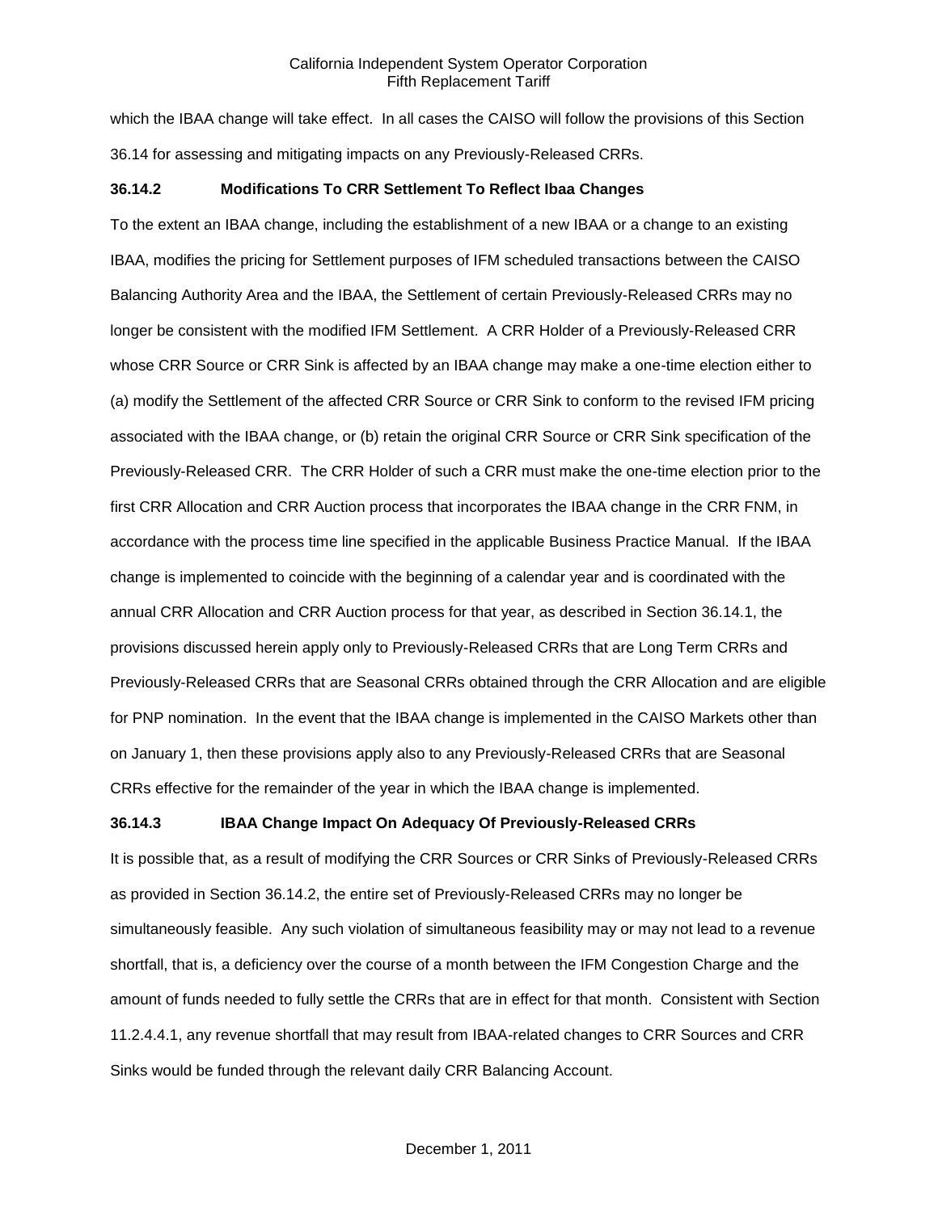which the IBAA change will take effect. In all cases the CAISO will follow the provisions of this Section 36.14 for assessing and mitigating impacts on any Previously-Released CRRs.

### 36.14.2 Modifications To CRR Settlement To Reflect Ibaa Changes

To the extent an IBAA change, including the establishment of a new IBAA or a change to an existing IBAA, modifies the pricing for Settlement purposes of IFM scheduled transactions between the CAISO Balancing Authority Area and the IBAA, the Settlement of certain Previously-Released CRRs may no longer be consistent with the modified IFM Settlement. A CRR Holder of a Previously-Released CRR whose CRR Source or CRR Sink is affected by an IBAA change may make a one-time election either to (a) modify the Settlement of the affected CRR Source or CRR Sink to conform to the revised IFM pricing associated with the IBAA change, or (b) retain the original CRR Source or CRR Sink specification of the Previously-Released CRR. The CRR Holder of such a CRR must make the one-time election prior to the first CRR Allocation and CRR Auction process that incorporates the IBAA change in the CRR FNM, in accordance with the process time line specified in the applicable Business Practice Manual. If the IBAA change is implemented to coincide with the beginning of a calendar year and is coordinated with the annual CRR Allocation and CRR Auction process for that year, as described in Section 36.14.1, the provisions discussed herein apply only to Previously-Released CRRs that are Long Term CRRs and Previously-Released CRRs that are Seasonal CRRs obtained through the CRR Allocation and are eligible for PNP nomination. In the event that the IBAA change is implemented in the CAISO Markets other than on January 1, then these provisions apply also to any Previously-Released CRRs that are Seasonal CRRs effective for the remainder of the year in which the IBAA change is implemented.

### 36.14.3 IBAA Change Impact On Adequacy Of Previously-Released CRRs

It is possible that, as a result of modifying the CRR Sources or CRR Sinks of Previously-Released CRRs as provided in Section 36.14.2, the entire set of Previously-Released CRRs may no longer be simultaneously feasible. Any such violation of simultaneous feasibility may or may not lead to a revenue shortfall, that is, a deficiency over the course of a month between the IFM Congestion Charge and the amount of funds needed to fully settle the CRRs that are in effect for that month. Consistent with Section 11.2.4.4.1, any revenue shortfall that may result from IBAA-related changes to CRR Sources and CRR Sinks would be funded through the relevant daily CRR Balancing Account.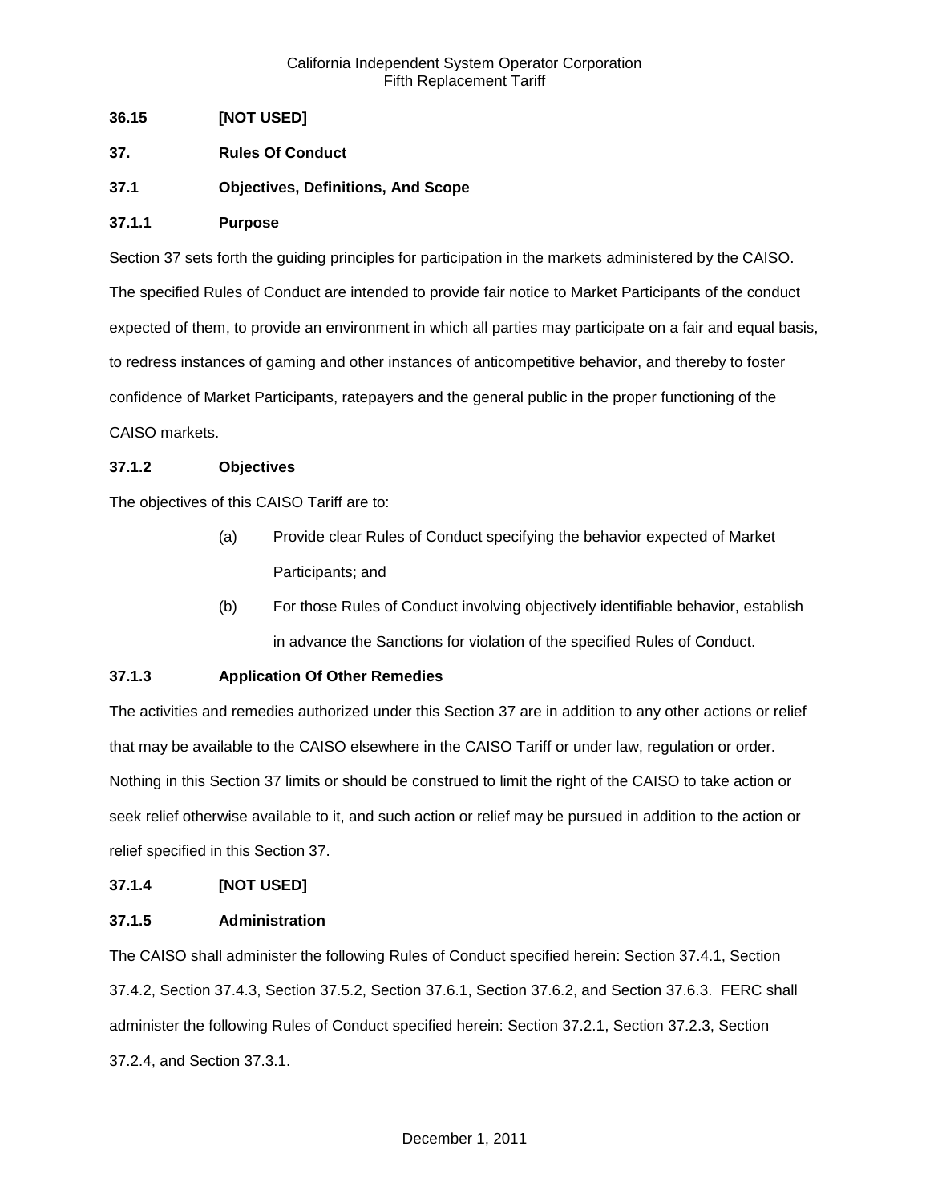**36.15 [NOT USED]**

**37. Rules Of Conduct**

**37.1 Objectives, Definitions, And Scope**

**37.1.1 Purpose**

Section 37 sets forth the guiding principles for participation in the markets administered by the CAISO. The specified Rules of Conduct are intended to provide fair notice to Market Participants of the conduct expected of them, to provide an environment in which all parties may participate on a fair and equal basis, to redress instances of gaming and other instances of anticompetitive behavior, and thereby to foster confidence of Market Participants, ratepayers and the general public in the proper functioning of the CAISO markets.

**37.1.2 Objectives**

The objectives of this CAISO Tariff are to:

(a) Provide clear Rules of Conduct specifying the behavior expected of Market Participants; and

(b) For those Rules of Conduct involving objectively identifiable behavior, establish in advance the Sanctions for violation of the specified Rules of Conduct.

**37.1.3 Application Of Other Remedies**

The activities and remedies authorized under this Section 37 are in addition to any other actions or relief that may be available to the CAISO elsewhere in the CAISO Tariff or under law, regulation or order. Nothing in this Section 37 limits or should be construed to limit the right of the CAISO to take action or seek relief otherwise available to it, and such action or relief may be pursued in addition to the action or relief specified in this Section 37.

**37.1.4 [NOT USED]**

**37.1.5 Administration**

The CAISO shall administer the following Rules of Conduct specified herein: Section 37.4.1, Section 37.4.2, Section 37.4.3, Section 37.5.2, Section 37.6.1, Section 37.6.2, and Section 37.6.3. FERC shall administer the following Rules of Conduct specified herein: Section 37.2.1, Section 37.2.3, Section 37.2.4, and Section 37.3.1.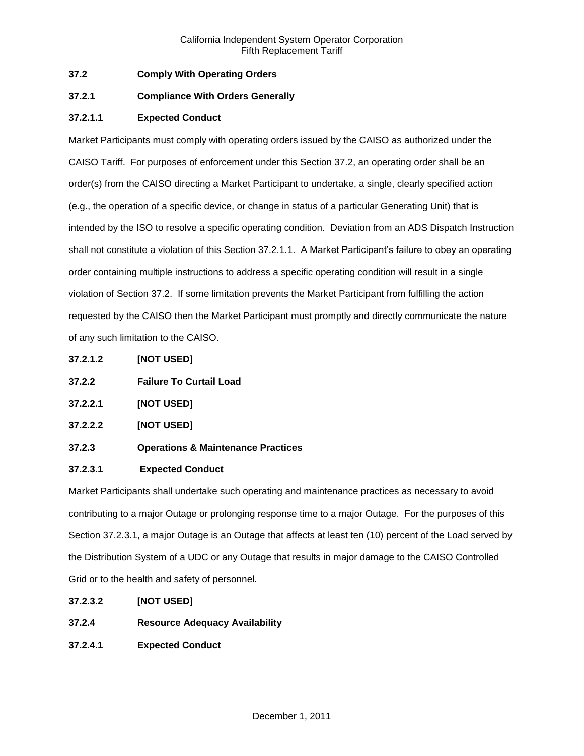**37.2 Comply With Operating Orders**

**37.2.1 Compliance With Orders Generally**

**37.2.1.1 Expected Conduct**

Market Participants must comply with operating orders issued by the CAISO as authorized under the CAISO Tariff. For purposes of enforcement under this Section 37.2, an operating order shall be an order(s) from the CAISO directing a Market Participant to undertake, a single, clearly specified action (e.g., the operation of a specific device, or change in status of a particular Generating Unit) that is intended by the ISO to resolve a specific operating condition. Deviation from an ADS Dispatch Instruction shall not constitute a violation of this Section 37.2.1.1. A Market Participant's failure to obey an operating order containing multiple instructions to address a specific operating condition will result in a single violation of Section 37.2. If some limitation prevents the Market Participant from fulfilling the action requested by the CAISO then the Market Participant must promptly and directly communicate the nature of any such limitation to the CAISO.

**37.2.1.2 [NOT USED]**

**37.2.2 Failure To Curtail Load**

**37.2.2.1 [NOT USED]**

**37.2.2.2 [NOT USED]**

**37.2.3 Operations & Maintenance Practices**

**37.2.3.1 Expected Conduct**

Market Participants shall undertake such operating and maintenance practices as necessary to avoid contributing to a major Outage or prolonging response time to a major Outage. For the purposes of this Section 37.2.3.1, a major Outage is an Outage that affects at least ten (10) percent of the Load served by the Distribution System of a UDC or any Outage that results in major damage to the CAISO Controlled Grid or to the health and safety of personnel.

**37.2.3.2 [NOT USED]**

**37.2.4 Resource Adequacy Availability**

**37.2.4.1 Expected Conduct**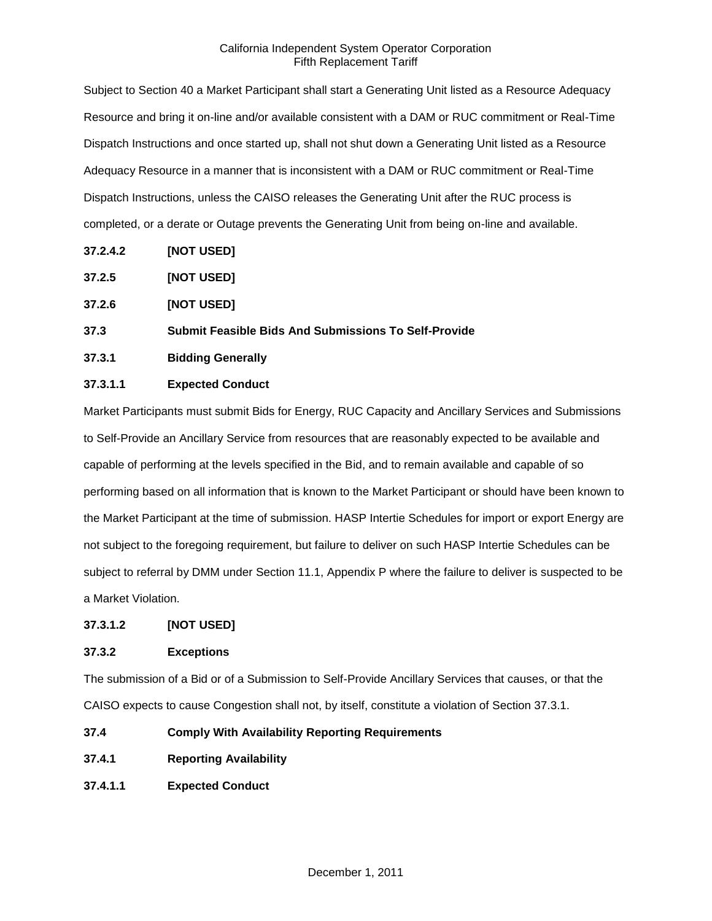Subject to Section 40 a Market Participant shall start a Generating Unit listed as a Resource Adequacy Resource and bring it on-line and/or available consistent with a DAM or RUC commitment or Real-Time Dispatch Instructions and once started up, shall not shut down a Generating Unit listed as a Resource Adequacy Resource in a manner that is inconsistent with a DAM or RUC commitment or Real-Time Dispatch Instructions, unless the CAISO releases the Generating Unit after the RUC process is completed, or a derate or Outage prevents the Generating Unit from being on-line and available.

**37.2.4.2 [NOT USED]**

**37.2.5 [NOT USED]**

**37.2.6 [NOT USED]**

**37.3 Submit Feasible Bids And Submissions To Self-Provide**

**37.3.1 Bidding Generally**

**37.3.1.1 Expected Conduct**

Market Participants must submit Bids for Energy, RUC Capacity and Ancillary Services and Submissions to Self-Provide an Ancillary Service from resources that are reasonably expected to be available and capable of performing at the levels specified in the Bid, and to remain available and capable of so performing based on all information that is known to the Market Participant or should have been known to the Market Participant at the time of submission. HASP Intertie Schedules for import or export Energy are not subject to the foregoing requirement, but failure to deliver on such HASP Intertie Schedules can be subject to referral by DMM under Section 11.1, Appendix P where the failure to deliver is suspected to be a Market Violation.

**37.3.1.2 [NOT USED]**

**37.3.2 Exceptions**

The submission of a Bid or of a Submission to Self-Provide Ancillary Services that causes, or that the CAISO expects to cause Congestion shall not, by itself, constitute a violation of Section 37.3.1.

**37.4 Comply With Availability Reporting Requirements**

**37.4.1 Reporting Availability**

**37.4.1.1 Expected Conduct**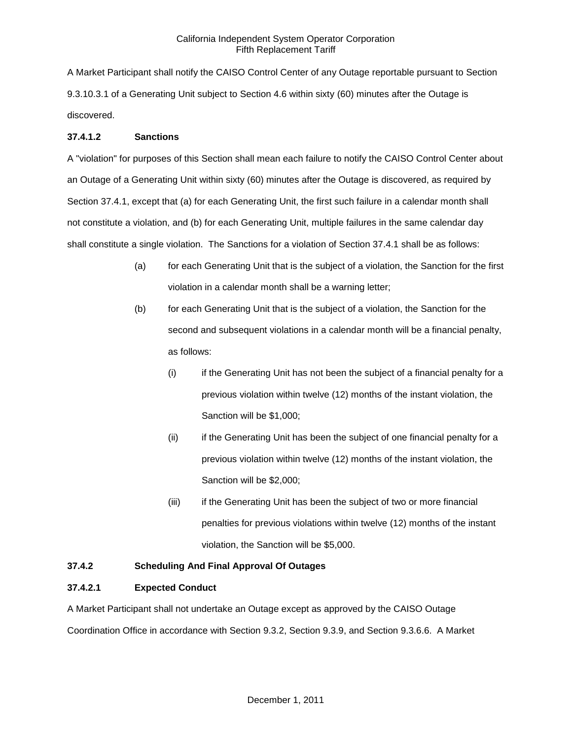A Market Participant shall notify the CAISO Control Center of any Outage reportable pursuant to Section 9.3.10.3.1 of a Generating Unit subject to Section 4.6 within sixty (60) minutes after the Outage is discovered.

**37.4.1.2 Sanctions**

A "violation" for purposes of this Section shall mean each failure to notify the CAISO Control Center about an Outage of a Generating Unit within sixty (60) minutes after the Outage is discovered, as required by Section 37.4.1, except that (a) for each Generating Unit, the first such failure in a calendar month shall not constitute a violation, and (b) for each Generating Unit, multiple failures in the same calendar day shall constitute a single violation. The Sanctions for a violation of Section 37.4.1 shall be as follows:

(a) for each Generating Unit that is the subject of a violation, the Sanction for the first violation in a calendar month shall be a warning letter;

(b) for each Generating Unit that is the subject of a violation, the Sanction for the second and subsequent violations in a calendar month will be a financial penalty, as follows:

(i) if the Generating Unit has not been the subject of a financial penalty for a previous violation within twelve (12) months of the instant violation, the Sanction will be $1,000;

(ii) if the Generating Unit has been the subject of one financial penalty for a previous violation within twelve (12) months of the instant violation, the Sanction will be $2,000;

(iii) if the Generating Unit has been the subject of two or more financial penalties for previous violations within twelve (12) months of the instant violation, the Sanction will be $5,000.

**37.4.2 Scheduling And Final Approval Of Outages**

**37.4.2.1 Expected Conduct**

A Market Participant shall not undertake an Outage except as approved by the CAISO Outage Coordination Office in accordance with Section 9.3.2, Section 9.3.9, and Section 9.3.6.6. A Market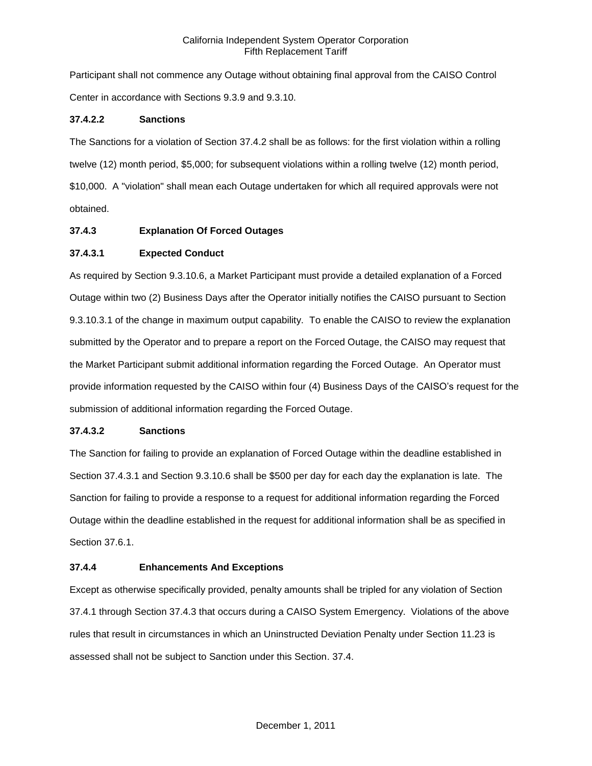Participant shall not commence any Outage without obtaining final approval from the CAISO Control Center in accordance with Sections 9.3.9 and 9.3.10.

**37.4.2.2 Sanctions**

The Sanctions for a violation of Section 37.4.2 shall be as follows: for the first violation within a rolling twelve (12) month period, $5,000; for subsequent violations within a rolling twelve (12) month period, $10,000. A "violation" shall mean each Outage undertaken for which all required approvals were not obtained.

**37.4.3 Explanation Of Forced Outages**

**37.4.3.1 Expected Conduct**

As required by Section 9.3.10.6, a Market Participant must provide a detailed explanation of a Forced Outage within two (2) Business Days after the Operator initially notifies the CAISO pursuant to Section 9.3.10.3.1 of the change in maximum output capability. To enable the CAISO to review the explanation submitted by the Operator and to prepare a report on the Forced Outage, the CAISO may request that the Market Participant submit additional information regarding the Forced Outage. An Operator must provide information requested by the CAISO within four (4) Business Days of the CAISO's request for the submission of additional information regarding the Forced Outage.

**37.4.3.2 Sanctions**

The Sanction for failing to provide an explanation of Forced Outage within the deadline established in Section 37.4.3.1 and Section 9.3.10.6 shall be $500 per day for each day the explanation is late. The Sanction for failing to provide a response to a request for additional information regarding the Forced Outage within the deadline established in the request for additional information shall be as specified in Section 37.6.1.

**37.4.4 Enhancements And Exceptions**

Except as otherwise specifically provided, penalty amounts shall be tripled for any violation of Section 37.4.1 through Section 37.4.3 that occurs during a CAISO System Emergency. Violations of the above rules that result in circumstances in which an Uninstructed Deviation Penalty under Section 11.23 is assessed shall not be subject to Sanction under this Section. 37.4.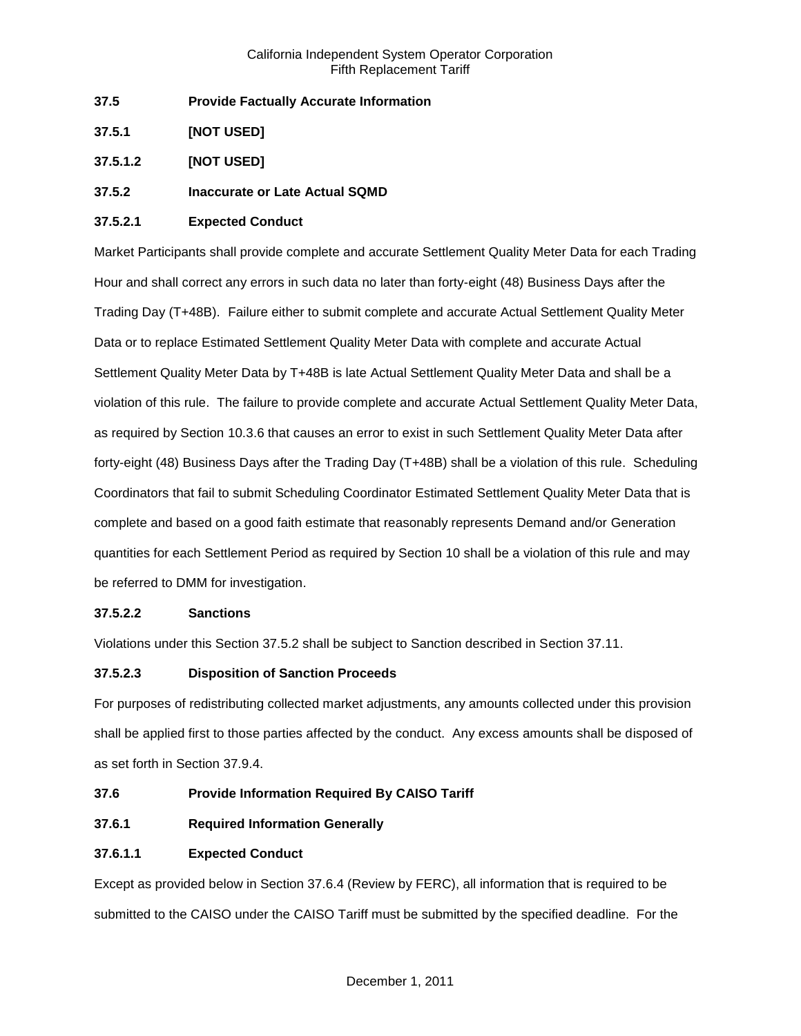**37.5 Provide Factually Accurate Information**

**37.5.1 [NOT USED]**

**37.5.1.2 [NOT USED]**

**37.5.2 Inaccurate or Late Actual SQMD**

**37.5.2.1 Expected Conduct**

Market Participants shall provide complete and accurate Settlement Quality Meter Data for each Trading Hour and shall correct any errors in such data no later than forty-eight (48) Business Days after the Trading Day (T+48B). Failure either to submit complete and accurate Actual Settlement Quality Meter Data or to replace Estimated Settlement Quality Meter Data with complete and accurate Actual Settlement Quality Meter Data by T+48B is late Actual Settlement Quality Meter Data and shall be a violation of this rule. The failure to provide complete and accurate Actual Settlement Quality Meter Data, as required by Section 10.3.6 that causes an error to exist in such Settlement Quality Meter Data after forty-eight (48) Business Days after the Trading Day (T+48B) shall be a violation of this rule. Scheduling Coordinators that fail to submit Scheduling Coordinator Estimated Settlement Quality Meter Data that is complete and based on a good faith estimate that reasonably represents Demand and/or Generation quantities for each Settlement Period as required by Section 10 shall be a violation of this rule and may be referred to DMM for investigation.

**37.5.2.2 Sanctions**

Violations under this Section 37.5.2 shall be subject to Sanction described in Section 37.11.

**37.5.2.3 Disposition of Sanction Proceeds**

For purposes of redistributing collected market adjustments, any amounts collected under this provision shall be applied first to those parties affected by the conduct. Any excess amounts shall be disposed of as set forth in Section 37.9.4.

**37.6 Provide Information Required By CAISO Tariff**

**37.6.1 Required Information Generally**

**37.6.1.1 Expected Conduct**

Except as provided below in Section 37.6.4 (Review by FERC), all information that is required to be submitted to the CAISO under the CAISO Tariff must be submitted by the specified deadline. For the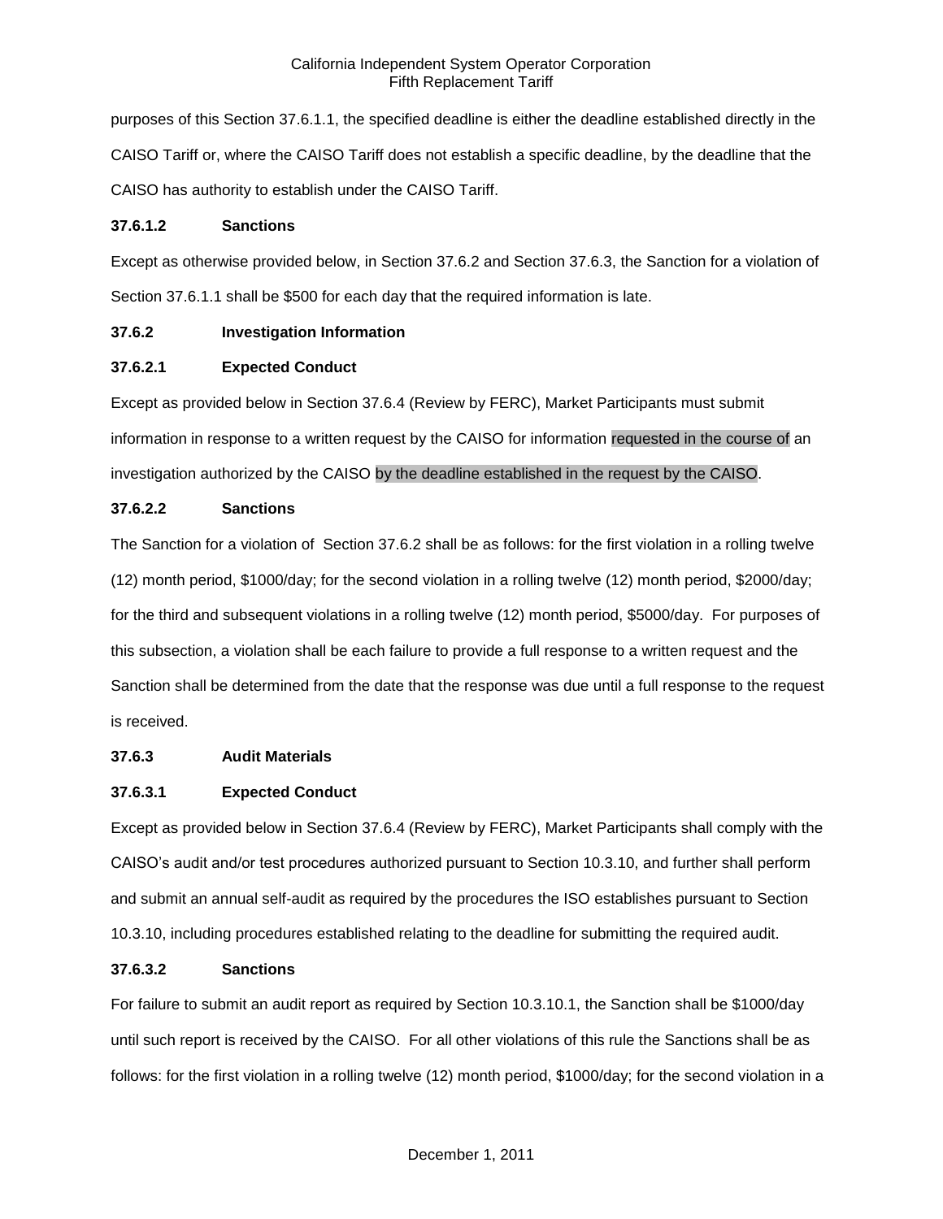purposes of this Section 37.6.1.1, the specified deadline is either the deadline established directly in the CAISO Tariff or, where the CAISO Tariff does not establish a specific deadline, by the deadline that the CAISO has authority to establish under the CAISO Tariff.

**37.6.1.2 Sanctions**

Except as otherwise provided below, in Section 37.6.2 and Section 37.6.3, the Sanction for a violation of Section 37.6.1.1 shall be $500 for each day that the required information is late.

**37.6.2 Investigation Information**

**37.6.2.1 Expected Conduct**

Except as provided below in Section 37.6.4 (Review by FERC), Market Participants must submit information in response to a written request by the CAISO for information requested in the course of an investigation authorized by the CAISO by the deadline established in the request by the CAISO.

**37.6.2.2 Sanctions**

The Sanction for a violation of Section 37.6.2 shall be as follows: for the first violation in a rolling twelve (12) month period, $1000/day; for the second violation in a rolling twelve (12) month period, $2000/day; for the third and subsequent violations in a rolling twelve (12) month period, $5000/day. For purposes of this subsection, a violation shall be each failure to provide a full response to a written request and the Sanction shall be determined from the date that the response was due until a full response to the request is received.

**37.6.3 Audit Materials**

**37.6.3.1 Expected Conduct**

Except as provided below in Section 37.6.4 (Review by FERC), Market Participants shall comply with the CAISO's audit and/or test procedures authorized pursuant to Section 10.3.10, and further shall perform and submit an annual self-audit as required by the procedures the ISO establishes pursuant to Section 10.3.10, including procedures established relating to the deadline for submitting the required audit.

**37.6.3.2 Sanctions**

For failure to submit an audit report as required by Section 10.3.10.1, the Sanction shall be $1000/day until such report is received by the CAISO. For all other violations of this rule the Sanctions shall be as follows: for the first violation in a rolling twelve (12) month period, $1000/day; for the second violation in a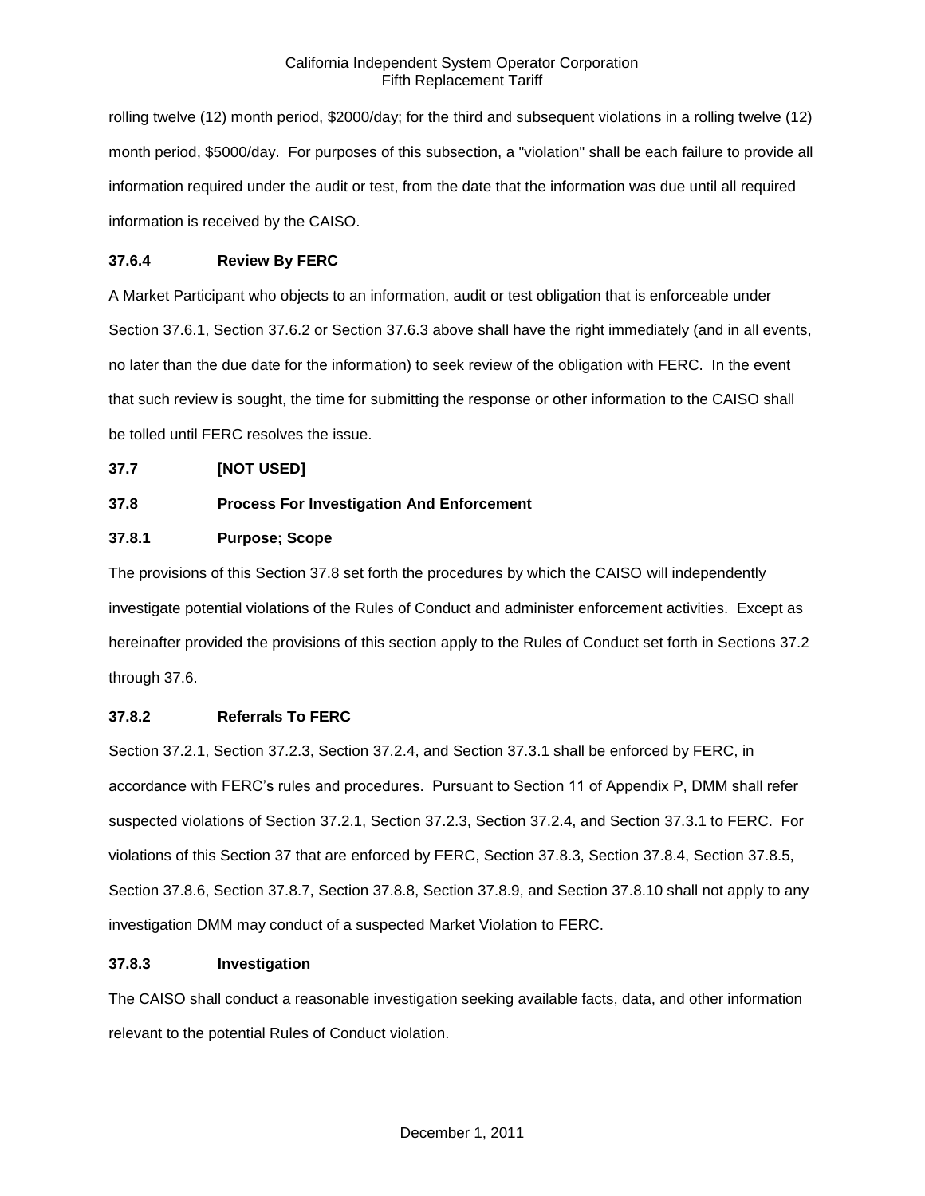rolling twelve (12) month period, $2000/day; for the third and subsequent violations in a rolling twelve (12) month period, $5000/day. For purposes of this subsection, a "violation" shall be each failure to provide all information required under the audit or test, from the date that the information was due until all required information is received by the CAISO.

### 37.6.4 Review By FERC

A Market Participant who objects to an information, audit or test obligation that is enforceable under Section 37.6.1, Section 37.6.2 or Section 37.6.3 above shall have the right immediately (and in all events, no later than the due date for the information) to seek review of the obligation with FERC. In the event that such review is sought, the time for submitting the response or other information to the CAISO shall be tolled until FERC resolves the issue.

## 37.7 [NOT USED]

## 37.8 Process For Investigation And Enforcement

### 37.8.1 Purpose; Scope

The provisions of this Section 37.8 set forth the procedures by which the CAISO will independently investigate potential violations of the Rules of Conduct and administer enforcement activities. Except as hereinafter provided the provisions of this section apply to the Rules of Conduct set forth in Sections 37.2 through 37.6.

### 37.8.2 Referrals To FERC

Section 37.2.1, Section 37.2.3, Section 37.2.4, and Section 37.3.1 shall be enforced by FERC, in accordance with FERC's rules and procedures. Pursuant to Section 11 of Appendix P, DMM shall refer suspected violations of Section 37.2.1, Section 37.2.3, Section 37.2.4, and Section 37.3.1 to FERC. For violations of this Section 37 that are enforced by FERC, Section 37.8.3, Section 37.8.4, Section 37.8.5, Section 37.8.6, Section 37.8.7, Section 37.8.8, Section 37.8.9, and Section 37.8.10 shall not apply to any investigation DMM may conduct of a suspected Market Violation to FERC.

### 37.8.3 Investigation

The CAISO shall conduct a reasonable investigation seeking available facts, data, and other information relevant to the potential Rules of Conduct violation.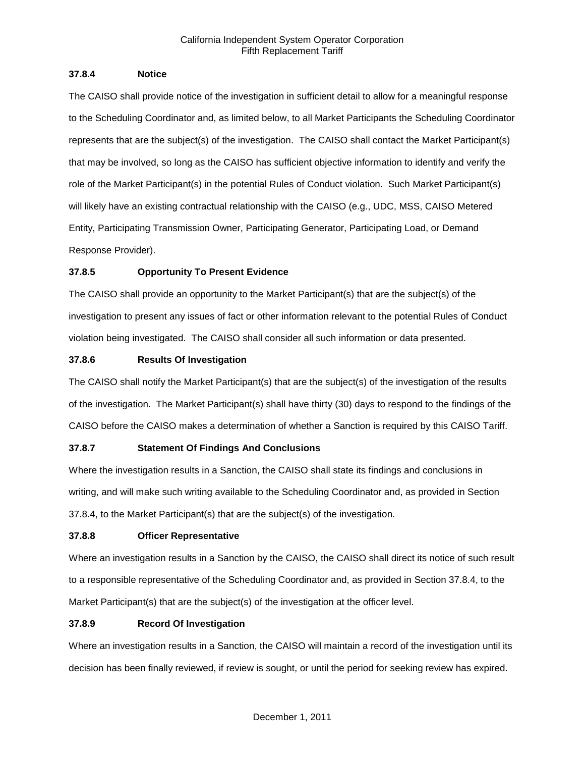### 37.8.4 Notice

The CAISO shall provide notice of the investigation in sufficient detail to allow for a meaningful response to the Scheduling Coordinator and, as limited below, to all Market Participants the Scheduling Coordinator represents that are the subject(s) of the investigation. The CAISO shall contact the Market Participant(s) that may be involved, so long as the CAISO has sufficient objective information to identify and verify the role of the Market Participant(s) in the potential Rules of Conduct violation. Such Market Participant(s) will likely have an existing contractual relationship with the CAISO (e.g., UDC, MSS, CAISO Metered Entity, Participating Transmission Owner, Participating Generator, Participating Load, or Demand Response Provider).

### 37.8.5 Opportunity To Present Evidence

The CAISO shall provide an opportunity to the Market Participant(s) that are the subject(s) of the investigation to present any issues of fact or other information relevant to the potential Rules of Conduct violation being investigated. The CAISO shall consider all such information or data presented.

### 37.8.6 Results Of Investigation

The CAISO shall notify the Market Participant(s) that are the subject(s) of the investigation of the results of the investigation. The Market Participant(s) shall have thirty (30) days to respond to the findings of the CAISO before the CAISO makes a determination of whether a Sanction is required by this CAISO Tariff.

### 37.8.7 Statement Of Findings And Conclusions

Where the investigation results in a Sanction, the CAISO shall state its findings and conclusions in writing, and will make such writing available to the Scheduling Coordinator and, as provided in Section 37.8.4, to the Market Participant(s) that are the subject(s) of the investigation.

### 37.8.8 Officer Representative

Where an investigation results in a Sanction by the CAISO, the CAISO shall direct its notice of such result to a responsible representative of the Scheduling Coordinator and, as provided in Section 37.8.4, to the Market Participant(s) that are the subject(s) of the investigation at the officer level.

### 37.8.9 Record Of Investigation

Where an investigation results in a Sanction, the CAISO will maintain a record of the investigation until its decision has been finally reviewed, if review is sought, or until the period for seeking review has expired.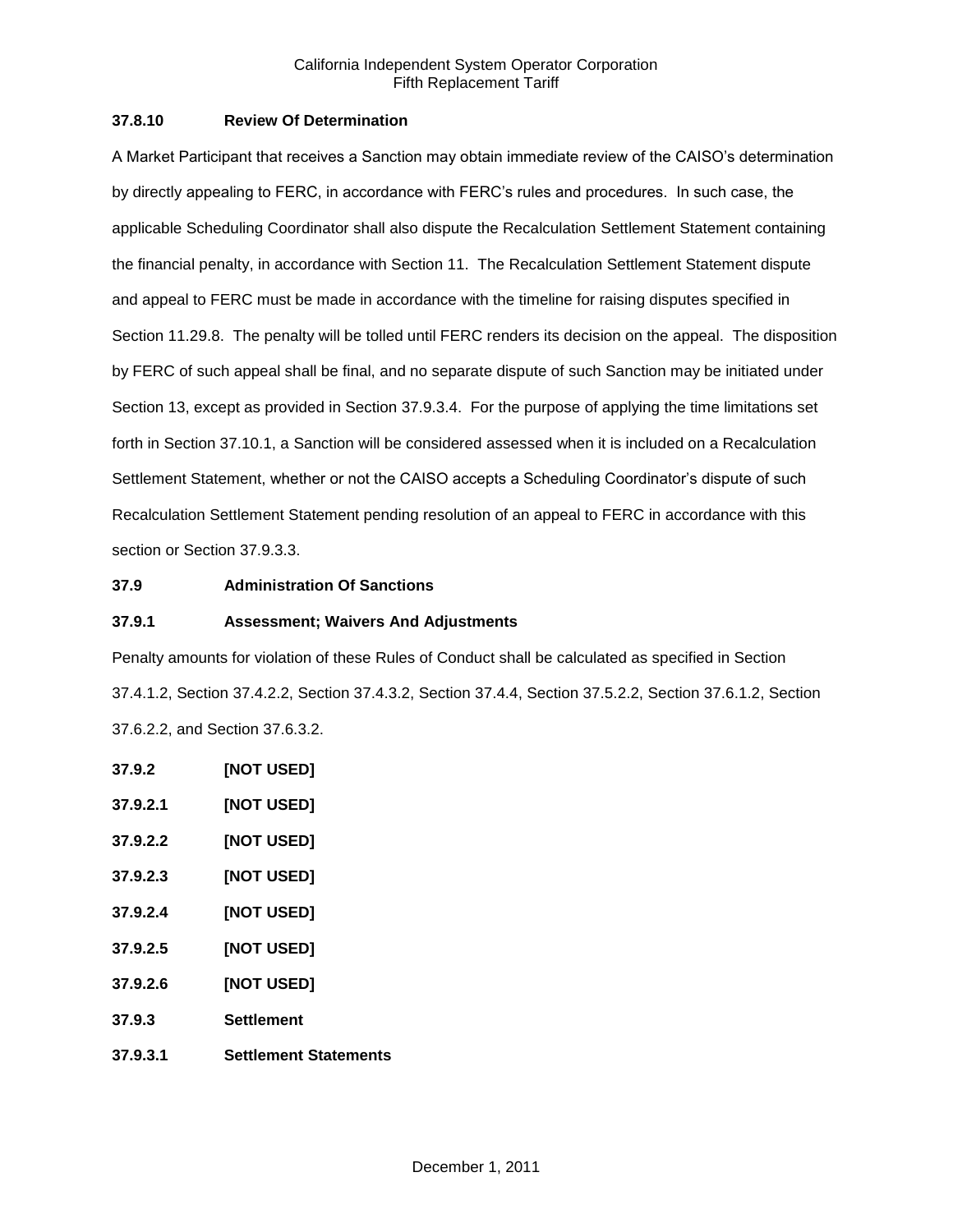**37.8.10 Review Of Determination**

A Market Participant that receives a Sanction may obtain immediate review of the CAISO's determination by directly appealing to FERC, in accordance with FERC's rules and procedures. In such case, the applicable Scheduling Coordinator shall also dispute the Recalculation Settlement Statement containing the financial penalty, in accordance with Section 11. The Recalculation Settlement Statement dispute and appeal to FERC must be made in accordance with the timeline for raising disputes specified in Section 11.29.8. The penalty will be tolled until FERC renders its decision on the appeal. The disposition by FERC of such appeal shall be final, and no separate dispute of such Sanction may be initiated under Section 13, except as provided in Section 37.9.3.4. For the purpose of applying the time limitations set forth in Section 37.10.1, a Sanction will be considered assessed when it is included on a Recalculation Settlement Statement, whether or not the CAISO accepts a Scheduling Coordinator's dispute of such Recalculation Settlement Statement pending resolution of an appeal to FERC in accordance with this section or Section 37.9.3.3.

**37.9 Administration Of Sanctions**

**37.9.1 Assessment; Waivers And Adjustments**

Penalty amounts for violation of these Rules of Conduct shall be calculated as specified in Section 37.4.1.2, Section 37.4.2.2, Section 37.4.3.2, Section 37.4.4, Section 37.5.2.2, Section 37.6.1.2, Section 37.6.2.2, and Section 37.6.3.2.

**37.9.2 [NOT USED]**

**37.9.2.1 [NOT USED]**

**37.9.2.2 [NOT USED]**

**37.9.2.3 [NOT USED]**

**37.9.2.4 [NOT USED]**

**37.9.2.5 [NOT USED]**

**37.9.2.6 [NOT USED]**

**37.9.3 Settlement**

**37.9.3.1 Settlement Statements**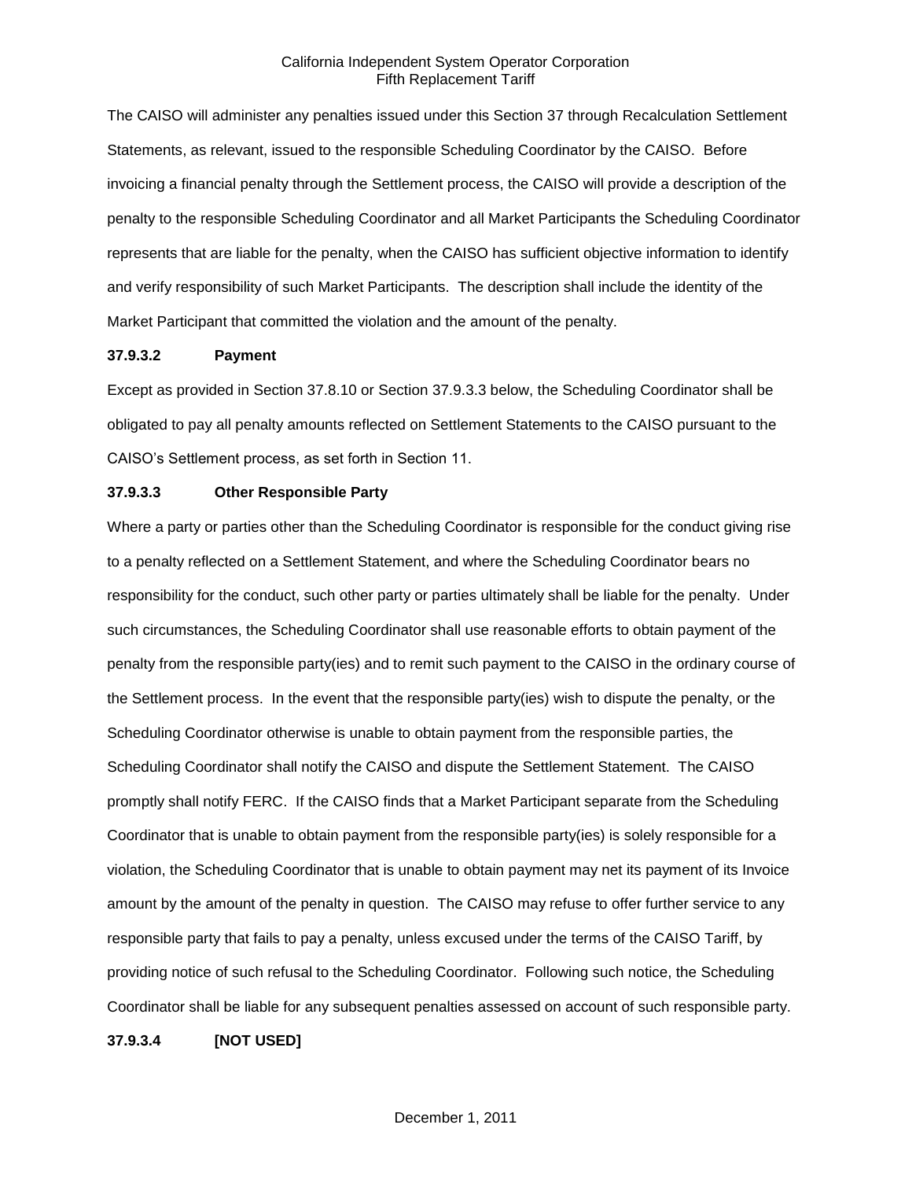The CAISO will administer any penalties issued under this Section 37 through Recalculation Settlement Statements, as relevant, issued to the responsible Scheduling Coordinator by the CAISO. Before invoicing a financial penalty through the Settlement process, the CAISO will provide a description of the penalty to the responsible Scheduling Coordinator and all Market Participants the Scheduling Coordinator represents that are liable for the penalty, when the CAISO has sufficient objective information to identify and verify responsibility of such Market Participants. The description shall include the identity of the Market Participant that committed the violation and the amount of the penalty.

**37.9.3.2 Payment**

Except as provided in Section 37.8.10 or Section 37.9.3.3 below, the Scheduling Coordinator shall be obligated to pay all penalty amounts reflected on Settlement Statements to the CAISO pursuant to the CAISO's Settlement process, as set forth in Section 11.

**37.9.3.3 Other Responsible Party**

Where a party or parties other than the Scheduling Coordinator is responsible for the conduct giving rise to a penalty reflected on a Settlement Statement, and where the Scheduling Coordinator bears no responsibility for the conduct, such other party or parties ultimately shall be liable for the penalty. Under such circumstances, the Scheduling Coordinator shall use reasonable efforts to obtain payment of the penalty from the responsible party(ies) and to remit such payment to the CAISO in the ordinary course of the Settlement process. In the event that the responsible party(ies) wish to dispute the penalty, or the Scheduling Coordinator otherwise is unable to obtain payment from the responsible parties, the Scheduling Coordinator shall notify the CAISO and dispute the Settlement Statement. The CAISO promptly shall notify FERC. If the CAISO finds that a Market Participant separate from the Scheduling Coordinator that is unable to obtain payment from the responsible party(ies) is solely responsible for a violation, the Scheduling Coordinator that is unable to obtain payment may net its payment of its Invoice amount by the amount of the penalty in question. The CAISO may refuse to offer further service to any responsible party that fails to pay a penalty, unless excused under the terms of the CAISO Tariff, by providing notice of such refusal to the Scheduling Coordinator. Following such notice, the Scheduling Coordinator shall be liable for any subsequent penalties assessed on account of such responsible party.

**37.9.3.4 [NOT USED]**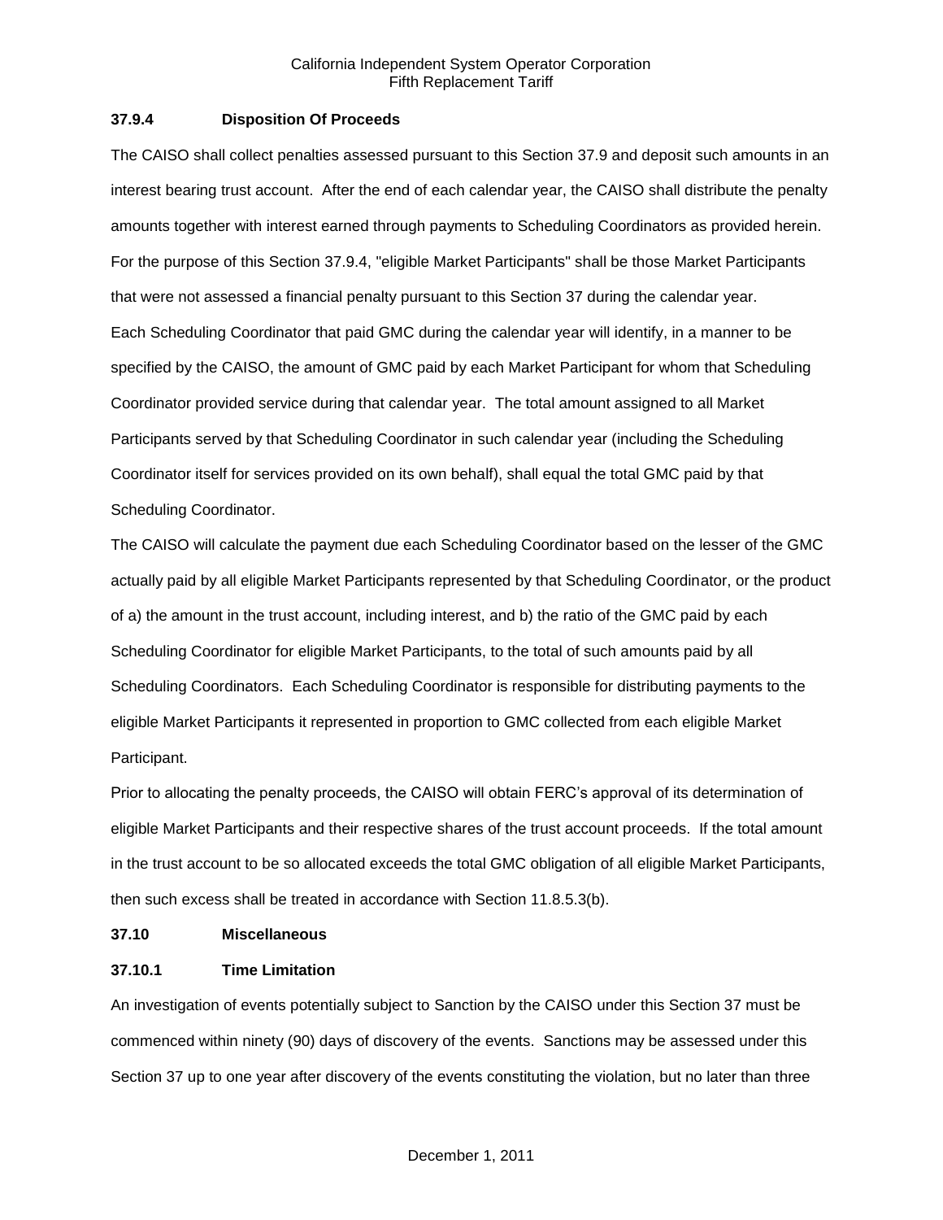### 37.9.4 Disposition Of Proceeds

The CAISO shall collect penalties assessed pursuant to this Section 37.9 and deposit such amounts in an interest bearing trust account. After the end of each calendar year, the CAISO shall distribute the penalty amounts together with interest earned through payments to Scheduling Coordinators as provided herein. For the purpose of this Section 37.9.4, "eligible Market Participants" shall be those Market Participants that were not assessed a financial penalty pursuant to this Section 37 during the calendar year.

Each Scheduling Coordinator that paid GMC during the calendar year will identify, in a manner to be specified by the CAISO, the amount of GMC paid by each Market Participant for whom that Scheduling Coordinator provided service during that calendar year. The total amount assigned to all Market Participants served by that Scheduling Coordinator in such calendar year (including the Scheduling Coordinator itself for services provided on its own behalf), shall equal the total GMC paid by that Scheduling Coordinator.

The CAISO will calculate the payment due each Scheduling Coordinator based on the lesser of the GMC actually paid by all eligible Market Participants represented by that Scheduling Coordinator, or the product of a) the amount in the trust account, including interest, and b) the ratio of the GMC paid by each Scheduling Coordinator for eligible Market Participants, to the total of such amounts paid by all Scheduling Coordinators. Each Scheduling Coordinator is responsible for distributing payments to the eligible Market Participants it represented in proportion to GMC collected from each eligible Market Participant.

Prior to allocating the penalty proceeds, the CAISO will obtain FERC's approval of its determination of eligible Market Participants and their respective shares of the trust account proceeds. If the total amount in the trust account to be so allocated exceeds the total GMC obligation of all eligible Market Participants, then such excess shall be treated in accordance with Section 11.8.5.3(b).

## 37.10 Miscellaneous

### 37.10.1 Time Limitation

An investigation of events potentially subject to Sanction by the CAISO under this Section 37 must be commenced within ninety (90) days of discovery of the events. Sanctions may be assessed under this Section 37 up to one year after discovery of the events constituting the violation, but no later than three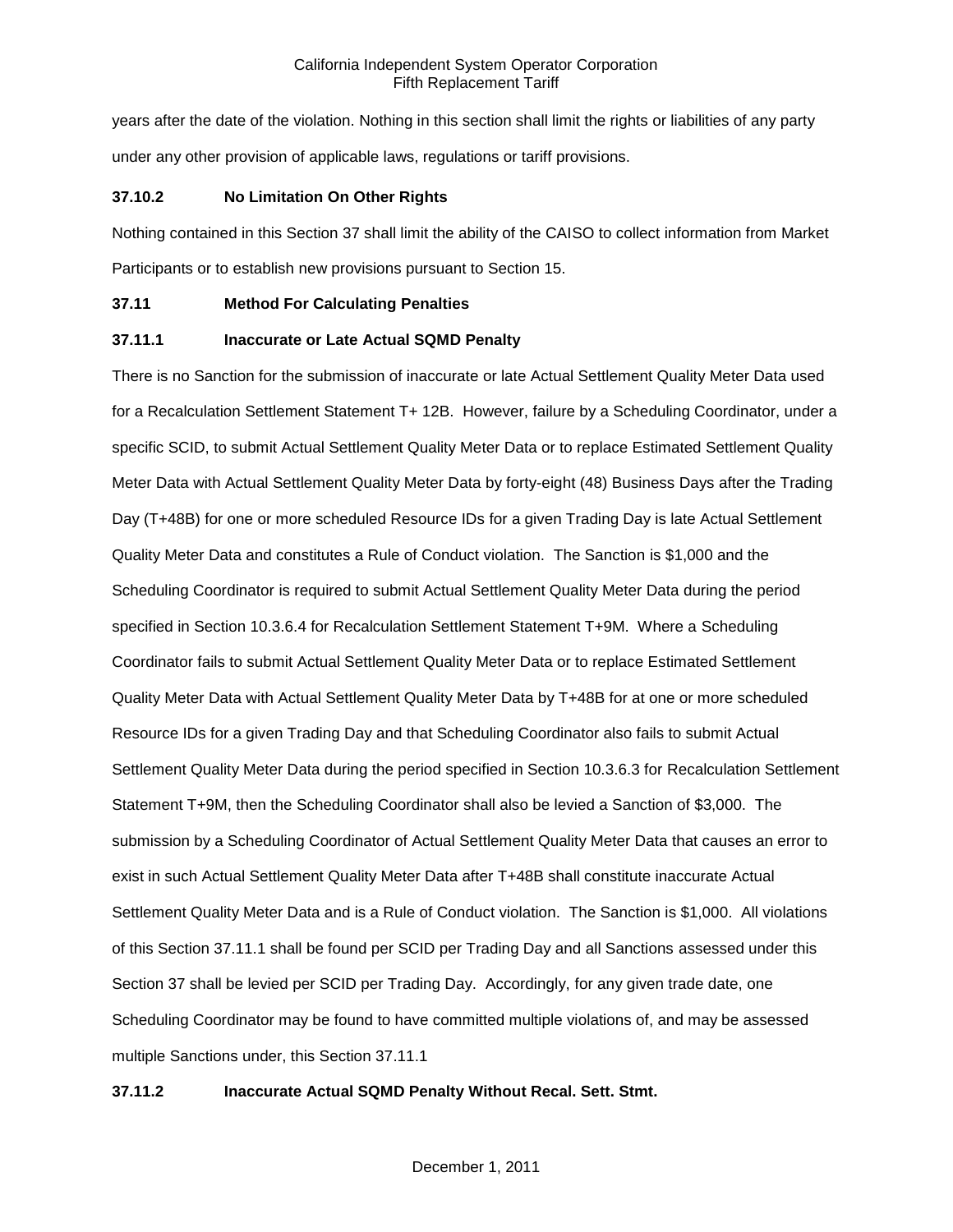years after the date of the violation. Nothing in this section shall limit the rights or liabilities of any party under any other provision of applicable laws, regulations or tariff provisions.

### 37.10.2 No Limitation On Other Rights

Nothing contained in this Section 37 shall limit the ability of the CAISO to collect information from Market Participants or to establish new provisions pursuant to Section 15.

## 37.11 Method For Calculating Penalties

### 37.11.1 Inaccurate or Late Actual SQMD Penalty

There is no Sanction for the submission of inaccurate or late Actual Settlement Quality Meter Data used for a Recalculation Settlement Statement T+ 12B. However, failure by a Scheduling Coordinator, under a specific SCID, to submit Actual Settlement Quality Meter Data or to replace Estimated Settlement Quality Meter Data with Actual Settlement Quality Meter Data by forty-eight (48) Business Days after the Trading Day (T+48B) for one or more scheduled Resource IDs for a given Trading Day is late Actual Settlement Quality Meter Data and constitutes a Rule of Conduct violation. The Sanction is $1,000 and the Scheduling Coordinator is required to submit Actual Settlement Quality Meter Data during the period specified in Section 10.3.6.4 for Recalculation Settlement Statement T+9M. Where a Scheduling Coordinator fails to submit Actual Settlement Quality Meter Data or to replace Estimated Settlement Quality Meter Data with Actual Settlement Quality Meter Data by T+48B for at one or more scheduled Resource IDs for a given Trading Day and that Scheduling Coordinator also fails to submit Actual Settlement Quality Meter Data during the period specified in Section 10.3.6.3 for Recalculation Settlement Statement T+9M, then the Scheduling Coordinator shall also be levied a Sanction of $3,000. The submission by a Scheduling Coordinator of Actual Settlement Quality Meter Data that causes an error to exist in such Actual Settlement Quality Meter Data after T+48B shall constitute inaccurate Actual Settlement Quality Meter Data and is a Rule of Conduct violation. The Sanction is $1,000. All violations of this Section 37.11.1 shall be found per SCID per Trading Day and all Sanctions assessed under this Section 37 shall be levied per SCID per Trading Day. Accordingly, for any given trade date, one Scheduling Coordinator may be found to have committed multiple violations of, and may be assessed multiple Sanctions under, this Section 37.11.1

### 37.11.2 Inaccurate Actual SQMD Penalty Without Recal. Sett. Stmt.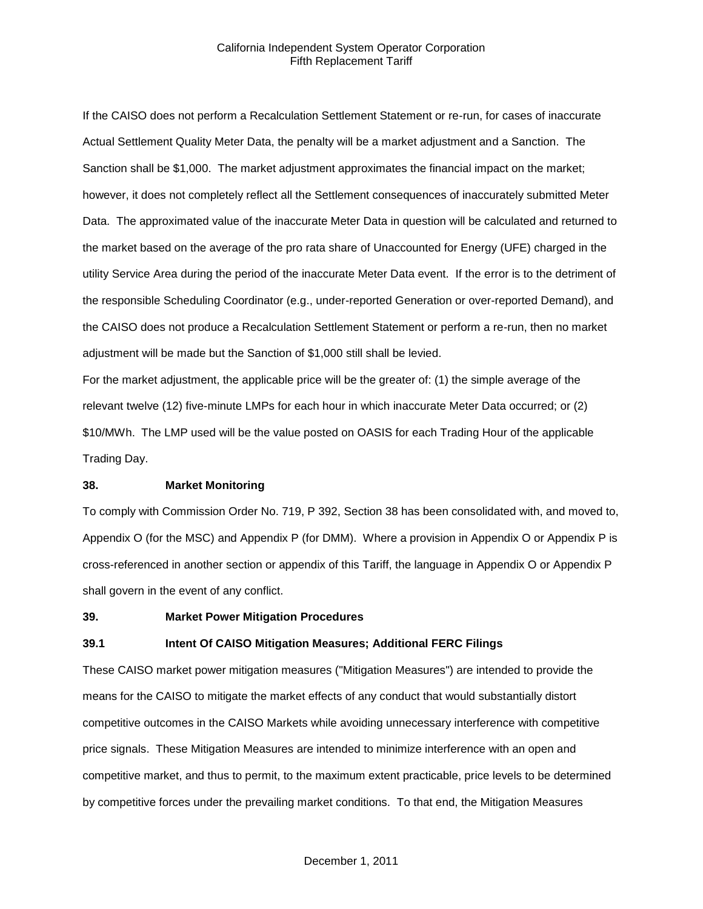If the CAISO does not perform a Recalculation Settlement Statement or re-run, for cases of inaccurate Actual Settlement Quality Meter Data, the penalty will be a market adjustment and a Sanction. The Sanction shall be $1,000. The market adjustment approximates the financial impact on the market; however, it does not completely reflect all the Settlement consequences of inaccurately submitted Meter Data. The approximated value of the inaccurate Meter Data in question will be calculated and returned to the market based on the average of the pro rata share of Unaccounted for Energy (UFE) charged in the utility Service Area during the period of the inaccurate Meter Data event. If the error is to the detriment of the responsible Scheduling Coordinator (e.g., under-reported Generation or over-reported Demand), and the CAISO does not produce a Recalculation Settlement Statement or perform a re-run, then no market adjustment will be made but the Sanction of $1,000 still shall be levied.

For the market adjustment, the applicable price will be the greater of: (1) the simple average of the relevant twelve (12) five-minute LMPs for each hour in which inaccurate Meter Data occurred; or (2) $10/MWh. The LMP used will be the value posted on OASIS for each Trading Hour of the applicable Trading Day.

## 38. Market Monitoring

To comply with Commission Order No. 719, P 392, Section 38 has been consolidated with, and moved to, Appendix O (for the MSC) and Appendix P (for DMM). Where a provision in Appendix O or Appendix P is cross-referenced in another section or appendix of this Tariff, the language in Appendix O or Appendix P shall govern in the event of any conflict.

## 39. Market Power Mitigation Procedures

### 39.1 Intent Of CAISO Mitigation Measures; Additional FERC Filings

These CAISO market power mitigation measures ("Mitigation Measures") are intended to provide the means for the CAISO to mitigate the market effects of any conduct that would substantially distort competitive outcomes in the CAISO Markets while avoiding unnecessary interference with competitive price signals. These Mitigation Measures are intended to minimize interference with an open and competitive market, and thus to permit, to the maximum extent practicable, price levels to be determined by competitive forces under the prevailing market conditions. To that end, the Mitigation Measures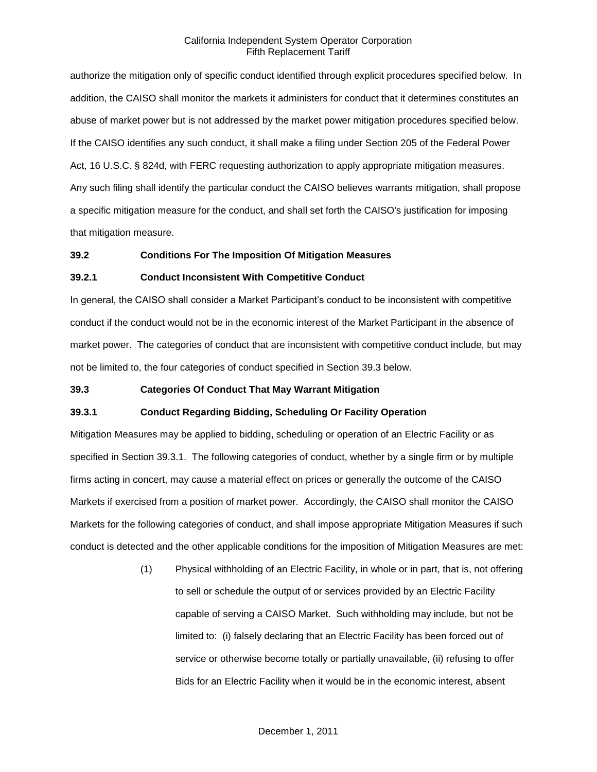authorize the mitigation only of specific conduct identified through explicit procedures specified below. In addition, the CAISO shall monitor the markets it administers for conduct that it determines constitutes an abuse of market power but is not addressed by the market power mitigation procedures specified below. If the CAISO identifies any such conduct, it shall make a filing under Section 205 of the Federal Power Act, 16 U.S.C. § 824d, with FERC requesting authorization to apply appropriate mitigation measures. Any such filing shall identify the particular conduct the CAISO believes warrants mitigation, shall propose a specific mitigation measure for the conduct, and shall set forth the CAISO's justification for imposing that mitigation measure.

**39.2 Conditions For The Imposition Of Mitigation Measures**

**39.2.1 Conduct Inconsistent With Competitive Conduct**

In general, the CAISO shall consider a Market Participant's conduct to be inconsistent with competitive conduct if the conduct would not be in the economic interest of the Market Participant in the absence of market power. The categories of conduct that are inconsistent with competitive conduct include, but may not be limited to, the four categories of conduct specified in Section 39.3 below.

**39.3 Categories Of Conduct That May Warrant Mitigation**

**39.3.1 Conduct Regarding Bidding, Scheduling Or Facility Operation**

Mitigation Measures may be applied to bidding, scheduling or operation of an Electric Facility or as specified in Section 39.3.1. The following categories of conduct, whether by a single firm or by multiple firms acting in concert, may cause a material effect on prices or generally the outcome of the CAISO Markets if exercised from a position of market power. Accordingly, the CAISO shall monitor the CAISO Markets for the following categories of conduct, and shall impose appropriate Mitigation Measures if such conduct is detected and the other applicable conditions for the imposition of Mitigation Measures are met:

(1) Physical withholding of an Electric Facility, in whole or in part, that is, not offering to sell or schedule the output of or services provided by an Electric Facility capable of serving a CAISO Market. Such withholding may include, but not be limited to: (i) falsely declaring that an Electric Facility has been forced out of service or otherwise become totally or partially unavailable, (ii) refusing to offer Bids for an Electric Facility when it would be in the economic interest, absent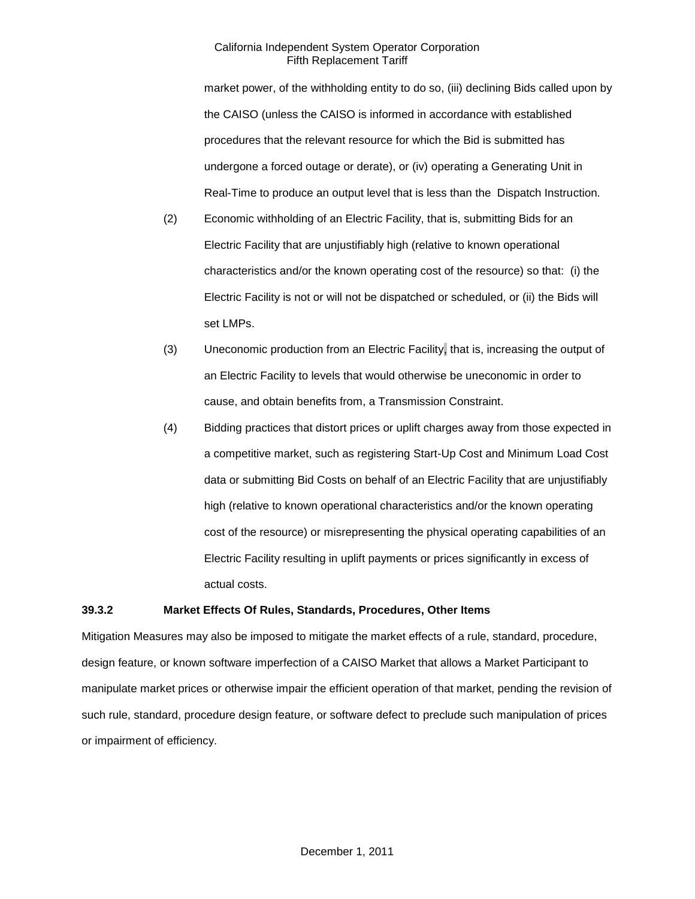market power, of the withholding entity to do so, (iii) declining Bids called upon by the CAISO (unless the CAISO is informed in accordance with established procedures that the relevant resource for which the Bid is submitted has undergone a forced outage or derate), or (iv) operating a Generating Unit in Real-Time to produce an output level that is less than the Dispatch Instruction.

(2) Economic withholding of an Electric Facility, that is, submitting Bids for an Electric Facility that are unjustifiably high (relative to known operational characteristics and/or the known operating cost of the resource) so that: (i) the Electric Facility is not or will not be dispatched or scheduled, or (ii) the Bids will set LMPs.

(3) Uneconomic production from an Electric Facility, that is, increasing the output of an Electric Facility to levels that would otherwise be uneconomic in order to cause, and obtain benefits from, a Transmission Constraint.

(4) Bidding practices that distort prices or uplift charges away from those expected in a competitive market, such as registering Start-Up Cost and Minimum Load Cost data or submitting Bid Costs on behalf of an Electric Facility that are unjustifiably high (relative to known operational characteristics and/or the known operating cost of the resource) or misrepresenting the physical operating capabilities of an Electric Facility resulting in uplift payments or prices significantly in excess of actual costs.

**39.3.2 Market Effects Of Rules, Standards, Procedures, Other Items**

Mitigation Measures may also be imposed to mitigate the market effects of a rule, standard, procedure, design feature, or known software imperfection of a CAISO Market that allows a Market Participant to manipulate market prices or otherwise impair the efficient operation of that market, pending the revision of such rule, standard, procedure design feature, or software defect to preclude such manipulation of prices or impairment of efficiency.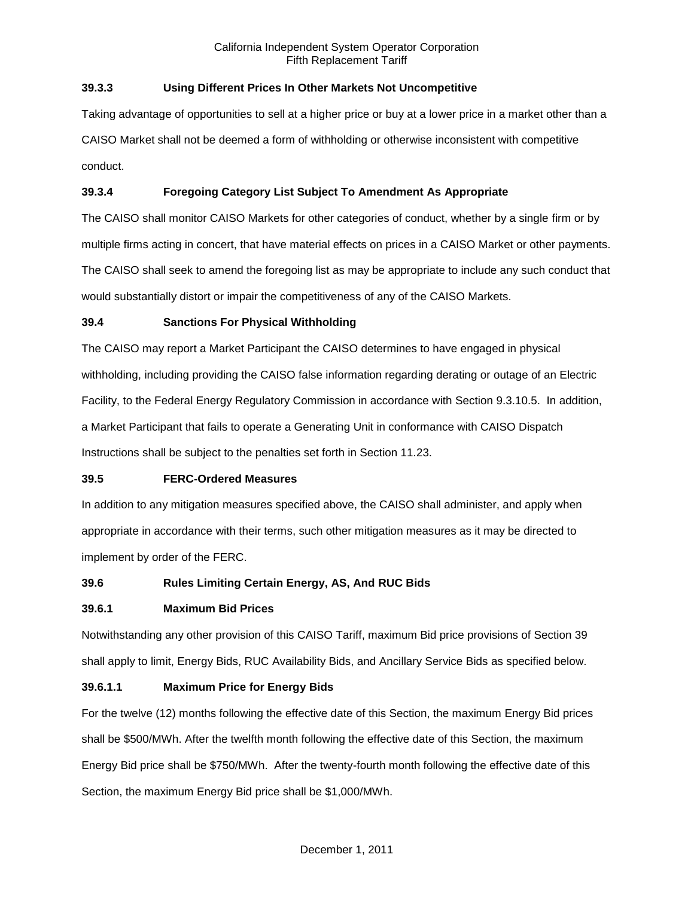### 39.3.3 Using Different Prices In Other Markets Not Uncompetitive

Taking advantage of opportunities to sell at a higher price or buy at a lower price in a market other than a CAISO Market shall not be deemed a form of withholding or otherwise inconsistent with competitive conduct.

### 39.3.4 Foregoing Category List Subject To Amendment As Appropriate

The CAISO shall monitor CAISO Markets for other categories of conduct, whether by a single firm or by multiple firms acting in concert, that have material effects on prices in a CAISO Market or other payments. The CAISO shall seek to amend the foregoing list as may be appropriate to include any such conduct that would substantially distort or impair the competitiveness of any of the CAISO Markets.

## 39.4 Sanctions For Physical Withholding

The CAISO may report a Market Participant the CAISO determines to have engaged in physical withholding, including providing the CAISO false information regarding derating or outage of an Electric Facility, to the Federal Energy Regulatory Commission in accordance with Section 9.3.10.5. In addition, a Market Participant that fails to operate a Generating Unit in conformance with CAISO Dispatch Instructions shall be subject to the penalties set forth in Section 11.23.

## 39.5 FERC-Ordered Measures

In addition to any mitigation measures specified above, the CAISO shall administer, and apply when appropriate in accordance with their terms, such other mitigation measures as it may be directed to implement by order of the FERC.

## 39.6 Rules Limiting Certain Energy, AS, And RUC Bids

### 39.6.1 Maximum Bid Prices

Notwithstanding any other provision of this CAISO Tariff, maximum Bid price provisions of Section 39 shall apply to limit, Energy Bids, RUC Availability Bids, and Ancillary Service Bids as specified below.

#### 39.6.1.1 Maximum Price for Energy Bids

For the twelve (12) months following the effective date of this Section, the maximum Energy Bid prices shall be $500/MWh. After the twelfth month following the effective date of this Section, the maximum Energy Bid price shall be $750/MWh. After the twenty-fourth month following the effective date of this Section, the maximum Energy Bid price shall be $1,000/MWh.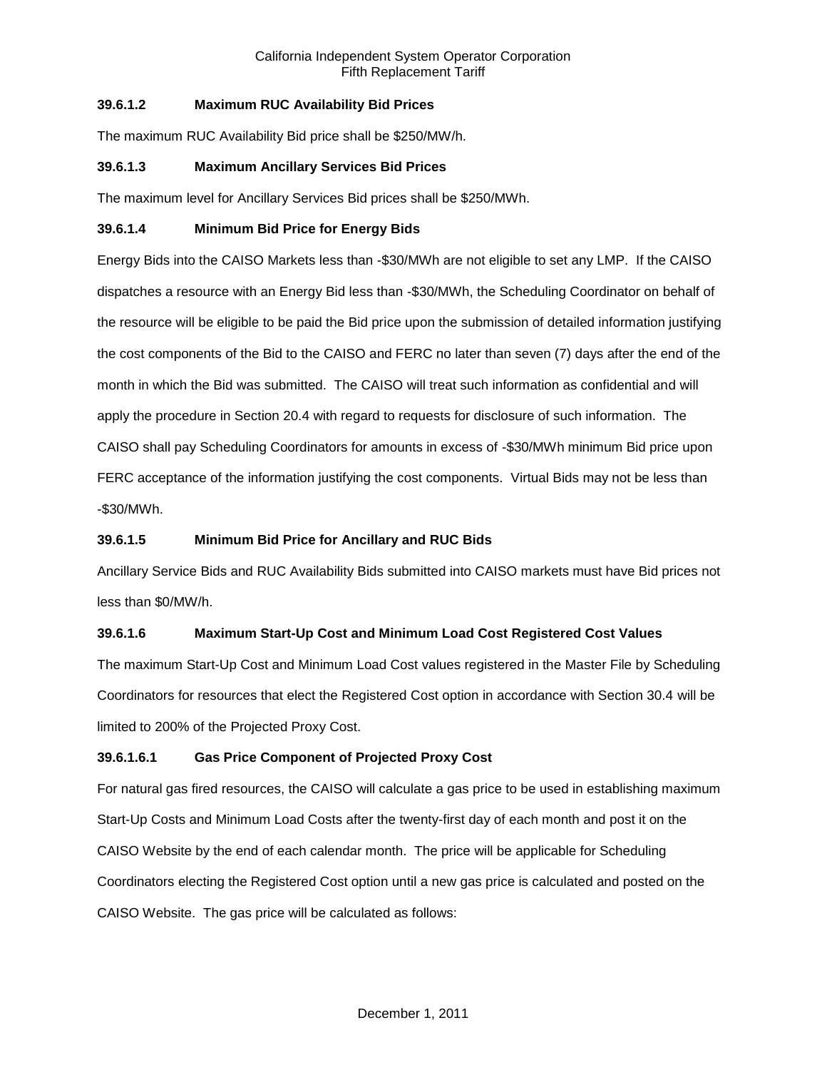### 39.6.1.2 Maximum RUC Availability Bid Prices

The maximum RUC Availability Bid price shall be $250/MW/h.

### 39.6.1.3 Maximum Ancillary Services Bid Prices

The maximum level for Ancillary Services Bid prices shall be $250/MWh.

### 39.6.1.4 Minimum Bid Price for Energy Bids

Energy Bids into the CAISO Markets less than -$30/MWh are not eligible to set any LMP. If the CAISO dispatches a resource with an Energy Bid less than -$30/MWh, the Scheduling Coordinator on behalf of the resource will be eligible to be paid the Bid price upon the submission of detailed information justifying the cost components of the Bid to the CAISO and FERC no later than seven (7) days after the end of the month in which the Bid was submitted. The CAISO will treat such information as confidential and will apply the procedure in Section 20.4 with regard to requests for disclosure of such information. The CAISO shall pay Scheduling Coordinators for amounts in excess of -$30/MWh minimum Bid price upon FERC acceptance of the information justifying the cost components. Virtual Bids may not be less than -$30/MWh.

### 39.6.1.5 Minimum Bid Price for Ancillary and RUC Bids

Ancillary Service Bids and RUC Availability Bids submitted into CAISO markets must have Bid prices not less than $0/MW/h.

### 39.6.1.6 Maximum Start-Up Cost and Minimum Load Cost Registered Cost Values

The maximum Start-Up Cost and Minimum Load Cost values registered in the Master File by Scheduling Coordinators for resources that elect the Registered Cost option in accordance with Section 30.4 will be limited to 200% of the Projected Proxy Cost.

### 39.6.1.6.1 Gas Price Component of Projected Proxy Cost

For natural gas fired resources, the CAISO will calculate a gas price to be used in establishing maximum Start-Up Costs and Minimum Load Costs after the twenty-first day of each month and post it on the CAISO Website by the end of each calendar month. The price will be applicable for Scheduling Coordinators electing the Registered Cost option until a new gas price is calculated and posted on the CAISO Website. The gas price will be calculated as follows: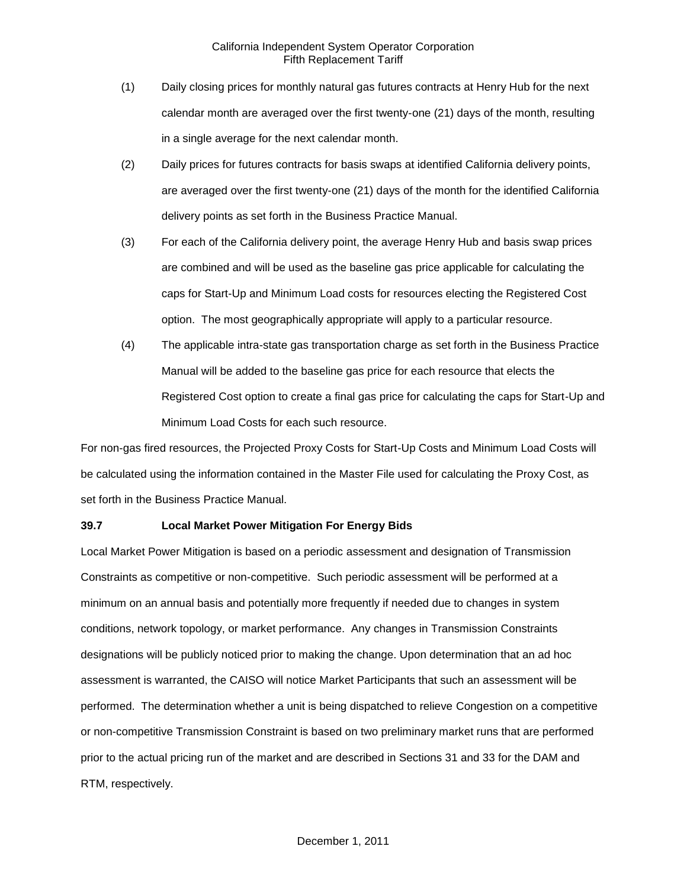(1) Daily closing prices for monthly natural gas futures contracts at Henry Hub for the next calendar month are averaged over the first twenty-one (21) days of the month, resulting in a single average for the next calendar month.

(2) Daily prices for futures contracts for basis swaps at identified California delivery points, are averaged over the first twenty-one (21) days of the month for the identified California delivery points as set forth in the Business Practice Manual.

(3) For each of the California delivery point, the average Henry Hub and basis swap prices are combined and will be used as the baseline gas price applicable for calculating the caps for Start-Up and Minimum Load costs for resources electing the Registered Cost option. The most geographically appropriate will apply to a particular resource.

(4) The applicable intra-state gas transportation charge as set forth in the Business Practice Manual will be added to the baseline gas price for each resource that elects the Registered Cost option to create a final gas price for calculating the caps for Start-Up and Minimum Load Costs for each such resource.

For non-gas fired resources, the Projected Proxy Costs for Start-Up Costs and Minimum Load Costs will be calculated using the information contained in the Master File used for calculating the Proxy Cost, as set forth in the Business Practice Manual.

**39.7 Local Market Power Mitigation For Energy Bids**

Local Market Power Mitigation is based on a periodic assessment and designation of Transmission Constraints as competitive or non-competitive. Such periodic assessment will be performed at a minimum on an annual basis and potentially more frequently if needed due to changes in system conditions, network topology, or market performance. Any changes in Transmission Constraints designations will be publicly noticed prior to making the change. Upon determination that an ad hoc assessment is warranted, the CAISO will notice Market Participants that such an assessment will be performed. The determination whether a unit is being dispatched to relieve Congestion on a competitive or non-competitive Transmission Constraint is based on two preliminary market runs that are performed prior to the actual pricing run of the market and are described in Sections 31 and 33 for the DAM and RTM, respectively.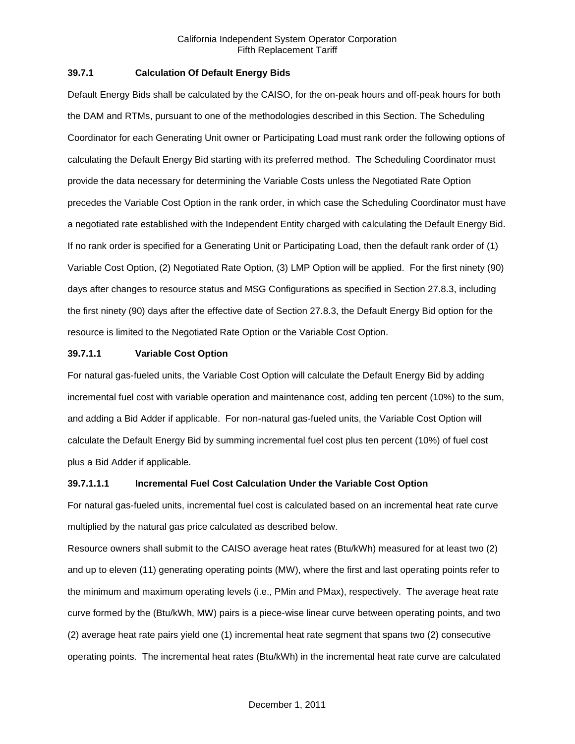### 39.7.1 Calculation Of Default Energy Bids

Default Energy Bids shall be calculated by the CAISO, for the on-peak hours and off-peak hours for both the DAM and RTMs, pursuant to one of the methodologies described in this Section. The Scheduling Coordinator for each Generating Unit owner or Participating Load must rank order the following options of calculating the Default Energy Bid starting with its preferred method. The Scheduling Coordinator must provide the data necessary for determining the Variable Costs unless the Negotiated Rate Option precedes the Variable Cost Option in the rank order, in which case the Scheduling Coordinator must have a negotiated rate established with the Independent Entity charged with calculating the Default Energy Bid. If no rank order is specified for a Generating Unit or Participating Load, then the default rank order of (1) Variable Cost Option, (2) Negotiated Rate Option, (3) LMP Option will be applied. For the first ninety (90) days after changes to resource status and MSG Configurations as specified in Section 27.8.3, including the first ninety (90) days after the effective date of Section 27.8.3, the Default Energy Bid option for the resource is limited to the Negotiated Rate Option or the Variable Cost Option.

#### 39.7.1.1 Variable Cost Option

For natural gas-fueled units, the Variable Cost Option will calculate the Default Energy Bid by adding incremental fuel cost with variable operation and maintenance cost, adding ten percent (10%) to the sum, and adding a Bid Adder if applicable. For non-natural gas-fueled units, the Variable Cost Option will calculate the Default Energy Bid by summing incremental fuel cost plus ten percent (10%) of fuel cost plus a Bid Adder if applicable.

##### 39.7.1.1.1 Incremental Fuel Cost Calculation Under the Variable Cost Option

For natural gas-fueled units, incremental fuel cost is calculated based on an incremental heat rate curve multiplied by the natural gas price calculated as described below.

Resource owners shall submit to the CAISO average heat rates (Btu/kWh) measured for at least two (2) and up to eleven (11) generating operating points (MW), where the first and last operating points refer to the minimum and maximum operating levels (i.e., PMin and PMax), respectively. The average heat rate curve formed by the (Btu/kWh, MW) pairs is a piece-wise linear curve between operating points, and two (2) average heat rate pairs yield one (1) incremental heat rate segment that spans two (2) consecutive operating points. The incremental heat rates (Btu/kWh) in the incremental heat rate curve are calculated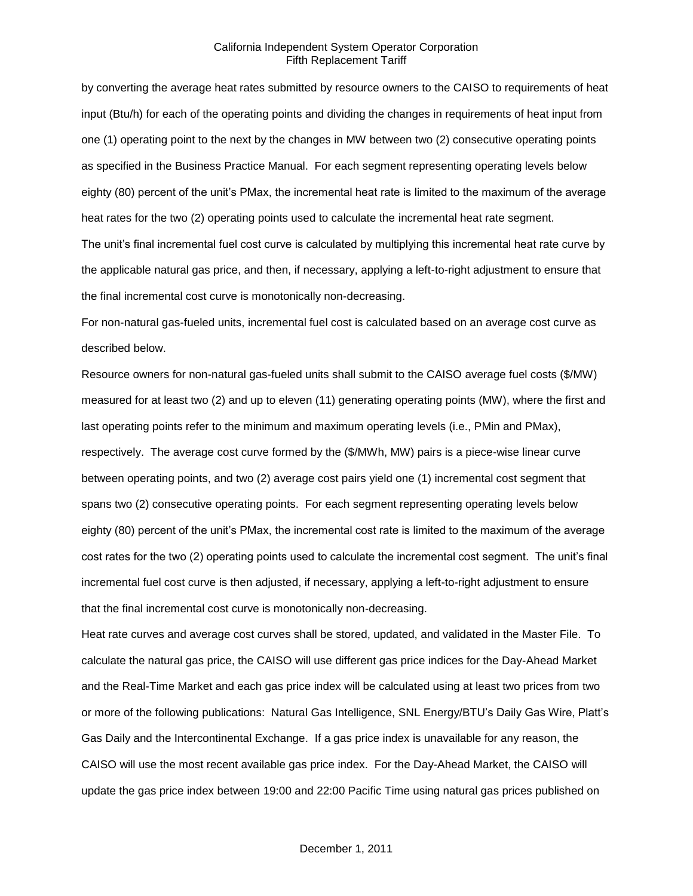by converting the average heat rates submitted by resource owners to the CAISO to requirements of heat input (Btu/h) for each of the operating points and dividing the changes in requirements of heat input from one (1) operating point to the next by the changes in MW between two (2) consecutive operating points as specified in the Business Practice Manual. For each segment representing operating levels below eighty (80) percent of the unit's PMax, the incremental heat rate is limited to the maximum of the average heat rates for the two (2) operating points used to calculate the incremental heat rate segment.

The unit's final incremental fuel cost curve is calculated by multiplying this incremental heat rate curve by the applicable natural gas price, and then, if necessary, applying a left-to-right adjustment to ensure that the final incremental cost curve is monotonically non-decreasing.

For non-natural gas-fueled units, incremental fuel cost is calculated based on an average cost curve as described below.

Resource owners for non-natural gas-fueled units shall submit to the CAISO average fuel costs ($/MW) measured for at least two (2) and up to eleven (11) generating operating points (MW), where the first and last operating points refer to the minimum and maximum operating levels (i.e., PMin and PMax), respectively. The average cost curve formed by the ($/MWh, MW) pairs is a piece-wise linear curve between operating points, and two (2) average cost pairs yield one (1) incremental cost segment that spans two (2) consecutive operating points. For each segment representing operating levels below eighty (80) percent of the unit's PMax, the incremental cost rate is limited to the maximum of the average cost rates for the two (2) operating points used to calculate the incremental cost segment. The unit's final incremental fuel cost curve is then adjusted, if necessary, applying a left-to-right adjustment to ensure that the final incremental cost curve is monotonically non-decreasing.

Heat rate curves and average cost curves shall be stored, updated, and validated in the Master File. To calculate the natural gas price, the CAISO will use different gas price indices for the Day-Ahead Market and the Real-Time Market and each gas price index will be calculated using at least two prices from two or more of the following publications: Natural Gas Intelligence, SNL Energy/BTU's Daily Gas Wire, Platt's Gas Daily and the Intercontinental Exchange. If a gas price index is unavailable for any reason, the CAISO will use the most recent available gas price index. For the Day-Ahead Market, the CAISO will update the gas price index between 19:00 and 22:00 Pacific Time using natural gas prices published on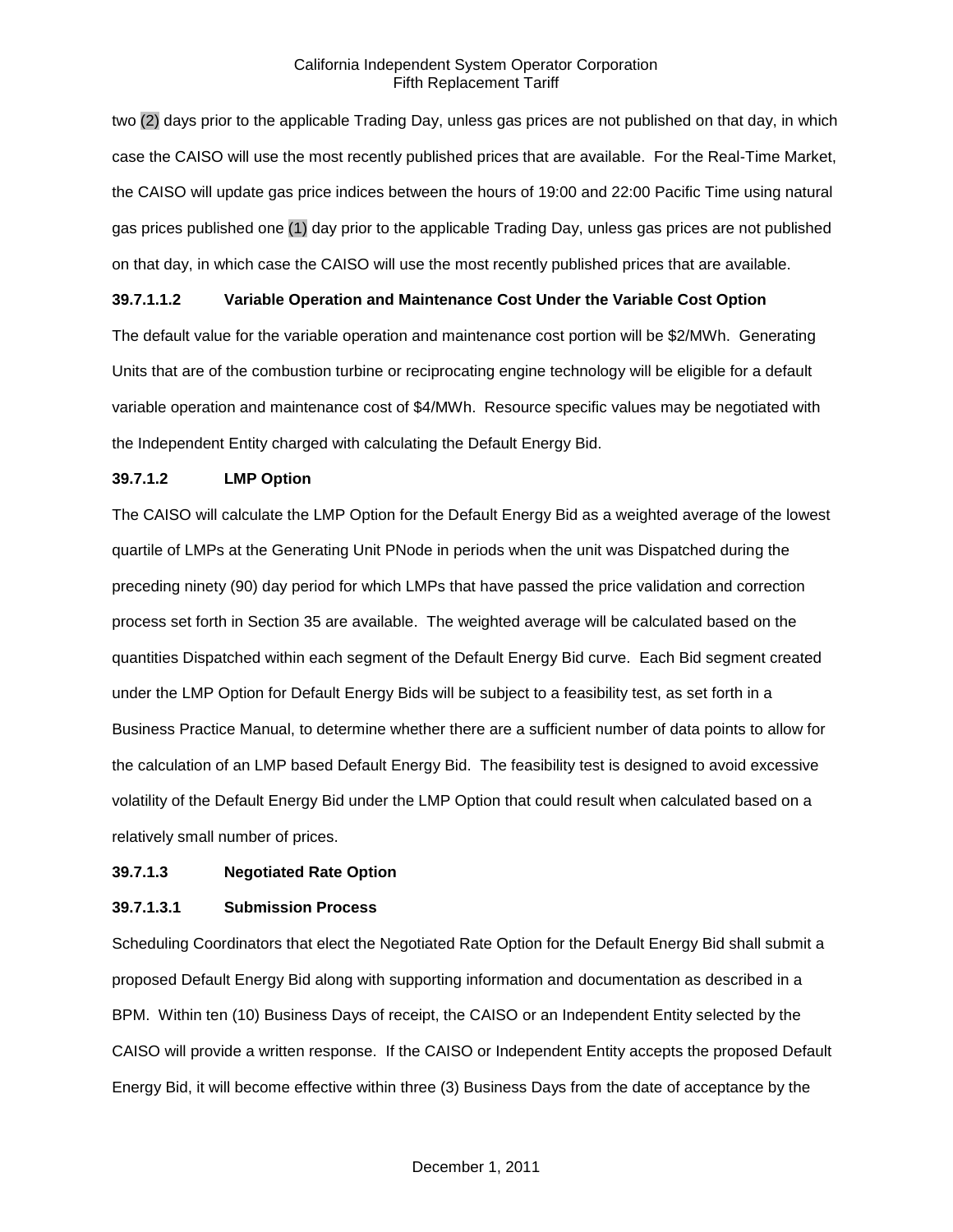two (2) days prior to the applicable Trading Day, unless gas prices are not published on that day, in which case the CAISO will use the most recently published prices that are available. For the Real-Time Market, the CAISO will update gas price indices between the hours of 19:00 and 22:00 Pacific Time using natural gas prices published one (1) day prior to the applicable Trading Day, unless gas prices are not published on that day, in which case the CAISO will use the most recently published prices that are available.

**39.7.1.1.2 Variable Operation and Maintenance Cost Under the Variable Cost Option**

The default value for the variable operation and maintenance cost portion will be $2/MWh. Generating Units that are of the combustion turbine or reciprocating engine technology will be eligible for a default variable operation and maintenance cost of $4/MWh. Resource specific values may be negotiated with the Independent Entity charged with calculating the Default Energy Bid.

**39.7.1.2 LMP Option**

The CAISO will calculate the LMP Option for the Default Energy Bid as a weighted average of the lowest quartile of LMPs at the Generating Unit PNode in periods when the unit was Dispatched during the preceding ninety (90) day period for which LMPs that have passed the price validation and correction process set forth in Section 35 are available. The weighted average will be calculated based on the quantities Dispatched within each segment of the Default Energy Bid curve. Each Bid segment created under the LMP Option for Default Energy Bids will be subject to a feasibility test, as set forth in a Business Practice Manual, to determine whether there are a sufficient number of data points to allow for the calculation of an LMP based Default Energy Bid. The feasibility test is designed to avoid excessive volatility of the Default Energy Bid under the LMP Option that could result when calculated based on a relatively small number of prices.

**39.7.1.3 Negotiated Rate Option**

**39.7.1.3.1 Submission Process**

Scheduling Coordinators that elect the Negotiated Rate Option for the Default Energy Bid shall submit a proposed Default Energy Bid along with supporting information and documentation as described in a BPM. Within ten (10) Business Days of receipt, the CAISO or an Independent Entity selected by the CAISO will provide a written response. If the CAISO or Independent Entity accepts the proposed Default Energy Bid, it will become effective within three (3) Business Days from the date of acceptance by the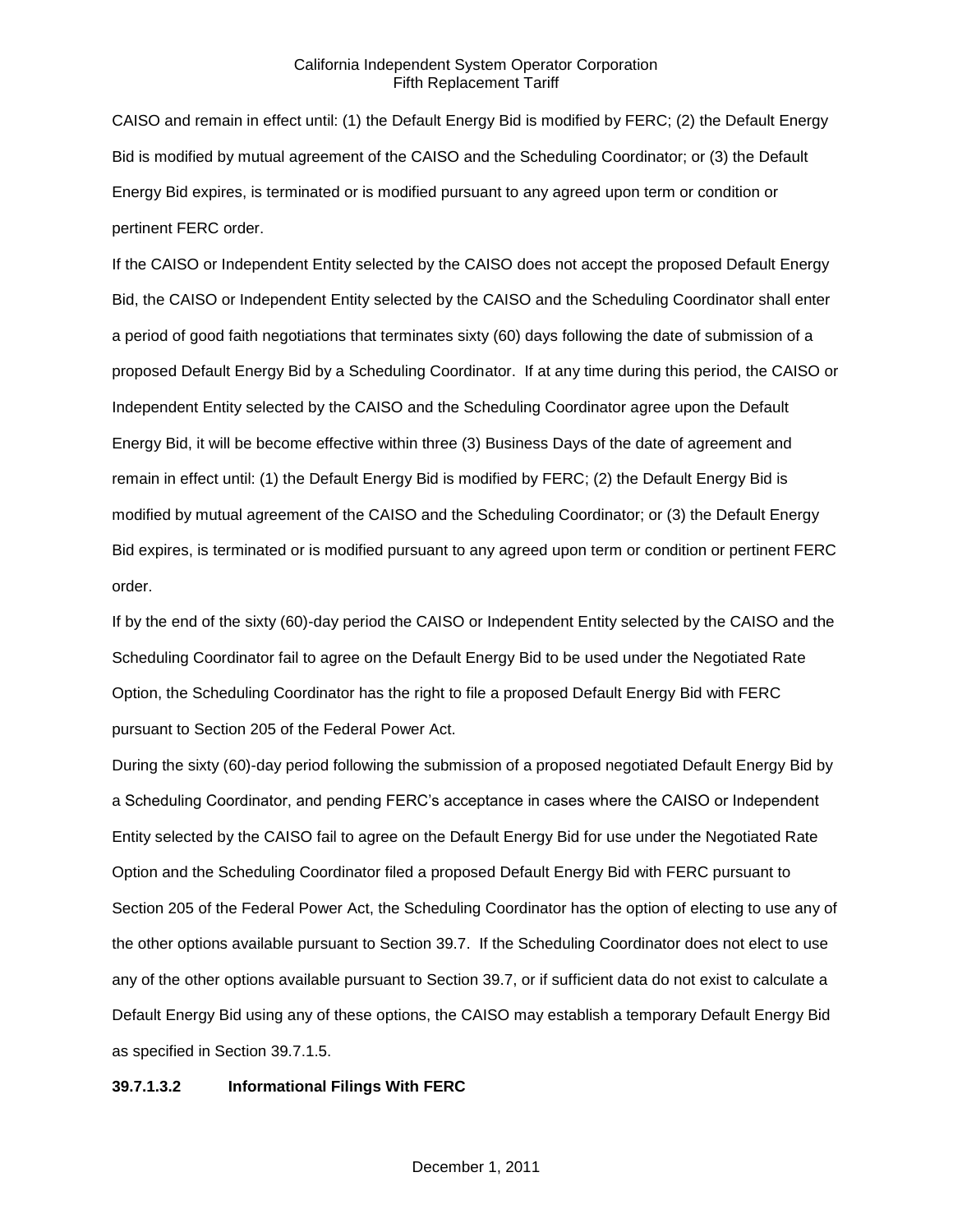CAISO and remain in effect until: (1) the Default Energy Bid is modified by FERC; (2) the Default Energy Bid is modified by mutual agreement of the CAISO and the Scheduling Coordinator; or (3) the Default Energy Bid expires, is terminated or is modified pursuant to any agreed upon term or condition or pertinent FERC order.

If the CAISO or Independent Entity selected by the CAISO does not accept the proposed Default Energy Bid, the CAISO or Independent Entity selected by the CAISO and the Scheduling Coordinator shall enter a period of good faith negotiations that terminates sixty (60) days following the date of submission of a proposed Default Energy Bid by a Scheduling Coordinator. If at any time during this period, the CAISO or Independent Entity selected by the CAISO and the Scheduling Coordinator agree upon the Default Energy Bid, it will be become effective within three (3) Business Days of the date of agreement and remain in effect until: (1) the Default Energy Bid is modified by FERC; (2) the Default Energy Bid is modified by mutual agreement of the CAISO and the Scheduling Coordinator; or (3) the Default Energy Bid expires, is terminated or is modified pursuant to any agreed upon term or condition or pertinent FERC order.

If by the end of the sixty (60)-day period the CAISO or Independent Entity selected by the CAISO and the Scheduling Coordinator fail to agree on the Default Energy Bid to be used under the Negotiated Rate Option, the Scheduling Coordinator has the right to file a proposed Default Energy Bid with FERC pursuant to Section 205 of the Federal Power Act.

During the sixty (60)-day period following the submission of a proposed negotiated Default Energy Bid by a Scheduling Coordinator, and pending FERC's acceptance in cases where the CAISO or Independent Entity selected by the CAISO fail to agree on the Default Energy Bid for use under the Negotiated Rate Option and the Scheduling Coordinator filed a proposed Default Energy Bid with FERC pursuant to Section 205 of the Federal Power Act, the Scheduling Coordinator has the option of electing to use any of the other options available pursuant to Section 39.7. If the Scheduling Coordinator does not elect to use any of the other options available pursuant to Section 39.7, or if sufficient data do not exist to calculate a Default Energy Bid using any of these options, the CAISO may establish a temporary Default Energy Bid as specified in Section 39.7.1.5.

**39.7.1.3.2 Informational Filings With FERC**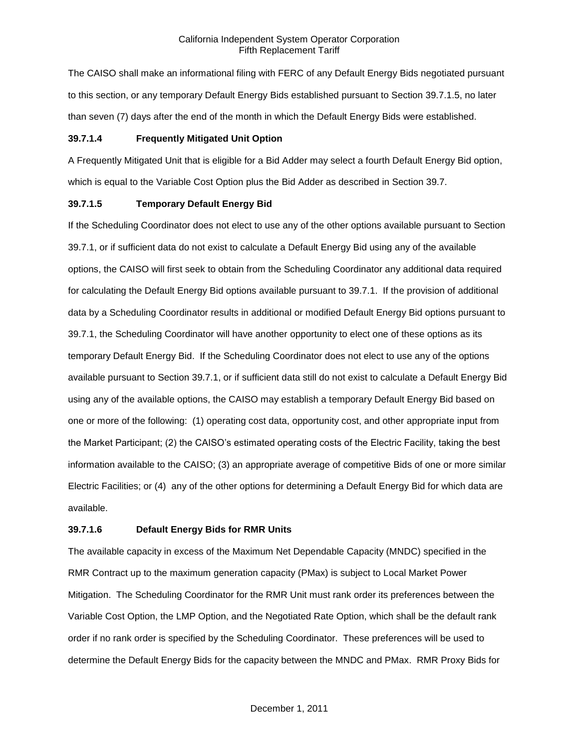The CAISO shall make an informational filing with FERC of any Default Energy Bids negotiated pursuant to this section, or any temporary Default Energy Bids established pursuant to Section 39.7.1.5, no later than seven (7) days after the end of the month in which the Default Energy Bids were established.

**39.7.1.4 Frequently Mitigated Unit Option**

A Frequently Mitigated Unit that is eligible for a Bid Adder may select a fourth Default Energy Bid option, which is equal to the Variable Cost Option plus the Bid Adder as described in Section 39.7.

**39.7.1.5 Temporary Default Energy Bid**

If the Scheduling Coordinator does not elect to use any of the other options available pursuant to Section 39.7.1, or if sufficient data do not exist to calculate a Default Energy Bid using any of the available options, the CAISO will first seek to obtain from the Scheduling Coordinator any additional data required for calculating the Default Energy Bid options available pursuant to 39.7.1. If the provision of additional data by a Scheduling Coordinator results in additional or modified Default Energy Bid options pursuant to 39.7.1, the Scheduling Coordinator will have another opportunity to elect one of these options as its temporary Default Energy Bid. If the Scheduling Coordinator does not elect to use any of the options available pursuant to Section 39.7.1, or if sufficient data still do not exist to calculate a Default Energy Bid using any of the available options, the CAISO may establish a temporary Default Energy Bid based on one or more of the following: (1) operating cost data, opportunity cost, and other appropriate input from the Market Participant; (2) the CAISO's estimated operating costs of the Electric Facility, taking the best information available to the CAISO; (3) an appropriate average of competitive Bids of one or more similar Electric Facilities; or (4) any of the other options for determining a Default Energy Bid for which data are available.

**39.7.1.6 Default Energy Bids for RMR Units**

The available capacity in excess of the Maximum Net Dependable Capacity (MNDC) specified in the RMR Contract up to the maximum generation capacity (PMax) is subject to Local Market Power Mitigation. The Scheduling Coordinator for the RMR Unit must rank order its preferences between the Variable Cost Option, the LMP Option, and the Negotiated Rate Option, which shall be the default rank order if no rank order is specified by the Scheduling Coordinator. These preferences will be used to determine the Default Energy Bids for the capacity between the MNDC and PMax. RMR Proxy Bids for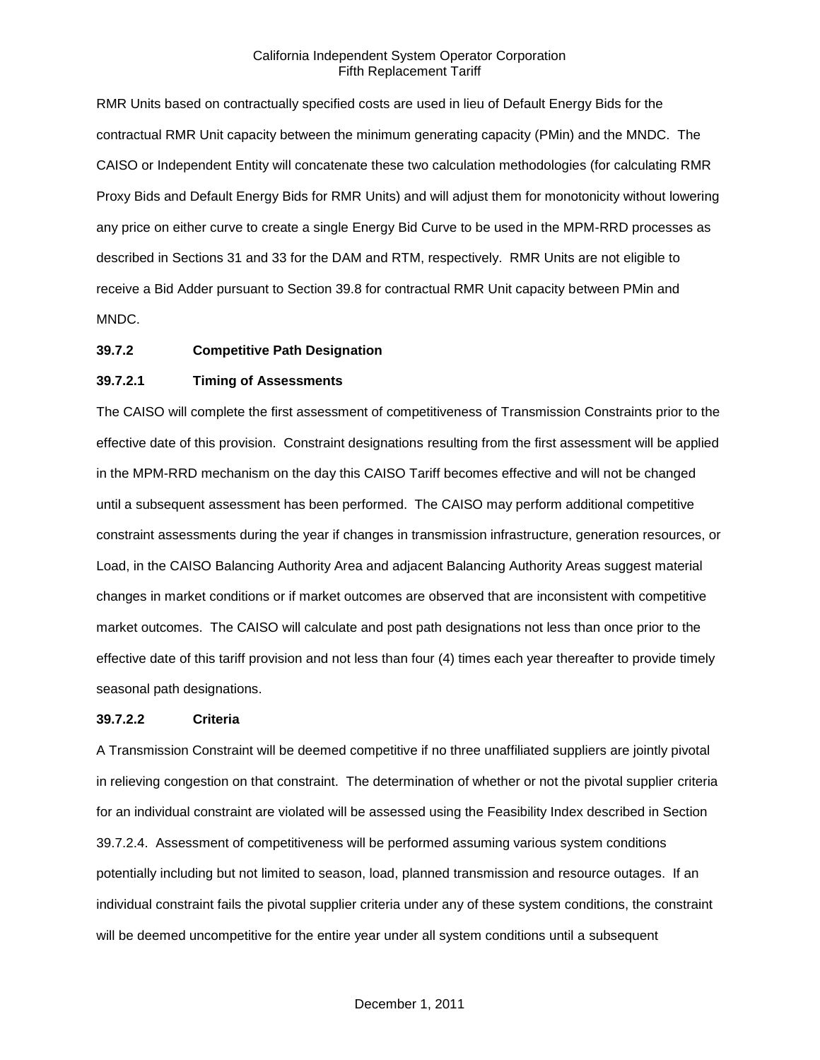RMR Units based on contractually specified costs are used in lieu of Default Energy Bids for the contractual RMR Unit capacity between the minimum generating capacity (PMin) and the MNDC. The CAISO or Independent Entity will concatenate these two calculation methodologies (for calculating RMR Proxy Bids and Default Energy Bids for RMR Units) and will adjust them for monotonicity without lowering any price on either curve to create a single Energy Bid Curve to be used in the MPM-RRD processes as described in Sections 31 and 33 for the DAM and RTM, respectively. RMR Units are not eligible to receive a Bid Adder pursuant to Section 39.8 for contractual RMR Unit capacity between PMin and MNDC.

**39.7.2 Competitive Path Designation**

**39.7.2.1 Timing of Assessments**

The CAISO will complete the first assessment of competitiveness of Transmission Constraints prior to the effective date of this provision. Constraint designations resulting from the first assessment will be applied in the MPM-RRD mechanism on the day this CAISO Tariff becomes effective and will not be changed until a subsequent assessment has been performed. The CAISO may perform additional competitive constraint assessments during the year if changes in transmission infrastructure, generation resources, or Load, in the CAISO Balancing Authority Area and adjacent Balancing Authority Areas suggest material changes in market conditions or if market outcomes are observed that are inconsistent with competitive market outcomes. The CAISO will calculate and post path designations not less than once prior to the effective date of this tariff provision and not less than four (4) times each year thereafter to provide timely seasonal path designations.

**39.7.2.2 Criteria**

A Transmission Constraint will be deemed competitive if no three unaffiliated suppliers are jointly pivotal in relieving congestion on that constraint. The determination of whether or not the pivotal supplier criteria for an individual constraint are violated will be assessed using the Feasibility Index described in Section 39.7.2.4. Assessment of competitiveness will be performed assuming various system conditions potentially including but not limited to season, load, planned transmission and resource outages. If an individual constraint fails the pivotal supplier criteria under any of these system conditions, the constraint will be deemed uncompetitive for the entire year under all system conditions until a subsequent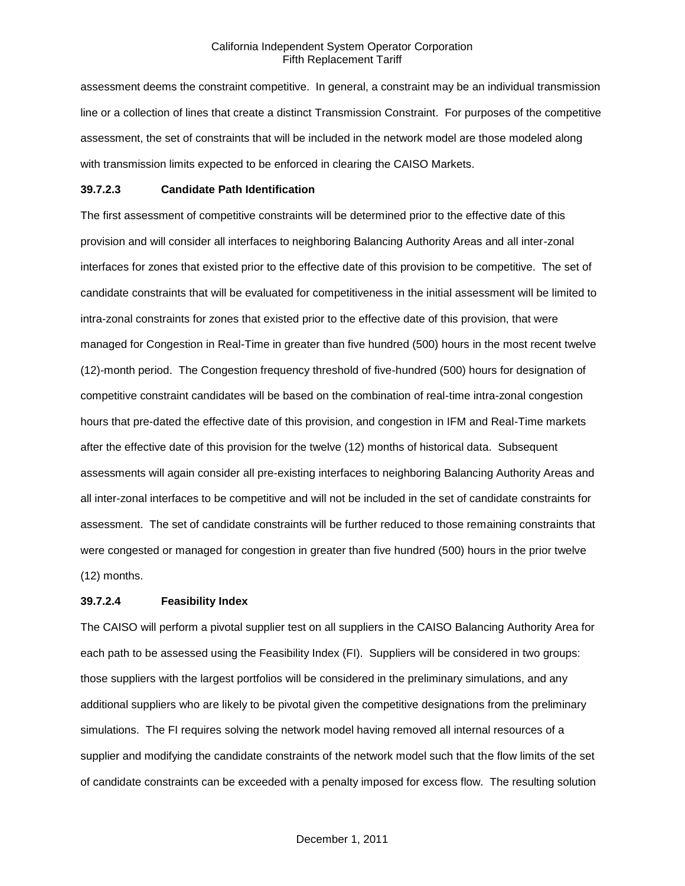assessment deems the constraint competitive. In general, a constraint may be an individual transmission line or a collection of lines that create a distinct Transmission Constraint. For purposes of the competitive assessment, the set of constraints that will be included in the network model are those modeled along with transmission limits expected to be enforced in clearing the CAISO Markets.

### 39.7.2.3 Candidate Path Identification

The first assessment of competitive constraints will be determined prior to the effective date of this provision and will consider all interfaces to neighboring Balancing Authority Areas and all inter-zonal interfaces for zones that existed prior to the effective date of this provision to be competitive. The set of candidate constraints that will be evaluated for competitiveness in the initial assessment will be limited to intra-zonal constraints for zones that existed prior to the effective date of this provision, that were managed for Congestion in Real-Time in greater than five hundred (500) hours in the most recent twelve (12)-month period. The Congestion frequency threshold of five-hundred (500) hours for designation of competitive constraint candidates will be based on the combination of real-time intra-zonal congestion hours that pre-dated the effective date of this provision, and congestion in IFM and Real-Time markets after the effective date of this provision for the twelve (12) months of historical data. Subsequent assessments will again consider all pre-existing interfaces to neighboring Balancing Authority Areas and all inter-zonal interfaces to be competitive and will not be included in the set of candidate constraints for assessment. The set of candidate constraints will be further reduced to those remaining constraints that were congested or managed for congestion in greater than five hundred (500) hours in the prior twelve (12) months.

### 39.7.2.4 Feasibility Index

The CAISO will perform a pivotal supplier test on all suppliers in the CAISO Balancing Authority Area for each path to be assessed using the Feasibility Index (FI). Suppliers will be considered in two groups: those suppliers with the largest portfolios will be considered in the preliminary simulations, and any additional suppliers who are likely to be pivotal given the competitive designations from the preliminary simulations. The FI requires solving the network model having removed all internal resources of a supplier and modifying the candidate constraints of the network model such that the flow limits of the set of candidate constraints can be exceeded with a penalty imposed for excess flow. The resulting solution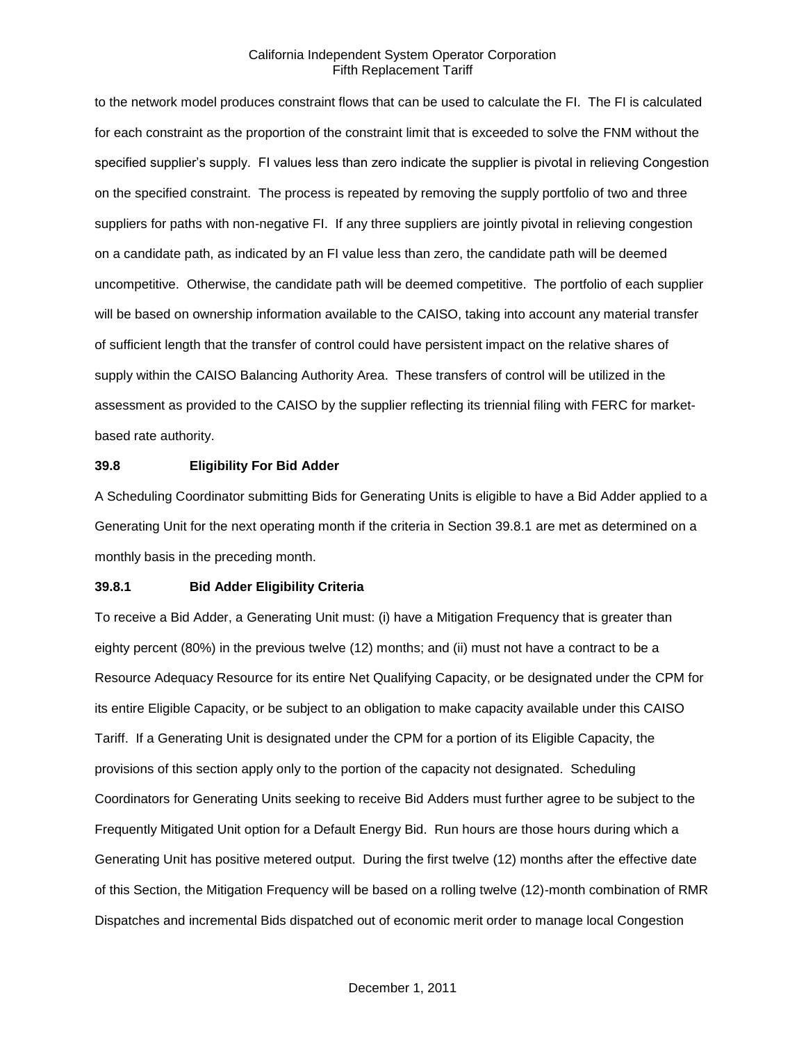to the network model produces constraint flows that can be used to calculate the FI. The FI is calculated for each constraint as the proportion of the constraint limit that is exceeded to solve the FNM without the specified supplier's supply. FI values less than zero indicate the supplier is pivotal in relieving Congestion on the specified constraint. The process is repeated by removing the supply portfolio of two and three suppliers for paths with non-negative FI. If any three suppliers are jointly pivotal in relieving congestion on a candidate path, as indicated by an FI value less than zero, the candidate path will be deemed uncompetitive. Otherwise, the candidate path will be deemed competitive. The portfolio of each supplier will be based on ownership information available to the CAISO, taking into account any material transfer of sufficient length that the transfer of control could have persistent impact on the relative shares of supply within the CAISO Balancing Authority Area. These transfers of control will be utilized in the assessment as provided to the CAISO by the supplier reflecting its triennial filing with FERC for market-based rate authority.

### 39.8 Eligibility For Bid Adder

A Scheduling Coordinator submitting Bids for Generating Units is eligible to have a Bid Adder applied to a Generating Unit for the next operating month if the criteria in Section 39.8.1 are met as determined on a monthly basis in the preceding month.

#### 39.8.1 Bid Adder Eligibility Criteria

To receive a Bid Adder, a Generating Unit must: (i) have a Mitigation Frequency that is greater than eighty percent (80%) in the previous twelve (12) months; and (ii) must not have a contract to be a Resource Adequacy Resource for its entire Net Qualifying Capacity, or be designated under the CPM for its entire Eligible Capacity, or be subject to an obligation to make capacity available under this CAISO Tariff. If a Generating Unit is designated under the CPM for a portion of its Eligible Capacity, the provisions of this section apply only to the portion of the capacity not designated. Scheduling Coordinators for Generating Units seeking to receive Bid Adders must further agree to be subject to the Frequently Mitigated Unit option for a Default Energy Bid. Run hours are those hours during which a Generating Unit has positive metered output. During the first twelve (12) months after the effective date of this Section, the Mitigation Frequency will be based on a rolling twelve (12)-month combination of RMR Dispatches and incremental Bids dispatched out of economic merit order to manage local Congestion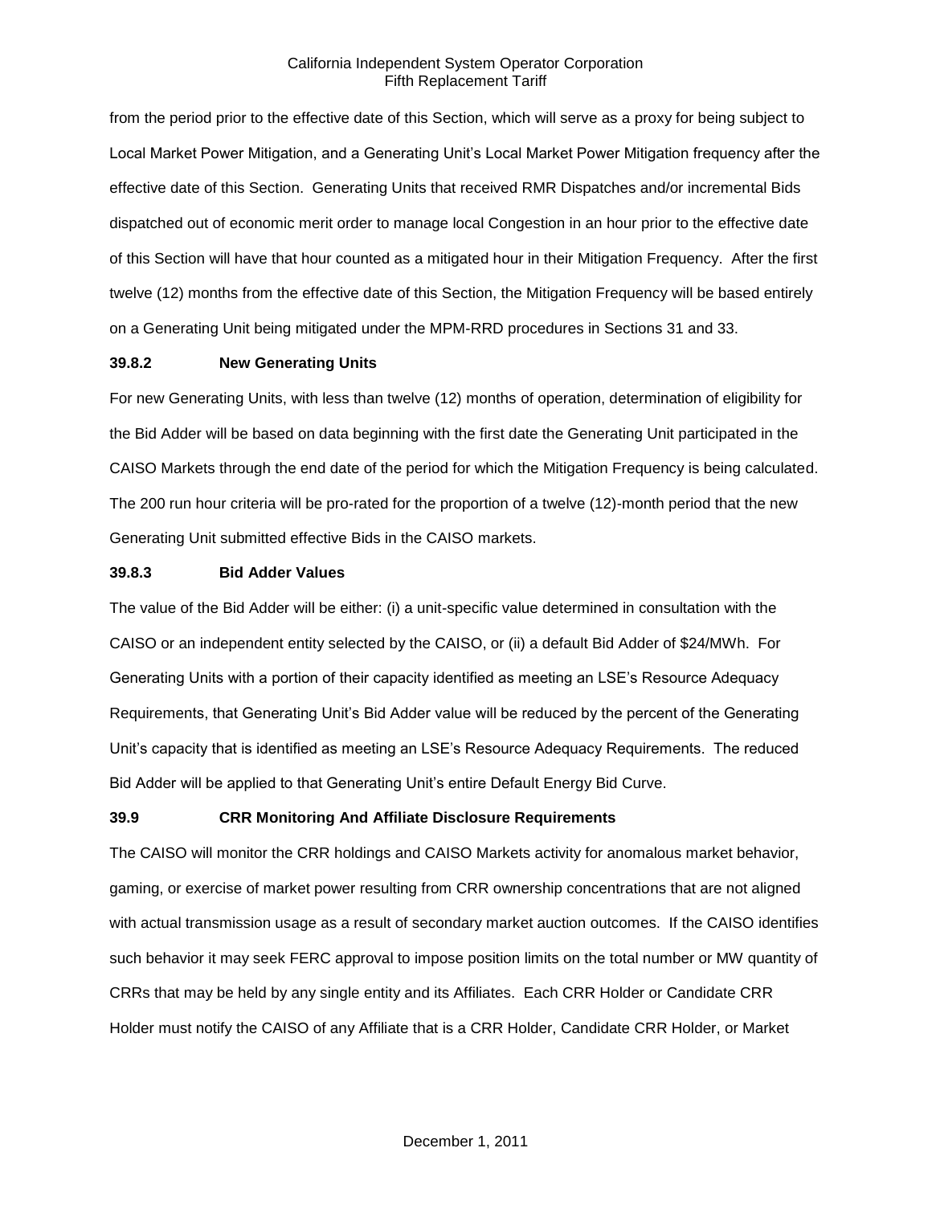from the period prior to the effective date of this Section, which will serve as a proxy for being subject to Local Market Power Mitigation, and a Generating Unit's Local Market Power Mitigation frequency after the effective date of this Section. Generating Units that received RMR Dispatches and/or incremental Bids dispatched out of economic merit order to manage local Congestion in an hour prior to the effective date of this Section will have that hour counted as a mitigated hour in their Mitigation Frequency. After the first twelve (12) months from the effective date of this Section, the Mitigation Frequency will be based entirely on a Generating Unit being mitigated under the MPM-RRD procedures in Sections 31 and 33.

### 39.8.2 New Generating Units

For new Generating Units, with less than twelve (12) months of operation, determination of eligibility for the Bid Adder will be based on data beginning with the first date the Generating Unit participated in the CAISO Markets through the end date of the period for which the Mitigation Frequency is being calculated. The 200 run hour criteria will be pro-rated for the proportion of a twelve (12)-month period that the new Generating Unit submitted effective Bids in the CAISO markets.

### 39.8.3 Bid Adder Values

The value of the Bid Adder will be either: (i) a unit-specific value determined in consultation with the CAISO or an independent entity selected by the CAISO, or (ii) a default Bid Adder of $24/MWh. For Generating Units with a portion of their capacity identified as meeting an LSE's Resource Adequacy Requirements, that Generating Unit's Bid Adder value will be reduced by the percent of the Generating Unit's capacity that is identified as meeting an LSE's Resource Adequacy Requirements. The reduced Bid Adder will be applied to that Generating Unit's entire Default Energy Bid Curve.

## 39.9 CRR Monitoring And Affiliate Disclosure Requirements

The CAISO will monitor the CRR holdings and CAISO Markets activity for anomalous market behavior, gaming, or exercise of market power resulting from CRR ownership concentrations that are not aligned with actual transmission usage as a result of secondary market auction outcomes. If the CAISO identifies such behavior it may seek FERC approval to impose position limits on the total number or MW quantity of CRRs that may be held by any single entity and its Affiliates. Each CRR Holder or Candidate CRR Holder must notify the CAISO of any Affiliate that is a CRR Holder, Candidate CRR Holder, or Market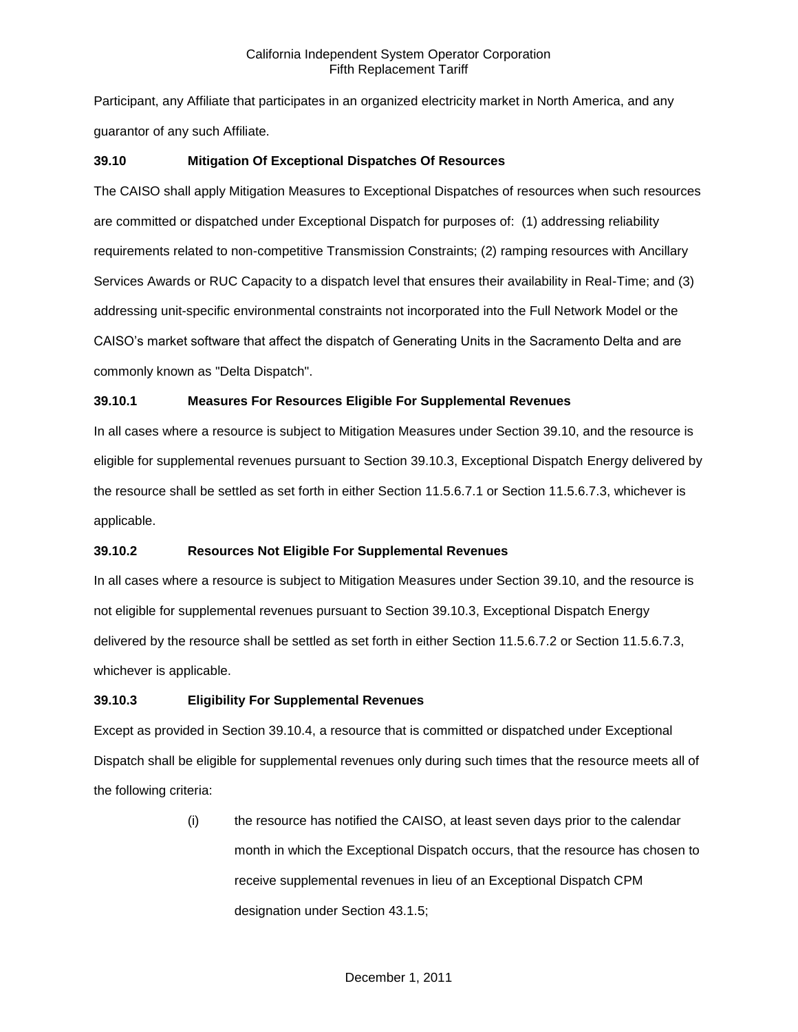Participant, any Affiliate that participates in an organized electricity market in North America, and any guarantor of any such Affiliate.

### 39.10 Mitigation Of Exceptional Dispatches Of Resources

The CAISO shall apply Mitigation Measures to Exceptional Dispatches of resources when such resources are committed or dispatched under Exceptional Dispatch for purposes of: (1) addressing reliability requirements related to non-competitive Transmission Constraints; (2) ramping resources with Ancillary Services Awards or RUC Capacity to a dispatch level that ensures their availability in Real-Time; and (3) addressing unit-specific environmental constraints not incorporated into the Full Network Model or the CAISO's market software that affect the dispatch of Generating Units in the Sacramento Delta and are commonly known as "Delta Dispatch".

### 39.10.1 Measures For Resources Eligible For Supplemental Revenues

In all cases where a resource is subject to Mitigation Measures under Section 39.10, and the resource is eligible for supplemental revenues pursuant to Section 39.10.3, Exceptional Dispatch Energy delivered by the resource shall be settled as set forth in either Section 11.5.6.7.1 or Section 11.5.6.7.3, whichever is applicable.

### 39.10.2 Resources Not Eligible For Supplemental Revenues

In all cases where a resource is subject to Mitigation Measures under Section 39.10, and the resource is not eligible for supplemental revenues pursuant to Section 39.10.3, Exceptional Dispatch Energy delivered by the resource shall be settled as set forth in either Section 11.5.6.7.2 or Section 11.5.6.7.3, whichever is applicable.

### 39.10.3 Eligibility For Supplemental Revenues

Except as provided in Section 39.10.4, a resource that is committed or dispatched under Exceptional Dispatch shall be eligible for supplemental revenues only during such times that the resource meets all of the following criteria:

(i) the resource has notified the CAISO, at least seven days prior to the calendar month in which the Exceptional Dispatch occurs, that the resource has chosen to receive supplemental revenues in lieu of an Exceptional Dispatch CPM designation under Section 43.1.5;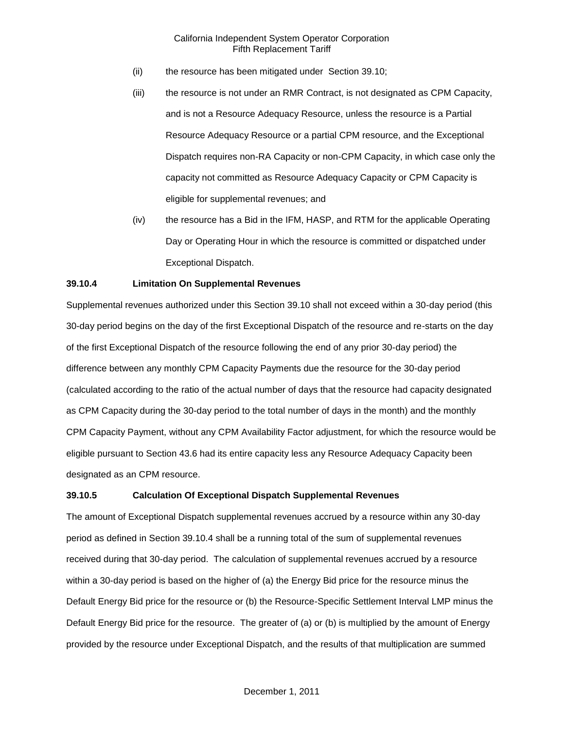(ii) the resource has been mitigated under Section 39.10;

(iii) the resource is not under an RMR Contract, is not designated as CPM Capacity, and is not a Resource Adequacy Resource, unless the resource is a Partial Resource Adequacy Resource or a partial CPM resource, and the Exceptional Dispatch requires non-RA Capacity or non-CPM Capacity, in which case only the capacity not committed as Resource Adequacy Capacity or CPM Capacity is eligible for supplemental revenues; and

(iv) the resource has a Bid in the IFM, HASP, and RTM for the applicable Operating Day or Operating Hour in which the resource is committed or dispatched under Exceptional Dispatch.

**39.10.4 Limitation On Supplemental Revenues**

Supplemental revenues authorized under this Section 39.10 shall not exceed within a 30-day period (this 30-day period begins on the day of the first Exceptional Dispatch of the resource and re-starts on the day of the first Exceptional Dispatch of the resource following the end of any prior 30-day period) the difference between any monthly CPM Capacity Payments due the resource for the 30-day period (calculated according to the ratio of the actual number of days that the resource had capacity designated as CPM Capacity during the 30-day period to the total number of days in the month) and the monthly CPM Capacity Payment, without any CPM Availability Factor adjustment, for which the resource would be eligible pursuant to Section 43.6 had its entire capacity less any Resource Adequacy Capacity been designated as an CPM resource.

**39.10.5 Calculation Of Exceptional Dispatch Supplemental Revenues**

The amount of Exceptional Dispatch supplemental revenues accrued by a resource within any 30-day period as defined in Section 39.10.4 shall be a running total of the sum of supplemental revenues received during that 30-day period. The calculation of supplemental revenues accrued by a resource within a 30-day period is based on the higher of (a) the Energy Bid price for the resource minus the Default Energy Bid price for the resource or (b) the Resource-Specific Settlement Interval LMP minus the Default Energy Bid price for the resource. The greater of (a) or (b) is multiplied by the amount of Energy provided by the resource under Exceptional Dispatch, and the results of that multiplication are summed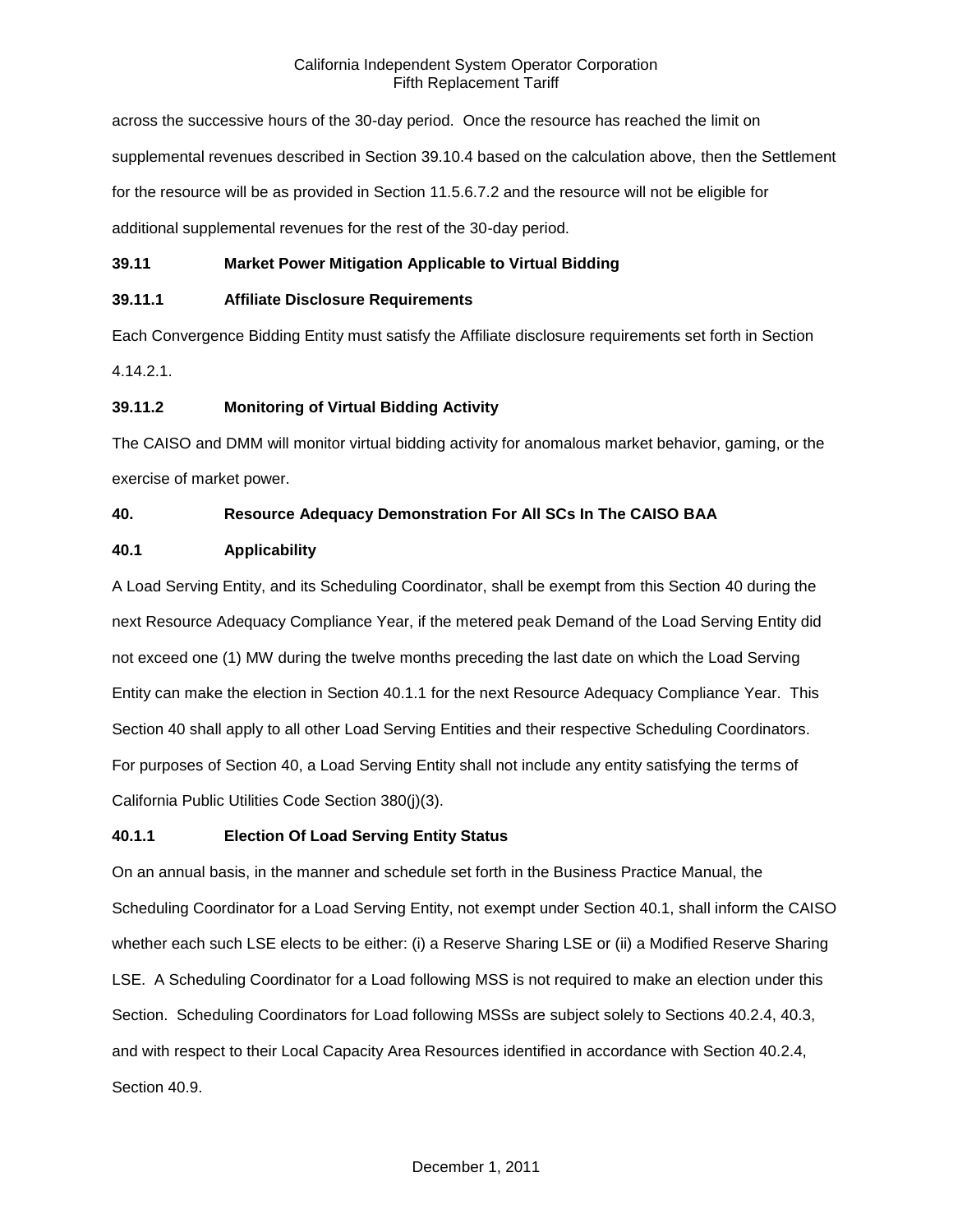across the successive hours of the 30-day period. Once the resource has reached the limit on supplemental revenues described in Section 39.10.4 based on the calculation above, then the Settlement for the resource will be as provided in Section 11.5.6.7.2 and the resource will not be eligible for additional supplemental revenues for the rest of the 30-day period.

### 39.11 Market Power Mitigation Applicable to Virtual Bidding

### 39.11.1 Affiliate Disclosure Requirements

Each Convergence Bidding Entity must satisfy the Affiliate disclosure requirements set forth in Section 4.14.2.1.

### 39.11.2 Monitoring of Virtual Bidding Activity

The CAISO and DMM will monitor virtual bidding activity for anomalous market behavior, gaming, or the exercise of market power.

## 40. Resource Adequacy Demonstration For All SCs In The CAISO BAA

### 40.1 Applicability

A Load Serving Entity, and its Scheduling Coordinator, shall be exempt from this Section 40 during the next Resource Adequacy Compliance Year, if the metered peak Demand of the Load Serving Entity did not exceed one (1) MW during the twelve months preceding the last date on which the Load Serving Entity can make the election in Section 40.1.1 for the next Resource Adequacy Compliance Year. This Section 40 shall apply to all other Load Serving Entities and their respective Scheduling Coordinators. For purposes of Section 40, a Load Serving Entity shall not include any entity satisfying the terms of California Public Utilities Code Section 380(j)(3).

### 40.1.1 Election Of Load Serving Entity Status

On an annual basis, in the manner and schedule set forth in the Business Practice Manual, the Scheduling Coordinator for a Load Serving Entity, not exempt under Section 40.1, shall inform the CAISO whether each such LSE elects to be either: (i) a Reserve Sharing LSE or (ii) a Modified Reserve Sharing LSE. A Scheduling Coordinator for a Load following MSS is not required to make an election under this Section. Scheduling Coordinators for Load following MSSs are subject solely to Sections 40.2.4, 40.3, and with respect to their Local Capacity Area Resources identified in accordance with Section 40.2.4, Section 40.9.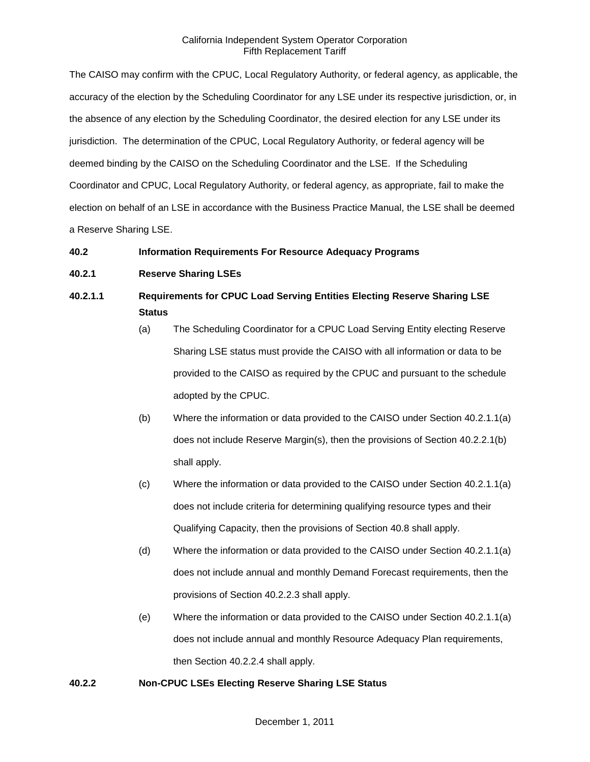The CAISO may confirm with the CPUC, Local Regulatory Authority, or federal agency, as applicable, the accuracy of the election by the Scheduling Coordinator for any LSE under its respective jurisdiction, or, in the absence of any election by the Scheduling Coordinator, the desired election for any LSE under its jurisdiction. The determination of the CPUC, Local Regulatory Authority, or federal agency will be deemed binding by the CAISO on the Scheduling Coordinator and the LSE. If the Scheduling Coordinator and CPUC, Local Regulatory Authority, or federal agency, as appropriate, fail to make the election on behalf of an LSE in accordance with the Business Practice Manual, the LSE shall be deemed a Reserve Sharing LSE.

**40.2 Information Requirements For Resource Adequacy Programs**

**40.2.1 Reserve Sharing LSEs**

**40.2.1.1 Requirements for CPUC Load Serving Entities Electing Reserve Sharing LSE Status**

(a) The Scheduling Coordinator for a CPUC Load Serving Entity electing Reserve Sharing LSE status must provide the CAISO with all information or data to be provided to the CAISO as required by the CPUC and pursuant to the schedule adopted by the CPUC.

(b) Where the information or data provided to the CAISO under Section 40.2.1.1(a) does not include Reserve Margin(s), then the provisions of Section 40.2.2.1(b) shall apply.

(c) Where the information or data provided to the CAISO under Section 40.2.1.1(a) does not include criteria for determining qualifying resource types and their Qualifying Capacity, then the provisions of Section 40.8 shall apply.

(d) Where the information or data provided to the CAISO under Section 40.2.1.1(a) does not include annual and monthly Demand Forecast requirements, then the provisions of Section 40.2.2.3 shall apply.

(e) Where the information or data provided to the CAISO under Section 40.2.1.1(a) does not include annual and monthly Resource Adequacy Plan requirements, then Section 40.2.2.4 shall apply.

**40.2.2 Non-CPUC LSEs Electing Reserve Sharing LSE Status**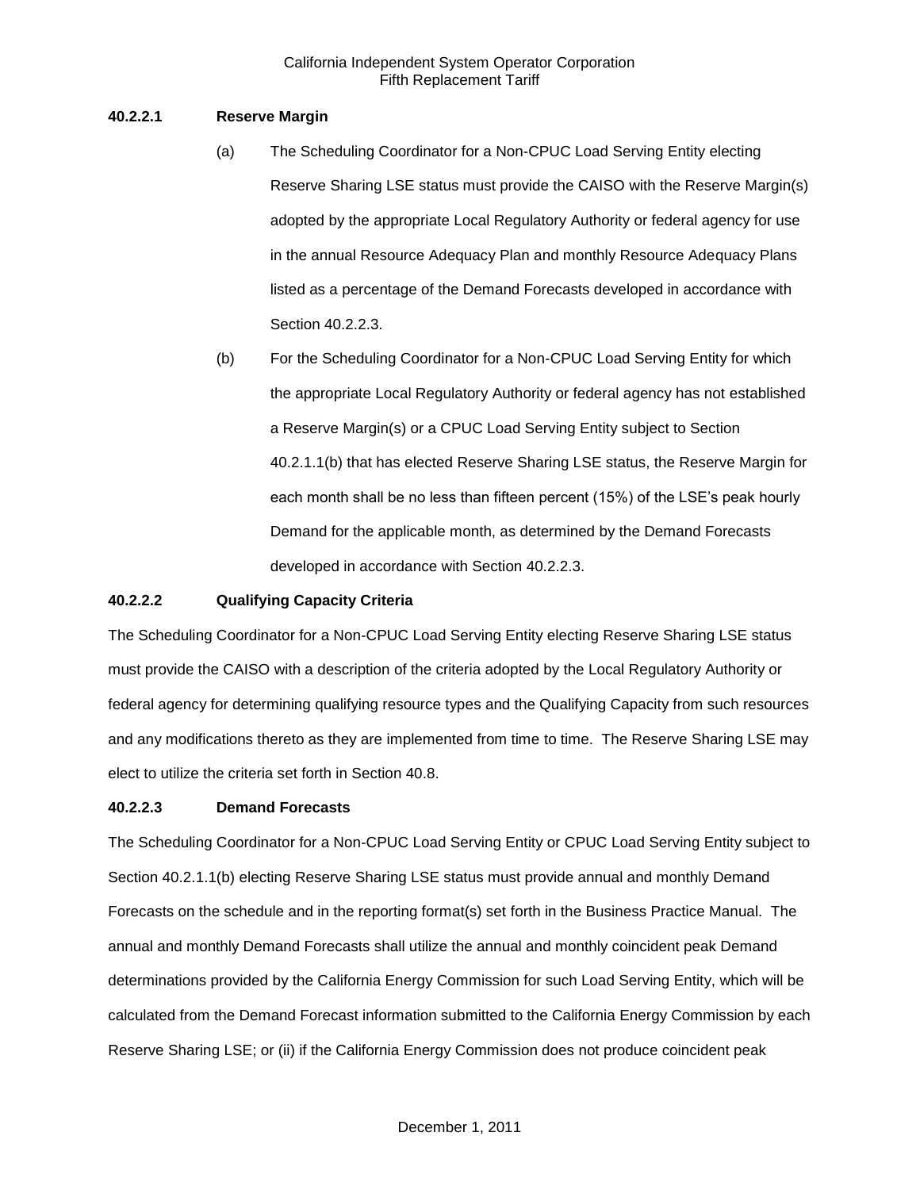**40.2.2.1 Reserve Margin**

(a) The Scheduling Coordinator for a Non-CPUC Load Serving Entity electing Reserve Sharing LSE status must provide the CAISO with the Reserve Margin(s) adopted by the appropriate Local Regulatory Authority or federal agency for use in the annual Resource Adequacy Plan and monthly Resource Adequacy Plans listed as a percentage of the Demand Forecasts developed in accordance with Section 40.2.2.3.

(b) For the Scheduling Coordinator for a Non-CPUC Load Serving Entity for which the appropriate Local Regulatory Authority or federal agency has not established a Reserve Margin(s) or a CPUC Load Serving Entity subject to Section 40.2.1.1(b) that has elected Reserve Sharing LSE status, the Reserve Margin for each month shall be no less than fifteen percent (15%) of the LSE's peak hourly Demand for the applicable month, as determined by the Demand Forecasts developed in accordance with Section 40.2.2.3.

**40.2.2.2 Qualifying Capacity Criteria**

The Scheduling Coordinator for a Non-CPUC Load Serving Entity electing Reserve Sharing LSE status must provide the CAISO with a description of the criteria adopted by the Local Regulatory Authority or federal agency for determining qualifying resource types and the Qualifying Capacity from such resources and any modifications thereto as they are implemented from time to time. The Reserve Sharing LSE may elect to utilize the criteria set forth in Section 40.8.

**40.2.2.3 Demand Forecasts**

The Scheduling Coordinator for a Non-CPUC Load Serving Entity or CPUC Load Serving Entity subject to Section 40.2.1.1(b) electing Reserve Sharing LSE status must provide annual and monthly Demand Forecasts on the schedule and in the reporting format(s) set forth in the Business Practice Manual. The annual and monthly Demand Forecasts shall utilize the annual and monthly coincident peak Demand determinations provided by the California Energy Commission for such Load Serving Entity, which will be calculated from the Demand Forecast information submitted to the California Energy Commission by each Reserve Sharing LSE; or (ii) if the California Energy Commission does not produce coincident peak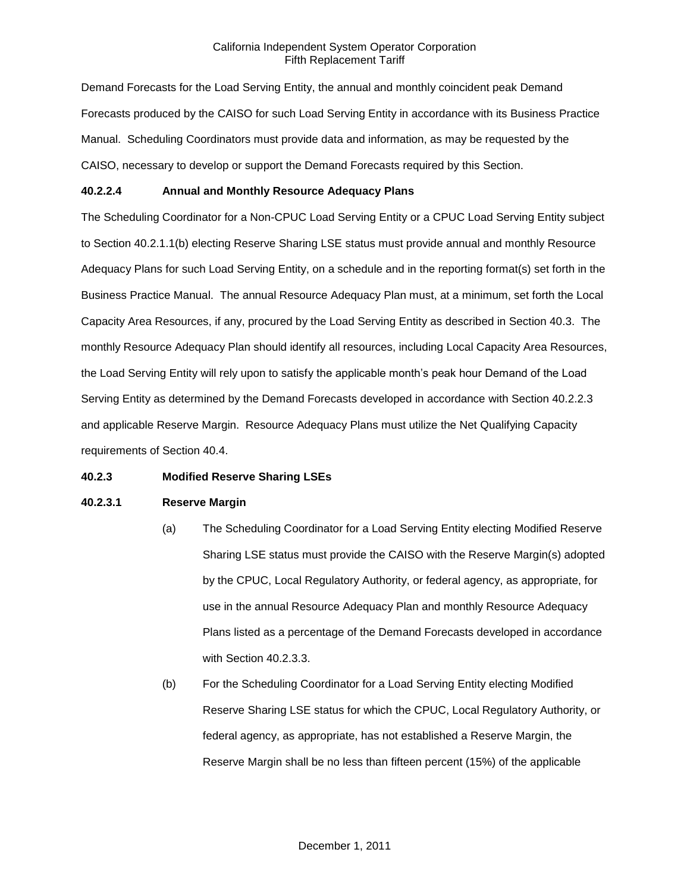Demand Forecasts for the Load Serving Entity, the annual and monthly coincident peak Demand Forecasts produced by the CAISO for such Load Serving Entity in accordance with its Business Practice Manual. Scheduling Coordinators must provide data and information, as may be requested by the CAISO, necessary to develop or support the Demand Forecasts required by this Section.

**40.2.2.4 Annual and Monthly Resource Adequacy Plans**

The Scheduling Coordinator for a Non-CPUC Load Serving Entity or a CPUC Load Serving Entity subject to Section 40.2.1.1(b) electing Reserve Sharing LSE status must provide annual and monthly Resource Adequacy Plans for such Load Serving Entity, on a schedule and in the reporting format(s) set forth in the Business Practice Manual. The annual Resource Adequacy Plan must, at a minimum, set forth the Local Capacity Area Resources, if any, procured by the Load Serving Entity as described in Section 40.3. The monthly Resource Adequacy Plan should identify all resources, including Local Capacity Area Resources, the Load Serving Entity will rely upon to satisfy the applicable month's peak hour Demand of the Load Serving Entity as determined by the Demand Forecasts developed in accordance with Section 40.2.2.3 and applicable Reserve Margin. Resource Adequacy Plans must utilize the Net Qualifying Capacity requirements of Section 40.4.

**40.2.3 Modified Reserve Sharing LSEs**

**40.2.3.1 Reserve Margin**

(a) The Scheduling Coordinator for a Load Serving Entity electing Modified Reserve Sharing LSE status must provide the CAISO with the Reserve Margin(s) adopted by the CPUC, Local Regulatory Authority, or federal agency, as appropriate, for use in the annual Resource Adequacy Plan and monthly Resource Adequacy Plans listed as a percentage of the Demand Forecasts developed in accordance with Section 40.2.3.3.

(b) For the Scheduling Coordinator for a Load Serving Entity electing Modified Reserve Sharing LSE status for which the CPUC, Local Regulatory Authority, or federal agency, as appropriate, has not established a Reserve Margin, the Reserve Margin shall be no less than fifteen percent (15%) of the applicable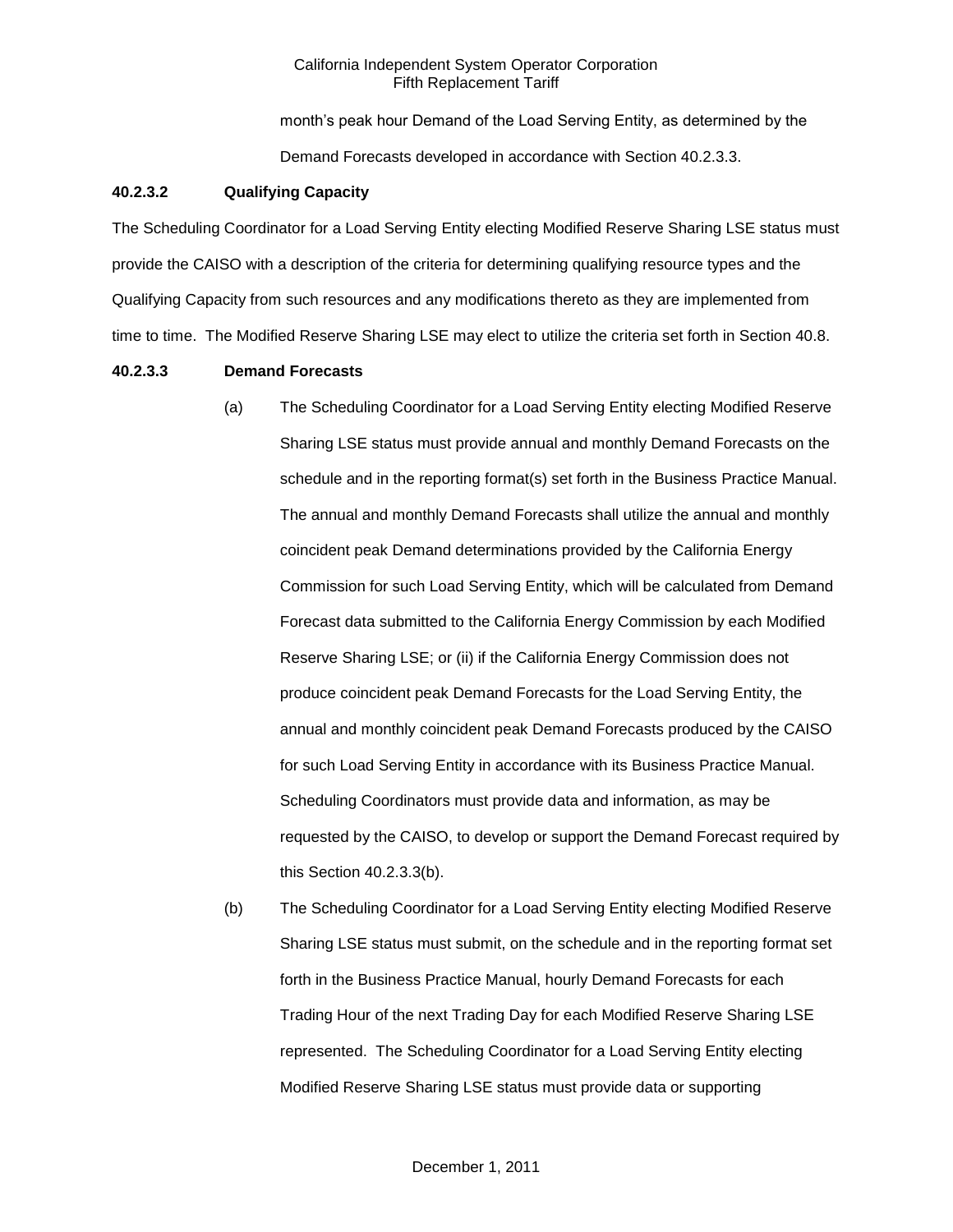month's peak hour Demand of the Load Serving Entity, as determined by the Demand Forecasts developed in accordance with Section 40.2.3.3.

**40.2.3.2 Qualifying Capacity**

The Scheduling Coordinator for a Load Serving Entity electing Modified Reserve Sharing LSE status must provide the CAISO with a description of the criteria for determining qualifying resource types and the Qualifying Capacity from such resources and any modifications thereto as they are implemented from time to time. The Modified Reserve Sharing LSE may elect to utilize the criteria set forth in Section 40.8.

**40.2.3.3 Demand Forecasts**

(a) The Scheduling Coordinator for a Load Serving Entity electing Modified Reserve Sharing LSE status must provide annual and monthly Demand Forecasts on the schedule and in the reporting format(s) set forth in the Business Practice Manual. The annual and monthly Demand Forecasts shall utilize the annual and monthly coincident peak Demand determinations provided by the California Energy Commission for such Load Serving Entity, which will be calculated from Demand Forecast data submitted to the California Energy Commission by each Modified Reserve Sharing LSE; or (ii) if the California Energy Commission does not produce coincident peak Demand Forecasts for the Load Serving Entity, the annual and monthly coincident peak Demand Forecasts produced by the CAISO for such Load Serving Entity in accordance with its Business Practice Manual. Scheduling Coordinators must provide data and information, as may be requested by the CAISO, to develop or support the Demand Forecast required by this Section 40.2.3.3(b).

(b) The Scheduling Coordinator for a Load Serving Entity electing Modified Reserve Sharing LSE status must submit, on the schedule and in the reporting format set forth in the Business Practice Manual, hourly Demand Forecasts for each Trading Hour of the next Trading Day for each Modified Reserve Sharing LSE represented. The Scheduling Coordinator for a Load Serving Entity electing Modified Reserve Sharing LSE status must provide data or supporting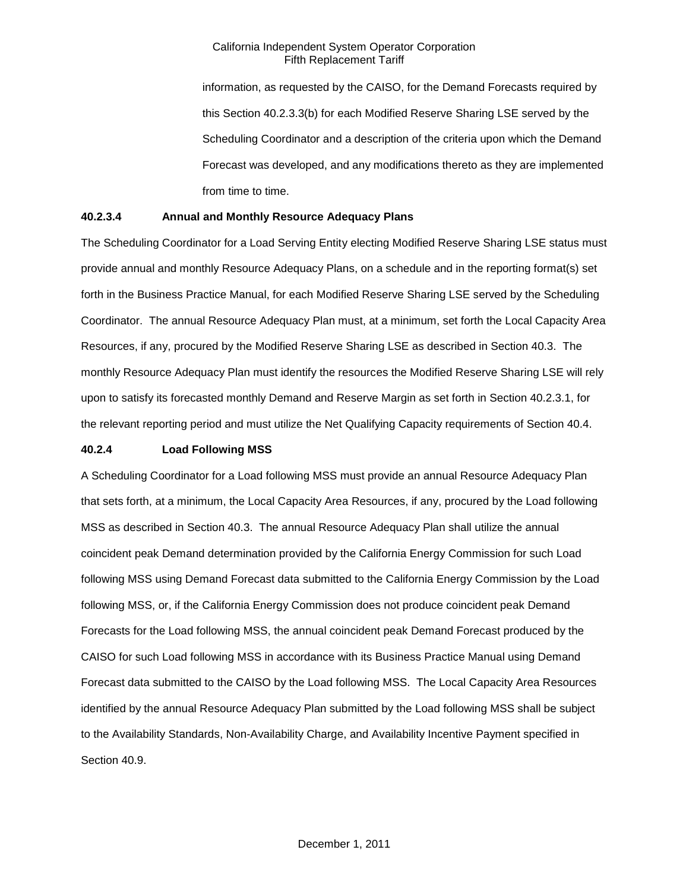information, as requested by the CAISO, for the Demand Forecasts required by this Section 40.2.3.3(b) for each Modified Reserve Sharing LSE served by the Scheduling Coordinator and a description of the criteria upon which the Demand Forecast was developed, and any modifications thereto as they are implemented from time to time.

**40.2.3.4 Annual and Monthly Resource Adequacy Plans**

The Scheduling Coordinator for a Load Serving Entity electing Modified Reserve Sharing LSE status must provide annual and monthly Resource Adequacy Plans, on a schedule and in the reporting format(s) set forth in the Business Practice Manual, for each Modified Reserve Sharing LSE served by the Scheduling Coordinator. The annual Resource Adequacy Plan must, at a minimum, set forth the Local Capacity Area Resources, if any, procured by the Modified Reserve Sharing LSE as described in Section 40.3. The monthly Resource Adequacy Plan must identify the resources the Modified Reserve Sharing LSE will rely upon to satisfy its forecasted monthly Demand and Reserve Margin as set forth in Section 40.2.3.1, for the relevant reporting period and must utilize the Net Qualifying Capacity requirements of Section 40.4.

**40.2.4 Load Following MSS**

A Scheduling Coordinator for a Load following MSS must provide an annual Resource Adequacy Plan that sets forth, at a minimum, the Local Capacity Area Resources, if any, procured by the Load following MSS as described in Section 40.3. The annual Resource Adequacy Plan shall utilize the annual coincident peak Demand determination provided by the California Energy Commission for such Load following MSS using Demand Forecast data submitted to the California Energy Commission by the Load following MSS, or, if the California Energy Commission does not produce coincident peak Demand Forecasts for the Load following MSS, the annual coincident peak Demand Forecast produced by the CAISO for such Load following MSS in accordance with its Business Practice Manual using Demand Forecast data submitted to the CAISO by the Load following MSS. The Local Capacity Area Resources identified by the annual Resource Adequacy Plan submitted by the Load following MSS shall be subject to the Availability Standards, Non-Availability Charge, and Availability Incentive Payment specified in Section 40.9.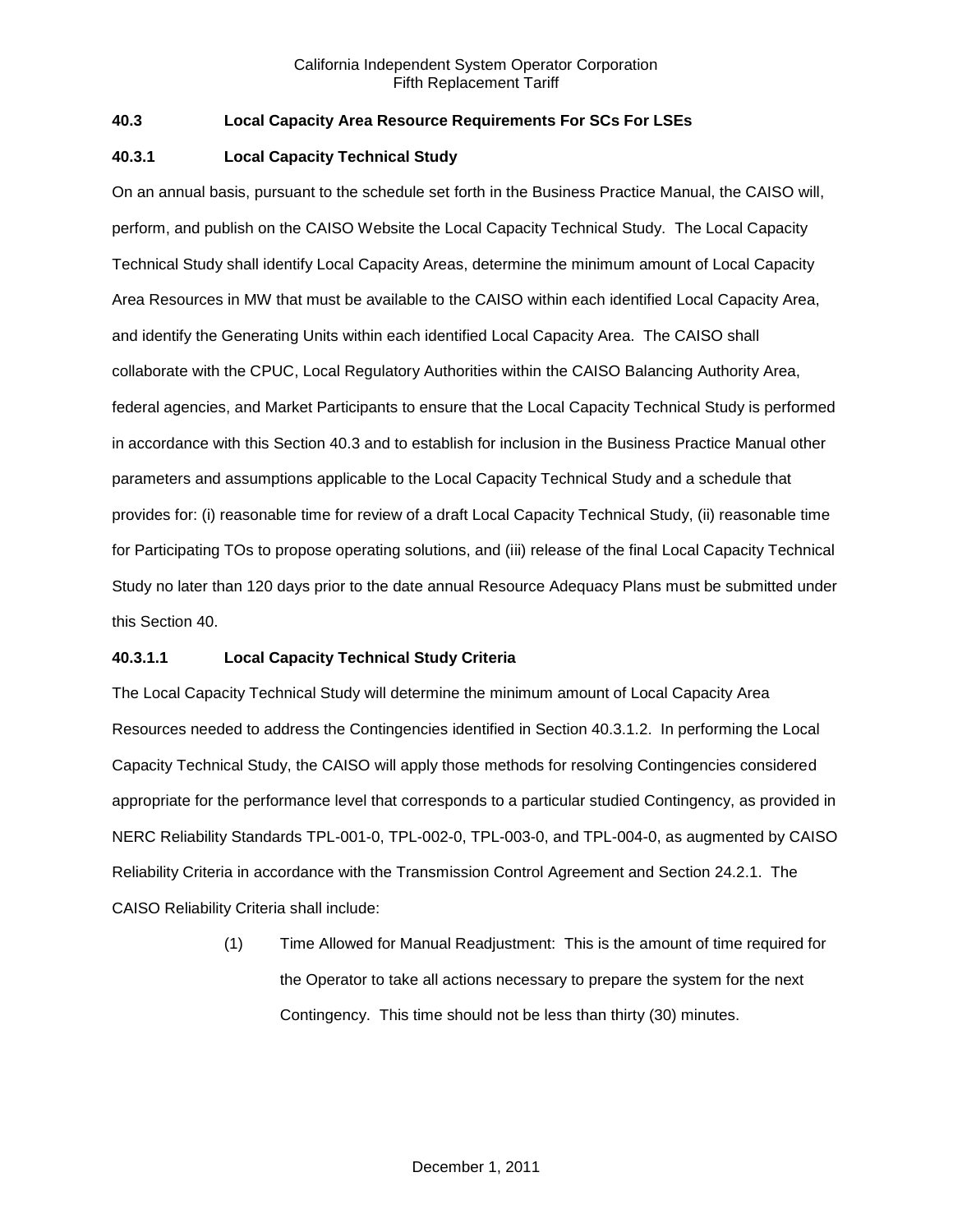**40.3 Local Capacity Area Resource Requirements For SCs For LSEs**

**40.3.1 Local Capacity Technical Study**

On an annual basis, pursuant to the schedule set forth in the Business Practice Manual, the CAISO will, perform, and publish on the CAISO Website the Local Capacity Technical Study. The Local Capacity Technical Study shall identify Local Capacity Areas, determine the minimum amount of Local Capacity Area Resources in MW that must be available to the CAISO within each identified Local Capacity Area, and identify the Generating Units within each identified Local Capacity Area. The CAISO shall collaborate with the CPUC, Local Regulatory Authorities within the CAISO Balancing Authority Area, federal agencies, and Market Participants to ensure that the Local Capacity Technical Study is performed in accordance with this Section 40.3 and to establish for inclusion in the Business Practice Manual other parameters and assumptions applicable to the Local Capacity Technical Study and a schedule that provides for: (i) reasonable time for review of a draft Local Capacity Technical Study, (ii) reasonable time for Participating TOs to propose operating solutions, and (iii) release of the final Local Capacity Technical Study no later than 120 days prior to the date annual Resource Adequacy Plans must be submitted under this Section 40.

**40.3.1.1 Local Capacity Technical Study Criteria**

The Local Capacity Technical Study will determine the minimum amount of Local Capacity Area Resources needed to address the Contingencies identified in Section 40.3.1.2. In performing the Local Capacity Technical Study, the CAISO will apply those methods for resolving Contingencies considered appropriate for the performance level that corresponds to a particular studied Contingency, as provided in NERC Reliability Standards TPL-001-0, TPL-002-0, TPL-003-0, and TPL-004-0, as augmented by CAISO Reliability Criteria in accordance with the Transmission Control Agreement and Section 24.2.1. The CAISO Reliability Criteria shall include:

(1) Time Allowed for Manual Readjustment: This is the amount of time required for the Operator to take all actions necessary to prepare the system for the next Contingency. This time should not be less than thirty (30) minutes.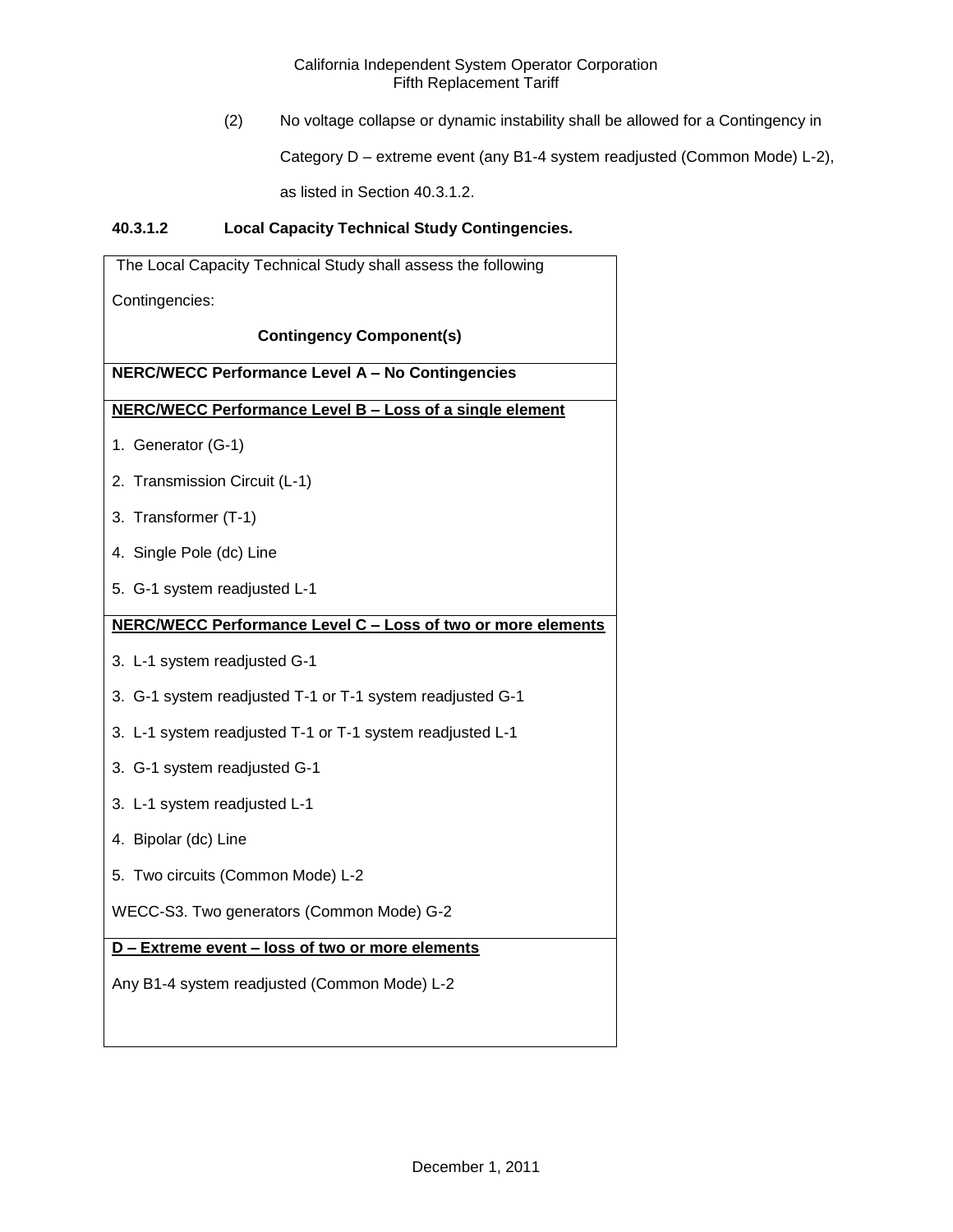(2) No voltage collapse or dynamic instability shall be allowed for a Contingency in Category D – extreme event (any B1-4 system readjusted (Common Mode) L-2), as listed in Section 40.3.1.2.

**40.3.1.2 Local Capacity Technical Study Contingencies.**

| The Local Capacity Technical Study shall assess the following Contingencies: **Contingency Component(s)** |
|---|
| **NERC/WECC Performance Level A – No Contingencies** |
| **NERC/WECC Performance Level B – Loss of a single element** |
| 1. Generator (G-1) |
| 2. Transmission Circuit (L-1) |
| 3. Transformer (T-1) |
| 4. Single Pole (dc) Line |
| 5. G-1 system readjusted L-1 |
| **NERC/WECC Performance Level C – Loss of two or more elements** |
| 3. L-1 system readjusted G-1 |
| 3. G-1 system readjusted T-1 or T-1 system readjusted G-1 |
| 3. L-1 system readjusted T-1 or T-1 system readjusted L-1 |
| 3. G-1 system readjusted G-1 |
| 3. L-1 system readjusted L-1 |
| 4. Bipolar (dc) Line |
| 5. Two circuits (Common Mode) L-2 |
| WECC-S3. Two generators (Common Mode) G-2 |
| **D – Extreme event – loss of two or more elements** |
| Any B1-4 system readjusted (Common Mode) L-2 |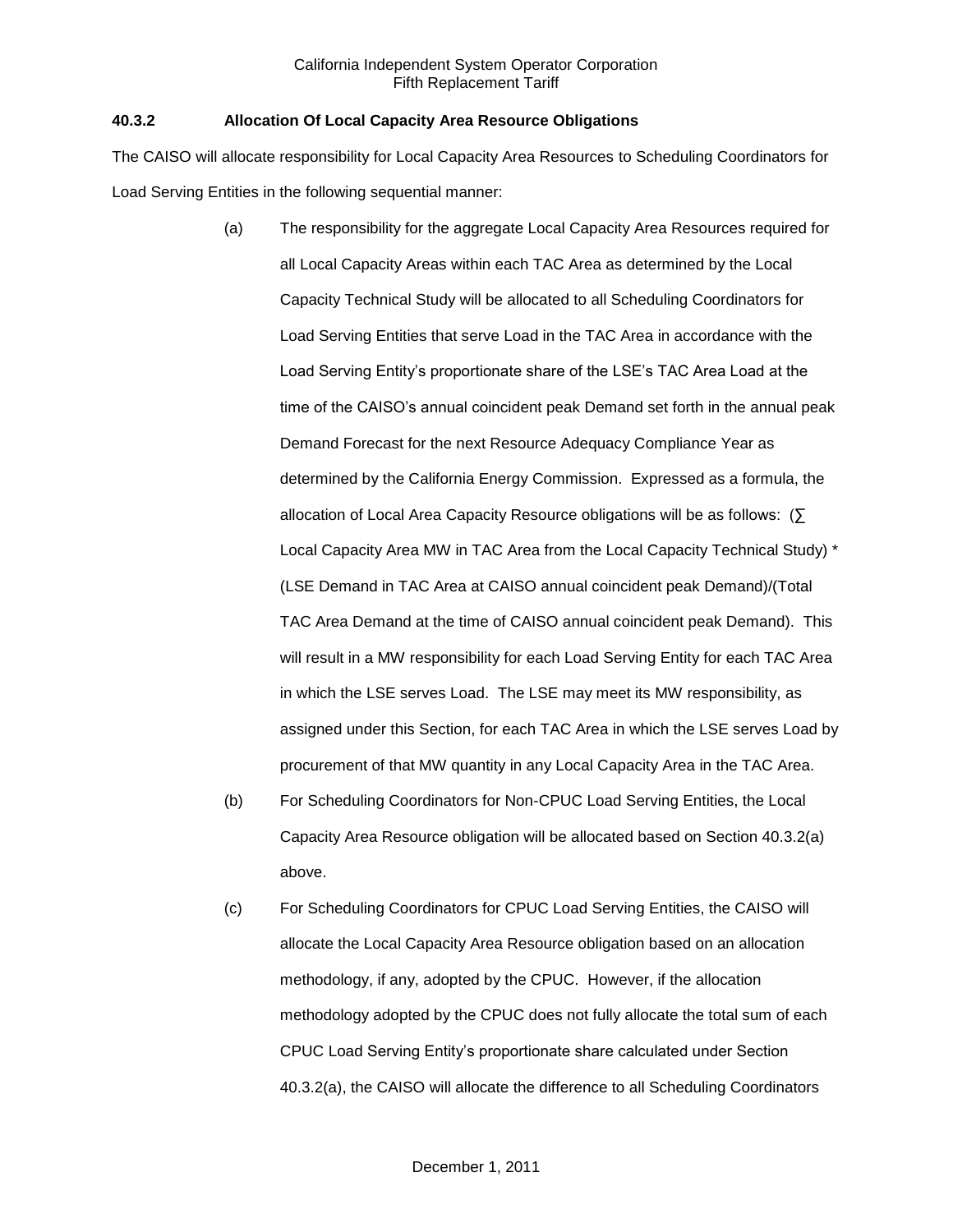### 40.3.2 Allocation Of Local Capacity Area Resource Obligations

The CAISO will allocate responsibility for Local Capacity Area Resources to Scheduling Coordinators for Load Serving Entities in the following sequential manner:

(a) The responsibility for the aggregate Local Capacity Area Resources required for all Local Capacity Areas within each TAC Area as determined by the Local Capacity Technical Study will be allocated to all Scheduling Coordinators for Load Serving Entities that serve Load in the TAC Area in accordance with the Load Serving Entity's proportionate share of the LSE's TAC Area Load at the time of the CAISO's annual coincident peak Demand set forth in the annual peak Demand Forecast for the next Resource Adequacy Compliance Year as determined by the California Energy Commission. Expressed as a formula, the allocation of Local Area Capacity Resource obligations will be as follows: (∑ Local Capacity Area MW in TAC Area from the Local Capacity Technical Study) * (LSE Demand in TAC Area at CAISO annual coincident peak Demand)/(Total TAC Area Demand at the time of CAISO annual coincident peak Demand). This will result in a MW responsibility for each Load Serving Entity for each TAC Area in which the LSE serves Load. The LSE may meet its MW responsibility, as assigned under this Section, for each TAC Area in which the LSE serves Load by procurement of that MW quantity in any Local Capacity Area in the TAC Area.

(b) For Scheduling Coordinators for Non-CPUC Load Serving Entities, the Local Capacity Area Resource obligation will be allocated based on Section 40.3.2(a) above.

(c) For Scheduling Coordinators for CPUC Load Serving Entities, the CAISO will allocate the Local Capacity Area Resource obligation based on an allocation methodology, if any, adopted by the CPUC. However, if the allocation methodology adopted by the CPUC does not fully allocate the total sum of each CPUC Load Serving Entity's proportionate share calculated under Section 40.3.2(a), the CAISO will allocate the difference to all Scheduling Coordinators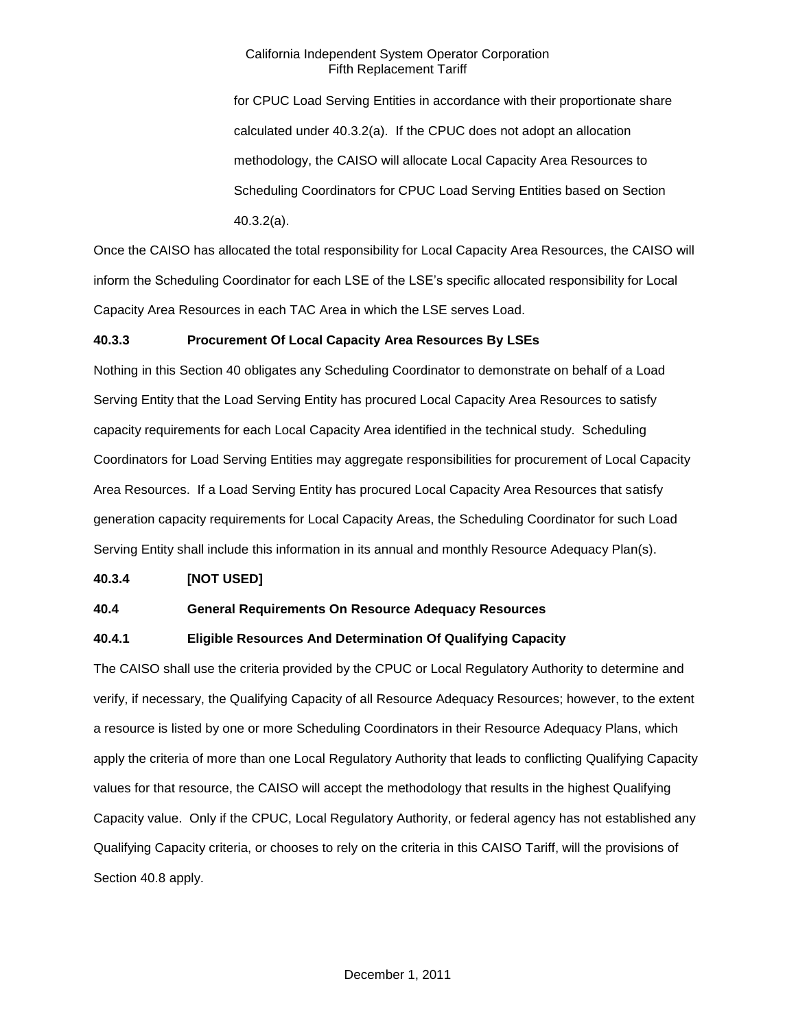for CPUC Load Serving Entities in accordance with their proportionate share calculated under 40.3.2(a). If the CPUC does not adopt an allocation methodology, the CAISO will allocate Local Capacity Area Resources to Scheduling Coordinators for CPUC Load Serving Entities based on Section 40.3.2(a).

Once the CAISO has allocated the total responsibility for Local Capacity Area Resources, the CAISO will inform the Scheduling Coordinator for each LSE of the LSE's specific allocated responsibility for Local Capacity Area Resources in each TAC Area in which the LSE serves Load.

**40.3.3 Procurement Of Local Capacity Area Resources By LSEs**

Nothing in this Section 40 obligates any Scheduling Coordinator to demonstrate on behalf of a Load Serving Entity that the Load Serving Entity has procured Local Capacity Area Resources to satisfy capacity requirements for each Local Capacity Area identified in the technical study. Scheduling Coordinators for Load Serving Entities may aggregate responsibilities for procurement of Local Capacity Area Resources. If a Load Serving Entity has procured Local Capacity Area Resources that satisfy generation capacity requirements for Local Capacity Areas, the Scheduling Coordinator for such Load Serving Entity shall include this information in its annual and monthly Resource Adequacy Plan(s).

**40.3.4 [NOT USED]**

**40.4 General Requirements On Resource Adequacy Resources**

**40.4.1 Eligible Resources And Determination Of Qualifying Capacity**

The CAISO shall use the criteria provided by the CPUC or Local Regulatory Authority to determine and verify, if necessary, the Qualifying Capacity of all Resource Adequacy Resources; however, to the extent a resource is listed by one or more Scheduling Coordinators in their Resource Adequacy Plans, which apply the criteria of more than one Local Regulatory Authority that leads to conflicting Qualifying Capacity values for that resource, the CAISO will accept the methodology that results in the highest Qualifying Capacity value. Only if the CPUC, Local Regulatory Authority, or federal agency has not established any Qualifying Capacity criteria, or chooses to rely on the criteria in this CAISO Tariff, will the provisions of Section 40.8 apply.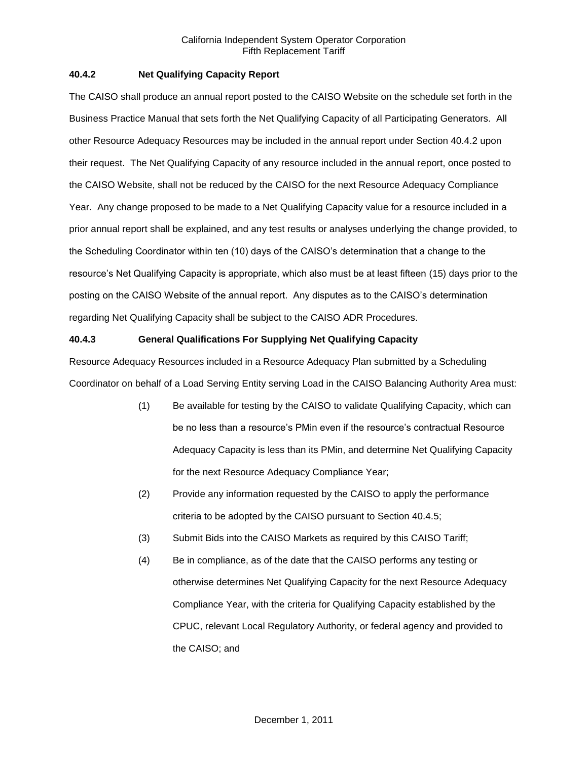### 40.4.2 Net Qualifying Capacity Report

The CAISO shall produce an annual report posted to the CAISO Website on the schedule set forth in the Business Practice Manual that sets forth the Net Qualifying Capacity of all Participating Generators. All other Resource Adequacy Resources may be included in the annual report under Section 40.4.2 upon their request. The Net Qualifying Capacity of any resource included in the annual report, once posted to the CAISO Website, shall not be reduced by the CAISO for the next Resource Adequacy Compliance Year. Any change proposed to be made to a Net Qualifying Capacity value for a resource included in a prior annual report shall be explained, and any test results or analyses underlying the change provided, to the Scheduling Coordinator within ten (10) days of the CAISO's determination that a change to the resource's Net Qualifying Capacity is appropriate, which also must be at least fifteen (15) days prior to the posting on the CAISO Website of the annual report. Any disputes as to the CAISO's determination regarding Net Qualifying Capacity shall be subject to the CAISO ADR Procedures.

### 40.4.3 General Qualifications For Supplying Net Qualifying Capacity

Resource Adequacy Resources included in a Resource Adequacy Plan submitted by a Scheduling Coordinator on behalf of a Load Serving Entity serving Load in the CAISO Balancing Authority Area must:

(1) Be available for testing by the CAISO to validate Qualifying Capacity, which can be no less than a resource's PMin even if the resource's contractual Resource Adequacy Capacity is less than its PMin, and determine Net Qualifying Capacity for the next Resource Adequacy Compliance Year;

(2) Provide any information requested by the CAISO to apply the performance criteria to be adopted by the CAISO pursuant to Section 40.4.5;

(3) Submit Bids into the CAISO Markets as required by this CAISO Tariff;

(4) Be in compliance, as of the date that the CAISO performs any testing or otherwise determines Net Qualifying Capacity for the next Resource Adequacy Compliance Year, with the criteria for Qualifying Capacity established by the CPUC, relevant Local Regulatory Authority, or federal agency and provided to the CAISO; and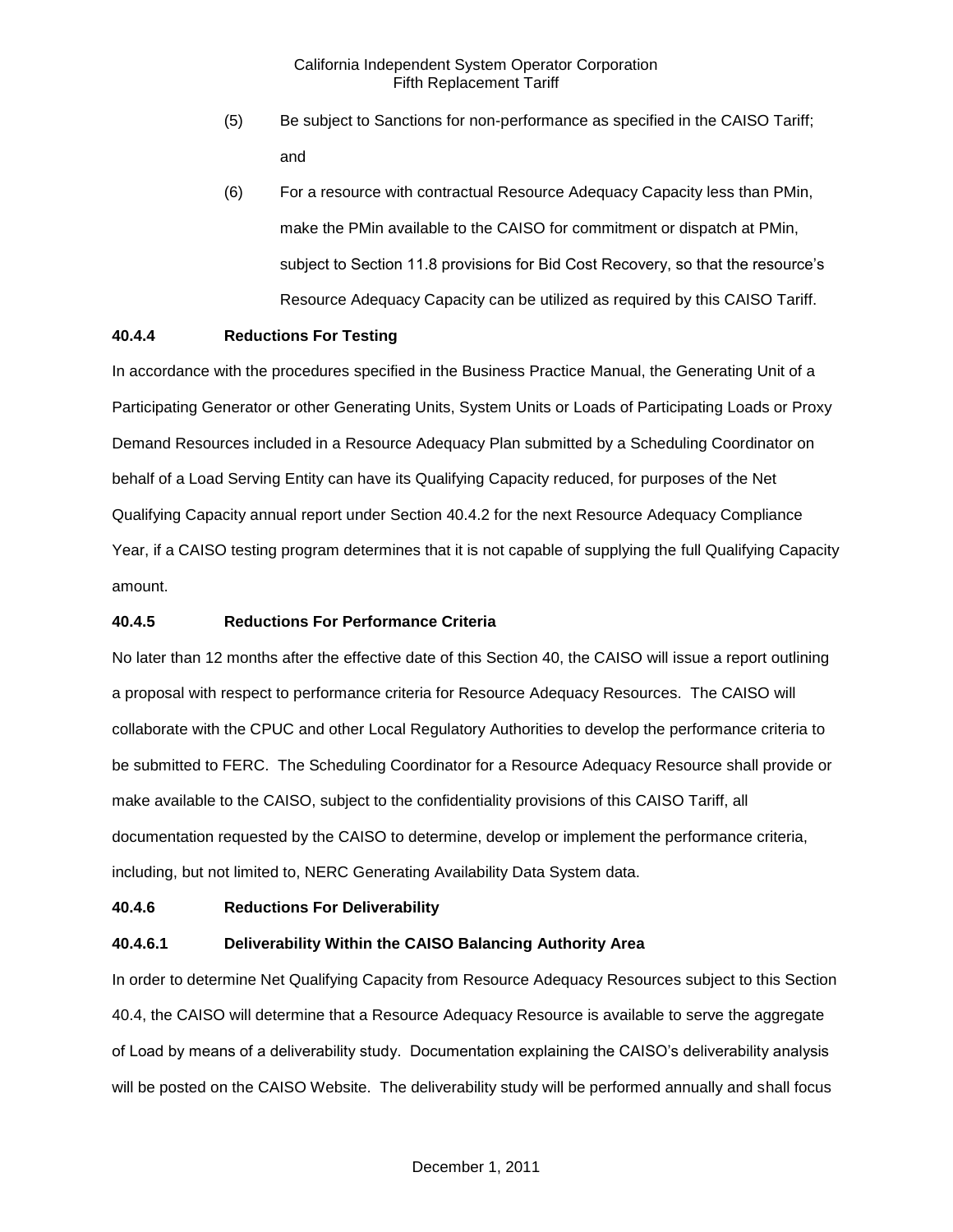(5) Be subject to Sanctions for non-performance as specified in the CAISO Tariff; and

(6) For a resource with contractual Resource Adequacy Capacity less than PMin, make the PMin available to the CAISO for commitment or dispatch at PMin, subject to Section 11.8 provisions for Bid Cost Recovery, so that the resource's Resource Adequacy Capacity can be utilized as required by this CAISO Tariff.

**40.4.4 Reductions For Testing**

In accordance with the procedures specified in the Business Practice Manual, the Generating Unit of a Participating Generator or other Generating Units, System Units or Loads of Participating Loads or Proxy Demand Resources included in a Resource Adequacy Plan submitted by a Scheduling Coordinator on behalf of a Load Serving Entity can have its Qualifying Capacity reduced, for purposes of the Net Qualifying Capacity annual report under Section 40.4.2 for the next Resource Adequacy Compliance Year, if a CAISO testing program determines that it is not capable of supplying the full Qualifying Capacity amount.

**40.4.5 Reductions For Performance Criteria**

No later than 12 months after the effective date of this Section 40, the CAISO will issue a report outlining a proposal with respect to performance criteria for Resource Adequacy Resources. The CAISO will collaborate with the CPUC and other Local Regulatory Authorities to develop the performance criteria to be submitted to FERC. The Scheduling Coordinator for a Resource Adequacy Resource shall provide or make available to the CAISO, subject to the confidentiality provisions of this CAISO Tariff, all documentation requested by the CAISO to determine, develop or implement the performance criteria, including, but not limited to, NERC Generating Availability Data System data.

**40.4.6 Reductions For Deliverability**

**40.4.6.1 Deliverability Within the CAISO Balancing Authority Area**

In order to determine Net Qualifying Capacity from Resource Adequacy Resources subject to this Section 40.4, the CAISO will determine that a Resource Adequacy Resource is available to serve the aggregate of Load by means of a deliverability study. Documentation explaining the CAISO's deliverability analysis will be posted on the CAISO Website. The deliverability study will be performed annually and shall focus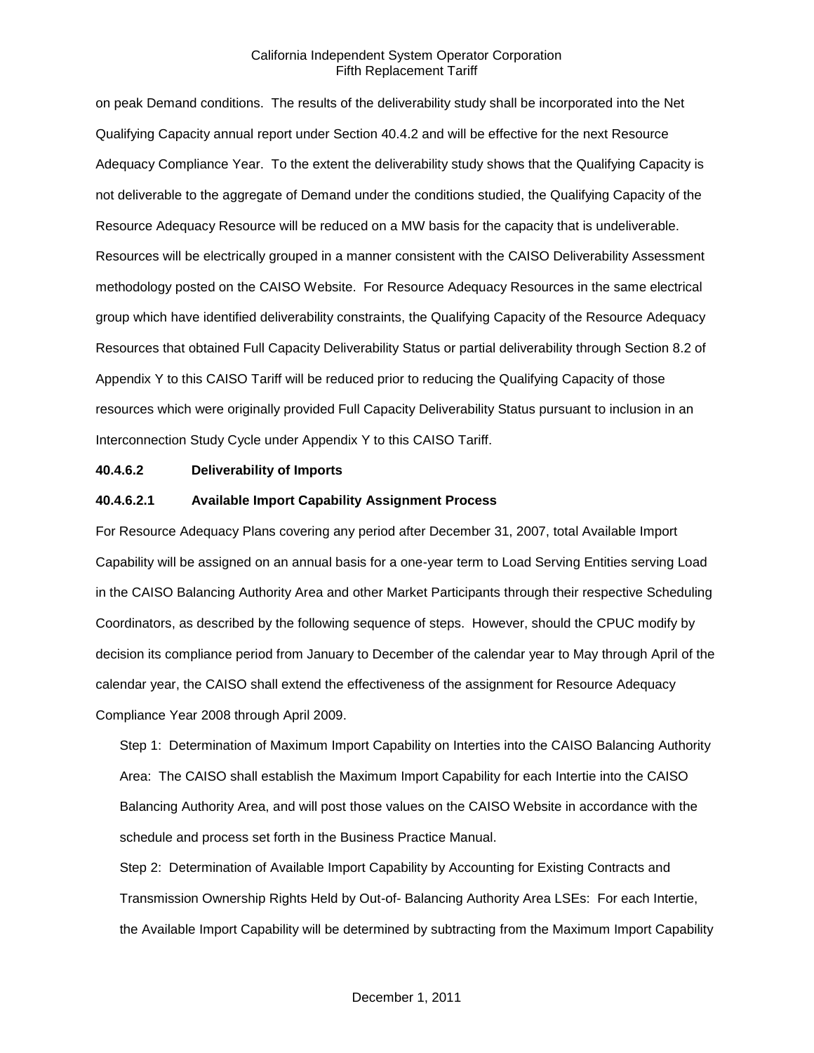on peak Demand conditions. The results of the deliverability study shall be incorporated into the Net Qualifying Capacity annual report under Section 40.4.2 and will be effective for the next Resource Adequacy Compliance Year. To the extent the deliverability study shows that the Qualifying Capacity is not deliverable to the aggregate of Demand under the conditions studied, the Qualifying Capacity of the Resource Adequacy Resource will be reduced on a MW basis for the capacity that is undeliverable. Resources will be electrically grouped in a manner consistent with the CAISO Deliverability Assessment methodology posted on the CAISO Website. For Resource Adequacy Resources in the same electrical group which have identified deliverability constraints, the Qualifying Capacity of the Resource Adequacy Resources that obtained Full Capacity Deliverability Status or partial deliverability through Section 8.2 of Appendix Y to this CAISO Tariff will be reduced prior to reducing the Qualifying Capacity of those resources which were originally provided Full Capacity Deliverability Status pursuant to inclusion in an Interconnection Study Cycle under Appendix Y to this CAISO Tariff.

**40.4.6.2 Deliverability of Imports**

**40.4.6.2.1 Available Import Capability Assignment Process**

For Resource Adequacy Plans covering any period after December 31, 2007, total Available Import Capability will be assigned on an annual basis for a one-year term to Load Serving Entities serving Load in the CAISO Balancing Authority Area and other Market Participants through their respective Scheduling Coordinators, as described by the following sequence of steps. However, should the CPUC modify by decision its compliance period from January to December of the calendar year to May through April of the calendar year, the CAISO shall extend the effectiveness of the assignment for Resource Adequacy Compliance Year 2008 through April 2009.

Step 1: Determination of Maximum Import Capability on Interties into the CAISO Balancing Authority Area: The CAISO shall establish the Maximum Import Capability for each Intertie into the CAISO Balancing Authority Area, and will post those values on the CAISO Website in accordance with the schedule and process set forth in the Business Practice Manual.

Step 2: Determination of Available Import Capability by Accounting for Existing Contracts and Transmission Ownership Rights Held by Out-of- Balancing Authority Area LSEs: For each Intertie, the Available Import Capability will be determined by subtracting from the Maximum Import Capability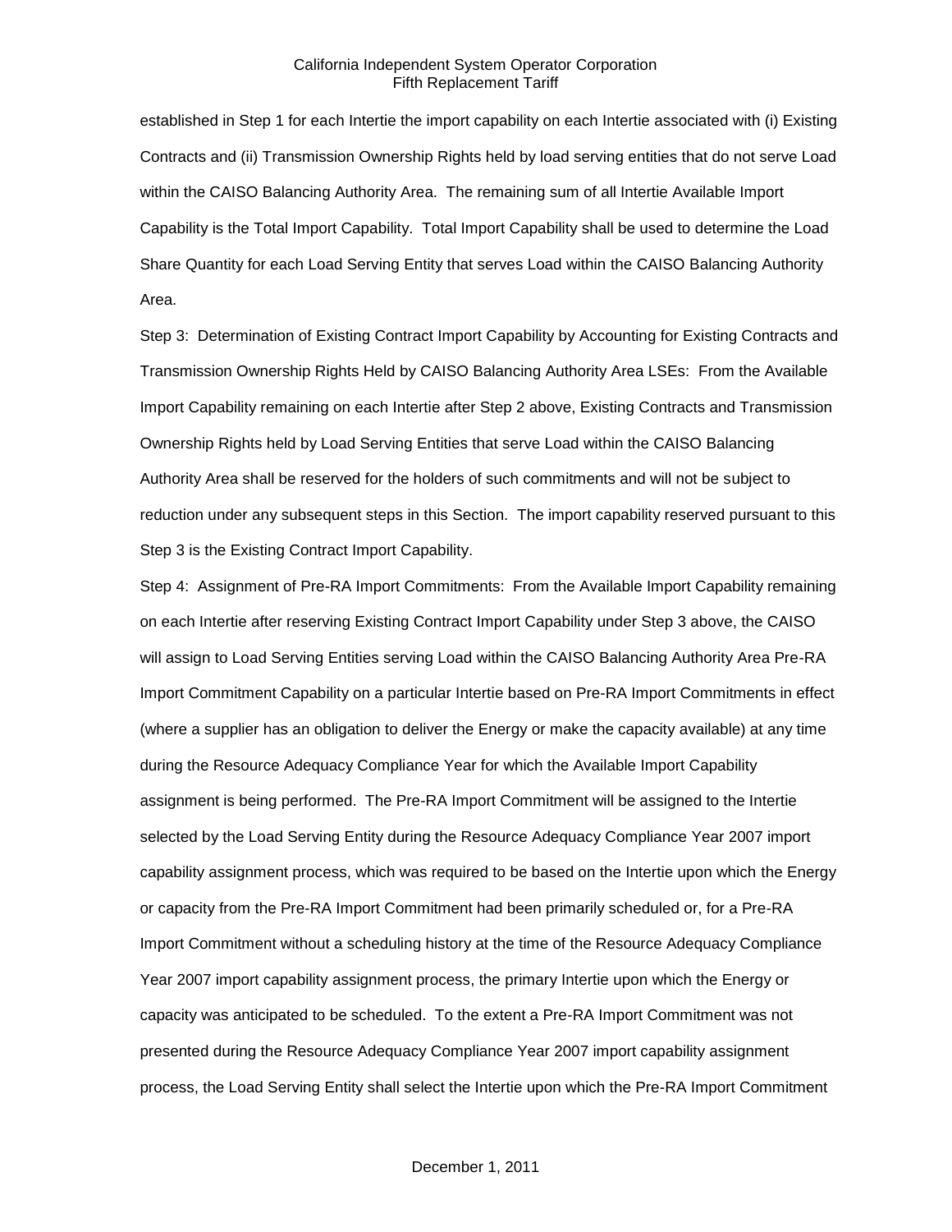established in Step 1 for each Intertie the import capability on each Intertie associated with (i) Existing Contracts and (ii) Transmission Ownership Rights held by load serving entities that do not serve Load within the CAISO Balancing Authority Area. The remaining sum of all Intertie Available Import Capability is the Total Import Capability. Total Import Capability shall be used to determine the Load Share Quantity for each Load Serving Entity that serves Load within the CAISO Balancing Authority Area.

Step 3: Determination of Existing Contract Import Capability by Accounting for Existing Contracts and Transmission Ownership Rights Held by CAISO Balancing Authority Area LSEs: From the Available Import Capability remaining on each Intertie after Step 2 above, Existing Contracts and Transmission Ownership Rights held by Load Serving Entities that serve Load within the CAISO Balancing Authority Area shall be reserved for the holders of such commitments and will not be subject to reduction under any subsequent steps in this Section. The import capability reserved pursuant to this Step 3 is the Existing Contract Import Capability.

Step 4: Assignment of Pre-RA Import Commitments: From the Available Import Capability remaining on each Intertie after reserving Existing Contract Import Capability under Step 3 above, the CAISO will assign to Load Serving Entities serving Load within the CAISO Balancing Authority Area Pre-RA Import Commitment Capability on a particular Intertie based on Pre-RA Import Commitments in effect (where a supplier has an obligation to deliver the Energy or make the capacity available) at any time during the Resource Adequacy Compliance Year for which the Available Import Capability assignment is being performed. The Pre-RA Import Commitment will be assigned to the Intertie selected by the Load Serving Entity during the Resource Adequacy Compliance Year 2007 import capability assignment process, which was required to be based on the Intertie upon which the Energy or capacity from the Pre-RA Import Commitment had been primarily scheduled or, for a Pre-RA Import Commitment without a scheduling history at the time of the Resource Adequacy Compliance Year 2007 import capability assignment process, the primary Intertie upon which the Energy or capacity was anticipated to be scheduled. To the extent a Pre-RA Import Commitment was not presented during the Resource Adequacy Compliance Year 2007 import capability assignment process, the Load Serving Entity shall select the Intertie upon which the Pre-RA Import Commitment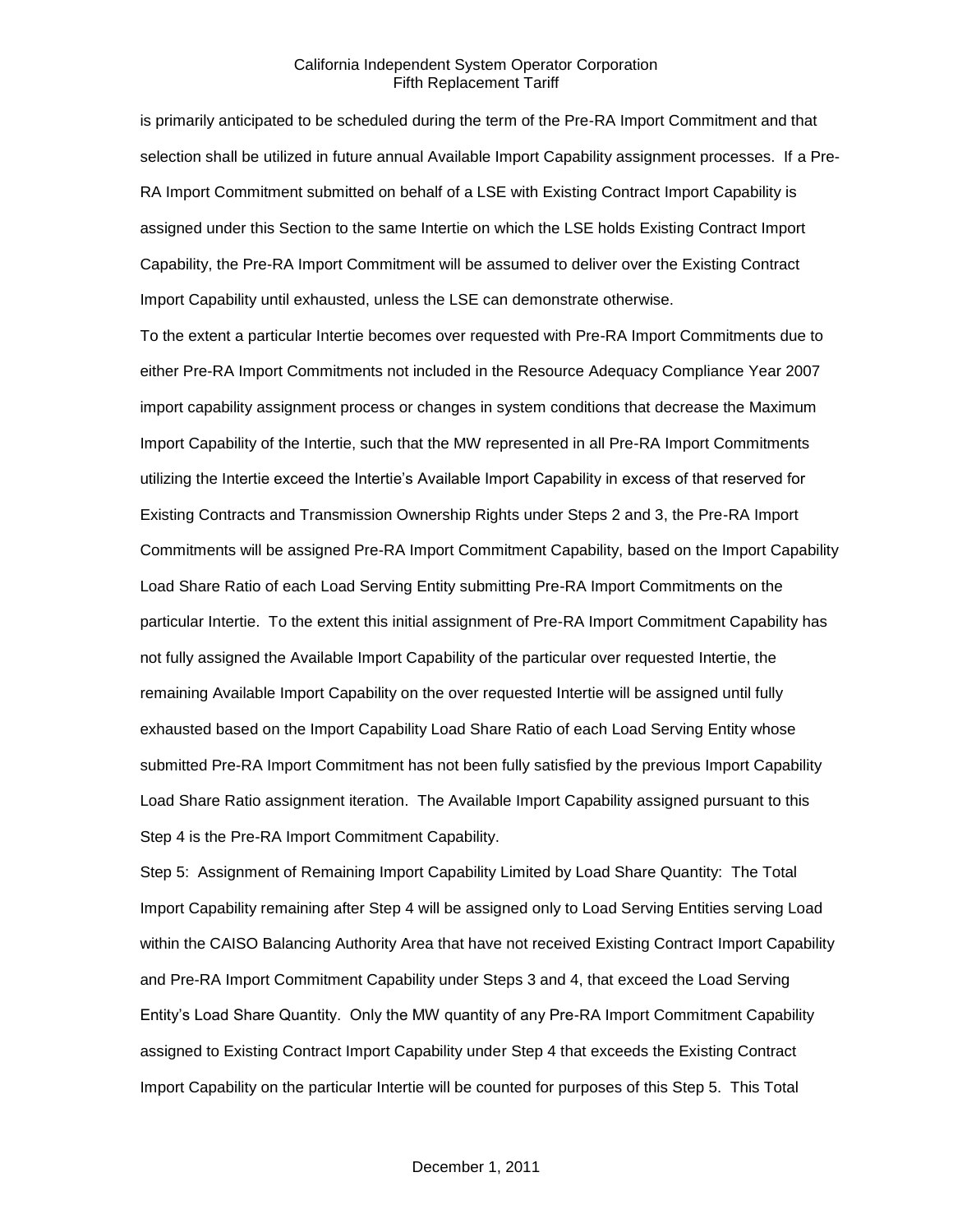is primarily anticipated to be scheduled during the term of the Pre-RA Import Commitment and that selection shall be utilized in future annual Available Import Capability assignment processes. If a Pre-RA Import Commitment submitted on behalf of a LSE with Existing Contract Import Capability is assigned under this Section to the same Intertie on which the LSE holds Existing Contract Import Capability, the Pre-RA Import Commitment will be assumed to deliver over the Existing Contract Import Capability until exhausted, unless the LSE can demonstrate otherwise.

To the extent a particular Intertie becomes over requested with Pre-RA Import Commitments due to either Pre-RA Import Commitments not included in the Resource Adequacy Compliance Year 2007 import capability assignment process or changes in system conditions that decrease the Maximum Import Capability of the Intertie, such that the MW represented in all Pre-RA Import Commitments utilizing the Intertie exceed the Intertie's Available Import Capability in excess of that reserved for Existing Contracts and Transmission Ownership Rights under Steps 2 and 3, the Pre-RA Import Commitments will be assigned Pre-RA Import Commitment Capability, based on the Import Capability Load Share Ratio of each Load Serving Entity submitting Pre-RA Import Commitments on the particular Intertie. To the extent this initial assignment of Pre-RA Import Commitment Capability has not fully assigned the Available Import Capability of the particular over requested Intertie, the remaining Available Import Capability on the over requested Intertie will be assigned until fully exhausted based on the Import Capability Load Share Ratio of each Load Serving Entity whose submitted Pre-RA Import Commitment has not been fully satisfied by the previous Import Capability Load Share Ratio assignment iteration. The Available Import Capability assigned pursuant to this Step 4 is the Pre-RA Import Commitment Capability.

Step 5: Assignment of Remaining Import Capability Limited by Load Share Quantity: The Total Import Capability remaining after Step 4 will be assigned only to Load Serving Entities serving Load within the CAISO Balancing Authority Area that have not received Existing Contract Import Capability and Pre-RA Import Commitment Capability under Steps 3 and 4, that exceed the Load Serving Entity's Load Share Quantity. Only the MW quantity of any Pre-RA Import Commitment Capability assigned to Existing Contract Import Capability under Step 4 that exceeds the Existing Contract Import Capability on the particular Intertie will be counted for purposes of this Step 5. This Total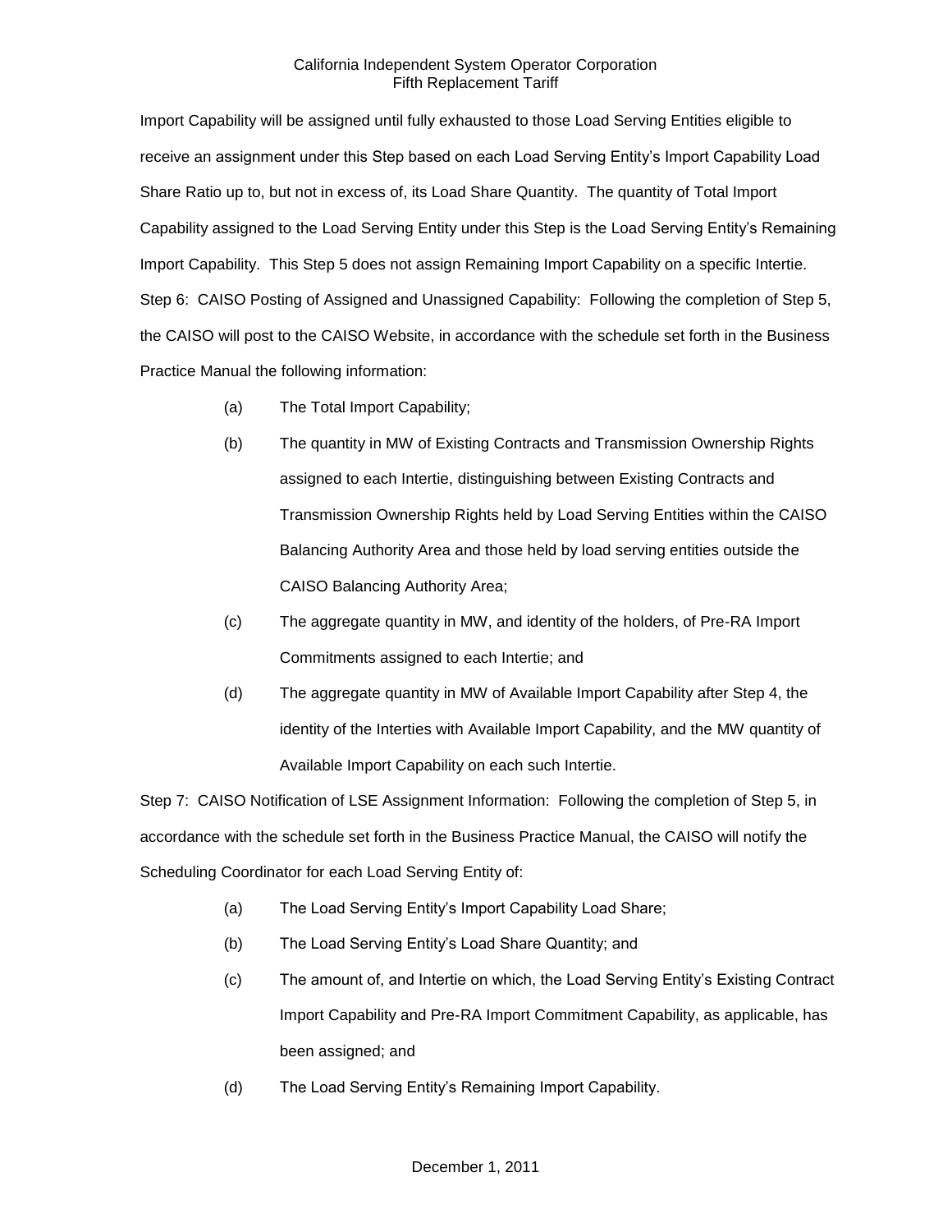Import Capability will be assigned until fully exhausted to those Load Serving Entities eligible to receive an assignment under this Step based on each Load Serving Entity's Import Capability Load Share Ratio up to, but not in excess of, its Load Share Quantity. The quantity of Total Import Capability assigned to the Load Serving Entity under this Step is the Load Serving Entity's Remaining Import Capability. This Step 5 does not assign Remaining Import Capability on a specific Intertie.

Step 6: CAISO Posting of Assigned and Unassigned Capability: Following the completion of Step 5, the CAISO will post to the CAISO Website, in accordance with the schedule set forth in the Business Practice Manual the following information:

(a) The Total Import Capability;

(b) The quantity in MW of Existing Contracts and Transmission Ownership Rights assigned to each Intertie, distinguishing between Existing Contracts and Transmission Ownership Rights held by Load Serving Entities within the CAISO Balancing Authority Area and those held by load serving entities outside the CAISO Balancing Authority Area;

(c) The aggregate quantity in MW, and identity of the holders, of Pre-RA Import Commitments assigned to each Intertie; and

(d) The aggregate quantity in MW of Available Import Capability after Step 4, the identity of the Interties with Available Import Capability, and the MW quantity of Available Import Capability on each such Intertie.

Step 7: CAISO Notification of LSE Assignment Information: Following the completion of Step 5, in accordance with the schedule set forth in the Business Practice Manual, the CAISO will notify the Scheduling Coordinator for each Load Serving Entity of:

(a) The Load Serving Entity's Import Capability Load Share;

(b) The Load Serving Entity's Load Share Quantity; and

(c) The amount of, and Intertie on which, the Load Serving Entity's Existing Contract Import Capability and Pre-RA Import Commitment Capability, as applicable, has been assigned; and

(d) The Load Serving Entity's Remaining Import Capability.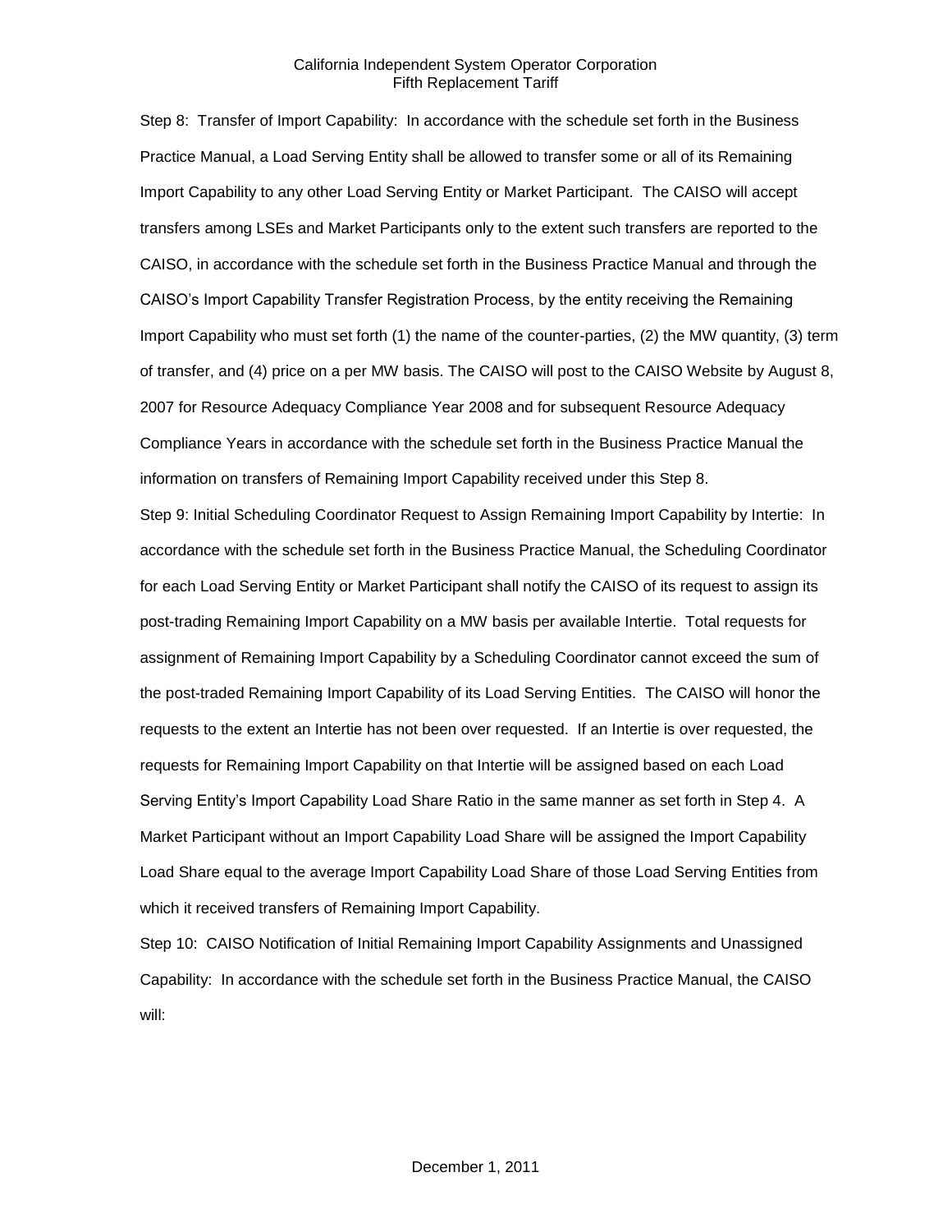Step 8: Transfer of Import Capability: In accordance with the schedule set forth in the Business Practice Manual, a Load Serving Entity shall be allowed to transfer some or all of its Remaining Import Capability to any other Load Serving Entity or Market Participant. The CAISO will accept transfers among LSEs and Market Participants only to the extent such transfers are reported to the CAISO, in accordance with the schedule set forth in the Business Practice Manual and through the CAISO's Import Capability Transfer Registration Process, by the entity receiving the Remaining Import Capability who must set forth (1) the name of the counter-parties, (2) the MW quantity, (3) term of transfer, and (4) price on a per MW basis. The CAISO will post to the CAISO Website by August 8, 2007 for Resource Adequacy Compliance Year 2008 and for subsequent Resource Adequacy Compliance Years in accordance with the schedule set forth in the Business Practice Manual the information on transfers of Remaining Import Capability received under this Step 8.

Step 9: Initial Scheduling Coordinator Request to Assign Remaining Import Capability by Intertie: In accordance with the schedule set forth in the Business Practice Manual, the Scheduling Coordinator for each Load Serving Entity or Market Participant shall notify the CAISO of its request to assign its post-trading Remaining Import Capability on a MW basis per available Intertie. Total requests for assignment of Remaining Import Capability by a Scheduling Coordinator cannot exceed the sum of the post-traded Remaining Import Capability of its Load Serving Entities. The CAISO will honor the requests to the extent an Intertie has not been over requested. If an Intertie is over requested, the requests for Remaining Import Capability on that Intertie will be assigned based on each Load Serving Entity's Import Capability Load Share Ratio in the same manner as set forth in Step 4. A Market Participant without an Import Capability Load Share will be assigned the Import Capability Load Share equal to the average Import Capability Load Share of those Load Serving Entities from which it received transfers of Remaining Import Capability.

Step 10: CAISO Notification of Initial Remaining Import Capability Assignments and Unassigned Capability: In accordance with the schedule set forth in the Business Practice Manual, the CAISO will: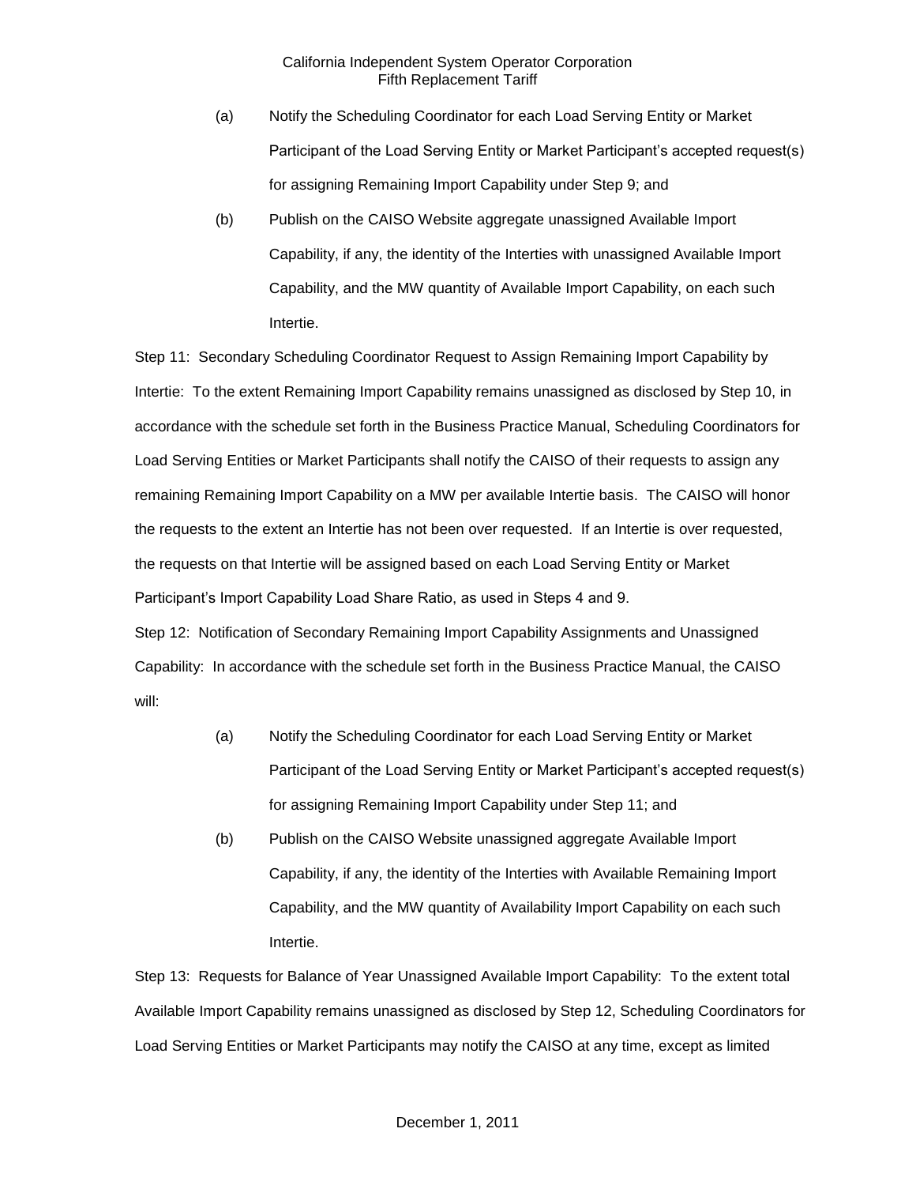(a) Notify the Scheduling Coordinator for each Load Serving Entity or Market Participant of the Load Serving Entity or Market Participant's accepted request(s) for assigning Remaining Import Capability under Step 9; and

(b) Publish on the CAISO Website aggregate unassigned Available Import Capability, if any, the identity of the Interties with unassigned Available Import Capability, and the MW quantity of Available Import Capability, on each such Intertie.

Step 11: Secondary Scheduling Coordinator Request to Assign Remaining Import Capability by Intertie: To the extent Remaining Import Capability remains unassigned as disclosed by Step 10, in accordance with the schedule set forth in the Business Practice Manual, Scheduling Coordinators for Load Serving Entities or Market Participants shall notify the CAISO of their requests to assign any remaining Remaining Import Capability on a MW per available Intertie basis. The CAISO will honor the requests to the extent an Intertie has not been over requested. If an Intertie is over requested, the requests on that Intertie will be assigned based on each Load Serving Entity or Market Participant's Import Capability Load Share Ratio, as used in Steps 4 and 9.

Step 12: Notification of Secondary Remaining Import Capability Assignments and Unassigned Capability: In accordance with the schedule set forth in the Business Practice Manual, the CAISO will:

(a) Notify the Scheduling Coordinator for each Load Serving Entity or Market Participant of the Load Serving Entity or Market Participant's accepted request(s) for assigning Remaining Import Capability under Step 11; and

(b) Publish on the CAISO Website unassigned aggregate Available Import Capability, if any, the identity of the Interties with Available Remaining Import Capability, and the MW quantity of Availability Import Capability on each such Intertie.

Step 13: Requests for Balance of Year Unassigned Available Import Capability: To the extent total Available Import Capability remains unassigned as disclosed by Step 12, Scheduling Coordinators for Load Serving Entities or Market Participants may notify the CAISO at any time, except as limited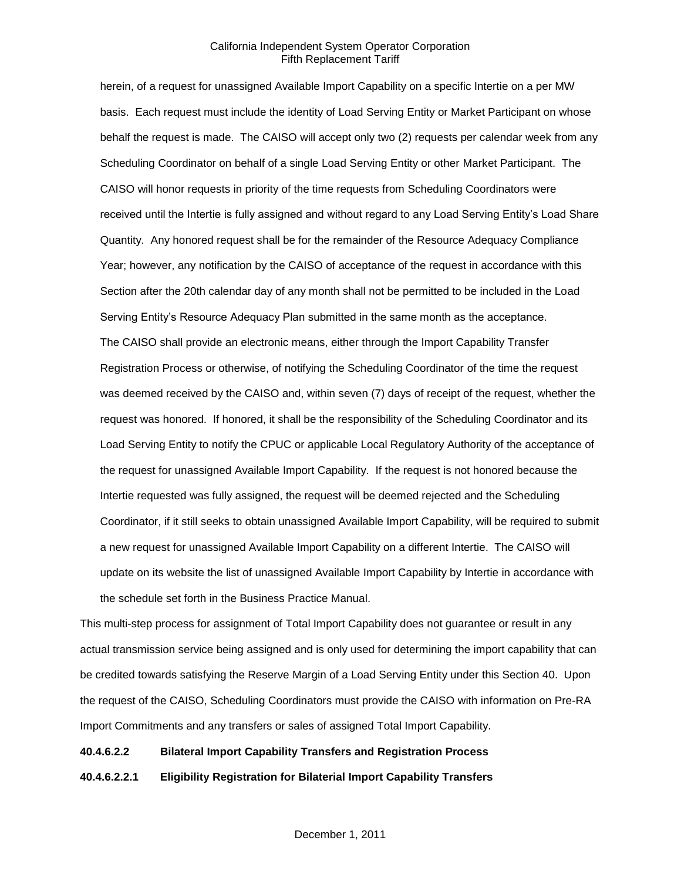herein, of a request for unassigned Available Import Capability on a specific Intertie on a per MW basis. Each request must include the identity of Load Serving Entity or Market Participant on whose behalf the request is made. The CAISO will accept only two (2) requests per calendar week from any Scheduling Coordinator on behalf of a single Load Serving Entity or other Market Participant. The CAISO will honor requests in priority of the time requests from Scheduling Coordinators were received until the Intertie is fully assigned and without regard to any Load Serving Entity's Load Share Quantity. Any honored request shall be for the remainder of the Resource Adequacy Compliance Year; however, any notification by the CAISO of acceptance of the request in accordance with this Section after the 20th calendar day of any month shall not be permitted to be included in the Load Serving Entity's Resource Adequacy Plan submitted in the same month as the acceptance.

The CAISO shall provide an electronic means, either through the Import Capability Transfer Registration Process or otherwise, of notifying the Scheduling Coordinator of the time the request was deemed received by the CAISO and, within seven (7) days of receipt of the request, whether the request was honored. If honored, it shall be the responsibility of the Scheduling Coordinator and its Load Serving Entity to notify the CPUC or applicable Local Regulatory Authority of the acceptance of the request for unassigned Available Import Capability. If the request is not honored because the Intertie requested was fully assigned, the request will be deemed rejected and the Scheduling Coordinator, if it still seeks to obtain unassigned Available Import Capability, will be required to submit a new request for unassigned Available Import Capability on a different Intertie. The CAISO will update on its website the list of unassigned Available Import Capability by Intertie in accordance with the schedule set forth in the Business Practice Manual.

This multi-step process for assignment of Total Import Capability does not guarantee or result in any actual transmission service being assigned and is only used for determining the import capability that can be credited towards satisfying the Reserve Margin of a Load Serving Entity under this Section 40. Upon the request of the CAISO, Scheduling Coordinators must provide the CAISO with information on Pre-RA Import Commitments and any transfers or sales of assigned Total Import Capability.

**40.4.6.2.2 Bilateral Import Capability Transfers and Registration Process**

**40.4.6.2.2.1 Eligibility Registration for Bilaterial Import Capability Transfers**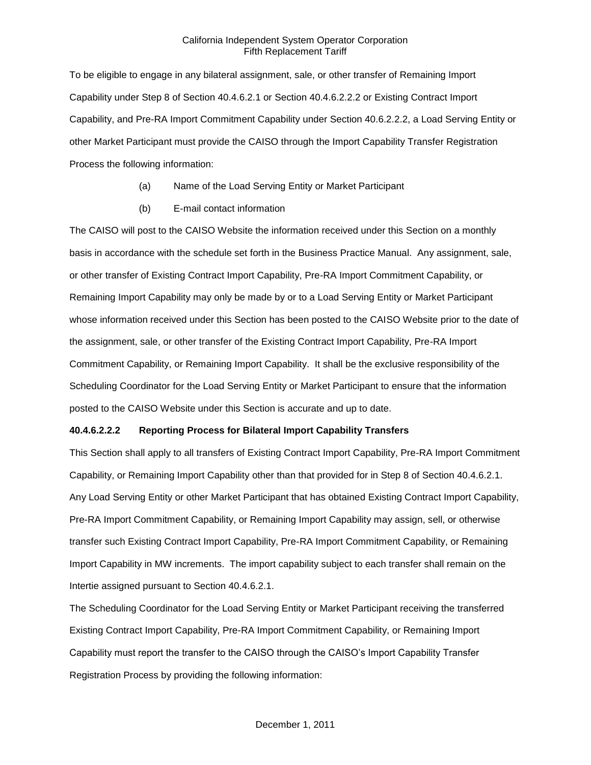To be eligible to engage in any bilateral assignment, sale, or other transfer of Remaining Import Capability under Step 8 of Section 40.4.6.2.1 or Section 40.4.6.2.2.2 or Existing Contract Import Capability, and Pre-RA Import Commitment Capability under Section 40.6.2.2.2, a Load Serving Entity or other Market Participant must provide the CAISO through the Import Capability Transfer Registration Process the following information:

(a) Name of the Load Serving Entity or Market Participant

(b) E-mail contact information

The CAISO will post to the CAISO Website the information received under this Section on a monthly basis in accordance with the schedule set forth in the Business Practice Manual. Any assignment, sale, or other transfer of Existing Contract Import Capability, Pre-RA Import Commitment Capability, or Remaining Import Capability may only be made by or to a Load Serving Entity or Market Participant whose information received under this Section has been posted to the CAISO Website prior to the date of the assignment, sale, or other transfer of the Existing Contract Import Capability, Pre-RA Import Commitment Capability, or Remaining Import Capability. It shall be the exclusive responsibility of the Scheduling Coordinator for the Load Serving Entity or Market Participant to ensure that the information posted to the CAISO Website under this Section is accurate and up to date.

**40.4.6.2.2.2 Reporting Process for Bilateral Import Capability Transfers**

This Section shall apply to all transfers of Existing Contract Import Capability, Pre-RA Import Commitment Capability, or Remaining Import Capability other than that provided for in Step 8 of Section 40.4.6.2.1. Any Load Serving Entity or other Market Participant that has obtained Existing Contract Import Capability, Pre-RA Import Commitment Capability, or Remaining Import Capability may assign, sell, or otherwise transfer such Existing Contract Import Capability, Pre-RA Import Commitment Capability, or Remaining Import Capability in MW increments. The import capability subject to each transfer shall remain on the Intertie assigned pursuant to Section 40.4.6.2.1.

The Scheduling Coordinator for the Load Serving Entity or Market Participant receiving the transferred Existing Contract Import Capability, Pre-RA Import Commitment Capability, or Remaining Import Capability must report the transfer to the CAISO through the CAISO's Import Capability Transfer Registration Process by providing the following information: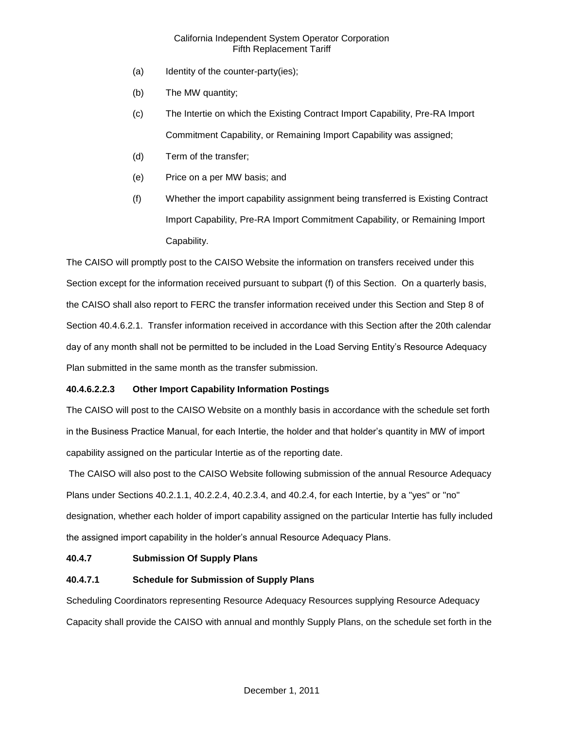(a) Identity of the counter-party(ies);

(b) The MW quantity;

(c) The Intertie on which the Existing Contract Import Capability, Pre-RA Import Commitment Capability, or Remaining Import Capability was assigned;

(d) Term of the transfer;

(e) Price on a per MW basis; and

(f) Whether the import capability assignment being transferred is Existing Contract Import Capability, Pre-RA Import Commitment Capability, or Remaining Import Capability.

The CAISO will promptly post to the CAISO Website the information on transfers received under this Section except for the information received pursuant to subpart (f) of this Section. On a quarterly basis, the CAISO shall also report to FERC the transfer information received under this Section and Step 8 of Section 40.4.6.2.1. Transfer information received in accordance with this Section after the 20th calendar day of any month shall not be permitted to be included in the Load Serving Entity's Resource Adequacy Plan submitted in the same month as the transfer submission.

**40.4.6.2.2.3 Other Import Capability Information Postings**

The CAISO will post to the CAISO Website on a monthly basis in accordance with the schedule set forth in the Business Practice Manual, for each Intertie, the holder and that holder's quantity in MW of import capability assigned on the particular Intertie as of the reporting date.

The CAISO will also post to the CAISO Website following submission of the annual Resource Adequacy Plans under Sections 40.2.1.1, 40.2.2.4, 40.2.3.4, and 40.2.4, for each Intertie, by a "yes" or "no" designation, whether each holder of import capability assigned on the particular Intertie has fully included the assigned import capability in the holder's annual Resource Adequacy Plans.

**40.4.7 Submission Of Supply Plans**

**40.4.7.1 Schedule for Submission of Supply Plans**

Scheduling Coordinators representing Resource Adequacy Resources supplying Resource Adequacy Capacity shall provide the CAISO with annual and monthly Supply Plans, on the schedule set forth in the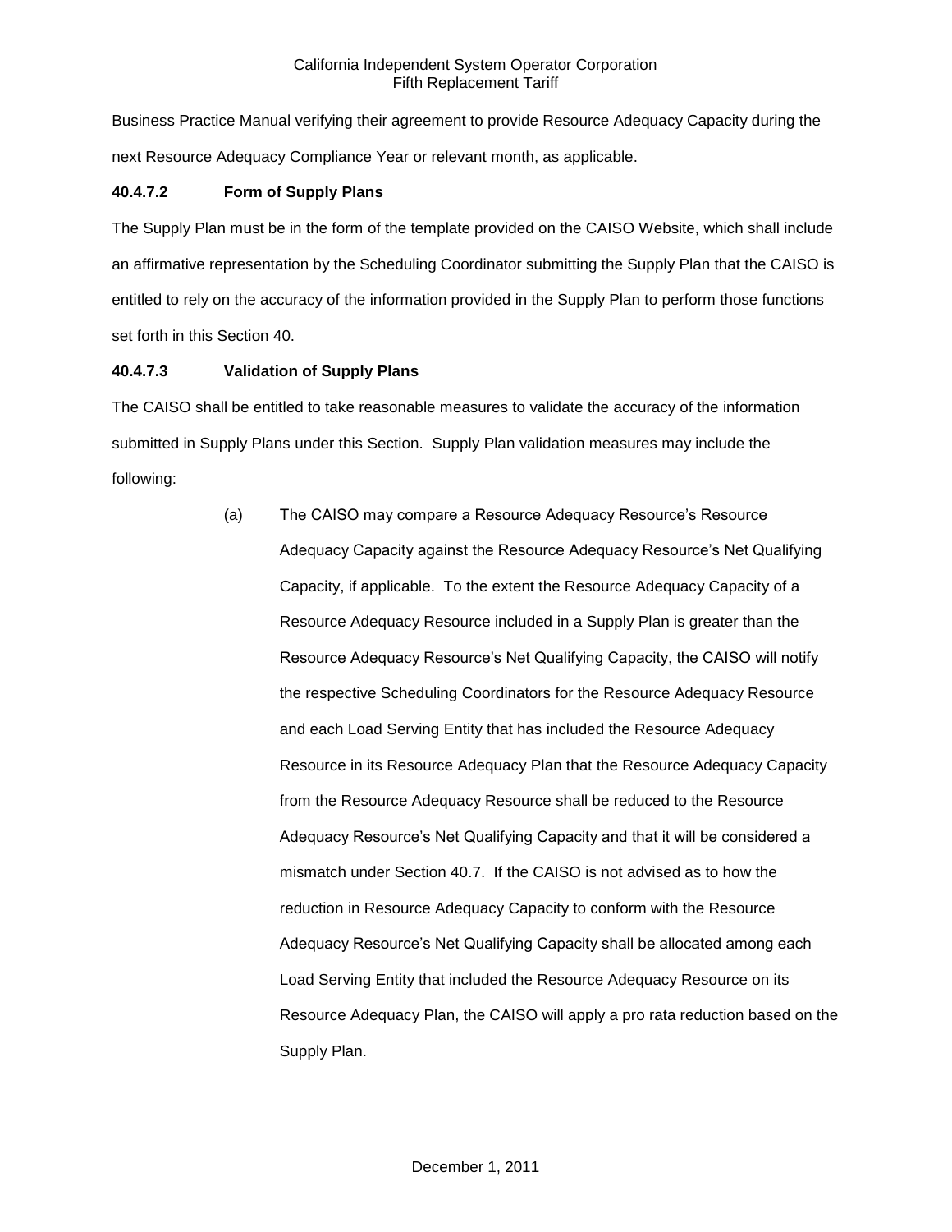Business Practice Manual verifying their agreement to provide Resource Adequacy Capacity during the next Resource Adequacy Compliance Year or relevant month, as applicable.

**40.4.7.2 Form of Supply Plans**

The Supply Plan must be in the form of the template provided on the CAISO Website, which shall include an affirmative representation by the Scheduling Coordinator submitting the Supply Plan that the CAISO is entitled to rely on the accuracy of the information provided in the Supply Plan to perform those functions set forth in this Section 40.

**40.4.7.3 Validation of Supply Plans**

The CAISO shall be entitled to take reasonable measures to validate the accuracy of the information submitted in Supply Plans under this Section. Supply Plan validation measures may include the following:

(a) The CAISO may compare a Resource Adequacy Resource's Resource Adequacy Capacity against the Resource Adequacy Resource's Net Qualifying Capacity, if applicable. To the extent the Resource Adequacy Capacity of a Resource Adequacy Resource included in a Supply Plan is greater than the Resource Adequacy Resource's Net Qualifying Capacity, the CAISO will notify the respective Scheduling Coordinators for the Resource Adequacy Resource and each Load Serving Entity that has included the Resource Adequacy Resource in its Resource Adequacy Plan that the Resource Adequacy Capacity from the Resource Adequacy Resource shall be reduced to the Resource Adequacy Resource's Net Qualifying Capacity and that it will be considered a mismatch under Section 40.7. If the CAISO is not advised as to how the reduction in Resource Adequacy Capacity to conform with the Resource Adequacy Resource's Net Qualifying Capacity shall be allocated among each Load Serving Entity that included the Resource Adequacy Resource on its Resource Adequacy Plan, the CAISO will apply a pro rata reduction based on the Supply Plan.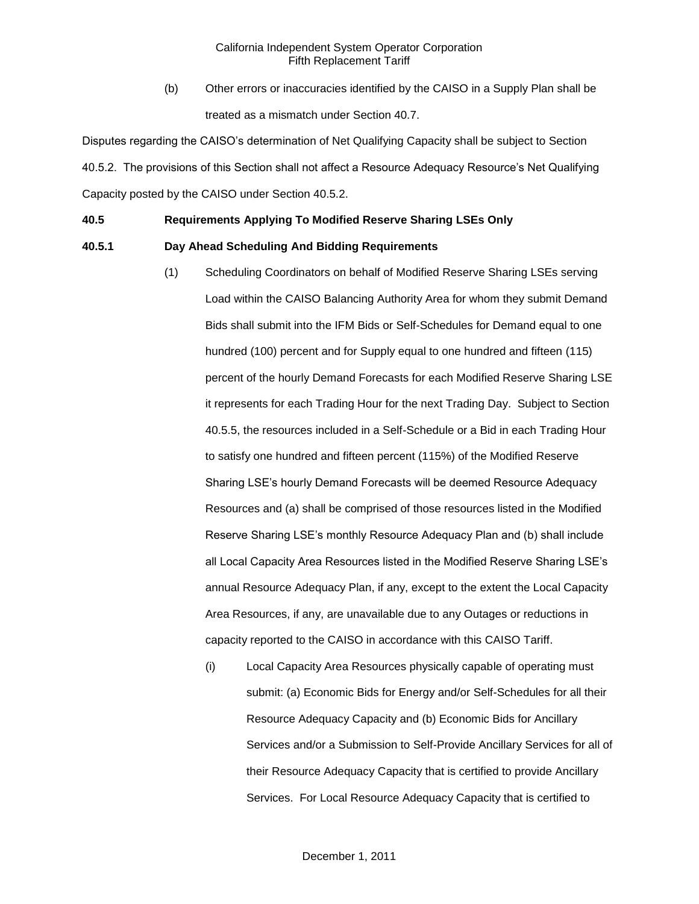(b) Other errors or inaccuracies identified by the CAISO in a Supply Plan shall be treated as a mismatch under Section 40.7.

Disputes regarding the CAISO's determination of Net Qualifying Capacity shall be subject to Section 40.5.2. The provisions of this Section shall not affect a Resource Adequacy Resource's Net Qualifying Capacity posted by the CAISO under Section 40.5.2.

**40.5 Requirements Applying To Modified Reserve Sharing LSEs Only**

**40.5.1 Day Ahead Scheduling And Bidding Requirements**

(1) Scheduling Coordinators on behalf of Modified Reserve Sharing LSEs serving Load within the CAISO Balancing Authority Area for whom they submit Demand Bids shall submit into the IFM Bids or Self-Schedules for Demand equal to one hundred (100) percent and for Supply equal to one hundred and fifteen (115) percent of the hourly Demand Forecasts for each Modified Reserve Sharing LSE it represents for each Trading Hour for the next Trading Day. Subject to Section 40.5.5, the resources included in a Self-Schedule or a Bid in each Trading Hour to satisfy one hundred and fifteen percent (115%) of the Modified Reserve Sharing LSE's hourly Demand Forecasts will be deemed Resource Adequacy Resources and (a) shall be comprised of those resources listed in the Modified Reserve Sharing LSE's monthly Resource Adequacy Plan and (b) shall include all Local Capacity Area Resources listed in the Modified Reserve Sharing LSE's annual Resource Adequacy Plan, if any, except to the extent the Local Capacity Area Resources, if any, are unavailable due to any Outages or reductions in capacity reported to the CAISO in accordance with this CAISO Tariff.

(i) Local Capacity Area Resources physically capable of operating must submit: (a) Economic Bids for Energy and/or Self-Schedules for all their Resource Adequacy Capacity and (b) Economic Bids for Ancillary Services and/or a Submission to Self-Provide Ancillary Services for all of their Resource Adequacy Capacity that is certified to provide Ancillary Services. For Local Resource Adequacy Capacity that is certified to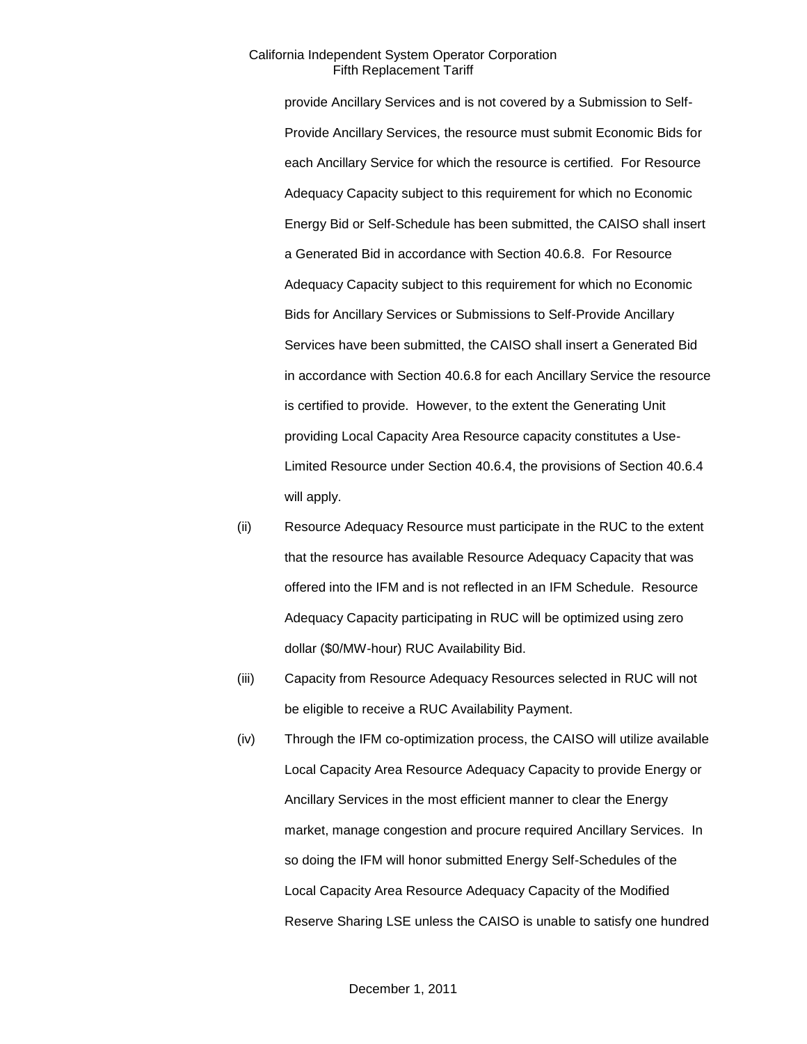provide Ancillary Services and is not covered by a Submission to Self-Provide Ancillary Services, the resource must submit Economic Bids for each Ancillary Service for which the resource is certified. For Resource Adequacy Capacity subject to this requirement for which no Economic Energy Bid or Self-Schedule has been submitted, the CAISO shall insert a Generated Bid in accordance with Section 40.6.8. For Resource Adequacy Capacity subject to this requirement for which no Economic Bids for Ancillary Services or Submissions to Self-Provide Ancillary Services have been submitted, the CAISO shall insert a Generated Bid in accordance with Section 40.6.8 for each Ancillary Service the resource is certified to provide. However, to the extent the Generating Unit providing Local Capacity Area Resource capacity constitutes a Use-Limited Resource under Section 40.6.4, the provisions of Section 40.6.4 will apply.

(ii) Resource Adequacy Resource must participate in the RUC to the extent that the resource has available Resource Adequacy Capacity that was offered into the IFM and is not reflected in an IFM Schedule. Resource Adequacy Capacity participating in RUC will be optimized using zero dollar ($0/MW-hour) RUC Availability Bid.

(iii) Capacity from Resource Adequacy Resources selected in RUC will not be eligible to receive a RUC Availability Payment.

(iv) Through the IFM co-optimization process, the CAISO will utilize available Local Capacity Area Resource Adequacy Capacity to provide Energy or Ancillary Services in the most efficient manner to clear the Energy market, manage congestion and procure required Ancillary Services. In so doing the IFM will honor submitted Energy Self-Schedules of the Local Capacity Area Resource Adequacy Capacity of the Modified Reserve Sharing LSE unless the CAISO is unable to satisfy one hundred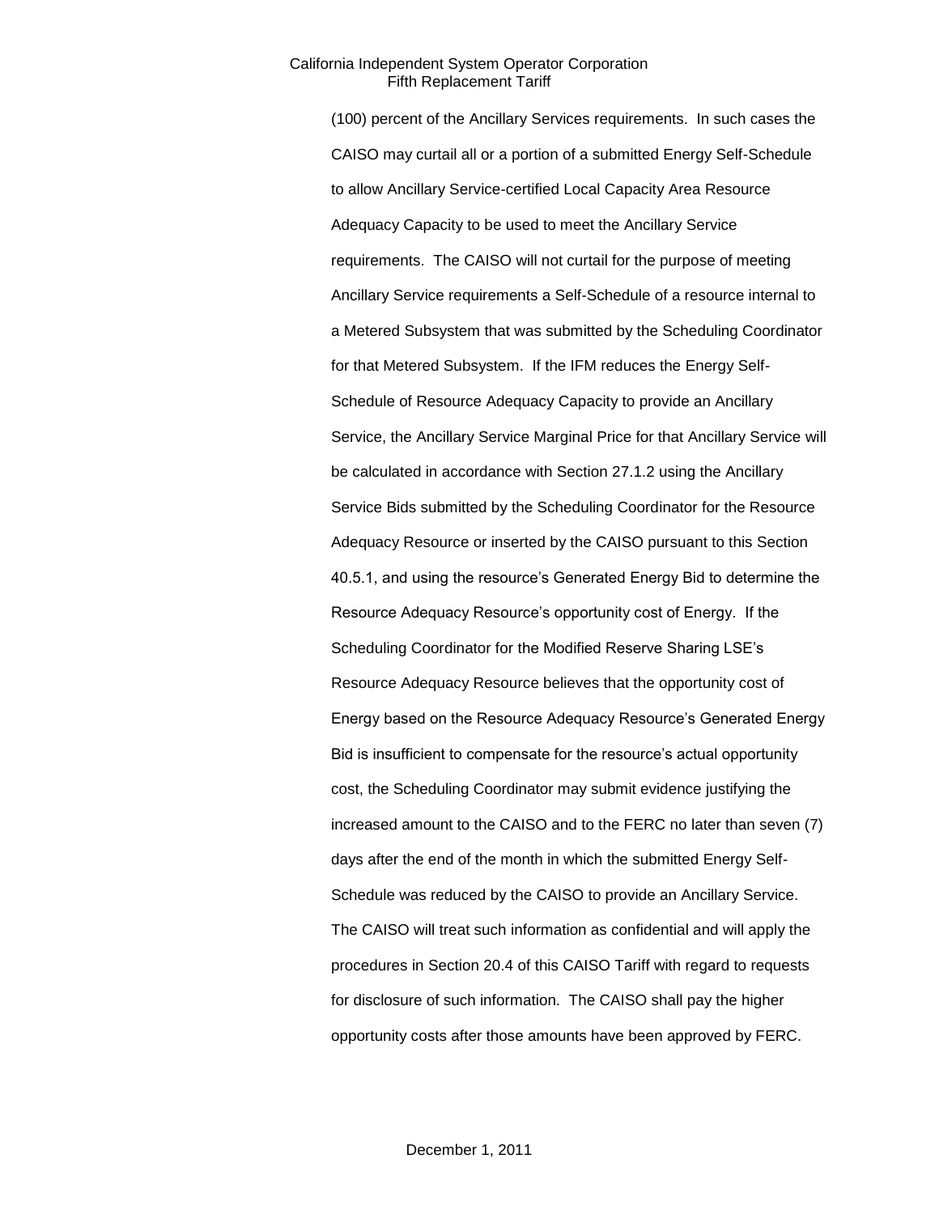(100) percent of the Ancillary Services requirements. In such cases the CAISO may curtail all or a portion of a submitted Energy Self-Schedule to allow Ancillary Service-certified Local Capacity Area Resource Adequacy Capacity to be used to meet the Ancillary Service requirements. The CAISO will not curtail for the purpose of meeting Ancillary Service requirements a Self-Schedule of a resource internal to a Metered Subsystem that was submitted by the Scheduling Coordinator for that Metered Subsystem. If the IFM reduces the Energy Self-Schedule of Resource Adequacy Capacity to provide an Ancillary Service, the Ancillary Service Marginal Price for that Ancillary Service will be calculated in accordance with Section 27.1.2 using the Ancillary Service Bids submitted by the Scheduling Coordinator for the Resource Adequacy Resource or inserted by the CAISO pursuant to this Section 40.5.1, and using the resource's Generated Energy Bid to determine the Resource Adequacy Resource's opportunity cost of Energy. If the Scheduling Coordinator for the Modified Reserve Sharing LSE's Resource Adequacy Resource believes that the opportunity cost of Energy based on the Resource Adequacy Resource's Generated Energy Bid is insufficient to compensate for the resource's actual opportunity cost, the Scheduling Coordinator may submit evidence justifying the increased amount to the CAISO and to the FERC no later than seven (7) days after the end of the month in which the submitted Energy Self-Schedule was reduced by the CAISO to provide an Ancillary Service. The CAISO will treat such information as confidential and will apply the procedures in Section 20.4 of this CAISO Tariff with regard to requests for disclosure of such information. The CAISO shall pay the higher opportunity costs after those amounts have been approved by FERC.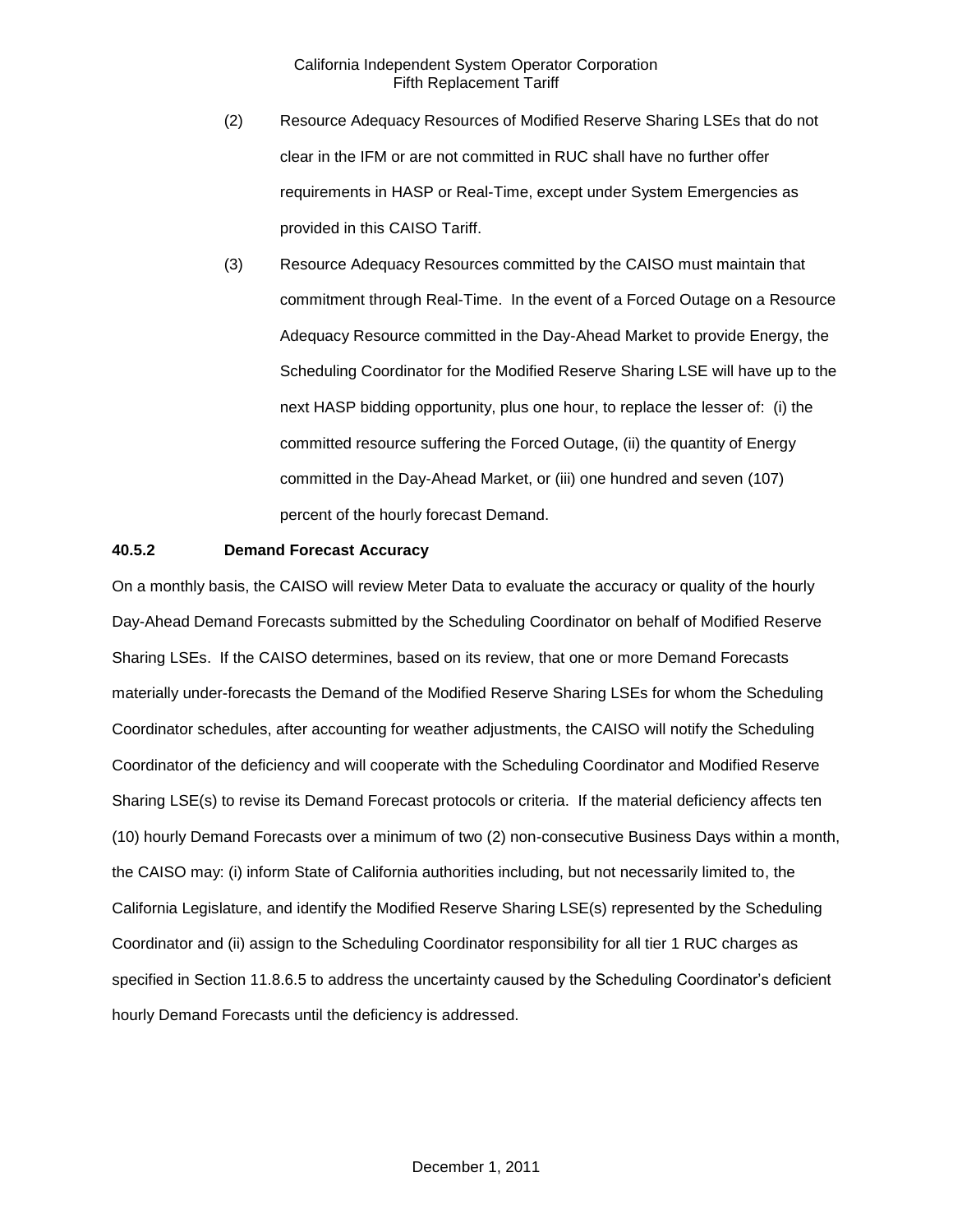(2) Resource Adequacy Resources of Modified Reserve Sharing LSEs that do not clear in the IFM or are not committed in RUC shall have no further offer requirements in HASP or Real-Time, except under System Emergencies as provided in this CAISO Tariff.

(3) Resource Adequacy Resources committed by the CAISO must maintain that commitment through Real-Time. In the event of a Forced Outage on a Resource Adequacy Resource committed in the Day-Ahead Market to provide Energy, the Scheduling Coordinator for the Modified Reserve Sharing LSE will have up to the next HASP bidding opportunity, plus one hour, to replace the lesser of: (i) the committed resource suffering the Forced Outage, (ii) the quantity of Energy committed in the Day-Ahead Market, or (iii) one hundred and seven (107) percent of the hourly forecast Demand.

**40.5.2 Demand Forecast Accuracy**

On a monthly basis, the CAISO will review Meter Data to evaluate the accuracy or quality of the hourly Day-Ahead Demand Forecasts submitted by the Scheduling Coordinator on behalf of Modified Reserve Sharing LSEs. If the CAISO determines, based on its review, that one or more Demand Forecasts materially under-forecasts the Demand of the Modified Reserve Sharing LSEs for whom the Scheduling Coordinator schedules, after accounting for weather adjustments, the CAISO will notify the Scheduling Coordinator of the deficiency and will cooperate with the Scheduling Coordinator and Modified Reserve Sharing LSE(s) to revise its Demand Forecast protocols or criteria. If the material deficiency affects ten (10) hourly Demand Forecasts over a minimum of two (2) non-consecutive Business Days within a month, the CAISO may: (i) inform State of California authorities including, but not necessarily limited to, the California Legislature, and identify the Modified Reserve Sharing LSE(s) represented by the Scheduling Coordinator and (ii) assign to the Scheduling Coordinator responsibility for all tier 1 RUC charges as specified in Section 11.8.6.5 to address the uncertainty caused by the Scheduling Coordinator's deficient hourly Demand Forecasts until the deficiency is addressed.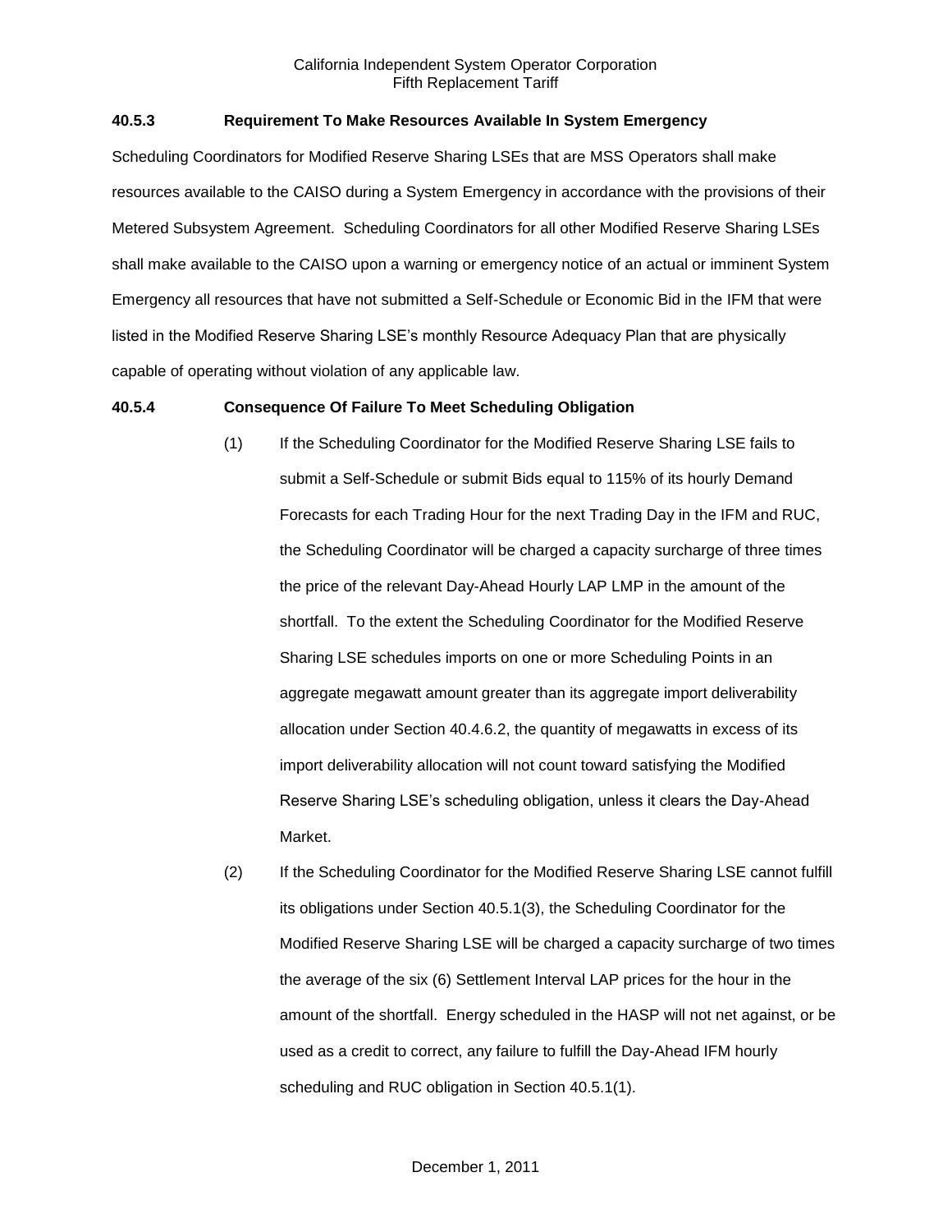### 40.5.3 Requirement To Make Resources Available In System Emergency

Scheduling Coordinators for Modified Reserve Sharing LSEs that are MSS Operators shall make resources available to the CAISO during a System Emergency in accordance with the provisions of their Metered Subsystem Agreement. Scheduling Coordinators for all other Modified Reserve Sharing LSEs shall make available to the CAISO upon a warning or emergency notice of an actual or imminent System Emergency all resources that have not submitted a Self-Schedule or Economic Bid in the IFM that were listed in the Modified Reserve Sharing LSE's monthly Resource Adequacy Plan that are physically capable of operating without violation of any applicable law.

### 40.5.4 Consequence Of Failure To Meet Scheduling Obligation

(1) If the Scheduling Coordinator for the Modified Reserve Sharing LSE fails to submit a Self-Schedule or submit Bids equal to 115% of its hourly Demand Forecasts for each Trading Hour for the next Trading Day in the IFM and RUC, the Scheduling Coordinator will be charged a capacity surcharge of three times the price of the relevant Day-Ahead Hourly LAP LMP in the amount of the shortfall. To the extent the Scheduling Coordinator for the Modified Reserve Sharing LSE schedules imports on one or more Scheduling Points in an aggregate megawatt amount greater than its aggregate import deliverability allocation under Section 40.4.6.2, the quantity of megawatts in excess of its import deliverability allocation will not count toward satisfying the Modified Reserve Sharing LSE's scheduling obligation, unless it clears the Day-Ahead Market.

(2) If the Scheduling Coordinator for the Modified Reserve Sharing LSE cannot fulfill its obligations under Section 40.5.1(3), the Scheduling Coordinator for the Modified Reserve Sharing LSE will be charged a capacity surcharge of two times the average of the six (6) Settlement Interval LAP prices for the hour in the amount of the shortfall. Energy scheduled in the HASP will not net against, or be used as a credit to correct, any failure to fulfill the Day-Ahead IFM hourly scheduling and RUC obligation in Section 40.5.1(1).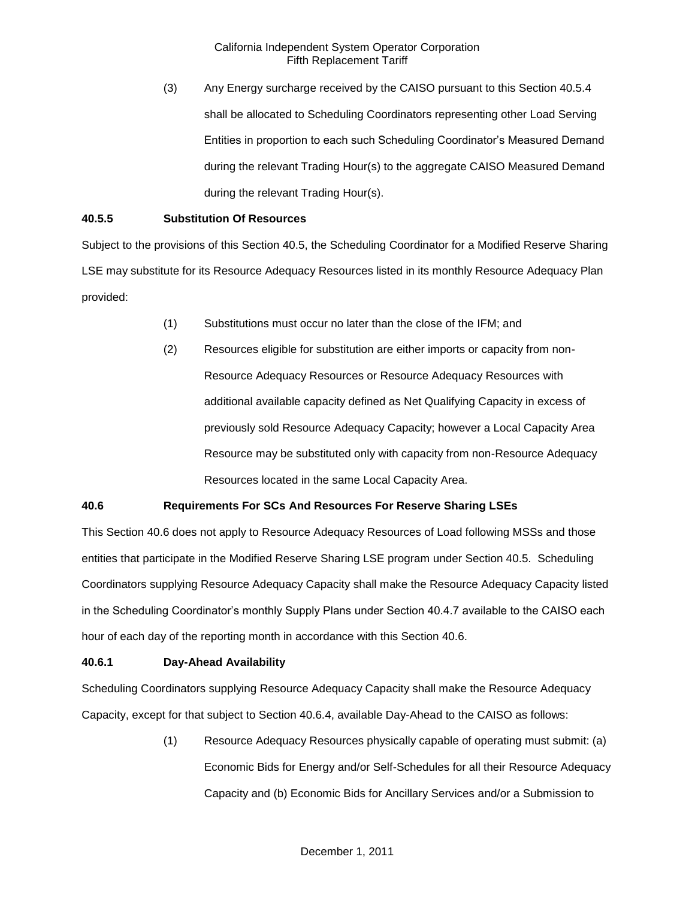(3) Any Energy surcharge received by the CAISO pursuant to this Section 40.5.4 shall be allocated to Scheduling Coordinators representing other Load Serving Entities in proportion to each such Scheduling Coordinator's Measured Demand during the relevant Trading Hour(s) to the aggregate CAISO Measured Demand during the relevant Trading Hour(s).

**40.5.5 Substitution Of Resources**

Subject to the provisions of this Section 40.5, the Scheduling Coordinator for a Modified Reserve Sharing LSE may substitute for its Resource Adequacy Resources listed in its monthly Resource Adequacy Plan provided:

(1) Substitutions must occur no later than the close of the IFM; and

(2) Resources eligible for substitution are either imports or capacity from non-Resource Adequacy Resources or Resource Adequacy Resources with additional available capacity defined as Net Qualifying Capacity in excess of previously sold Resource Adequacy Capacity; however a Local Capacity Area Resource may be substituted only with capacity from non-Resource Adequacy Resources located in the same Local Capacity Area.

**40.6 Requirements For SCs And Resources For Reserve Sharing LSEs**

This Section 40.6 does not apply to Resource Adequacy Resources of Load following MSSs and those entities that participate in the Modified Reserve Sharing LSE program under Section 40.5. Scheduling Coordinators supplying Resource Adequacy Capacity shall make the Resource Adequacy Capacity listed in the Scheduling Coordinator's monthly Supply Plans under Section 40.4.7 available to the CAISO each hour of each day of the reporting month in accordance with this Section 40.6.

**40.6.1 Day-Ahead Availability**

Scheduling Coordinators supplying Resource Adequacy Capacity shall make the Resource Adequacy Capacity, except for that subject to Section 40.6.4, available Day-Ahead to the CAISO as follows:

(1) Resource Adequacy Resources physically capable of operating must submit: (a) Economic Bids for Energy and/or Self-Schedules for all their Resource Adequacy Capacity and (b) Economic Bids for Ancillary Services and/or a Submission to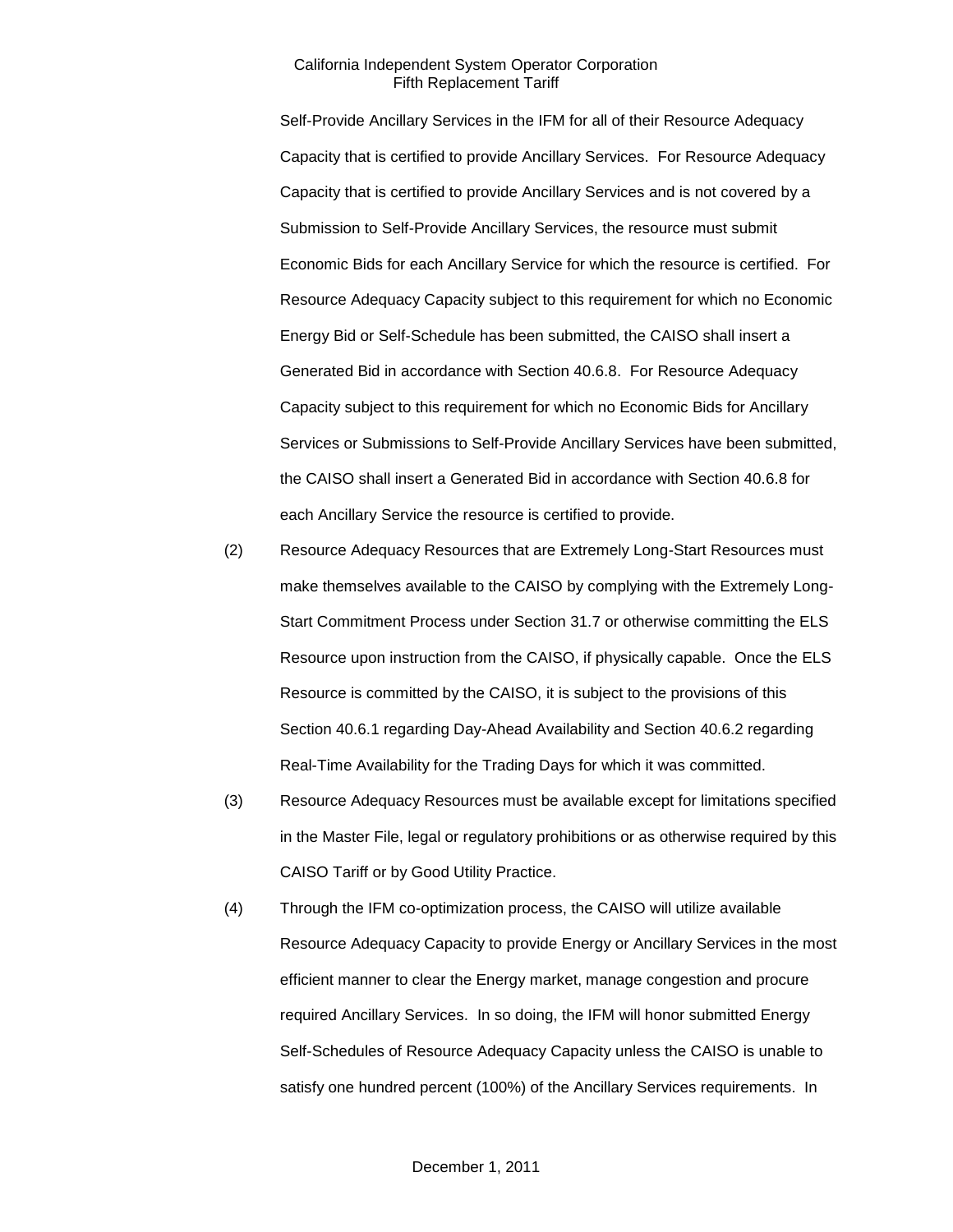Self-Provide Ancillary Services in the IFM for all of their Resource Adequacy Capacity that is certified to provide Ancillary Services. For Resource Adequacy Capacity that is certified to provide Ancillary Services and is not covered by a Submission to Self-Provide Ancillary Services, the resource must submit Economic Bids for each Ancillary Service for which the resource is certified. For Resource Adequacy Capacity subject to this requirement for which no Economic Energy Bid or Self-Schedule has been submitted, the CAISO shall insert a Generated Bid in accordance with Section 40.6.8. For Resource Adequacy Capacity subject to this requirement for which no Economic Bids for Ancillary Services or Submissions to Self-Provide Ancillary Services have been submitted, the CAISO shall insert a Generated Bid in accordance with Section 40.6.8 for each Ancillary Service the resource is certified to provide.

(2) Resource Adequacy Resources that are Extremely Long-Start Resources must make themselves available to the CAISO by complying with the Extremely Long-Start Commitment Process under Section 31.7 or otherwise committing the ELS Resource upon instruction from the CAISO, if physically capable. Once the ELS Resource is committed by the CAISO, it is subject to the provisions of this Section 40.6.1 regarding Day-Ahead Availability and Section 40.6.2 regarding Real-Time Availability for the Trading Days for which it was committed.

(3) Resource Adequacy Resources must be available except for limitations specified in the Master File, legal or regulatory prohibitions or as otherwise required by this CAISO Tariff or by Good Utility Practice.

(4) Through the IFM co-optimization process, the CAISO will utilize available Resource Adequacy Capacity to provide Energy or Ancillary Services in the most efficient manner to clear the Energy market, manage congestion and procure required Ancillary Services. In so doing, the IFM will honor submitted Energy Self-Schedules of Resource Adequacy Capacity unless the CAISO is unable to satisfy one hundred percent (100%) of the Ancillary Services requirements. In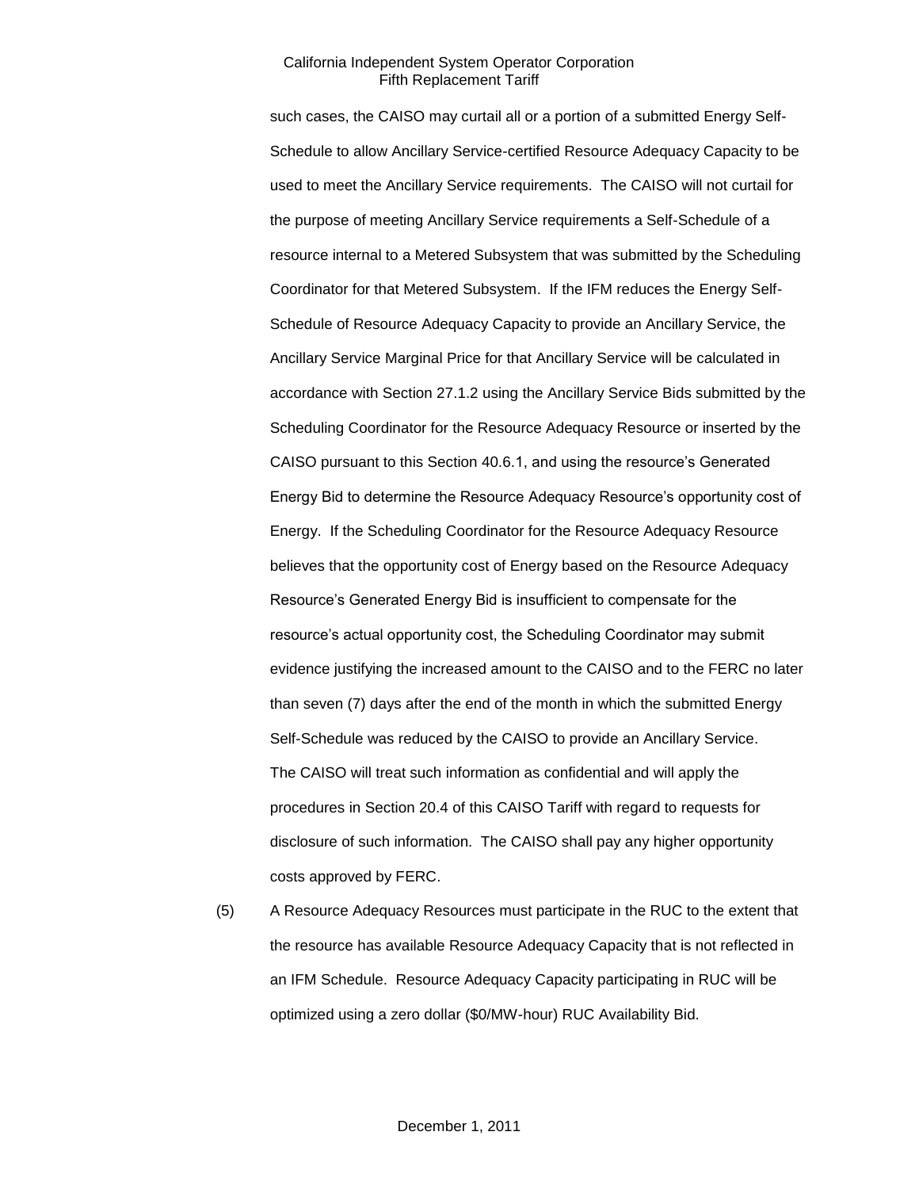such cases, the CAISO may curtail all or a portion of a submitted Energy Self-Schedule to allow Ancillary Service-certified Resource Adequacy Capacity to be used to meet the Ancillary Service requirements. The CAISO will not curtail for the purpose of meeting Ancillary Service requirements a Self-Schedule of a resource internal to a Metered Subsystem that was submitted by the Scheduling Coordinator for that Metered Subsystem. If the IFM reduces the Energy Self-Schedule of Resource Adequacy Capacity to provide an Ancillary Service, the Ancillary Service Marginal Price for that Ancillary Service will be calculated in accordance with Section 27.1.2 using the Ancillary Service Bids submitted by the Scheduling Coordinator for the Resource Adequacy Resource or inserted by the CAISO pursuant to this Section 40.6.1, and using the resource's Generated Energy Bid to determine the Resource Adequacy Resource's opportunity cost of Energy. If the Scheduling Coordinator for the Resource Adequacy Resource believes that the opportunity cost of Energy based on the Resource Adequacy Resource's Generated Energy Bid is insufficient to compensate for the resource's actual opportunity cost, the Scheduling Coordinator may submit evidence justifying the increased amount to the CAISO and to the FERC no later than seven (7) days after the end of the month in which the submitted Energy Self-Schedule was reduced by the CAISO to provide an Ancillary Service. The CAISO will treat such information as confidential and will apply the procedures in Section 20.4 of this CAISO Tariff with regard to requests for disclosure of such information. The CAISO shall pay any higher opportunity costs approved by FERC.

(5) A Resource Adequacy Resources must participate in the RUC to the extent that the resource has available Resource Adequacy Capacity that is not reflected in an IFM Schedule. Resource Adequacy Capacity participating in RUC will be optimized using a zero dollar ($0/MW-hour) RUC Availability Bid.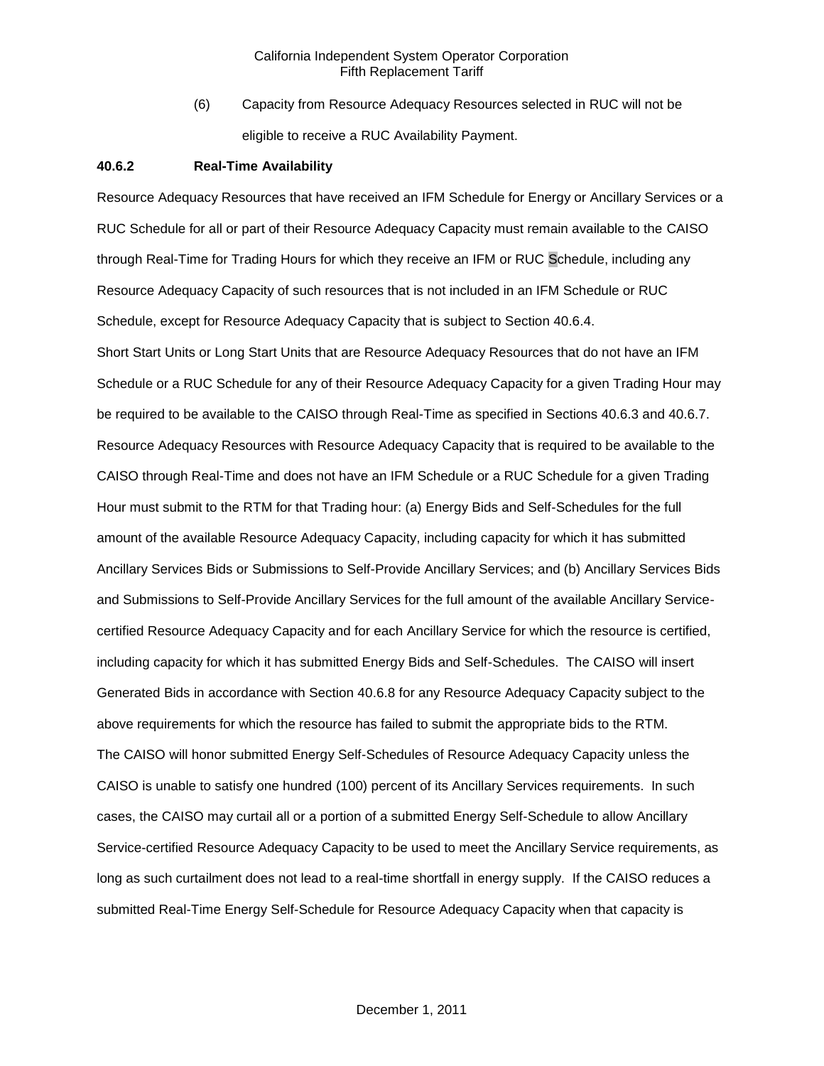(6) Capacity from Resource Adequacy Resources selected in RUC will not be eligible to receive a RUC Availability Payment.

**40.6.2 Real-Time Availability**

Resource Adequacy Resources that have received an IFM Schedule for Energy or Ancillary Services or a RUC Schedule for all or part of their Resource Adequacy Capacity must remain available to the CAISO through Real-Time for Trading Hours for which they receive an IFM or RUC Schedule, including any Resource Adequacy Capacity of such resources that is not included in an IFM Schedule or RUC Schedule, except for Resource Adequacy Capacity that is subject to Section 40.6.4.

Short Start Units or Long Start Units that are Resource Adequacy Resources that do not have an IFM Schedule or a RUC Schedule for any of their Resource Adequacy Capacity for a given Trading Hour may be required to be available to the CAISO through Real-Time as specified in Sections 40.6.3 and 40.6.7. Resource Adequacy Resources with Resource Adequacy Capacity that is required to be available to the CAISO through Real-Time and does not have an IFM Schedule or a RUC Schedule for a given Trading Hour must submit to the RTM for that Trading hour: (a) Energy Bids and Self-Schedules for the full amount of the available Resource Adequacy Capacity, including capacity for which it has submitted Ancillary Services Bids or Submissions to Self-Provide Ancillary Services; and (b) Ancillary Services Bids and Submissions to Self-Provide Ancillary Services for the full amount of the available Ancillary Service-certified Resource Adequacy Capacity and for each Ancillary Service for which the resource is certified, including capacity for which it has submitted Energy Bids and Self-Schedules. The CAISO will insert Generated Bids in accordance with Section 40.6.8 for any Resource Adequacy Capacity subject to the above requirements for which the resource has failed to submit the appropriate bids to the RTM.

The CAISO will honor submitted Energy Self-Schedules of Resource Adequacy Capacity unless the CAISO is unable to satisfy one hundred (100) percent of its Ancillary Services requirements. In such cases, the CAISO may curtail all or a portion of a submitted Energy Self-Schedule to allow Ancillary Service-certified Resource Adequacy Capacity to be used to meet the Ancillary Service requirements, as long as such curtailment does not lead to a real-time shortfall in energy supply. If the CAISO reduces a submitted Real-Time Energy Self-Schedule for Resource Adequacy Capacity when that capacity is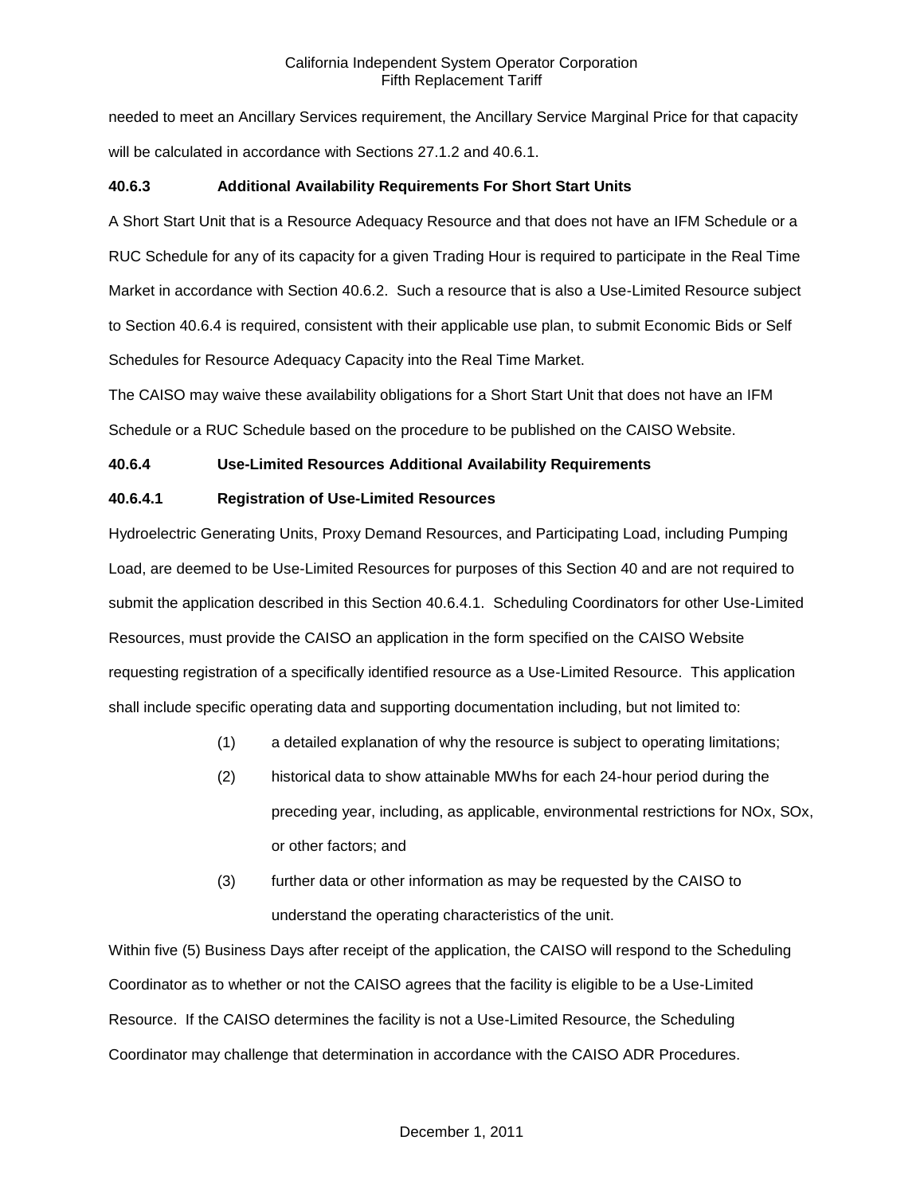needed to meet an Ancillary Services requirement, the Ancillary Service Marginal Price for that capacity will be calculated in accordance with Sections 27.1.2 and 40.6.1.

### 40.6.3 Additional Availability Requirements For Short Start Units

A Short Start Unit that is a Resource Adequacy Resource and that does not have an IFM Schedule or a RUC Schedule for any of its capacity for a given Trading Hour is required to participate in the Real Time Market in accordance with Section 40.6.2. Such a resource that is also a Use-Limited Resource subject to Section 40.6.4 is required, consistent with their applicable use plan, to submit Economic Bids or Self Schedules for Resource Adequacy Capacity into the Real Time Market.

The CAISO may waive these availability obligations for a Short Start Unit that does not have an IFM Schedule or a RUC Schedule based on the procedure to be published on the CAISO Website.

### 40.6.4 Use-Limited Resources Additional Availability Requirements

#### 40.6.4.1 Registration of Use-Limited Resources

Hydroelectric Generating Units, Proxy Demand Resources, and Participating Load, including Pumping Load, are deemed to be Use-Limited Resources for purposes of this Section 40 and are not required to submit the application described in this Section 40.6.4.1. Scheduling Coordinators for other Use-Limited Resources, must provide the CAISO an application in the form specified on the CAISO Website requesting registration of a specifically identified resource as a Use-Limited Resource. This application shall include specific operating data and supporting documentation including, but not limited to:

(1) a detailed explanation of why the resource is subject to operating limitations;

(2) historical data to show attainable MWhs for each 24-hour period during the preceding year, including, as applicable, environmental restrictions for NOx, SOx, or other factors; and

(3) further data or other information as may be requested by the CAISO to understand the operating characteristics of the unit.

Within five (5) Business Days after receipt of the application, the CAISO will respond to the Scheduling Coordinator as to whether or not the CAISO agrees that the facility is eligible to be a Use-Limited Resource. If the CAISO determines the facility is not a Use-Limited Resource, the Scheduling Coordinator may challenge that determination in accordance with the CAISO ADR Procedures.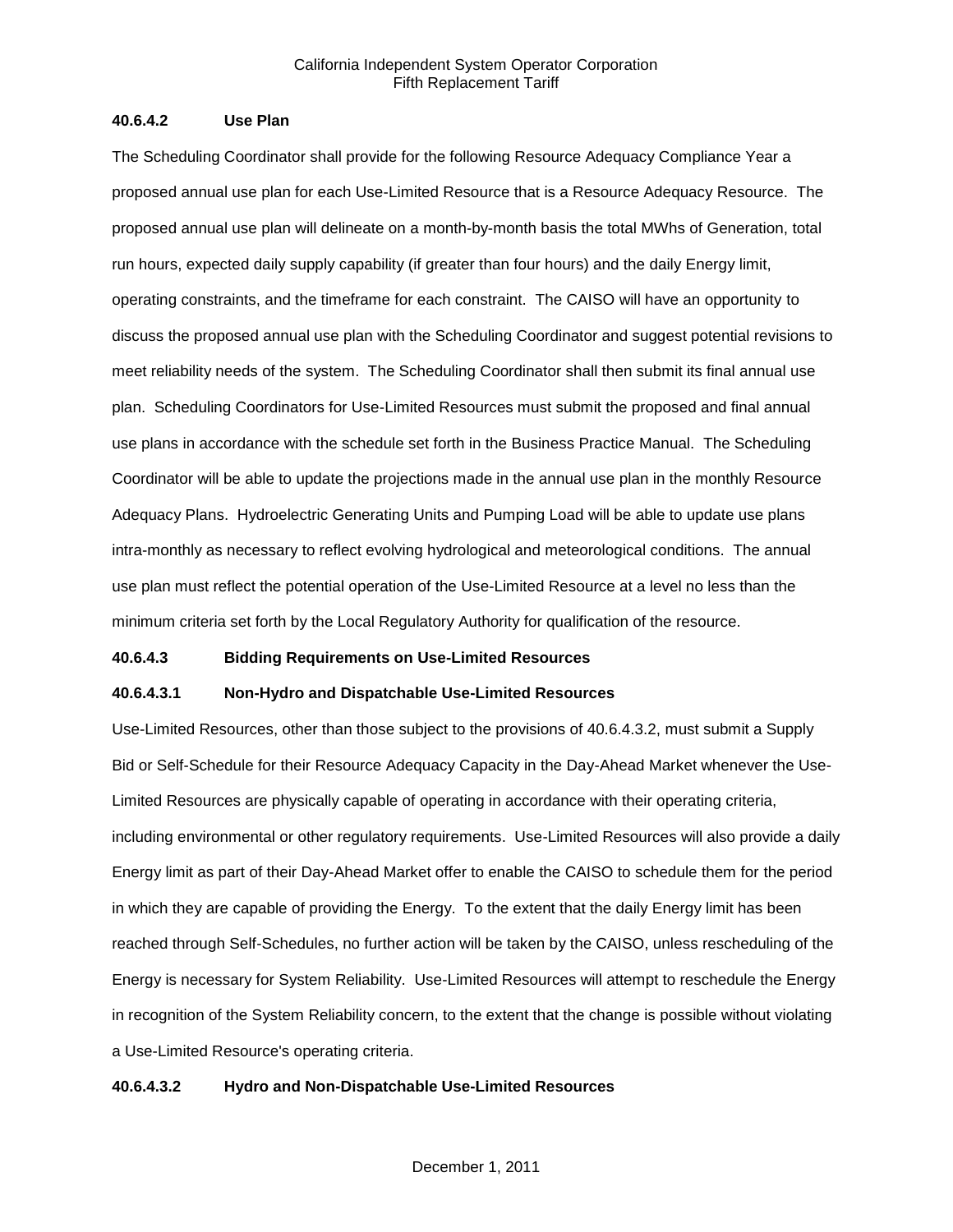#### 40.6.4.2 Use Plan

The Scheduling Coordinator shall provide for the following Resource Adequacy Compliance Year a proposed annual use plan for each Use-Limited Resource that is a Resource Adequacy Resource. The proposed annual use plan will delineate on a month-by-month basis the total MWhs of Generation, total run hours, expected daily supply capability (if greater than four hours) and the daily Energy limit, operating constraints, and the timeframe for each constraint. The CAISO will have an opportunity to discuss the proposed annual use plan with the Scheduling Coordinator and suggest potential revisions to meet reliability needs of the system. The Scheduling Coordinator shall then submit its final annual use plan. Scheduling Coordinators for Use-Limited Resources must submit the proposed and final annual use plans in accordance with the schedule set forth in the Business Practice Manual. The Scheduling Coordinator will be able to update the projections made in the annual use plan in the monthly Resource Adequacy Plans. Hydroelectric Generating Units and Pumping Load will be able to update use plans intra-monthly as necessary to reflect evolving hydrological and meteorological conditions. The annual use plan must reflect the potential operation of the Use-Limited Resource at a level no less than the minimum criteria set forth by the Local Regulatory Authority for qualification of the resource.

#### 40.6.4.3 Bidding Requirements on Use-Limited Resources

##### 40.6.4.3.1 Non-Hydro and Dispatchable Use-Limited Resources

Use-Limited Resources, other than those subject to the provisions of 40.6.4.3.2, must submit a Supply Bid or Self-Schedule for their Resource Adequacy Capacity in the Day-Ahead Market whenever the Use-Limited Resources are physically capable of operating in accordance with their operating criteria, including environmental or other regulatory requirements. Use-Limited Resources will also provide a daily Energy limit as part of their Day-Ahead Market offer to enable the CAISO to schedule them for the period in which they are capable of providing the Energy. To the extent that the daily Energy limit has been reached through Self-Schedules, no further action will be taken by the CAISO, unless rescheduling of the Energy is necessary for System Reliability. Use-Limited Resources will attempt to reschedule the Energy in recognition of the System Reliability concern, to the extent that the change is possible without violating a Use-Limited Resource's operating criteria.

##### 40.6.4.3.2 Hydro and Non-Dispatchable Use-Limited Resources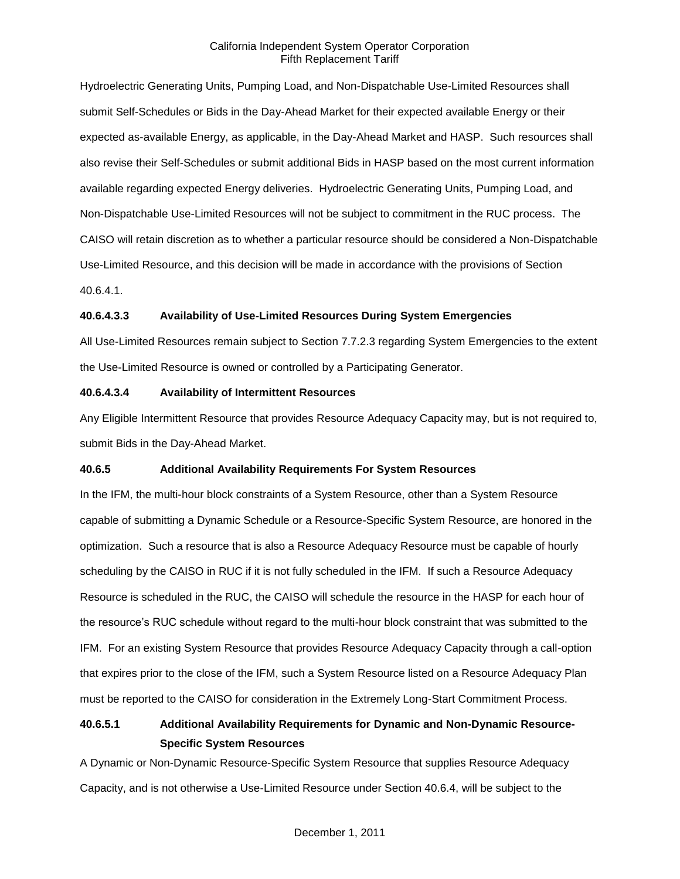Hydroelectric Generating Units, Pumping Load, and Non-Dispatchable Use-Limited Resources shall submit Self-Schedules or Bids in the Day-Ahead Market for their expected available Energy or their expected as-available Energy, as applicable, in the Day-Ahead Market and HASP. Such resources shall also revise their Self-Schedules or submit additional Bids in HASP based on the most current information available regarding expected Energy deliveries. Hydroelectric Generating Units, Pumping Load, and Non-Dispatchable Use-Limited Resources will not be subject to commitment in the RUC process. The CAISO will retain discretion as to whether a particular resource should be considered a Non-Dispatchable Use-Limited Resource, and this decision will be made in accordance with the provisions of Section 40.6.4.1.

**40.6.4.3.3 Availability of Use-Limited Resources During System Emergencies**

All Use-Limited Resources remain subject to Section 7.7.2.3 regarding System Emergencies to the extent the Use-Limited Resource is owned or controlled by a Participating Generator.

**40.6.4.3.4 Availability of Intermittent Resources**

Any Eligible Intermittent Resource that provides Resource Adequacy Capacity may, but is not required to, submit Bids in the Day-Ahead Market.

**40.6.5 Additional Availability Requirements For System Resources**

In the IFM, the multi-hour block constraints of a System Resource, other than a System Resource capable of submitting a Dynamic Schedule or a Resource-Specific System Resource, are honored in the optimization. Such a resource that is also a Resource Adequacy Resource must be capable of hourly scheduling by the CAISO in RUC if it is not fully scheduled in the IFM. If such a Resource Adequacy Resource is scheduled in the RUC, the CAISO will schedule the resource in the HASP for each hour of the resource's RUC schedule without regard to the multi-hour block constraint that was submitted to the IFM. For an existing System Resource that provides Resource Adequacy Capacity through a call-option that expires prior to the close of the IFM, such a System Resource listed on a Resource Adequacy Plan must be reported to the CAISO for consideration in the Extremely Long-Start Commitment Process.

**40.6.5.1 Additional Availability Requirements for Dynamic and Non-Dynamic Resource-Specific System Resources**

A Dynamic or Non-Dynamic Resource-Specific System Resource that supplies Resource Adequacy Capacity, and is not otherwise a Use-Limited Resource under Section 40.6.4, will be subject to the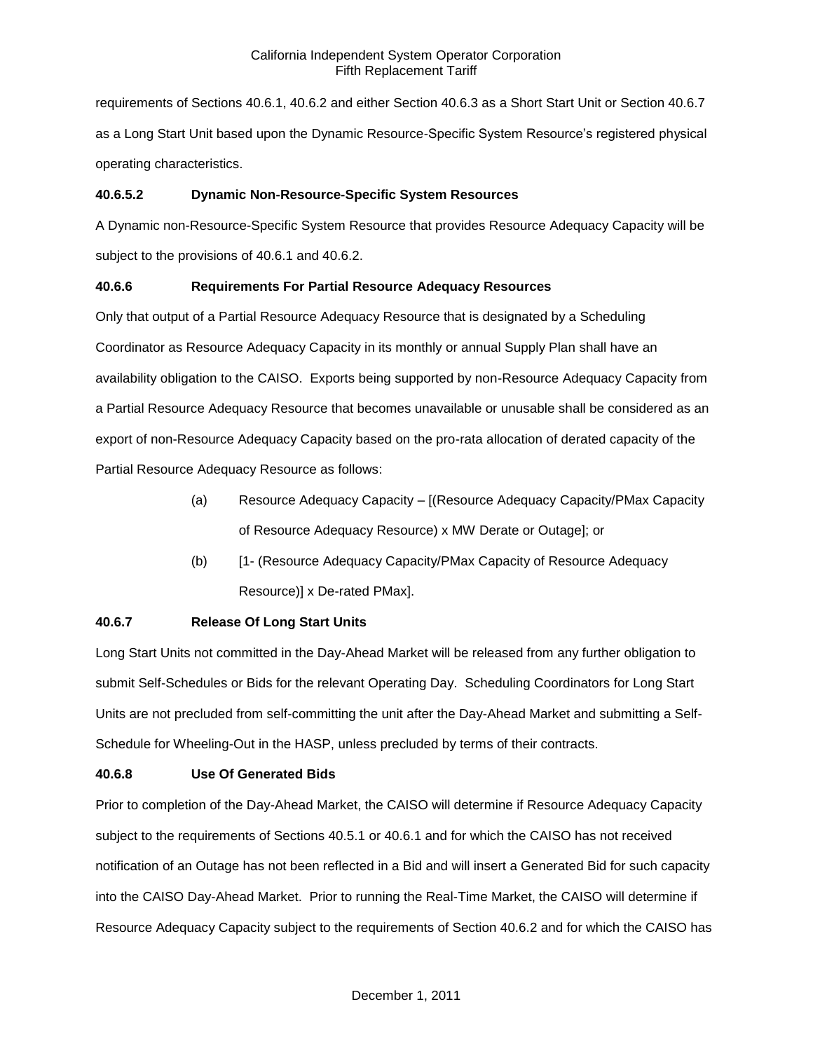requirements of Sections 40.6.1, 40.6.2 and either Section 40.6.3 as a Short Start Unit or Section 40.6.7 as a Long Start Unit based upon the Dynamic Resource-Specific System Resource's registered physical operating characteristics.

#### 40.6.5.2 Dynamic Non-Resource-Specific System Resources

A Dynamic non-Resource-Specific System Resource that provides Resource Adequacy Capacity will be subject to the provisions of 40.6.1 and 40.6.2.

### 40.6.6 Requirements For Partial Resource Adequacy Resources

Only that output of a Partial Resource Adequacy Resource that is designated by a Scheduling Coordinator as Resource Adequacy Capacity in its monthly or annual Supply Plan shall have an availability obligation to the CAISO. Exports being supported by non-Resource Adequacy Capacity from a Partial Resource Adequacy Resource that becomes unavailable or unusable shall be considered as an export of non-Resource Adequacy Capacity based on the pro-rata allocation of derated capacity of the Partial Resource Adequacy Resource as follows:

(a) Resource Adequacy Capacity – [(Resource Adequacy Capacity/PMax Capacity of Resource Adequacy Resource) x MW Derate or Outage]; or

(b) [1- (Resource Adequacy Capacity/PMax Capacity of Resource Adequacy Resource)] x De-rated PMax].

### 40.6.7 Release Of Long Start Units

Long Start Units not committed in the Day-Ahead Market will be released from any further obligation to submit Self-Schedules or Bids for the relevant Operating Day. Scheduling Coordinators for Long Start Units are not precluded from self-committing the unit after the Day-Ahead Market and submitting a Self-Schedule for Wheeling-Out in the HASP, unless precluded by terms of their contracts.

### 40.6.8 Use Of Generated Bids

Prior to completion of the Day-Ahead Market, the CAISO will determine if Resource Adequacy Capacity subject to the requirements of Sections 40.5.1 or 40.6.1 and for which the CAISO has not received notification of an Outage has not been reflected in a Bid and will insert a Generated Bid for such capacity into the CAISO Day-Ahead Market. Prior to running the Real-Time Market, the CAISO will determine if Resource Adequacy Capacity subject to the requirements of Section 40.6.2 and for which the CAISO has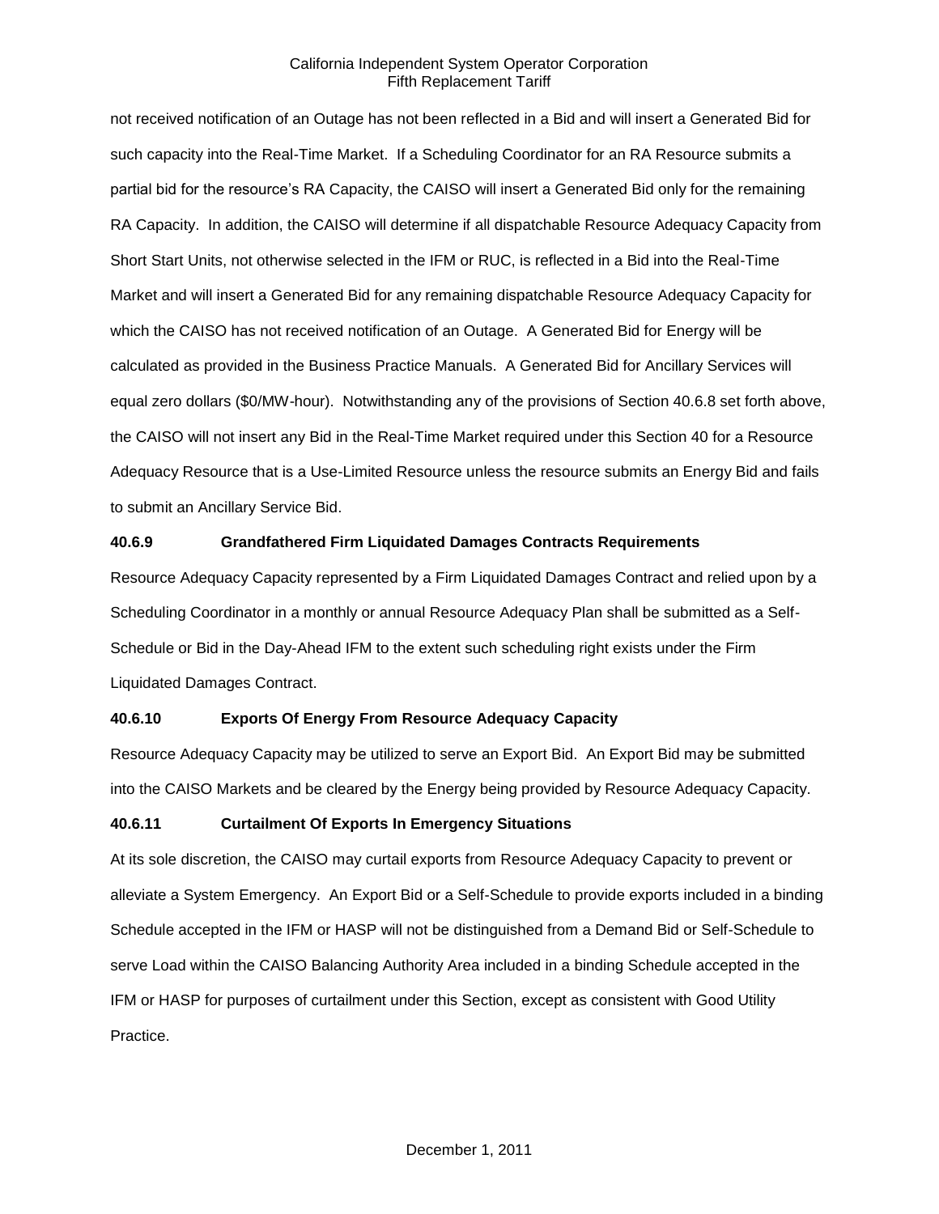not received notification of an Outage has not been reflected in a Bid and will insert a Generated Bid for such capacity into the Real-Time Market. If a Scheduling Coordinator for an RA Resource submits a partial bid for the resource's RA Capacity, the CAISO will insert a Generated Bid only for the remaining RA Capacity. In addition, the CAISO will determine if all dispatchable Resource Adequacy Capacity from Short Start Units, not otherwise selected in the IFM or RUC, is reflected in a Bid into the Real-Time Market and will insert a Generated Bid for any remaining dispatchable Resource Adequacy Capacity for which the CAISO has not received notification of an Outage. A Generated Bid for Energy will be calculated as provided in the Business Practice Manuals. A Generated Bid for Ancillary Services will equal zero dollars ($0/MW-hour). Notwithstanding any of the provisions of Section 40.6.8 set forth above, the CAISO will not insert any Bid in the Real-Time Market required under this Section 40 for a Resource Adequacy Resource that is a Use-Limited Resource unless the resource submits an Energy Bid and fails to submit an Ancillary Service Bid.

**40.6.9 Grandfathered Firm Liquidated Damages Contracts Requirements**

Resource Adequacy Capacity represented by a Firm Liquidated Damages Contract and relied upon by a Scheduling Coordinator in a monthly or annual Resource Adequacy Plan shall be submitted as a Self-Schedule or Bid in the Day-Ahead IFM to the extent such scheduling right exists under the Firm Liquidated Damages Contract.

**40.6.10 Exports Of Energy From Resource Adequacy Capacity**

Resource Adequacy Capacity may be utilized to serve an Export Bid. An Export Bid may be submitted into the CAISO Markets and be cleared by the Energy being provided by Resource Adequacy Capacity.

**40.6.11 Curtailment Of Exports In Emergency Situations**

At its sole discretion, the CAISO may curtail exports from Resource Adequacy Capacity to prevent or alleviate a System Emergency. An Export Bid or a Self-Schedule to provide exports included in a binding Schedule accepted in the IFM or HASP will not be distinguished from a Demand Bid or Self-Schedule to serve Load within the CAISO Balancing Authority Area included in a binding Schedule accepted in the IFM or HASP for purposes of curtailment under this Section, except as consistent with Good Utility Practice.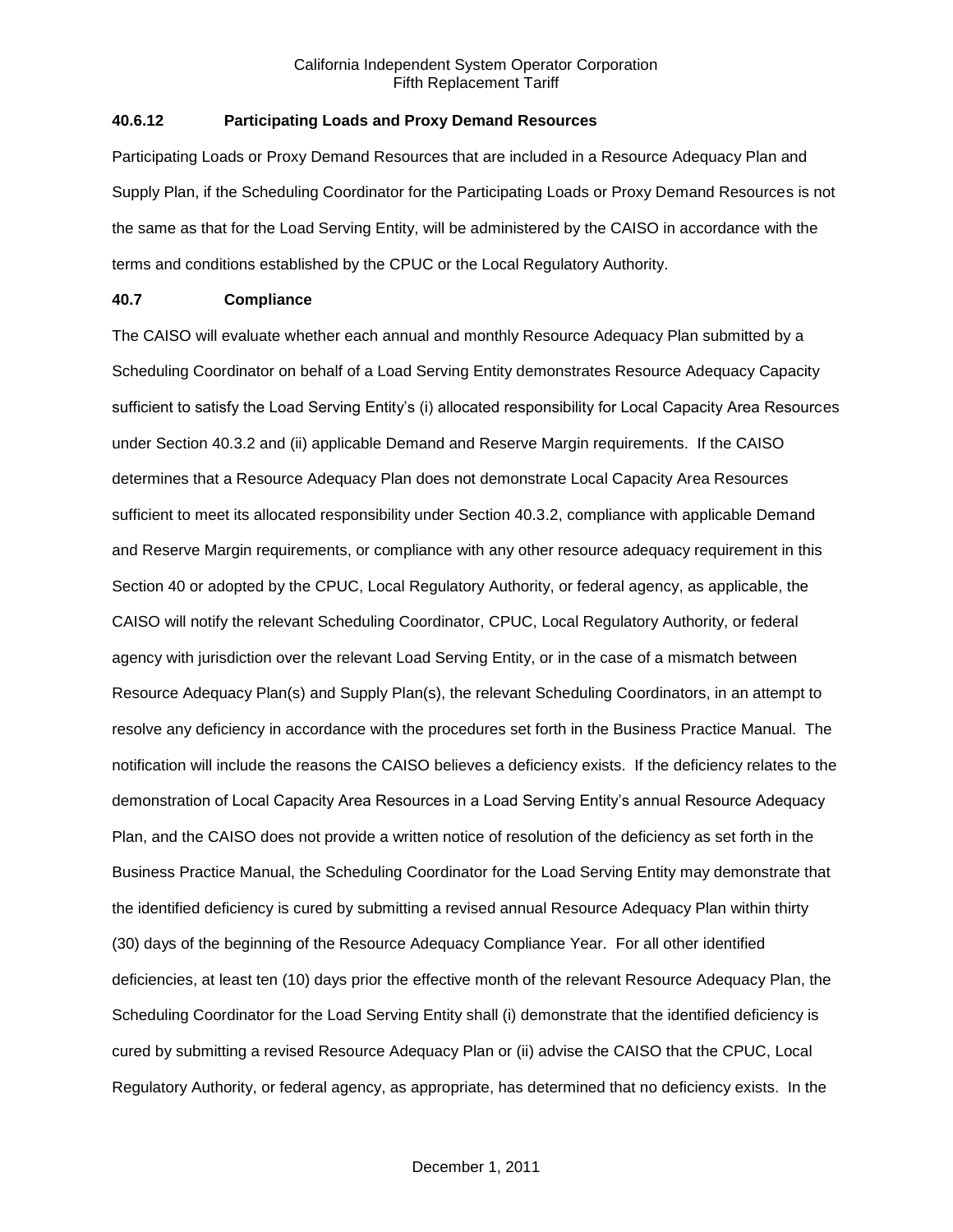### 40.6.12 Participating Loads and Proxy Demand Resources

Participating Loads or Proxy Demand Resources that are included in a Resource Adequacy Plan and Supply Plan, if the Scheduling Coordinator for the Participating Loads or Proxy Demand Resources is not the same as that for the Load Serving Entity, will be administered by the CAISO in accordance with the terms and conditions established by the CPUC or the Local Regulatory Authority.

### 40.7 Compliance

The CAISO will evaluate whether each annual and monthly Resource Adequacy Plan submitted by a Scheduling Coordinator on behalf of a Load Serving Entity demonstrates Resource Adequacy Capacity sufficient to satisfy the Load Serving Entity's (i) allocated responsibility for Local Capacity Area Resources under Section 40.3.2 and (ii) applicable Demand and Reserve Margin requirements. If the CAISO determines that a Resource Adequacy Plan does not demonstrate Local Capacity Area Resources sufficient to meet its allocated responsibility under Section 40.3.2, compliance with applicable Demand and Reserve Margin requirements, or compliance with any other resource adequacy requirement in this Section 40 or adopted by the CPUC, Local Regulatory Authority, or federal agency, as applicable, the CAISO will notify the relevant Scheduling Coordinator, CPUC, Local Regulatory Authority, or federal agency with jurisdiction over the relevant Load Serving Entity, or in the case of a mismatch between Resource Adequacy Plan(s) and Supply Plan(s), the relevant Scheduling Coordinators, in an attempt to resolve any deficiency in accordance with the procedures set forth in the Business Practice Manual. The notification will include the reasons the CAISO believes a deficiency exists. If the deficiency relates to the demonstration of Local Capacity Area Resources in a Load Serving Entity's annual Resource Adequacy Plan, and the CAISO does not provide a written notice of resolution of the deficiency as set forth in the Business Practice Manual, the Scheduling Coordinator for the Load Serving Entity may demonstrate that the identified deficiency is cured by submitting a revised annual Resource Adequacy Plan within thirty (30) days of the beginning of the Resource Adequacy Compliance Year. For all other identified deficiencies, at least ten (10) days prior the effective month of the relevant Resource Adequacy Plan, the Scheduling Coordinator for the Load Serving Entity shall (i) demonstrate that the identified deficiency is cured by submitting a revised Resource Adequacy Plan or (ii) advise the CAISO that the CPUC, Local Regulatory Authority, or federal agency, as appropriate, has determined that no deficiency exists. In the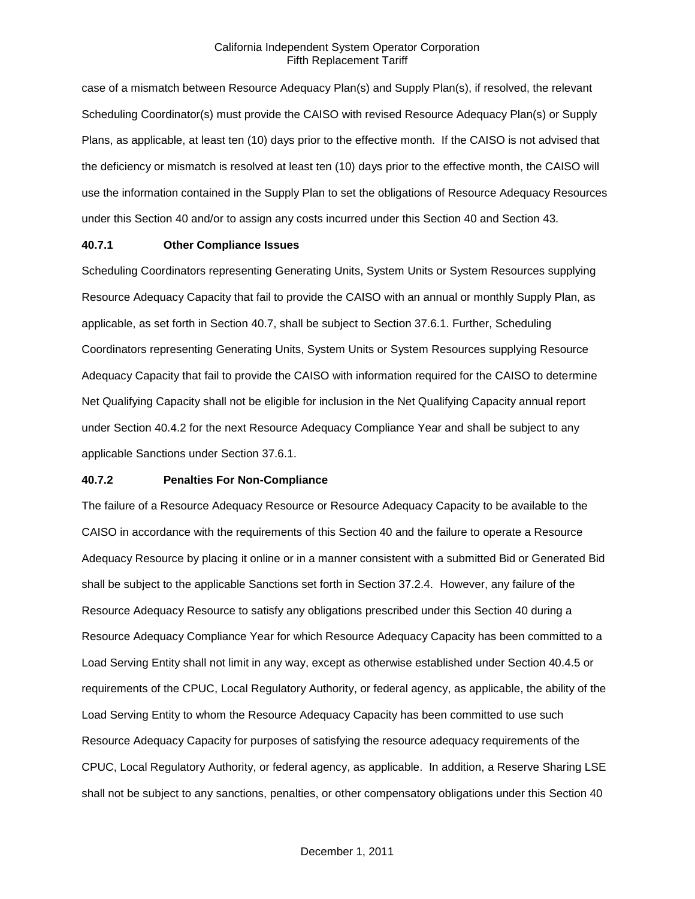case of a mismatch between Resource Adequacy Plan(s) and Supply Plan(s), if resolved, the relevant Scheduling Coordinator(s) must provide the CAISO with revised Resource Adequacy Plan(s) or Supply Plans, as applicable, at least ten (10) days prior to the effective month. If the CAISO is not advised that the deficiency or mismatch is resolved at least ten (10) days prior to the effective month, the CAISO will use the information contained in the Supply Plan to set the obligations of Resource Adequacy Resources under this Section 40 and/or to assign any costs incurred under this Section 40 and Section 43.

### 40.7.1 Other Compliance Issues

Scheduling Coordinators representing Generating Units, System Units or System Resources supplying Resource Adequacy Capacity that fail to provide the CAISO with an annual or monthly Supply Plan, as applicable, as set forth in Section 40.7, shall be subject to Section 37.6.1. Further, Scheduling Coordinators representing Generating Units, System Units or System Resources supplying Resource Adequacy Capacity that fail to provide the CAISO with information required for the CAISO to determine Net Qualifying Capacity shall not be eligible for inclusion in the Net Qualifying Capacity annual report under Section 40.4.2 for the next Resource Adequacy Compliance Year and shall be subject to any applicable Sanctions under Section 37.6.1.

### 40.7.2 Penalties For Non-Compliance

The failure of a Resource Adequacy Resource or Resource Adequacy Capacity to be available to the CAISO in accordance with the requirements of this Section 40 and the failure to operate a Resource Adequacy Resource by placing it online or in a manner consistent with a submitted Bid or Generated Bid shall be subject to the applicable Sanctions set forth in Section 37.2.4. However, any failure of the Resource Adequacy Resource to satisfy any obligations prescribed under this Section 40 during a Resource Adequacy Compliance Year for which Resource Adequacy Capacity has been committed to a Load Serving Entity shall not limit in any way, except as otherwise established under Section 40.4.5 or requirements of the CPUC, Local Regulatory Authority, or federal agency, as applicable, the ability of the Load Serving Entity to whom the Resource Adequacy Capacity has been committed to use such Resource Adequacy Capacity for purposes of satisfying the resource adequacy requirements of the CPUC, Local Regulatory Authority, or federal agency, as applicable. In addition, a Reserve Sharing LSE shall not be subject to any sanctions, penalties, or other compensatory obligations under this Section 40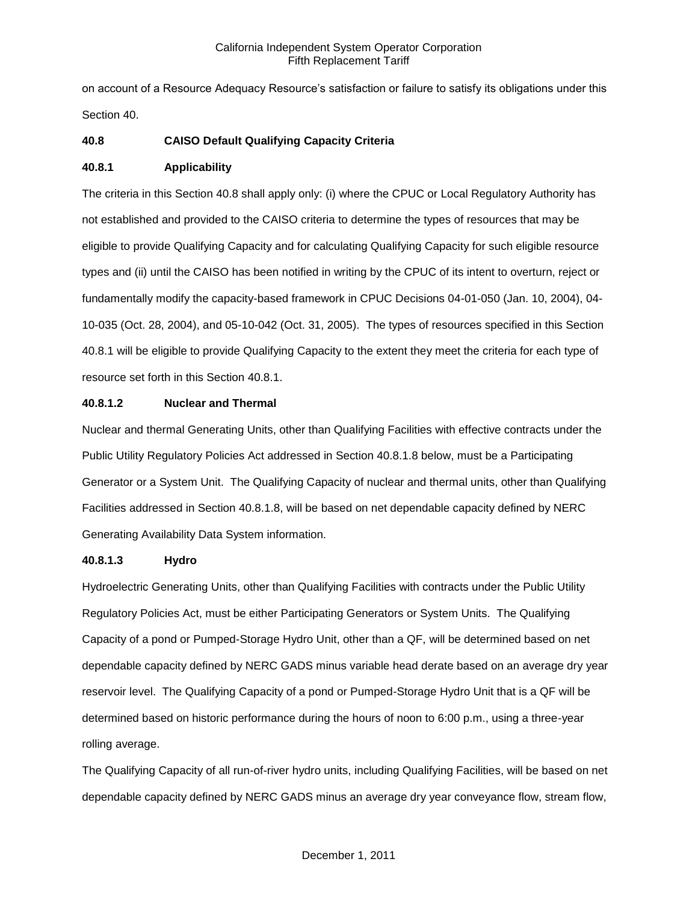on account of a Resource Adequacy Resource's satisfaction or failure to satisfy its obligations under this Section 40.

### 40.8 CAISO Default Qualifying Capacity Criteria

#### 40.8.1 Applicability

The criteria in this Section 40.8 shall apply only: (i) where the CPUC or Local Regulatory Authority has not established and provided to the CAISO criteria to determine the types of resources that may be eligible to provide Qualifying Capacity and for calculating Qualifying Capacity for such eligible resource types and (ii) until the CAISO has been notified in writing by the CPUC of its intent to overturn, reject or fundamentally modify the capacity-based framework in CPUC Decisions 04-01-050 (Jan. 10, 2004), 04-10-035 (Oct. 28, 2004), and 05-10-042 (Oct. 31, 2005). The types of resources specified in this Section 40.8.1 will be eligible to provide Qualifying Capacity to the extent they meet the criteria for each type of resource set forth in this Section 40.8.1.

#### 40.8.1.2 Nuclear and Thermal

Nuclear and thermal Generating Units, other than Qualifying Facilities with effective contracts under the Public Utility Regulatory Policies Act addressed in Section 40.8.1.8 below, must be a Participating Generator or a System Unit. The Qualifying Capacity of nuclear and thermal units, other than Qualifying Facilities addressed in Section 40.8.1.8, will be based on net dependable capacity defined by NERC Generating Availability Data System information.

#### 40.8.1.3 Hydro

Hydroelectric Generating Units, other than Qualifying Facilities with contracts under the Public Utility Regulatory Policies Act, must be either Participating Generators or System Units. The Qualifying Capacity of a pond or Pumped-Storage Hydro Unit, other than a QF, will be determined based on net dependable capacity defined by NERC GADS minus variable head derate based on an average dry year reservoir level. The Qualifying Capacity of a pond or Pumped-Storage Hydro Unit that is a QF will be determined based on historic performance during the hours of noon to 6:00 p.m., using a three-year rolling average.

The Qualifying Capacity of all run-of-river hydro units, including Qualifying Facilities, will be based on net dependable capacity defined by NERC GADS minus an average dry year conveyance flow, stream flow,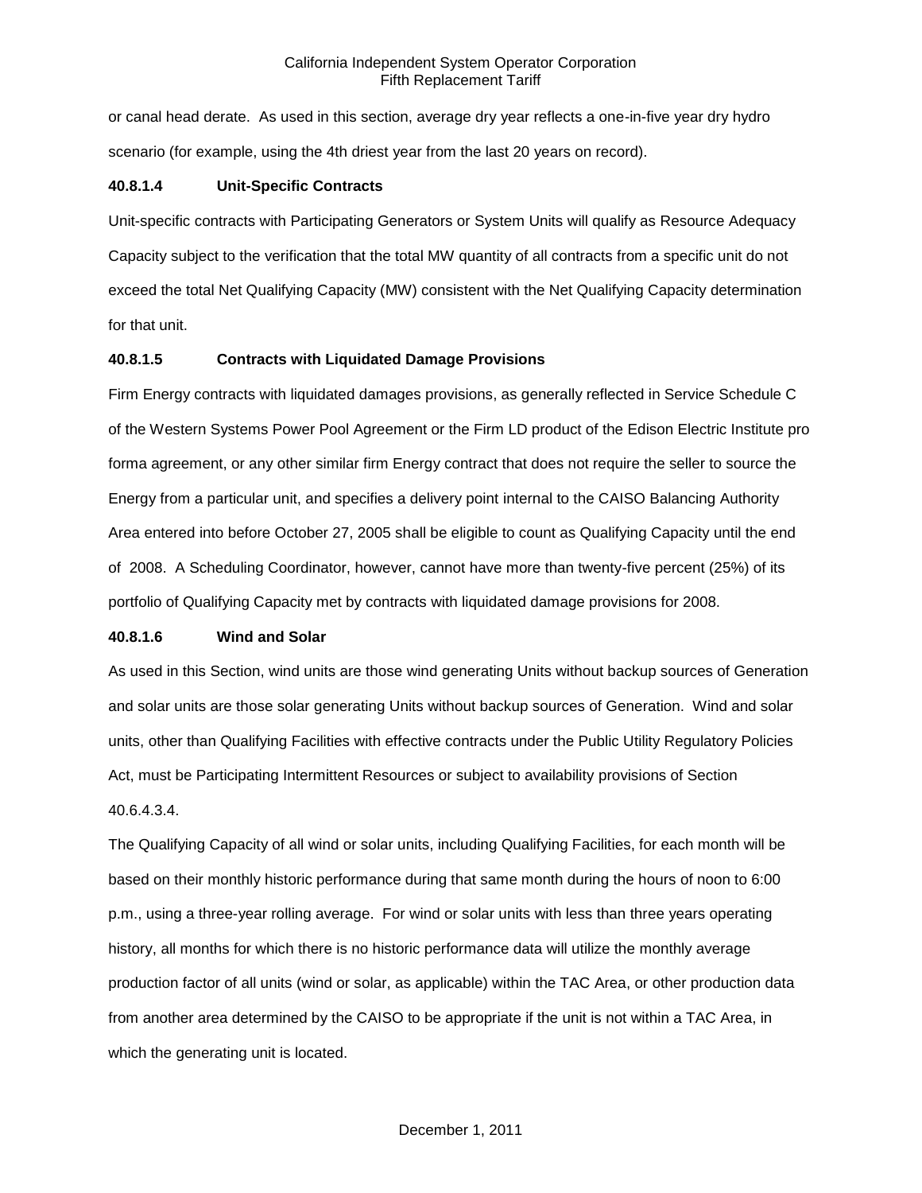or canal head derate. As used in this section, average dry year reflects a one-in-five year dry hydro scenario (for example, using the 4th driest year from the last 20 years on record).

### 40.8.1.4 Unit-Specific Contracts

Unit-specific contracts with Participating Generators or System Units will qualify as Resource Adequacy Capacity subject to the verification that the total MW quantity of all contracts from a specific unit do not exceed the total Net Qualifying Capacity (MW) consistent with the Net Qualifying Capacity determination for that unit.

### 40.8.1.5 Contracts with Liquidated Damage Provisions

Firm Energy contracts with liquidated damages provisions, as generally reflected in Service Schedule C of the Western Systems Power Pool Agreement or the Firm LD product of the Edison Electric Institute pro forma agreement, or any other similar firm Energy contract that does not require the seller to source the Energy from a particular unit, and specifies a delivery point internal to the CAISO Balancing Authority Area entered into before October 27, 2005 shall be eligible to count as Qualifying Capacity until the end of 2008. A Scheduling Coordinator, however, cannot have more than twenty-five percent (25%) of its portfolio of Qualifying Capacity met by contracts with liquidated damage provisions for 2008.

### 40.8.1.6 Wind and Solar

As used in this Section, wind units are those wind generating Units without backup sources of Generation and solar units are those solar generating Units without backup sources of Generation. Wind and solar units, other than Qualifying Facilities with effective contracts under the Public Utility Regulatory Policies Act, must be Participating Intermittent Resources or subject to availability provisions of Section 40.6.4.3.4.

The Qualifying Capacity of all wind or solar units, including Qualifying Facilities, for each month will be based on their monthly historic performance during that same month during the hours of noon to 6:00 p.m., using a three-year rolling average. For wind or solar units with less than three years operating history, all months for which there is no historic performance data will utilize the monthly average production factor of all units (wind or solar, as applicable) within the TAC Area, or other production data from another area determined by the CAISO to be appropriate if the unit is not within a TAC Area, in which the generating unit is located.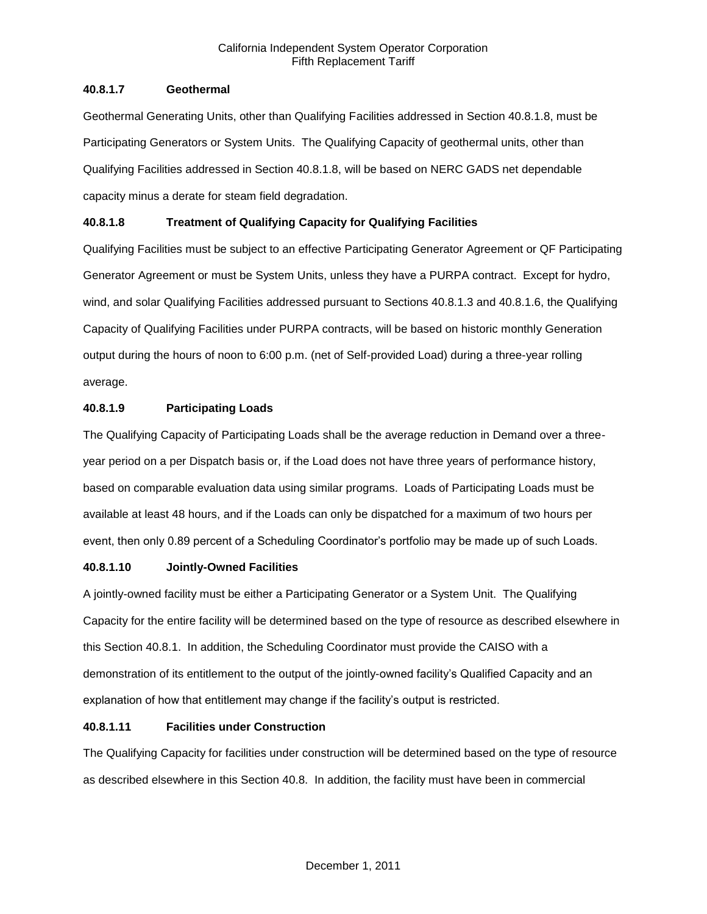### 40.8.1.7 Geothermal

Geothermal Generating Units, other than Qualifying Facilities addressed in Section 40.8.1.8, must be Participating Generators or System Units. The Qualifying Capacity of geothermal units, other than Qualifying Facilities addressed in Section 40.8.1.8, will be based on NERC GADS net dependable capacity minus a derate for steam field degradation.

### 40.8.1.8 Treatment of Qualifying Capacity for Qualifying Facilities

Qualifying Facilities must be subject to an effective Participating Generator Agreement or QF Participating Generator Agreement or must be System Units, unless they have a PURPA contract. Except for hydro, wind, and solar Qualifying Facilities addressed pursuant to Sections 40.8.1.3 and 40.8.1.6, the Qualifying Capacity of Qualifying Facilities under PURPA contracts, will be based on historic monthly Generation output during the hours of noon to 6:00 p.m. (net of Self-provided Load) during a three-year rolling average.

### 40.8.1.9 Participating Loads

The Qualifying Capacity of Participating Loads shall be the average reduction in Demand over a three-year period on a per Dispatch basis or, if the Load does not have three years of performance history, based on comparable evaluation data using similar programs. Loads of Participating Loads must be available at least 48 hours, and if the Loads can only be dispatched for a maximum of two hours per event, then only 0.89 percent of a Scheduling Coordinator's portfolio may be made up of such Loads.

### 40.8.1.10 Jointly-Owned Facilities

A jointly-owned facility must be either a Participating Generator or a System Unit. The Qualifying Capacity for the entire facility will be determined based on the type of resource as described elsewhere in this Section 40.8.1. In addition, the Scheduling Coordinator must provide the CAISO with a demonstration of its entitlement to the output of the jointly-owned facility's Qualified Capacity and an explanation of how that entitlement may change if the facility's output is restricted.

### 40.8.1.11 Facilities under Construction

The Qualifying Capacity for facilities under construction will be determined based on the type of resource as described elsewhere in this Section 40.8. In addition, the facility must have been in commercial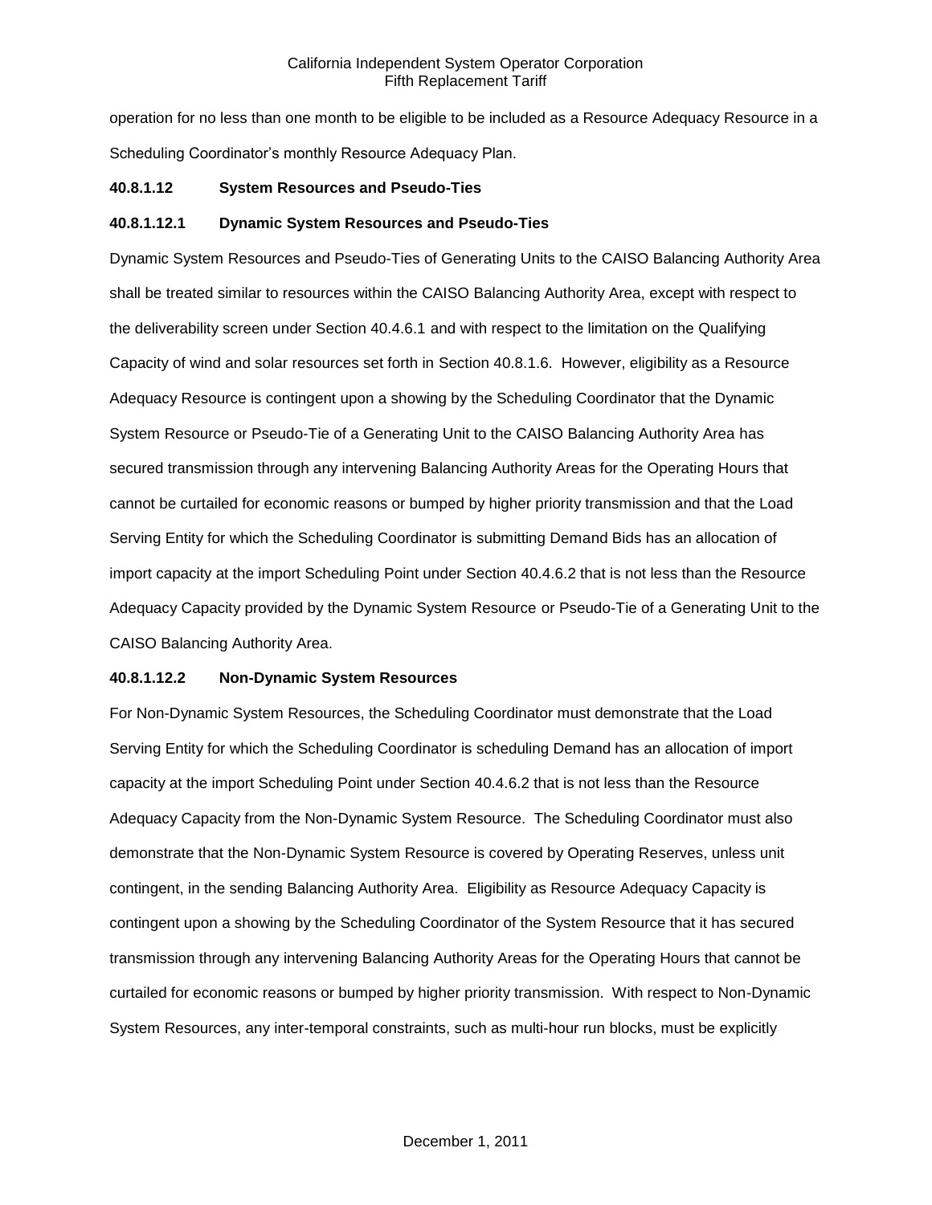operation for no less than one month to be eligible to be included as a Resource Adequacy Resource in a Scheduling Coordinator's monthly Resource Adequacy Plan.

**40.8.1.12 System Resources and Pseudo-Ties**

**40.8.1.12.1 Dynamic System Resources and Pseudo-Ties**

Dynamic System Resources and Pseudo-Ties of Generating Units to the CAISO Balancing Authority Area shall be treated similar to resources within the CAISO Balancing Authority Area, except with respect to the deliverability screen under Section 40.4.6.1 and with respect to the limitation on the Qualifying Capacity of wind and solar resources set forth in Section 40.8.1.6. However, eligibility as a Resource Adequacy Resource is contingent upon a showing by the Scheduling Coordinator that the Dynamic System Resource or Pseudo-Tie of a Generating Unit to the CAISO Balancing Authority Area has secured transmission through any intervening Balancing Authority Areas for the Operating Hours that cannot be curtailed for economic reasons or bumped by higher priority transmission and that the Load Serving Entity for which the Scheduling Coordinator is submitting Demand Bids has an allocation of import capacity at the import Scheduling Point under Section 40.4.6.2 that is not less than the Resource Adequacy Capacity provided by the Dynamic System Resource or Pseudo-Tie of a Generating Unit to the CAISO Balancing Authority Area.

**40.8.1.12.2 Non-Dynamic System Resources**

For Non-Dynamic System Resources, the Scheduling Coordinator must demonstrate that the Load Serving Entity for which the Scheduling Coordinator is scheduling Demand has an allocation of import capacity at the import Scheduling Point under Section 40.4.6.2 that is not less than the Resource Adequacy Capacity from the Non-Dynamic System Resource. The Scheduling Coordinator must also demonstrate that the Non-Dynamic System Resource is covered by Operating Reserves, unless unit contingent, in the sending Balancing Authority Area. Eligibility as Resource Adequacy Capacity is contingent upon a showing by the Scheduling Coordinator of the System Resource that it has secured transmission through any intervening Balancing Authority Areas for the Operating Hours that cannot be curtailed for economic reasons or bumped by higher priority transmission. With respect to Non-Dynamic System Resources, any inter-temporal constraints, such as multi-hour run blocks, must be explicitly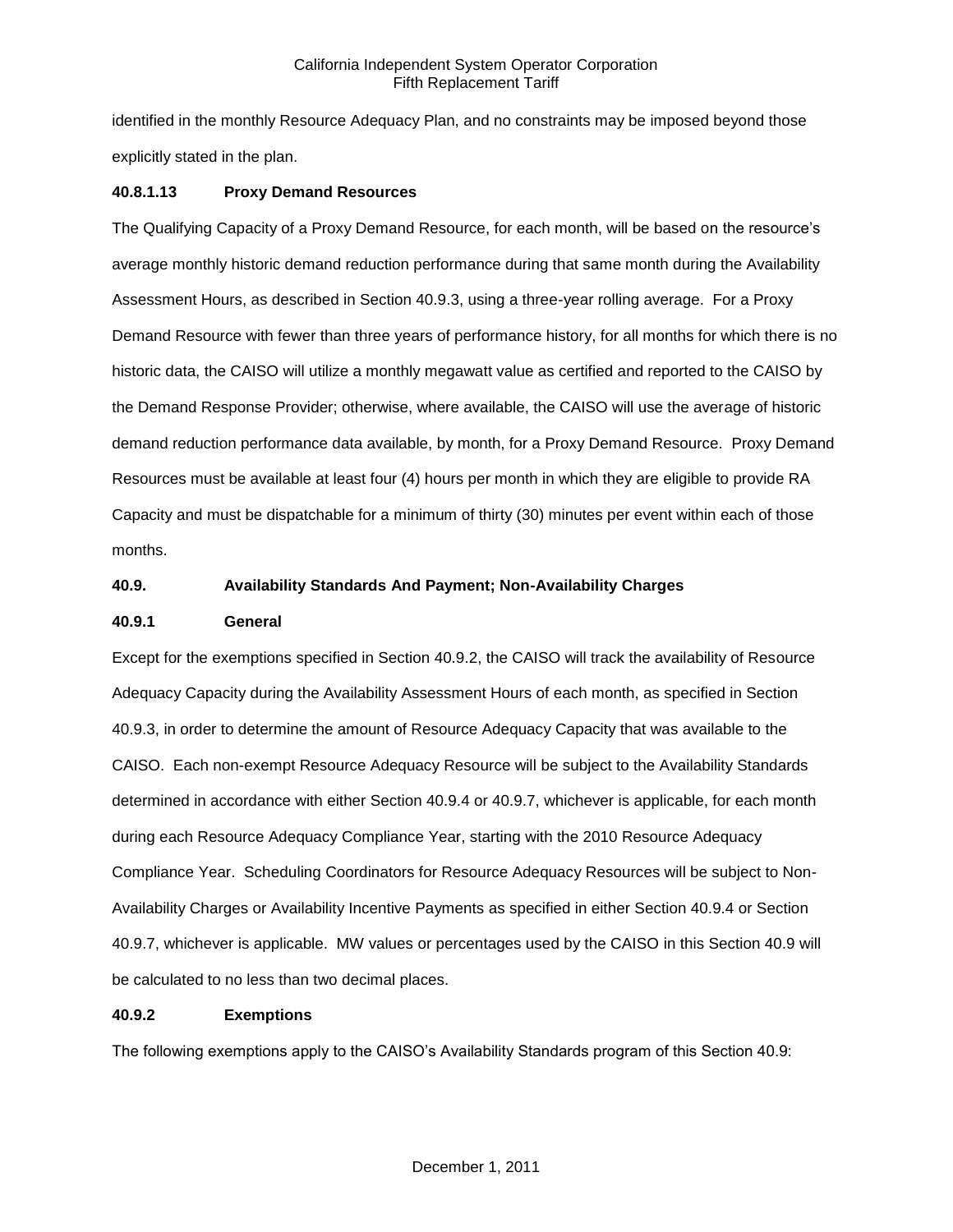identified in the monthly Resource Adequacy Plan, and no constraints may be imposed beyond those explicitly stated in the plan.

**40.8.1.13 Proxy Demand Resources**

The Qualifying Capacity of a Proxy Demand Resource, for each month, will be based on the resource's average monthly historic demand reduction performance during that same month during the Availability Assessment Hours, as described in Section 40.9.3, using a three-year rolling average. For a Proxy Demand Resource with fewer than three years of performance history, for all months for which there is no historic data, the CAISO will utilize a monthly megawatt value as certified and reported to the CAISO by the Demand Response Provider; otherwise, where available, the CAISO will use the average of historic demand reduction performance data available, by month, for a Proxy Demand Resource. Proxy Demand Resources must be available at least four (4) hours per month in which they are eligible to provide RA Capacity and must be dispatchable for a minimum of thirty (30) minutes per event within each of those months.

**40.9. Availability Standards And Payment; Non-Availability Charges**

**40.9.1 General**

Except for the exemptions specified in Section 40.9.2, the CAISO will track the availability of Resource Adequacy Capacity during the Availability Assessment Hours of each month, as specified in Section 40.9.3, in order to determine the amount of Resource Adequacy Capacity that was available to the CAISO. Each non-exempt Resource Adequacy Resource will be subject to the Availability Standards determined in accordance with either Section 40.9.4 or 40.9.7, whichever is applicable, for each month during each Resource Adequacy Compliance Year, starting with the 2010 Resource Adequacy Compliance Year. Scheduling Coordinators for Resource Adequacy Resources will be subject to Non-Availability Charges or Availability Incentive Payments as specified in either Section 40.9.4 or Section 40.9.7, whichever is applicable. MW values or percentages used by the CAISO in this Section 40.9 will be calculated to no less than two decimal places.

**40.9.2 Exemptions**

The following exemptions apply to the CAISO's Availability Standards program of this Section 40.9: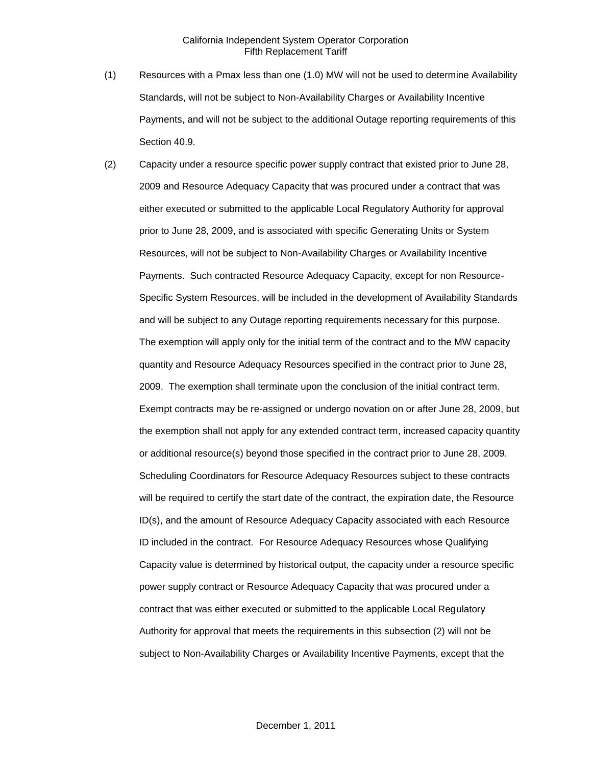(1) Resources with a Pmax less than one (1.0) MW will not be used to determine Availability Standards, will not be subject to Non-Availability Charges or Availability Incentive Payments, and will not be subject to the additional Outage reporting requirements of this Section 40.9.

(2) Capacity under a resource specific power supply contract that existed prior to June 28, 2009 and Resource Adequacy Capacity that was procured under a contract that was either executed or submitted to the applicable Local Regulatory Authority for approval prior to June 28, 2009, and is associated with specific Generating Units or System Resources, will not be subject to Non-Availability Charges or Availability Incentive Payments. Such contracted Resource Adequacy Capacity, except for non Resource-Specific System Resources, will be included in the development of Availability Standards and will be subject to any Outage reporting requirements necessary for this purpose. The exemption will apply only for the initial term of the contract and to the MW capacity quantity and Resource Adequacy Resources specified in the contract prior to June 28, 2009. The exemption shall terminate upon the conclusion of the initial contract term. Exempt contracts may be re-assigned or undergo novation on or after June 28, 2009, but the exemption shall not apply for any extended contract term, increased capacity quantity or additional resource(s) beyond those specified in the contract prior to June 28, 2009. Scheduling Coordinators for Resource Adequacy Resources subject to these contracts will be required to certify the start date of the contract, the expiration date, the Resource ID(s), and the amount of Resource Adequacy Capacity associated with each Resource ID included in the contract. For Resource Adequacy Resources whose Qualifying Capacity value is determined by historical output, the capacity under a resource specific power supply contract or Resource Adequacy Capacity that was procured under a contract that was either executed or submitted to the applicable Local Regulatory Authority for approval that meets the requirements in this subsection (2) will not be subject to Non-Availability Charges or Availability Incentive Payments, except that the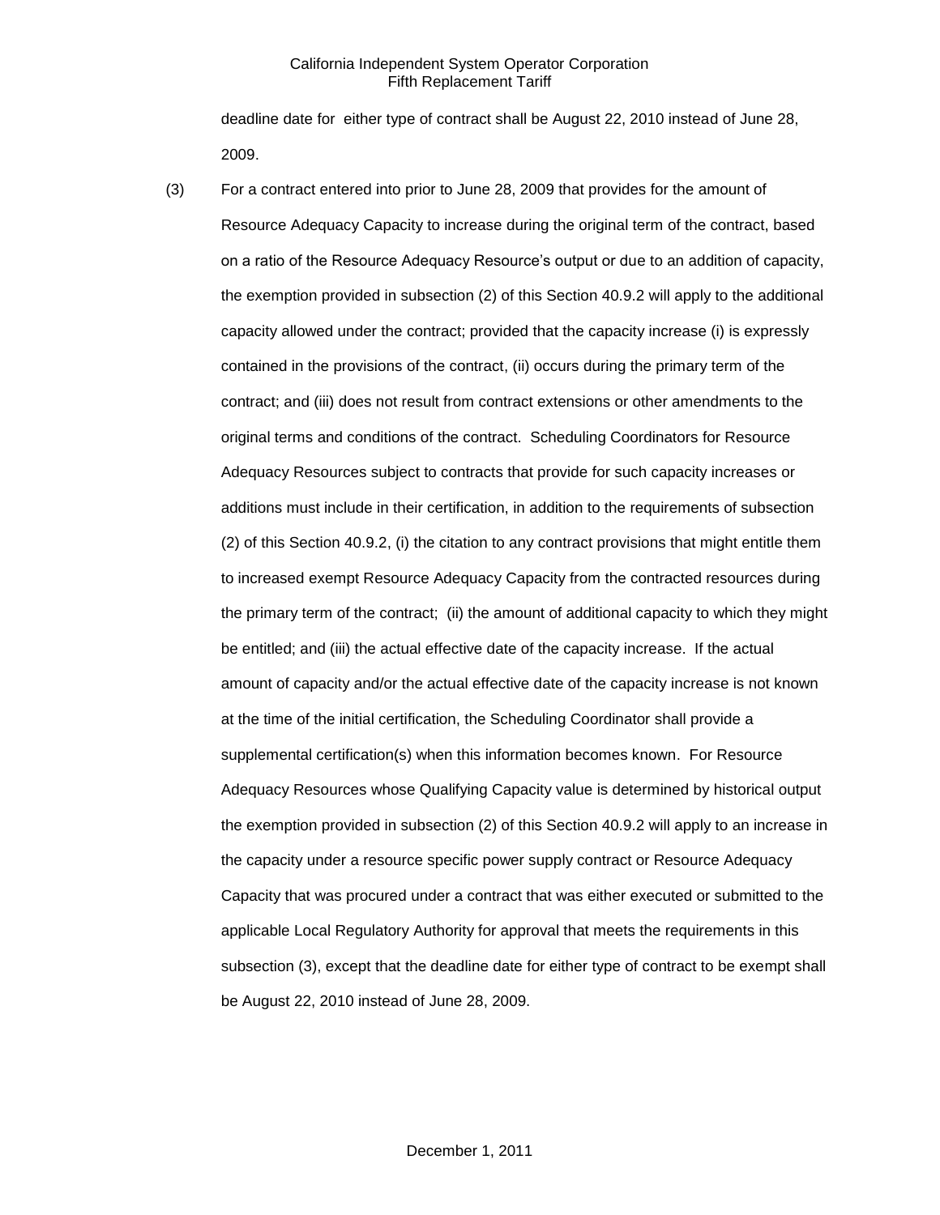deadline date for either type of contract shall be August 22, 2010 instead of June 28, 2009.

(3) For a contract entered into prior to June 28, 2009 that provides for the amount of Resource Adequacy Capacity to increase during the original term of the contract, based on a ratio of the Resource Adequacy Resource's output or due to an addition of capacity, the exemption provided in subsection (2) of this Section 40.9.2 will apply to the additional capacity allowed under the contract; provided that the capacity increase (i) is expressly contained in the provisions of the contract, (ii) occurs during the primary term of the contract; and (iii) does not result from contract extensions or other amendments to the original terms and conditions of the contract. Scheduling Coordinators for Resource Adequacy Resources subject to contracts that provide for such capacity increases or additions must include in their certification, in addition to the requirements of subsection (2) of this Section 40.9.2, (i) the citation to any contract provisions that might entitle them to increased exempt Resource Adequacy Capacity from the contracted resources during the primary term of the contract; (ii) the amount of additional capacity to which they might be entitled; and (iii) the actual effective date of the capacity increase. If the actual amount of capacity and/or the actual effective date of the capacity increase is not known at the time of the initial certification, the Scheduling Coordinator shall provide a supplemental certification(s) when this information becomes known. For Resource Adequacy Resources whose Qualifying Capacity value is determined by historical output the exemption provided in subsection (2) of this Section 40.9.2 will apply to an increase in the capacity under a resource specific power supply contract or Resource Adequacy Capacity that was procured under a contract that was either executed or submitted to the applicable Local Regulatory Authority for approval that meets the requirements in this subsection (3), except that the deadline date for either type of contract to be exempt shall be August 22, 2010 instead of June 28, 2009.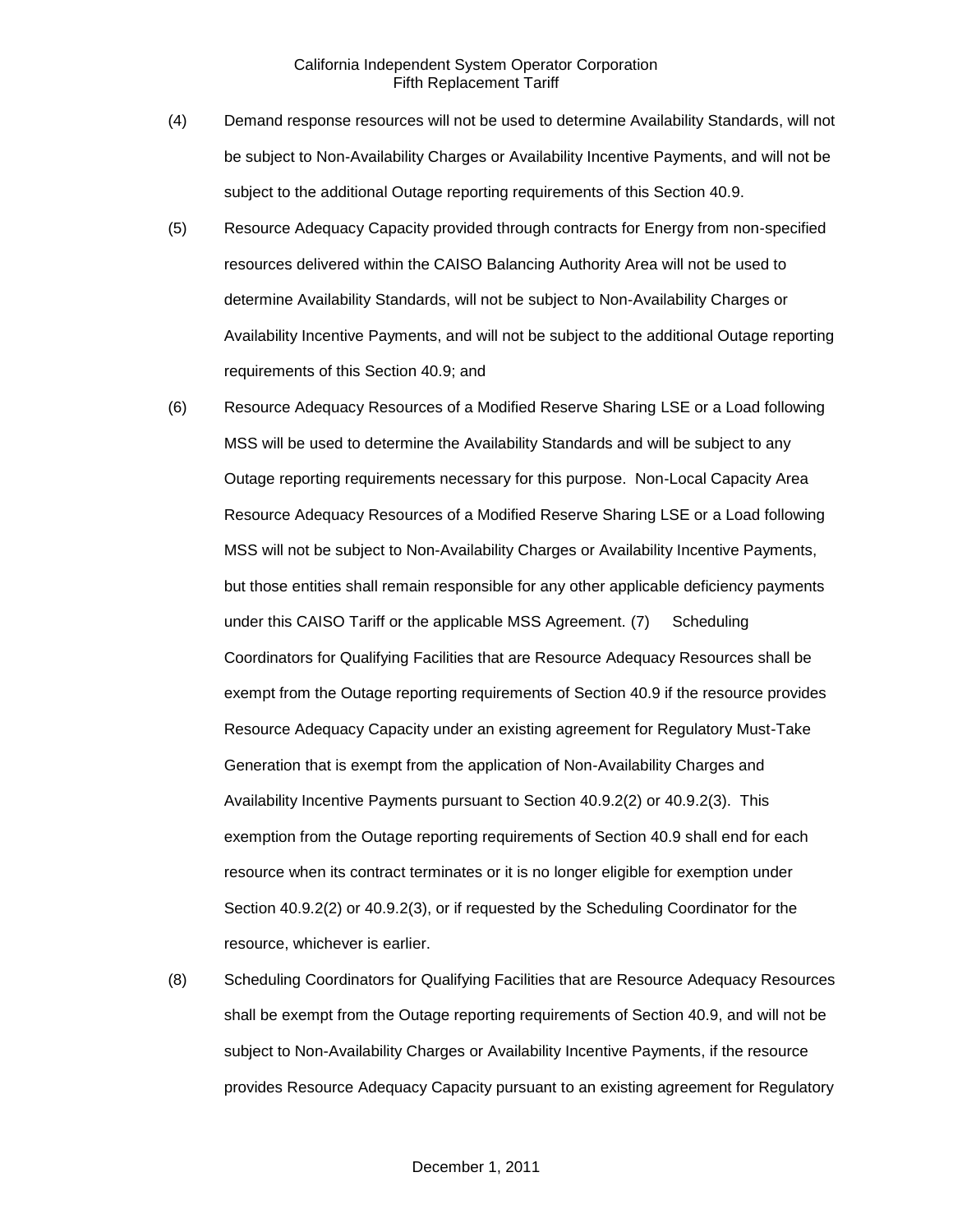(4) Demand response resources will not be used to determine Availability Standards, will not be subject to Non-Availability Charges or Availability Incentive Payments, and will not be subject to the additional Outage reporting requirements of this Section 40.9.

(5) Resource Adequacy Capacity provided through contracts for Energy from non-specified resources delivered within the CAISO Balancing Authority Area will not be used to determine Availability Standards, will not be subject to Non-Availability Charges or Availability Incentive Payments, and will not be subject to the additional Outage reporting requirements of this Section 40.9; and

(6) Resource Adequacy Resources of a Modified Reserve Sharing LSE or a Load following MSS will be used to determine the Availability Standards and will be subject to any Outage reporting requirements necessary for this purpose. Non-Local Capacity Area Resource Adequacy Resources of a Modified Reserve Sharing LSE or a Load following MSS will not be subject to Non-Availability Charges or Availability Incentive Payments, but those entities shall remain responsible for any other applicable deficiency payments under this CAISO Tariff or the applicable MSS Agreement. (7) Scheduling Coordinators for Qualifying Facilities that are Resource Adequacy Resources shall be exempt from the Outage reporting requirements of Section 40.9 if the resource provides Resource Adequacy Capacity under an existing agreement for Regulatory Must-Take Generation that is exempt from the application of Non-Availability Charges and Availability Incentive Payments pursuant to Section 40.9.2(2) or 40.9.2(3). This exemption from the Outage reporting requirements of Section 40.9 shall end for each resource when its contract terminates or it is no longer eligible for exemption under Section 40.9.2(2) or 40.9.2(3), or if requested by the Scheduling Coordinator for the resource, whichever is earlier.

(8) Scheduling Coordinators for Qualifying Facilities that are Resource Adequacy Resources shall be exempt from the Outage reporting requirements of Section 40.9, and will not be subject to Non-Availability Charges or Availability Incentive Payments, if the resource provides Resource Adequacy Capacity pursuant to an existing agreement for Regulatory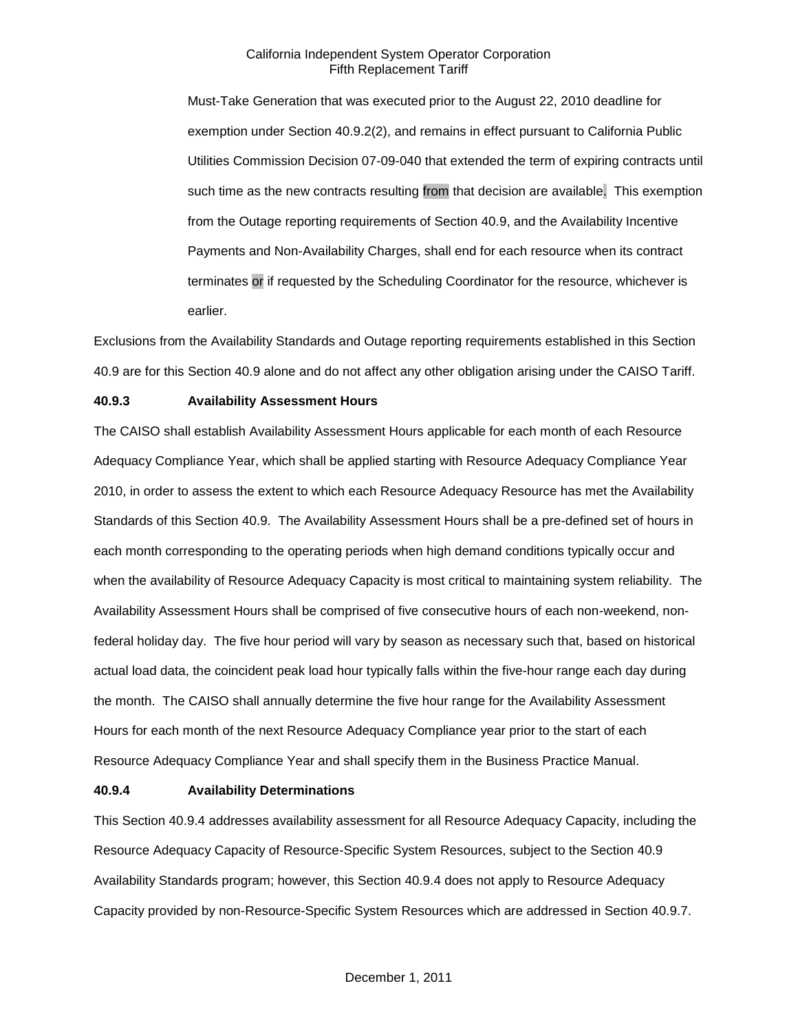Must-Take Generation that was executed prior to the August 22, 2010 deadline for exemption under Section 40.9.2(2), and remains in effect pursuant to California Public Utilities Commission Decision 07-09-040 that extended the term of expiring contracts until such time as the new contracts resulting from that decision are available. This exemption from the Outage reporting requirements of Section 40.9, and the Availability Incentive Payments and Non-Availability Charges, shall end for each resource when its contract terminates or if requested by the Scheduling Coordinator for the resource, whichever is earlier.

Exclusions from the Availability Standards and Outage reporting requirements established in this Section 40.9 are for this Section 40.9 alone and do not affect any other obligation arising under the CAISO Tariff.

**40.9.3 Availability Assessment Hours**

The CAISO shall establish Availability Assessment Hours applicable for each month of each Resource Adequacy Compliance Year, which shall be applied starting with Resource Adequacy Compliance Year 2010, in order to assess the extent to which each Resource Adequacy Resource has met the Availability Standards of this Section 40.9. The Availability Assessment Hours shall be a pre-defined set of hours in each month corresponding to the operating periods when high demand conditions typically occur and when the availability of Resource Adequacy Capacity is most critical to maintaining system reliability. The Availability Assessment Hours shall be comprised of five consecutive hours of each non-weekend, non-federal holiday day. The five hour period will vary by season as necessary such that, based on historical actual load data, the coincident peak load hour typically falls within the five-hour range each day during the month. The CAISO shall annually determine the five hour range for the Availability Assessment Hours for each month of the next Resource Adequacy Compliance year prior to the start of each Resource Adequacy Compliance Year and shall specify them in the Business Practice Manual.

**40.9.4 Availability Determinations**

This Section 40.9.4 addresses availability assessment for all Resource Adequacy Capacity, including the Resource Adequacy Capacity of Resource-Specific System Resources, subject to the Section 40.9 Availability Standards program; however, this Section 40.9.4 does not apply to Resource Adequacy Capacity provided by non-Resource-Specific System Resources which are addressed in Section 40.9.7.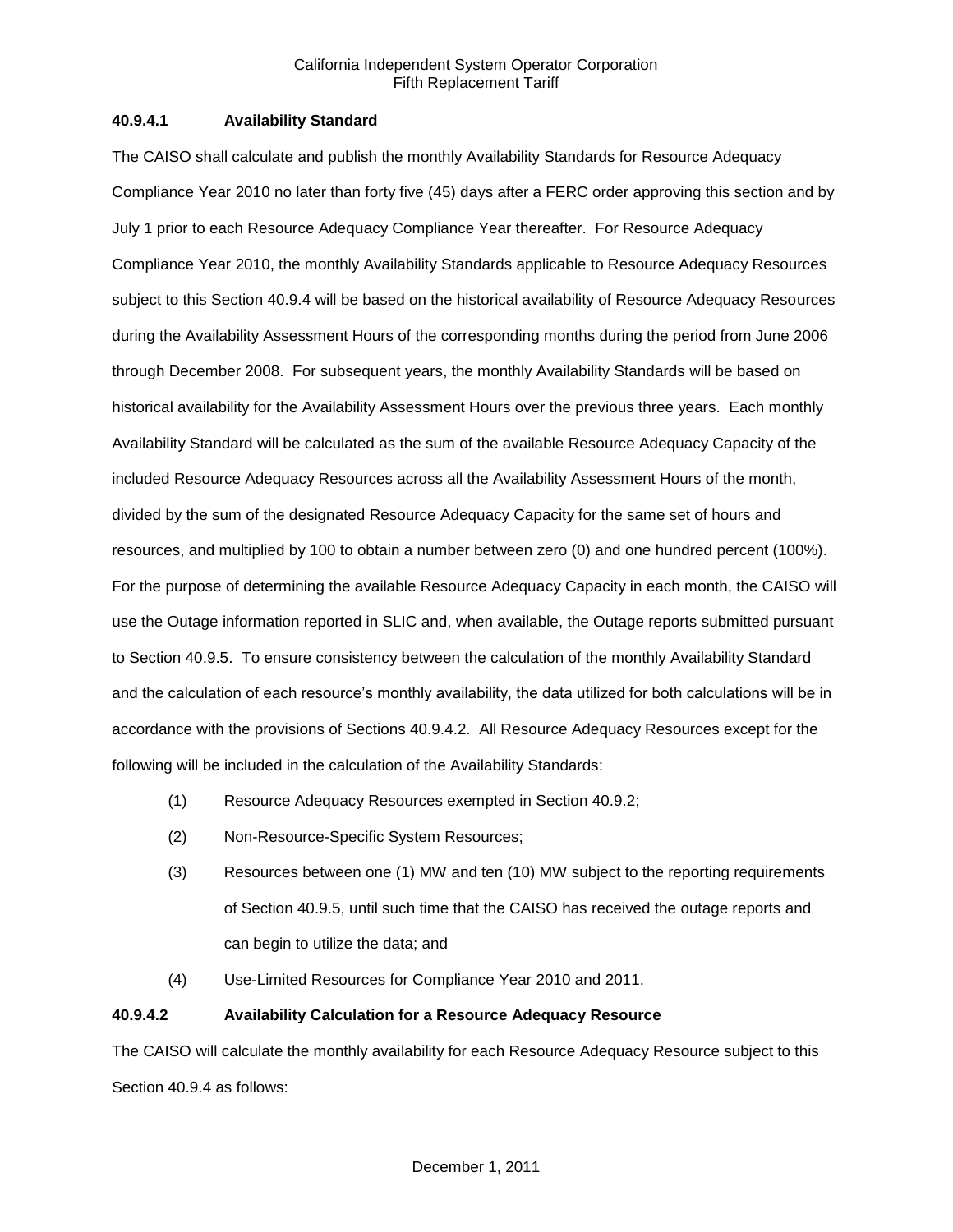**40.9.4.1 Availability Standard**

The CAISO shall calculate and publish the monthly Availability Standards for Resource Adequacy Compliance Year 2010 no later than forty five (45) days after a FERC order approving this section and by July 1 prior to each Resource Adequacy Compliance Year thereafter. For Resource Adequacy Compliance Year 2010, the monthly Availability Standards applicable to Resource Adequacy Resources subject to this Section 40.9.4 will be based on the historical availability of Resource Adequacy Resources during the Availability Assessment Hours of the corresponding months during the period from June 2006 through December 2008. For subsequent years, the monthly Availability Standards will be based on historical availability for the Availability Assessment Hours over the previous three years. Each monthly Availability Standard will be calculated as the sum of the available Resource Adequacy Capacity of the included Resource Adequacy Resources across all the Availability Assessment Hours of the month, divided by the sum of the designated Resource Adequacy Capacity for the same set of hours and resources, and multiplied by 100 to obtain a number between zero (0) and one hundred percent (100%). For the purpose of determining the available Resource Adequacy Capacity in each month, the CAISO will use the Outage information reported in SLIC and, when available, the Outage reports submitted pursuant to Section 40.9.5. To ensure consistency between the calculation of the monthly Availability Standard and the calculation of each resource's monthly availability, the data utilized for both calculations will be in accordance with the provisions of Sections 40.9.4.2. All Resource Adequacy Resources except for the following will be included in the calculation of the Availability Standards:

(1) Resource Adequacy Resources exempted in Section 40.9.2;

(2) Non-Resource-Specific System Resources;

(3) Resources between one (1) MW and ten (10) MW subject to the reporting requirements of Section 40.9.5, until such time that the CAISO has received the outage reports and can begin to utilize the data; and

(4) Use-Limited Resources for Compliance Year 2010 and 2011.

**40.9.4.2 Availability Calculation for a Resource Adequacy Resource**

The CAISO will calculate the monthly availability for each Resource Adequacy Resource subject to this Section 40.9.4 as follows: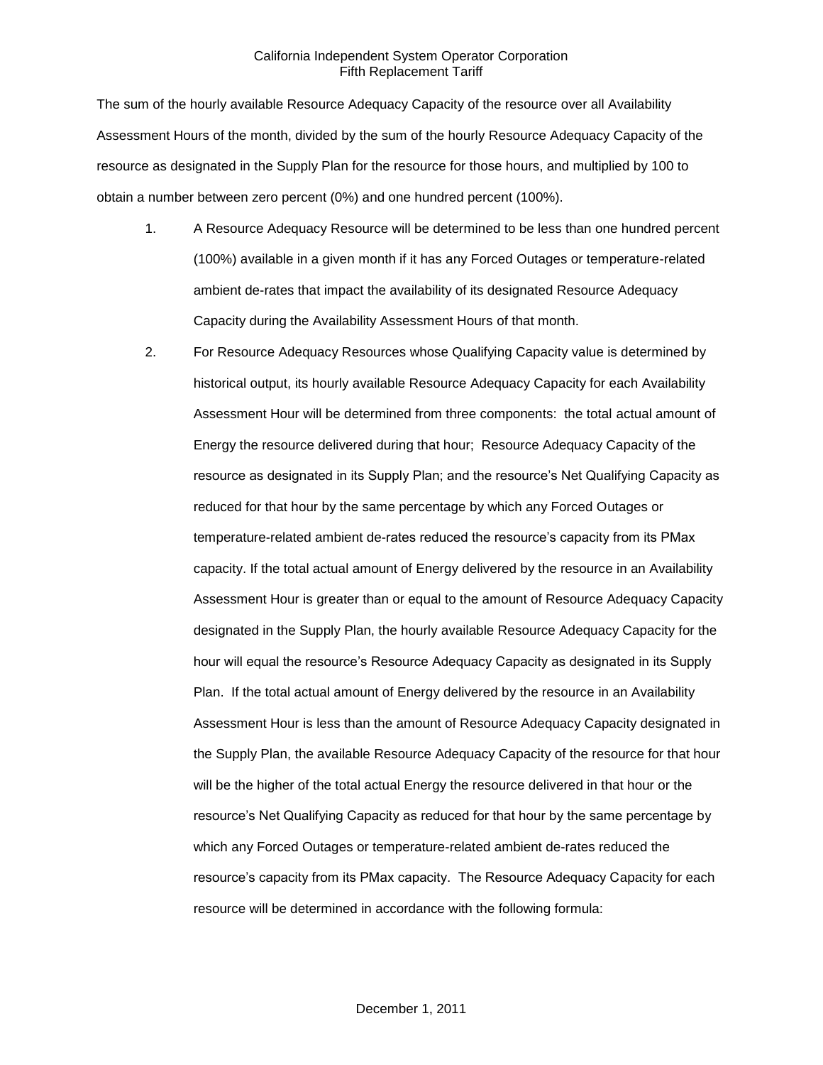The sum of the hourly available Resource Adequacy Capacity of the resource over all Availability Assessment Hours of the month, divided by the sum of the hourly Resource Adequacy Capacity of the resource as designated in the Supply Plan for the resource for those hours, and multiplied by 100 to obtain a number between zero percent (0%) and one hundred percent (100%).

1. A Resource Adequacy Resource will be determined to be less than one hundred percent (100%) available in a given month if it has any Forced Outages or temperature-related ambient de-rates that impact the availability of its designated Resource Adequacy Capacity during the Availability Assessment Hours of that month.

2. For Resource Adequacy Resources whose Qualifying Capacity value is determined by historical output, its hourly available Resource Adequacy Capacity for each Availability Assessment Hour will be determined from three components: the total actual amount of Energy the resource delivered during that hour; Resource Adequacy Capacity of the resource as designated in its Supply Plan; and the resource's Net Qualifying Capacity as reduced for that hour by the same percentage by which any Forced Outages or temperature-related ambient de-rates reduced the resource's capacity from its PMax capacity. If the total actual amount of Energy delivered by the resource in an Availability Assessment Hour is greater than or equal to the amount of Resource Adequacy Capacity designated in the Supply Plan, the hourly available Resource Adequacy Capacity for the hour will equal the resource's Resource Adequacy Capacity as designated in its Supply Plan. If the total actual amount of Energy delivered by the resource in an Availability Assessment Hour is less than the amount of Resource Adequacy Capacity designated in the Supply Plan, the available Resource Adequacy Capacity of the resource for that hour will be the higher of the total actual Energy the resource delivered in that hour or the resource's Net Qualifying Capacity as reduced for that hour by the same percentage by which any Forced Outages or temperature-related ambient de-rates reduced the resource's capacity from its PMax capacity. The Resource Adequacy Capacity for each resource will be determined in accordance with the following formula: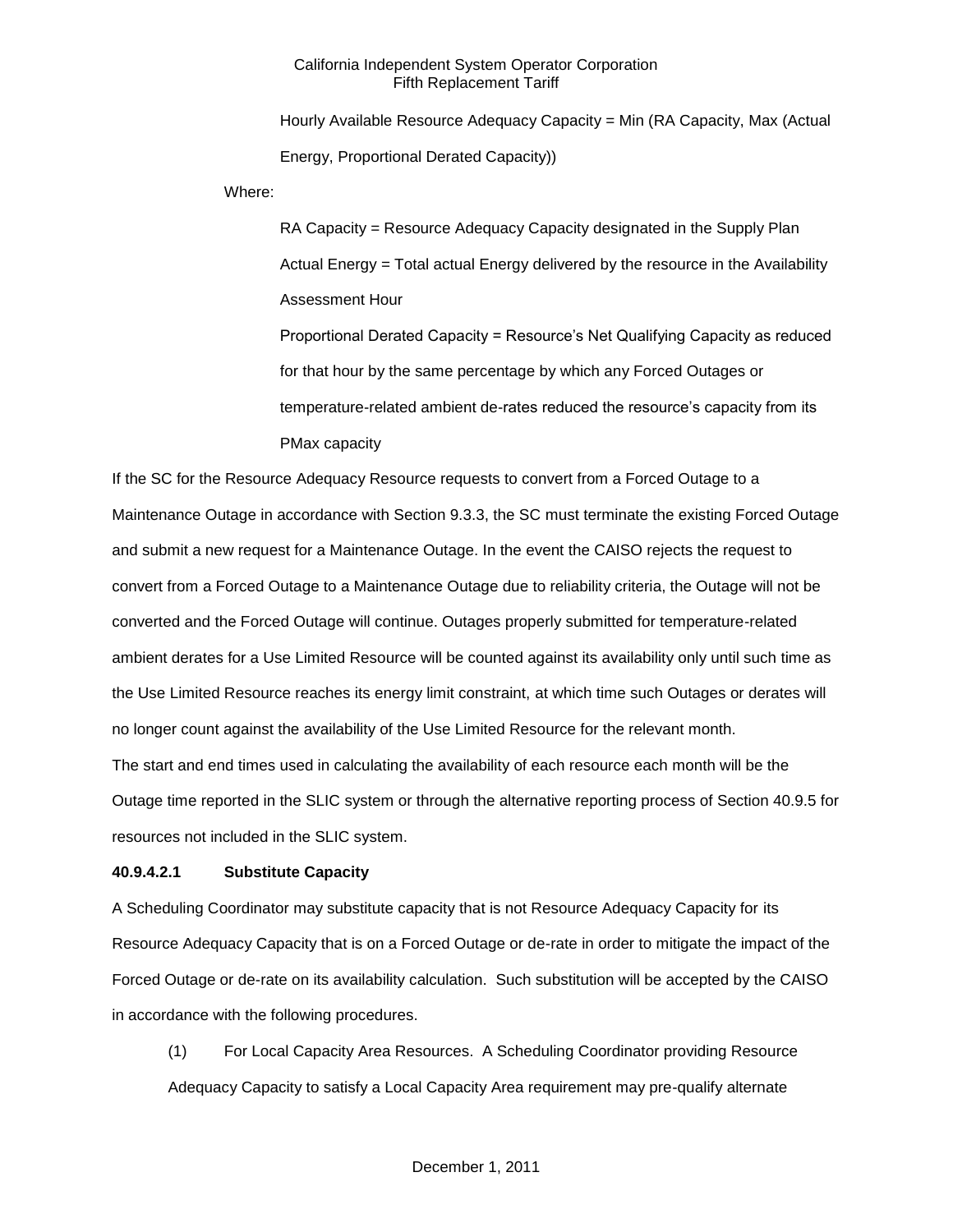Hourly Available Resource Adequacy Capacity = Min (RA Capacity, Max (Actual Energy, Proportional Derated Capacity))

Where:

RA Capacity = Resource Adequacy Capacity designated in the Supply Plan

Actual Energy = Total actual Energy delivered by the resource in the Availability Assessment Hour

Proportional Derated Capacity = Resource's Net Qualifying Capacity as reduced for that hour by the same percentage by which any Forced Outages or temperature-related ambient de-rates reduced the resource's capacity from its PMax capacity

If the SC for the Resource Adequacy Resource requests to convert from a Forced Outage to a Maintenance Outage in accordance with Section 9.3.3, the SC must terminate the existing Forced Outage and submit a new request for a Maintenance Outage. In the event the CAISO rejects the request to convert from a Forced Outage to a Maintenance Outage due to reliability criteria, the Outage will not be converted and the Forced Outage will continue. Outages properly submitted for temperature-related ambient derates for a Use Limited Resource will be counted against its availability only until such time as the Use Limited Resource reaches its energy limit constraint, at which time such Outages or derates will no longer count against the availability of the Use Limited Resource for the relevant month.

The start and end times used in calculating the availability of each resource each month will be the Outage time reported in the SLIC system or through the alternative reporting process of Section 40.9.5 for resources not included in the SLIC system.

**40.9.4.2.1 Substitute Capacity**

A Scheduling Coordinator may substitute capacity that is not Resource Adequacy Capacity for its Resource Adequacy Capacity that is on a Forced Outage or de-rate in order to mitigate the impact of the Forced Outage or de-rate on its availability calculation. Such substitution will be accepted by the CAISO in accordance with the following procedures.

(1) For Local Capacity Area Resources. A Scheduling Coordinator providing Resource Adequacy Capacity to satisfy a Local Capacity Area requirement may pre-qualify alternate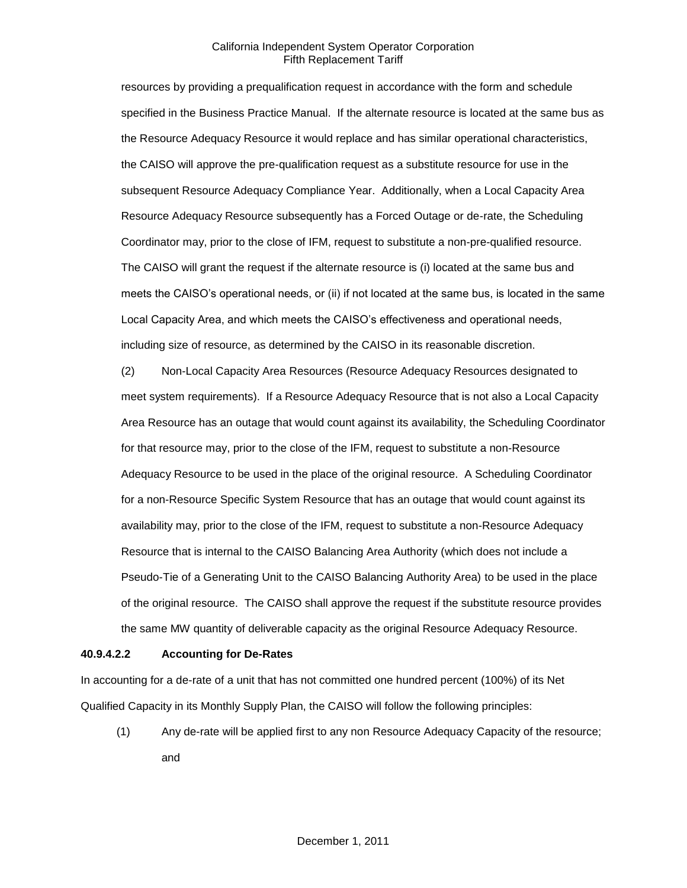resources by providing a prequalification request in accordance with the form and schedule specified in the Business Practice Manual. If the alternate resource is located at the same bus as the Resource Adequacy Resource it would replace and has similar operational characteristics, the CAISO will approve the pre-qualification request as a substitute resource for use in the subsequent Resource Adequacy Compliance Year. Additionally, when a Local Capacity Area Resource Adequacy Resource subsequently has a Forced Outage or de-rate, the Scheduling Coordinator may, prior to the close of IFM, request to substitute a non-pre-qualified resource. The CAISO will grant the request if the alternate resource is (i) located at the same bus and meets the CAISO's operational needs, or (ii) if not located at the same bus, is located in the same Local Capacity Area, and which meets the CAISO's effectiveness and operational needs, including size of resource, as determined by the CAISO in its reasonable discretion.

(2) Non-Local Capacity Area Resources (Resource Adequacy Resources designated to meet system requirements). If a Resource Adequacy Resource that is not also a Local Capacity Area Resource has an outage that would count against its availability, the Scheduling Coordinator for that resource may, prior to the close of the IFM, request to substitute a non-Resource Adequacy Resource to be used in the place of the original resource. A Scheduling Coordinator for a non-Resource Specific System Resource that has an outage that would count against its availability may, prior to the close of the IFM, request to substitute a non-Resource Adequacy Resource that is internal to the CAISO Balancing Area Authority (which does not include a Pseudo-Tie of a Generating Unit to the CAISO Balancing Authority Area) to be used in the place of the original resource. The CAISO shall approve the request if the substitute resource provides the same MW quantity of deliverable capacity as the original Resource Adequacy Resource.

**40.9.4.2.2 Accounting for De-Rates**

In accounting for a de-rate of a unit that has not committed one hundred percent (100%) of its Net Qualified Capacity in its Monthly Supply Plan, the CAISO will follow the following principles:

(1) Any de-rate will be applied first to any non Resource Adequacy Capacity of the resource; and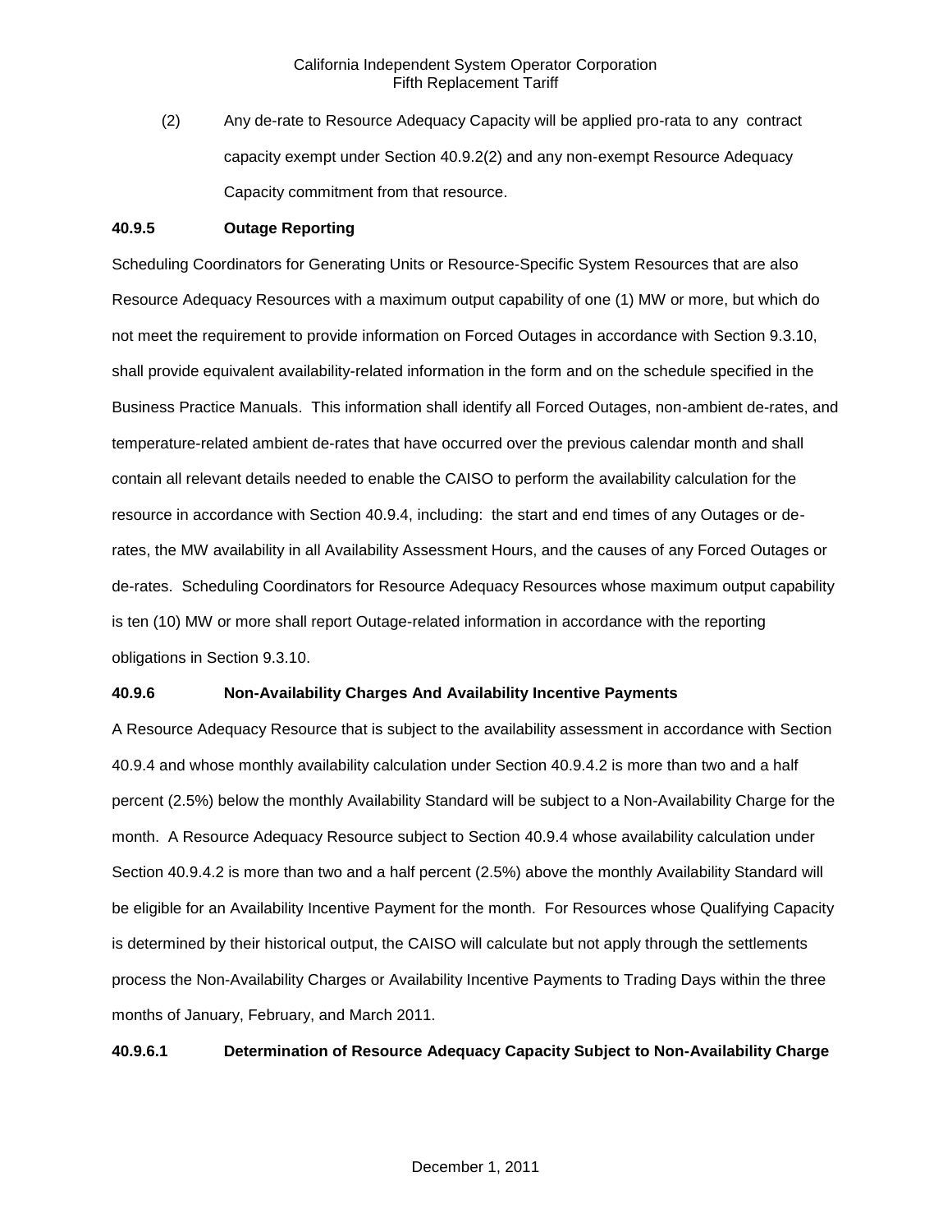(2) Any de-rate to Resource Adequacy Capacity will be applied pro-rata to any contract capacity exempt under Section 40.9.2(2) and any non-exempt Resource Adequacy Capacity commitment from that resource.

**40.9.5 Outage Reporting**

Scheduling Coordinators for Generating Units or Resource-Specific System Resources that are also Resource Adequacy Resources with a maximum output capability of one (1) MW or more, but which do not meet the requirement to provide information on Forced Outages in accordance with Section 9.3.10, shall provide equivalent availability-related information in the form and on the schedule specified in the Business Practice Manuals. This information shall identify all Forced Outages, non-ambient de-rates, and temperature-related ambient de-rates that have occurred over the previous calendar month and shall contain all relevant details needed to enable the CAISO to perform the availability calculation for the resource in accordance with Section 40.9.4, including: the start and end times of any Outages or de-rates, the MW availability in all Availability Assessment Hours, and the causes of any Forced Outages or de-rates. Scheduling Coordinators for Resource Adequacy Resources whose maximum output capability is ten (10) MW or more shall report Outage-related information in accordance with the reporting obligations in Section 9.3.10.

**40.9.6 Non-Availability Charges And Availability Incentive Payments**

A Resource Adequacy Resource that is subject to the availability assessment in accordance with Section 40.9.4 and whose monthly availability calculation under Section 40.9.4.2 is more than two and a half percent (2.5%) below the monthly Availability Standard will be subject to a Non-Availability Charge for the month. A Resource Adequacy Resource subject to Section 40.9.4 whose availability calculation under Section 40.9.4.2 is more than two and a half percent (2.5%) above the monthly Availability Standard will be eligible for an Availability Incentive Payment for the month. For Resources whose Qualifying Capacity is determined by their historical output, the CAISO will calculate but not apply through the settlements process the Non-Availability Charges or Availability Incentive Payments to Trading Days within the three months of January, February, and March 2011.

**40.9.6.1 Determination of Resource Adequacy Capacity Subject to Non-Availability Charge**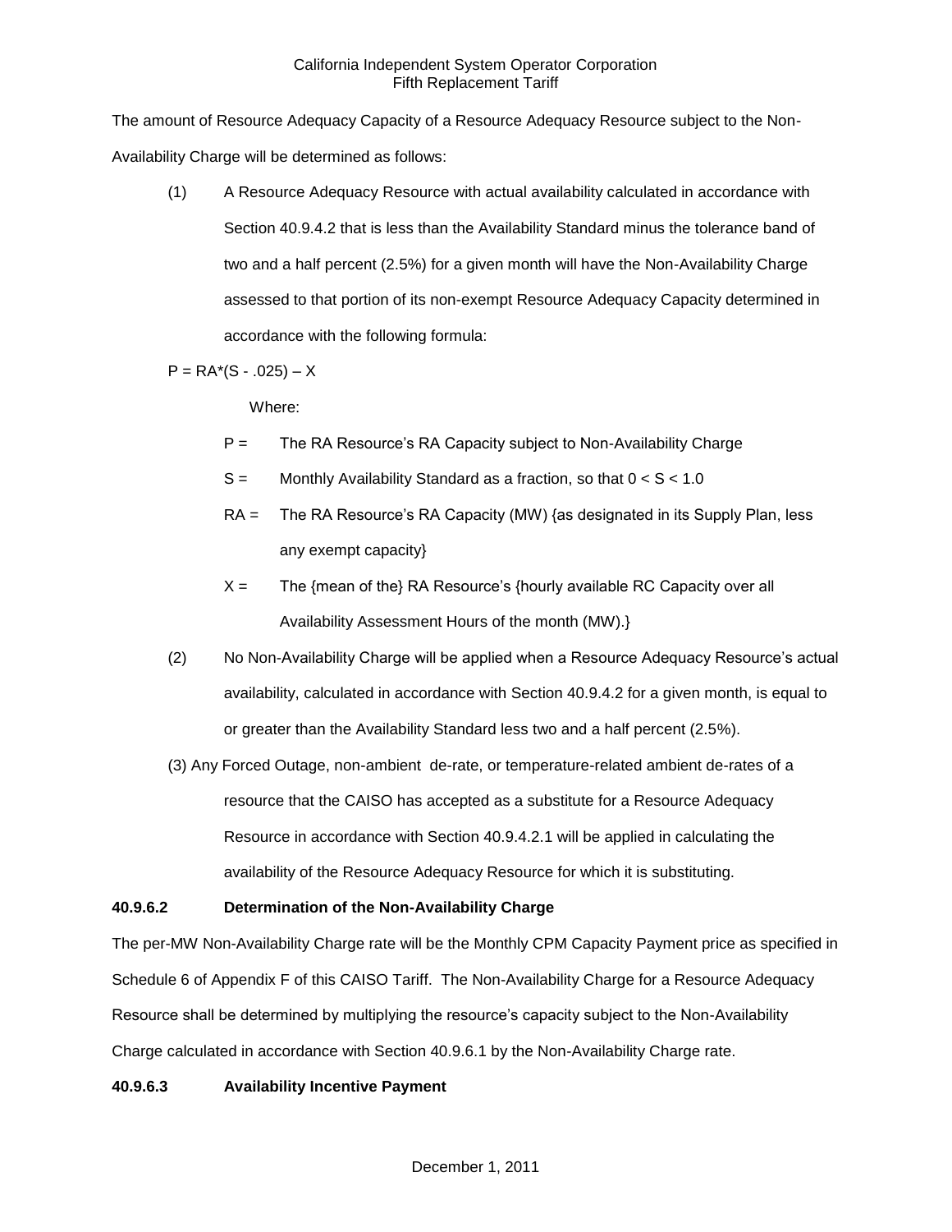The amount of Resource Adequacy Capacity of a Resource Adequacy Resource subject to the Non-Availability Charge will be determined as follows:

(1) A Resource Adequacy Resource with actual availability calculated in accordance with Section 40.9.4.2 that is less than the Availability Standard minus the tolerance band of two and a half percent (2.5%) for a given month will have the Non-Availability Charge assessed to that portion of its non-exempt Resource Adequacy Capacity determined in accordance with the following formula:

$$P = RA*(S - .025) – X$$

Where:

- P = The RA Resource's RA Capacity subject to Non-Availability Charge
- S = Monthly Availability Standard as a fraction, so that $0 < S < 1.0$
- RA = The RA Resource's RA Capacity (MW) {as designated in its Supply Plan, less any exempt capacity}
- X = The {mean of the} RA Resource's {hourly available RC Capacity over all Availability Assessment Hours of the month (MW).}

(2) No Non-Availability Charge will be applied when a Resource Adequacy Resource's actual availability, calculated in accordance with Section 40.9.4.2 for a given month, is equal to or greater than the Availability Standard less two and a half percent (2.5%).

(3) Any Forced Outage, non-ambient de-rate, or temperature-related ambient de-rates of a resource that the CAISO has accepted as a substitute for a Resource Adequacy Resource in accordance with Section 40.9.4.2.1 will be applied in calculating the availability of the Resource Adequacy Resource for which it is substituting.

**40.9.6.2 Determination of the Non-Availability Charge**

The per-MW Non-Availability Charge rate will be the Monthly CPM Capacity Payment price as specified in Schedule 6 of Appendix F of this CAISO Tariff. The Non-Availability Charge for a Resource Adequacy Resource shall be determined by multiplying the resource's capacity subject to the Non-Availability Charge calculated in accordance with Section 40.9.6.1 by the Non-Availability Charge rate.

**40.9.6.3 Availability Incentive Payment**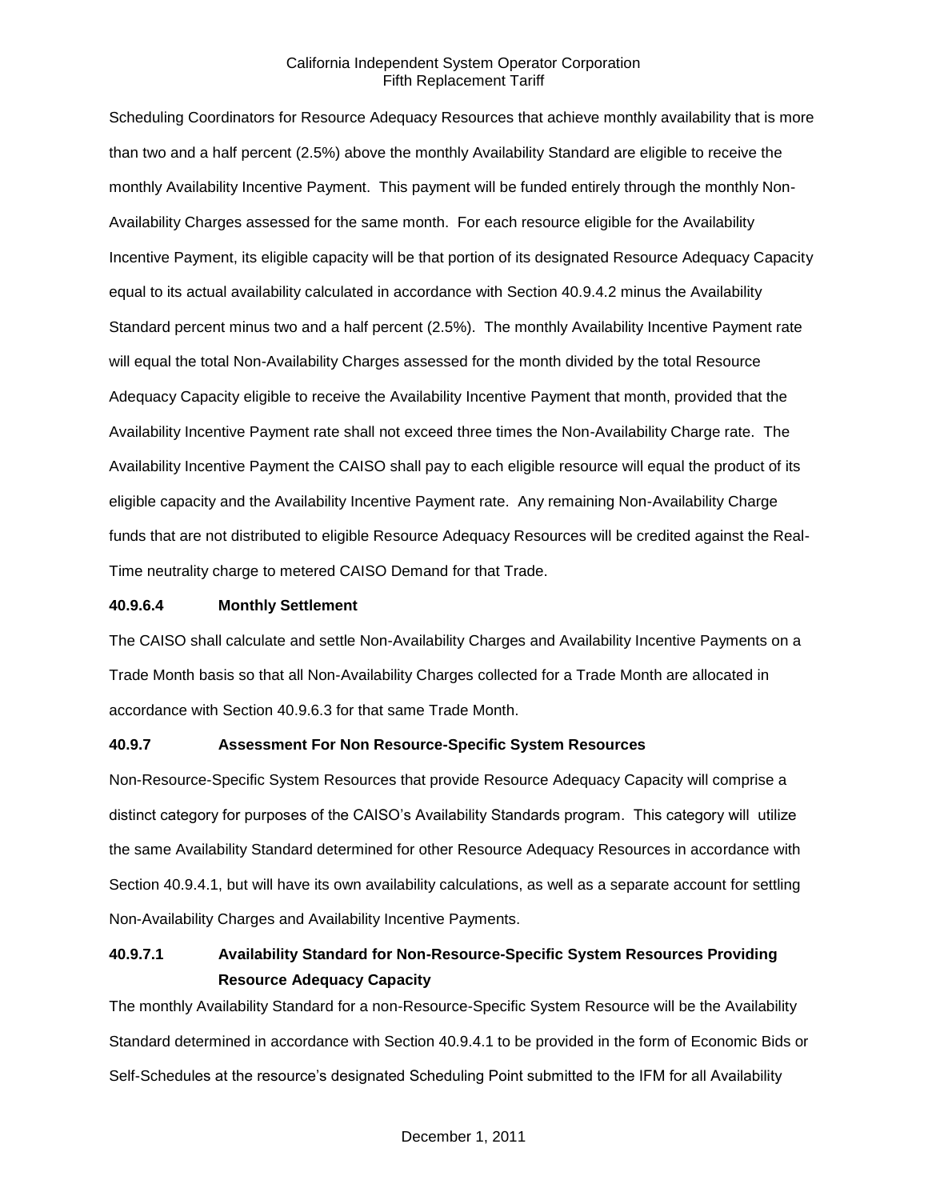Scheduling Coordinators for Resource Adequacy Resources that achieve monthly availability that is more than two and a half percent (2.5%) above the monthly Availability Standard are eligible to receive the monthly Availability Incentive Payment. This payment will be funded entirely through the monthly Non-Availability Charges assessed for the same month. For each resource eligible for the Availability Incentive Payment, its eligible capacity will be that portion of its designated Resource Adequacy Capacity equal to its actual availability calculated in accordance with Section 40.9.4.2 minus the Availability Standard percent minus two and a half percent (2.5%). The monthly Availability Incentive Payment rate will equal the total Non-Availability Charges assessed for the month divided by the total Resource Adequacy Capacity eligible to receive the Availability Incentive Payment that month, provided that the Availability Incentive Payment rate shall not exceed three times the Non-Availability Charge rate. The Availability Incentive Payment the CAISO shall pay to each eligible resource will equal the product of its eligible capacity and the Availability Incentive Payment rate. Any remaining Non-Availability Charge funds that are not distributed to eligible Resource Adequacy Resources will be credited against the Real-Time neutrality charge to metered CAISO Demand for that Trade.

**40.9.6.4 Monthly Settlement**

The CAISO shall calculate and settle Non-Availability Charges and Availability Incentive Payments on a Trade Month basis so that all Non-Availability Charges collected for a Trade Month are allocated in accordance with Section 40.9.6.3 for that same Trade Month.

**40.9.7 Assessment For Non Resource-Specific System Resources**

Non-Resource-Specific System Resources that provide Resource Adequacy Capacity will comprise a distinct category for purposes of the CAISO's Availability Standards program. This category will utilize the same Availability Standard determined for other Resource Adequacy Resources in accordance with Section 40.9.4.1, but will have its own availability calculations, as well as a separate account for settling Non-Availability Charges and Availability Incentive Payments.

**40.9.7.1 Availability Standard for Non-Resource-Specific System Resources Providing Resource Adequacy Capacity**

The monthly Availability Standard for a non-Resource-Specific System Resource will be the Availability Standard determined in accordance with Section 40.9.4.1 to be provided in the form of Economic Bids or Self-Schedules at the resource's designated Scheduling Point submitted to the IFM for all Availability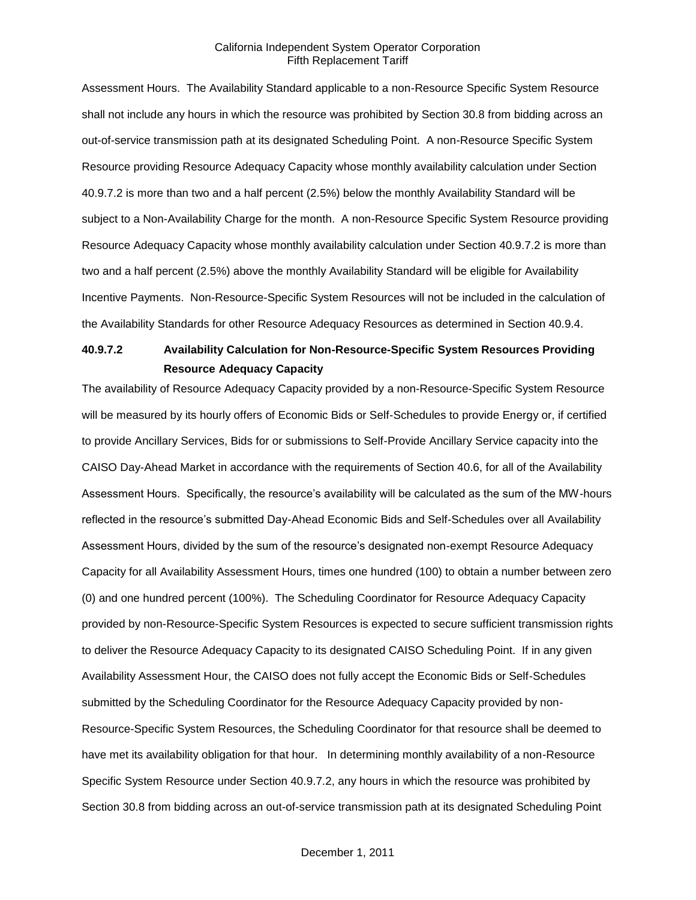Assessment Hours. The Availability Standard applicable to a non-Resource Specific System Resource shall not include any hours in which the resource was prohibited by Section 30.8 from bidding across an out-of-service transmission path at its designated Scheduling Point. A non-Resource Specific System Resource providing Resource Adequacy Capacity whose monthly availability calculation under Section 40.9.7.2 is more than two and a half percent (2.5%) below the monthly Availability Standard will be subject to a Non-Availability Charge for the month. A non-Resource Specific System Resource providing Resource Adequacy Capacity whose monthly availability calculation under Section 40.9.7.2 is more than two and a half percent (2.5%) above the monthly Availability Standard will be eligible for Availability Incentive Payments. Non-Resource-Specific System Resources will not be included in the calculation of the Availability Standards for other Resource Adequacy Resources as determined in Section 40.9.4.

**40.9.7.2 Availability Calculation for Non-Resource-Specific System Resources Providing Resource Adequacy Capacity**

The availability of Resource Adequacy Capacity provided by a non-Resource-Specific System Resource will be measured by its hourly offers of Economic Bids or Self-Schedules to provide Energy or, if certified to provide Ancillary Services, Bids for or submissions to Self-Provide Ancillary Service capacity into the CAISO Day-Ahead Market in accordance with the requirements of Section 40.6, for all of the Availability Assessment Hours. Specifically, the resource's availability will be calculated as the sum of the MW-hours reflected in the resource's submitted Day-Ahead Economic Bids and Self-Schedules over all Availability Assessment Hours, divided by the sum of the resource's designated non-exempt Resource Adequacy Capacity for all Availability Assessment Hours, times one hundred (100) to obtain a number between zero (0) and one hundred percent (100%). The Scheduling Coordinator for Resource Adequacy Capacity provided by non-Resource-Specific System Resources is expected to secure sufficient transmission rights to deliver the Resource Adequacy Capacity to its designated CAISO Scheduling Point. If in any given Availability Assessment Hour, the CAISO does not fully accept the Economic Bids or Self-Schedules submitted by the Scheduling Coordinator for the Resource Adequacy Capacity provided by non-Resource-Specific System Resources, the Scheduling Coordinator for that resource shall be deemed to have met its availability obligation for that hour. In determining monthly availability of a non-Resource Specific System Resource under Section 40.9.7.2, any hours in which the resource was prohibited by Section 30.8 from bidding across an out-of-service transmission path at its designated Scheduling Point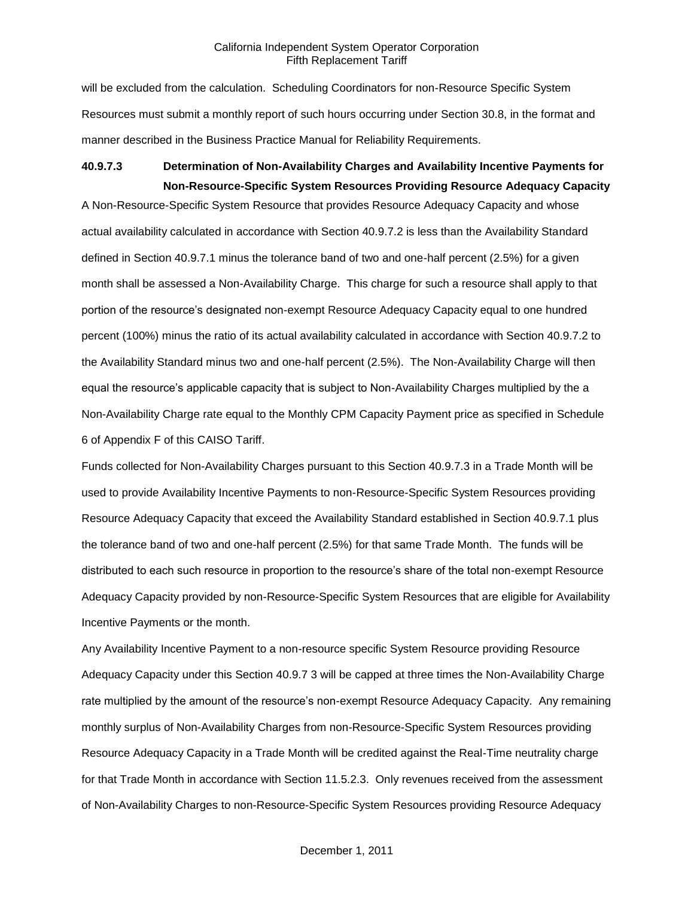will be excluded from the calculation. Scheduling Coordinators for non-Resource Specific System Resources must submit a monthly report of such hours occurring under Section 30.8, in the format and manner described in the Business Practice Manual for Reliability Requirements.

### 40.9.7.3 Determination of Non-Availability Charges and Availability Incentive Payments for Non-Resource-Specific System Resources Providing Resource Adequacy Capacity

A Non-Resource-Specific System Resource that provides Resource Adequacy Capacity and whose actual availability calculated in accordance with Section 40.9.7.2 is less than the Availability Standard defined in Section 40.9.7.1 minus the tolerance band of two and one-half percent (2.5%) for a given month shall be assessed a Non-Availability Charge. This charge for such a resource shall apply to that portion of the resource's designated non-exempt Resource Adequacy Capacity equal to one hundred percent (100%) minus the ratio of its actual availability calculated in accordance with Section 40.9.7.2 to the Availability Standard minus two and one-half percent (2.5%). The Non-Availability Charge will then equal the resource's applicable capacity that is subject to Non-Availability Charges multiplied by the a Non-Availability Charge rate equal to the Monthly CPM Capacity Payment price as specified in Schedule 6 of Appendix F of this CAISO Tariff.

Funds collected for Non-Availability Charges pursuant to this Section 40.9.7.3 in a Trade Month will be used to provide Availability Incentive Payments to non-Resource-Specific System Resources providing Resource Adequacy Capacity that exceed the Availability Standard established in Section 40.9.7.1 plus the tolerance band of two and one-half percent (2.5%) for that same Trade Month. The funds will be distributed to each such resource in proportion to the resource's share of the total non-exempt Resource Adequacy Capacity provided by non-Resource-Specific System Resources that are eligible for Availability Incentive Payments or the month.

Any Availability Incentive Payment to a non-resource specific System Resource providing Resource Adequacy Capacity under this Section 40.9.7 3 will be capped at three times the Non-Availability Charge rate multiplied by the amount of the resource's non-exempt Resource Adequacy Capacity. Any remaining monthly surplus of Non-Availability Charges from non-Resource-Specific System Resources providing Resource Adequacy Capacity in a Trade Month will be credited against the Real-Time neutrality charge for that Trade Month in accordance with Section 11.5.2.3. Only revenues received from the assessment of Non-Availability Charges to non-Resource-Specific System Resources providing Resource Adequacy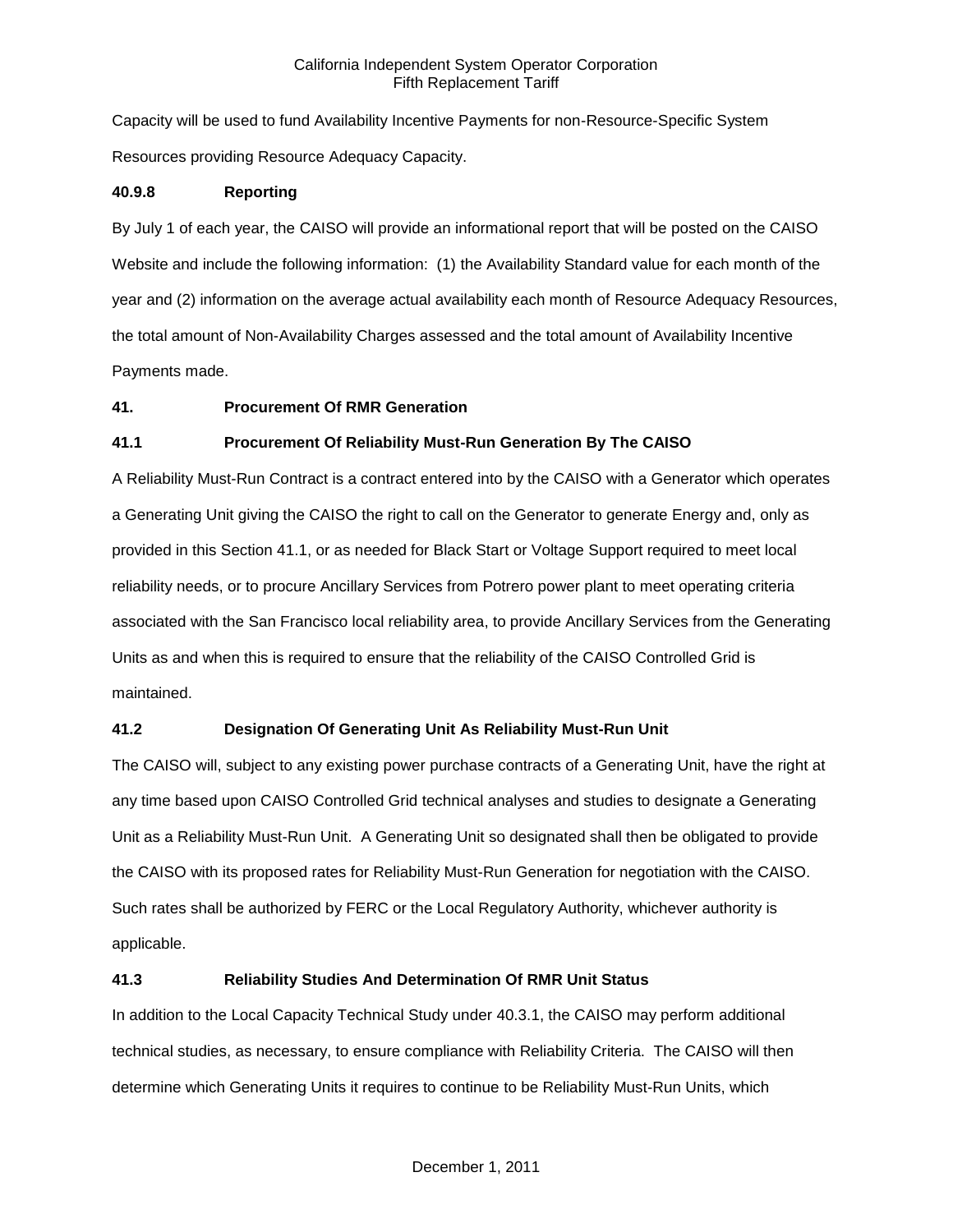Capacity will be used to fund Availability Incentive Payments for non-Resource-Specific System Resources providing Resource Adequacy Capacity.

#### 40.9.8 Reporting

By July 1 of each year, the CAISO will provide an informational report that will be posted on the CAISO Website and include the following information: (1) the Availability Standard value for each month of the year and (2) information on the average actual availability each month of Resource Adequacy Resources, the total amount of Non-Availability Charges assessed and the total amount of Availability Incentive Payments made.

## 41. Procurement Of RMR Generation

### 41.1 Procurement Of Reliability Must-Run Generation By The CAISO

A Reliability Must-Run Contract is a contract entered into by the CAISO with a Generator which operates a Generating Unit giving the CAISO the right to call on the Generator to generate Energy and, only as provided in this Section 41.1, or as needed for Black Start or Voltage Support required to meet local reliability needs, or to procure Ancillary Services from Potrero power plant to meet operating criteria associated with the San Francisco local reliability area, to provide Ancillary Services from the Generating Units as and when this is required to ensure that the reliability of the CAISO Controlled Grid is maintained.

### 41.2 Designation Of Generating Unit As Reliability Must-Run Unit

The CAISO will, subject to any existing power purchase contracts of a Generating Unit, have the right at any time based upon CAISO Controlled Grid technical analyses and studies to designate a Generating Unit as a Reliability Must-Run Unit. A Generating Unit so designated shall then be obligated to provide the CAISO with its proposed rates for Reliability Must-Run Generation for negotiation with the CAISO. Such rates shall be authorized by FERC or the Local Regulatory Authority, whichever authority is applicable.

### 41.3 Reliability Studies And Determination Of RMR Unit Status

In addition to the Local Capacity Technical Study under 40.3.1, the CAISO may perform additional technical studies, as necessary, to ensure compliance with Reliability Criteria. The CAISO will then determine which Generating Units it requires to continue to be Reliability Must-Run Units, which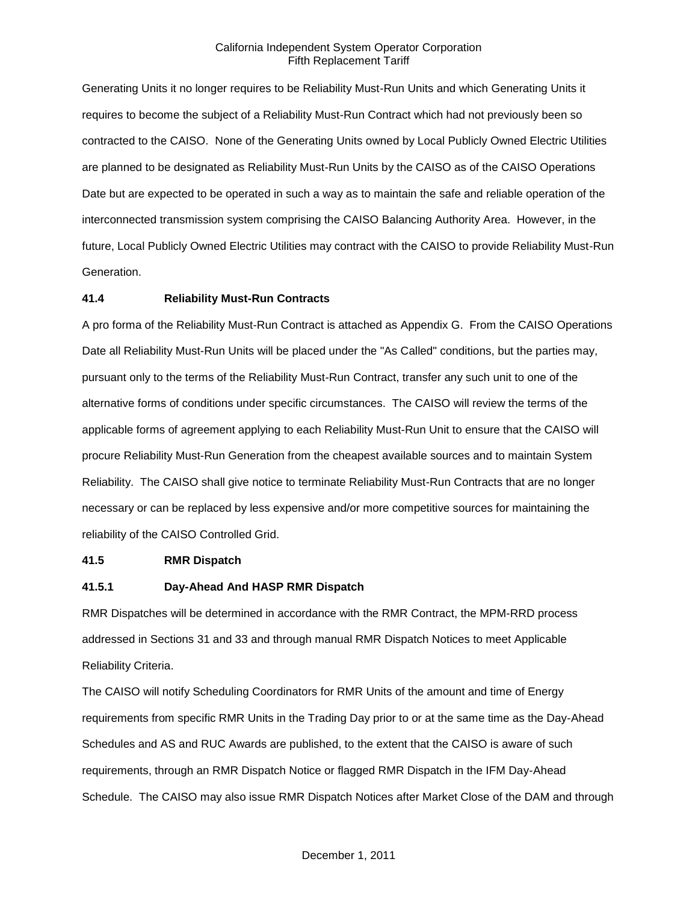Generating Units it no longer requires to be Reliability Must-Run Units and which Generating Units it requires to become the subject of a Reliability Must-Run Contract which had not previously been so contracted to the CAISO. None of the Generating Units owned by Local Publicly Owned Electric Utilities are planned to be designated as Reliability Must-Run Units by the CAISO as of the CAISO Operations Date but are expected to be operated in such a way as to maintain the safe and reliable operation of the interconnected transmission system comprising the CAISO Balancing Authority Area. However, in the future, Local Publicly Owned Electric Utilities may contract with the CAISO to provide Reliability Must-Run Generation.

**41.4 Reliability Must-Run Contracts**

A pro forma of the Reliability Must-Run Contract is attached as Appendix G. From the CAISO Operations Date all Reliability Must-Run Units will be placed under the "As Called" conditions, but the parties may, pursuant only to the terms of the Reliability Must-Run Contract, transfer any such unit to one of the alternative forms of conditions under specific circumstances. The CAISO will review the terms of the applicable forms of agreement applying to each Reliability Must-Run Unit to ensure that the CAISO will procure Reliability Must-Run Generation from the cheapest available sources and to maintain System Reliability. The CAISO shall give notice to terminate Reliability Must-Run Contracts that are no longer necessary or can be replaced by less expensive and/or more competitive sources for maintaining the reliability of the CAISO Controlled Grid.

**41.5 RMR Dispatch**

**41.5.1 Day-Ahead And HASP RMR Dispatch**

RMR Dispatches will be determined in accordance with the RMR Contract, the MPM-RRD process addressed in Sections 31 and 33 and through manual RMR Dispatch Notices to meet Applicable Reliability Criteria.

The CAISO will notify Scheduling Coordinators for RMR Units of the amount and time of Energy requirements from specific RMR Units in the Trading Day prior to or at the same time as the Day-Ahead Schedules and AS and RUC Awards are published, to the extent that the CAISO is aware of such requirements, through an RMR Dispatch Notice or flagged RMR Dispatch in the IFM Day-Ahead Schedule. The CAISO may also issue RMR Dispatch Notices after Market Close of the DAM and through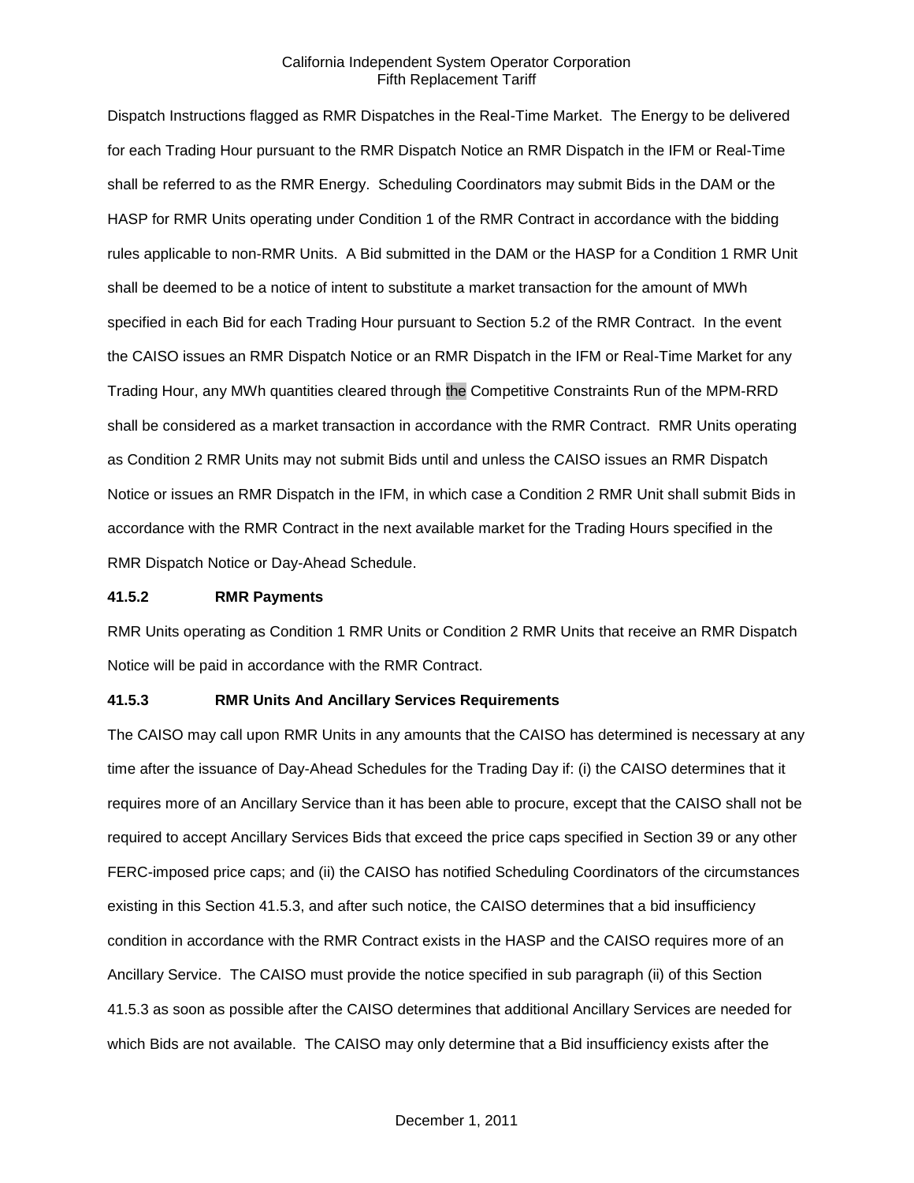Dispatch Instructions flagged as RMR Dispatches in the Real-Time Market. The Energy to be delivered for each Trading Hour pursuant to the RMR Dispatch Notice an RMR Dispatch in the IFM or Real-Time shall be referred to as the RMR Energy. Scheduling Coordinators may submit Bids in the DAM or the HASP for RMR Units operating under Condition 1 of the RMR Contract in accordance with the bidding rules applicable to non-RMR Units. A Bid submitted in the DAM or the HASP for a Condition 1 RMR Unit shall be deemed to be a notice of intent to substitute a market transaction for the amount of MWh specified in each Bid for each Trading Hour pursuant to Section 5.2 of the RMR Contract. In the event the CAISO issues an RMR Dispatch Notice or an RMR Dispatch in the IFM or Real-Time Market for any Trading Hour, any MWh quantities cleared through the Competitive Constraints Run of the MPM-RRD shall be considered as a market transaction in accordance with the RMR Contract. RMR Units operating as Condition 2 RMR Units may not submit Bids until and unless the CAISO issues an RMR Dispatch Notice or issues an RMR Dispatch in the IFM, in which case a Condition 2 RMR Unit shall submit Bids in accordance with the RMR Contract in the next available market for the Trading Hours specified in the RMR Dispatch Notice or Day-Ahead Schedule.

**41.5.2 RMR Payments**

RMR Units operating as Condition 1 RMR Units or Condition 2 RMR Units that receive an RMR Dispatch Notice will be paid in accordance with the RMR Contract.

**41.5.3 RMR Units And Ancillary Services Requirements**

The CAISO may call upon RMR Units in any amounts that the CAISO has determined is necessary at any time after the issuance of Day-Ahead Schedules for the Trading Day if: (i) the CAISO determines that it requires more of an Ancillary Service than it has been able to procure, except that the CAISO shall not be required to accept Ancillary Services Bids that exceed the price caps specified in Section 39 or any other FERC-imposed price caps; and (ii) the CAISO has notified Scheduling Coordinators of the circumstances existing in this Section 41.5.3, and after such notice, the CAISO determines that a bid insufficiency condition in accordance with the RMR Contract exists in the HASP and the CAISO requires more of an Ancillary Service. The CAISO must provide the notice specified in sub paragraph (ii) of this Section 41.5.3 as soon as possible after the CAISO determines that additional Ancillary Services are needed for which Bids are not available. The CAISO may only determine that a Bid insufficiency exists after the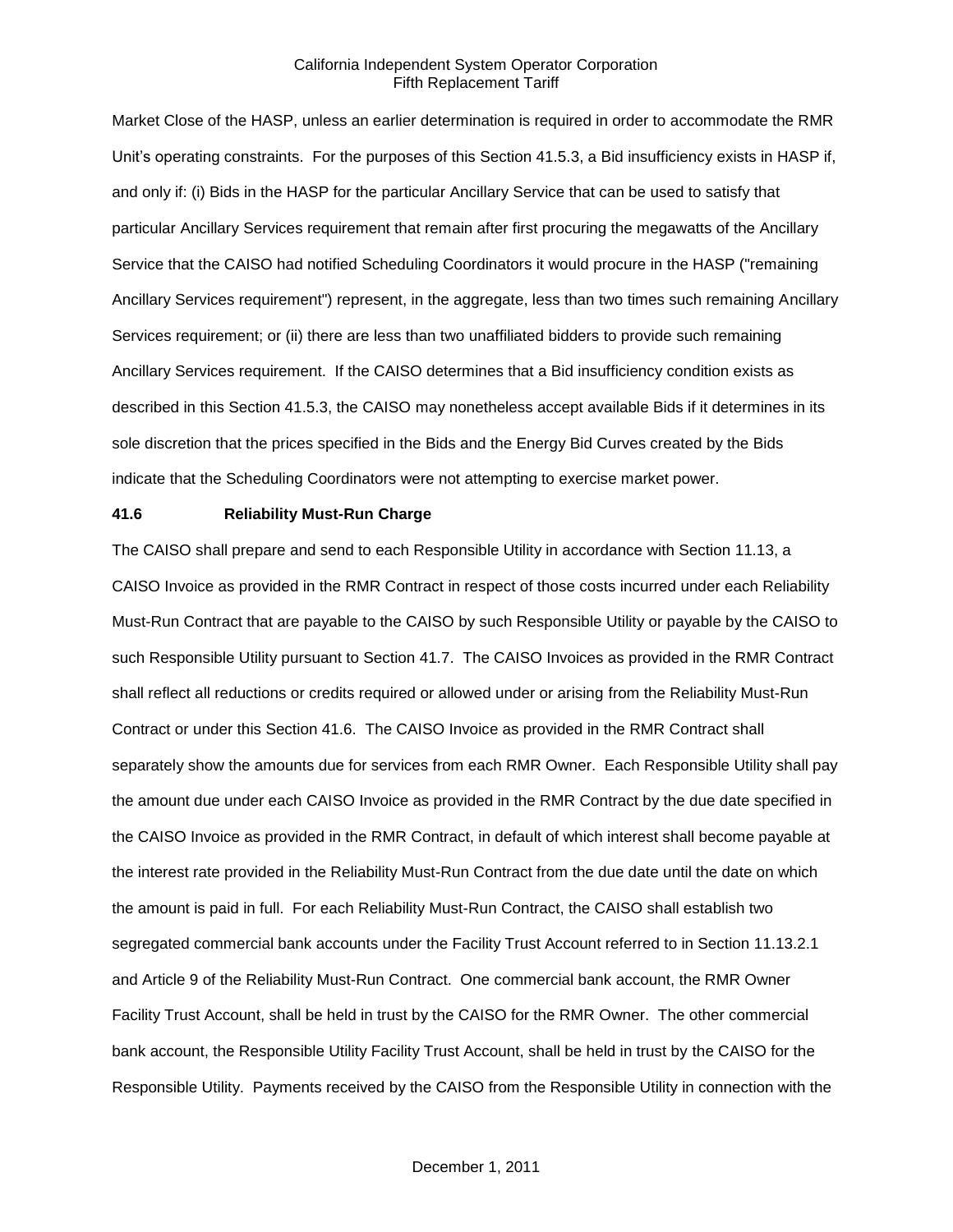Market Close of the HASP, unless an earlier determination is required in order to accommodate the RMR Unit's operating constraints. For the purposes of this Section 41.5.3, a Bid insufficiency exists in HASP if, and only if: (i) Bids in the HASP for the particular Ancillary Service that can be used to satisfy that particular Ancillary Services requirement that remain after first procuring the megawatts of the Ancillary Service that the CAISO had notified Scheduling Coordinators it would procure in the HASP ("remaining Ancillary Services requirement") represent, in the aggregate, less than two times such remaining Ancillary Services requirement; or (ii) there are less than two unaffiliated bidders to provide such remaining Ancillary Services requirement. If the CAISO determines that a Bid insufficiency condition exists as described in this Section 41.5.3, the CAISO may nonetheless accept available Bids if it determines in its sole discretion that the prices specified in the Bids and the Energy Bid Curves created by the Bids indicate that the Scheduling Coordinators were not attempting to exercise market power.

**41.6 Reliability Must-Run Charge**

The CAISO shall prepare and send to each Responsible Utility in accordance with Section 11.13, a CAISO Invoice as provided in the RMR Contract in respect of those costs incurred under each Reliability Must-Run Contract that are payable to the CAISO by such Responsible Utility or payable by the CAISO to such Responsible Utility pursuant to Section 41.7. The CAISO Invoices as provided in the RMR Contract shall reflect all reductions or credits required or allowed under or arising from the Reliability Must-Run Contract or under this Section 41.6. The CAISO Invoice as provided in the RMR Contract shall separately show the amounts due for services from each RMR Owner. Each Responsible Utility shall pay the amount due under each CAISO Invoice as provided in the RMR Contract by the due date specified in the CAISO Invoice as provided in the RMR Contract, in default of which interest shall become payable at the interest rate provided in the Reliability Must-Run Contract from the due date until the date on which the amount is paid in full. For each Reliability Must-Run Contract, the CAISO shall establish two segregated commercial bank accounts under the Facility Trust Account referred to in Section 11.13.2.1 and Article 9 of the Reliability Must-Run Contract. One commercial bank account, the RMR Owner Facility Trust Account, shall be held in trust by the CAISO for the RMR Owner. The other commercial bank account, the Responsible Utility Facility Trust Account, shall be held in trust by the CAISO for the Responsible Utility. Payments received by the CAISO from the Responsible Utility in connection with the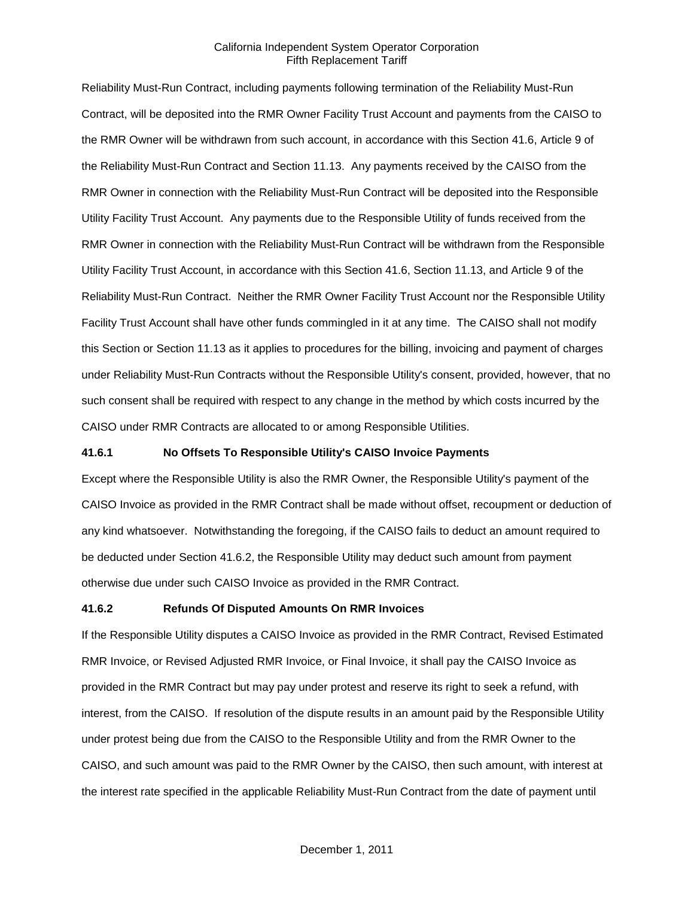Reliability Must-Run Contract, including payments following termination of the Reliability Must-Run Contract, will be deposited into the RMR Owner Facility Trust Account and payments from the CAISO to the RMR Owner will be withdrawn from such account, in accordance with this Section 41.6, Article 9 of the Reliability Must-Run Contract and Section 11.13. Any payments received by the CAISO from the RMR Owner in connection with the Reliability Must-Run Contract will be deposited into the Responsible Utility Facility Trust Account. Any payments due to the Responsible Utility of funds received from the RMR Owner in connection with the Reliability Must-Run Contract will be withdrawn from the Responsible Utility Facility Trust Account, in accordance with this Section 41.6, Section 11.13, and Article 9 of the Reliability Must-Run Contract. Neither the RMR Owner Facility Trust Account nor the Responsible Utility Facility Trust Account shall have other funds commingled in it at any time. The CAISO shall not modify this Section or Section 11.13 as it applies to procedures for the billing, invoicing and payment of charges under Reliability Must-Run Contracts without the Responsible Utility's consent, provided, however, that no such consent shall be required with respect to any change in the method by which costs incurred by the CAISO under RMR Contracts are allocated to or among Responsible Utilities.

**41.6.1 No Offsets To Responsible Utility's CAISO Invoice Payments**

Except where the Responsible Utility is also the RMR Owner, the Responsible Utility's payment of the CAISO Invoice as provided in the RMR Contract shall be made without offset, recoupment or deduction of any kind whatsoever. Notwithstanding the foregoing, if the CAISO fails to deduct an amount required to be deducted under Section 41.6.2, the Responsible Utility may deduct such amount from payment otherwise due under such CAISO Invoice as provided in the RMR Contract.

**41.6.2 Refunds Of Disputed Amounts On RMR Invoices**

If the Responsible Utility disputes a CAISO Invoice as provided in the RMR Contract, Revised Estimated RMR Invoice, or Revised Adjusted RMR Invoice, or Final Invoice, it shall pay the CAISO Invoice as provided in the RMR Contract but may pay under protest and reserve its right to seek a refund, with interest, from the CAISO. If resolution of the dispute results in an amount paid by the Responsible Utility under protest being due from the CAISO to the Responsible Utility and from the RMR Owner to the CAISO, and such amount was paid to the RMR Owner by the CAISO, then such amount, with interest at the interest rate specified in the applicable Reliability Must-Run Contract from the date of payment until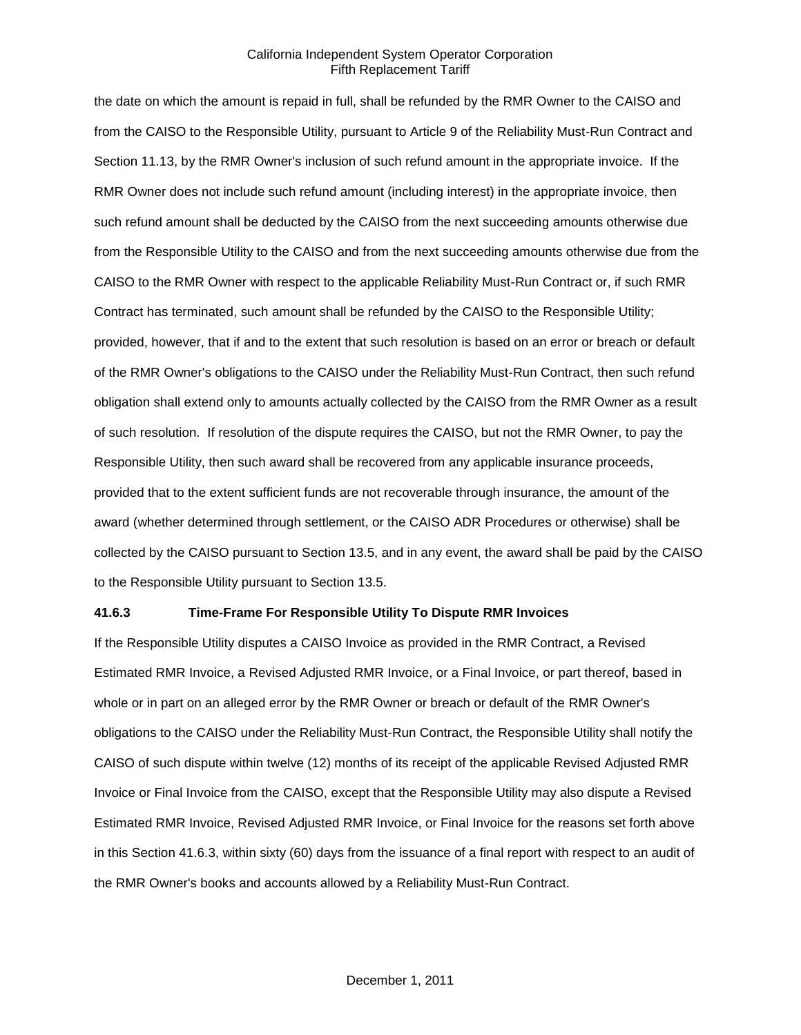the date on which the amount is repaid in full, shall be refunded by the RMR Owner to the CAISO and from the CAISO to the Responsible Utility, pursuant to Article 9 of the Reliability Must-Run Contract and Section 11.13, by the RMR Owner's inclusion of such refund amount in the appropriate invoice. If the RMR Owner does not include such refund amount (including interest) in the appropriate invoice, then such refund amount shall be deducted by the CAISO from the next succeeding amounts otherwise due from the Responsible Utility to the CAISO and from the next succeeding amounts otherwise due from the CAISO to the RMR Owner with respect to the applicable Reliability Must-Run Contract or, if such RMR Contract has terminated, such amount shall be refunded by the CAISO to the Responsible Utility; provided, however, that if and to the extent that such resolution is based on an error or breach or default of the RMR Owner's obligations to the CAISO under the Reliability Must-Run Contract, then such refund obligation shall extend only to amounts actually collected by the CAISO from the RMR Owner as a result of such resolution. If resolution of the dispute requires the CAISO, but not the RMR Owner, to pay the Responsible Utility, then such award shall be recovered from any applicable insurance proceeds, provided that to the extent sufficient funds are not recoverable through insurance, the amount of the award (whether determined through settlement, or the CAISO ADR Procedures or otherwise) shall be collected by the CAISO pursuant to Section 13.5, and in any event, the award shall be paid by the CAISO to the Responsible Utility pursuant to Section 13.5.

### 41.6.3 Time-Frame For Responsible Utility To Dispute RMR Invoices

If the Responsible Utility disputes a CAISO Invoice as provided in the RMR Contract, a Revised Estimated RMR Invoice, a Revised Adjusted RMR Invoice, or a Final Invoice, or part thereof, based in whole or in part on an alleged error by the RMR Owner or breach or default of the RMR Owner's obligations to the CAISO under the Reliability Must-Run Contract, the Responsible Utility shall notify the CAISO of such dispute within twelve (12) months of its receipt of the applicable Revised Adjusted RMR Invoice or Final Invoice from the CAISO, except that the Responsible Utility may also dispute a Revised Estimated RMR Invoice, Revised Adjusted RMR Invoice, or Final Invoice for the reasons set forth above in this Section 41.6.3, within sixty (60) days from the issuance of a final report with respect to an audit of the RMR Owner's books and accounts allowed by a Reliability Must-Run Contract.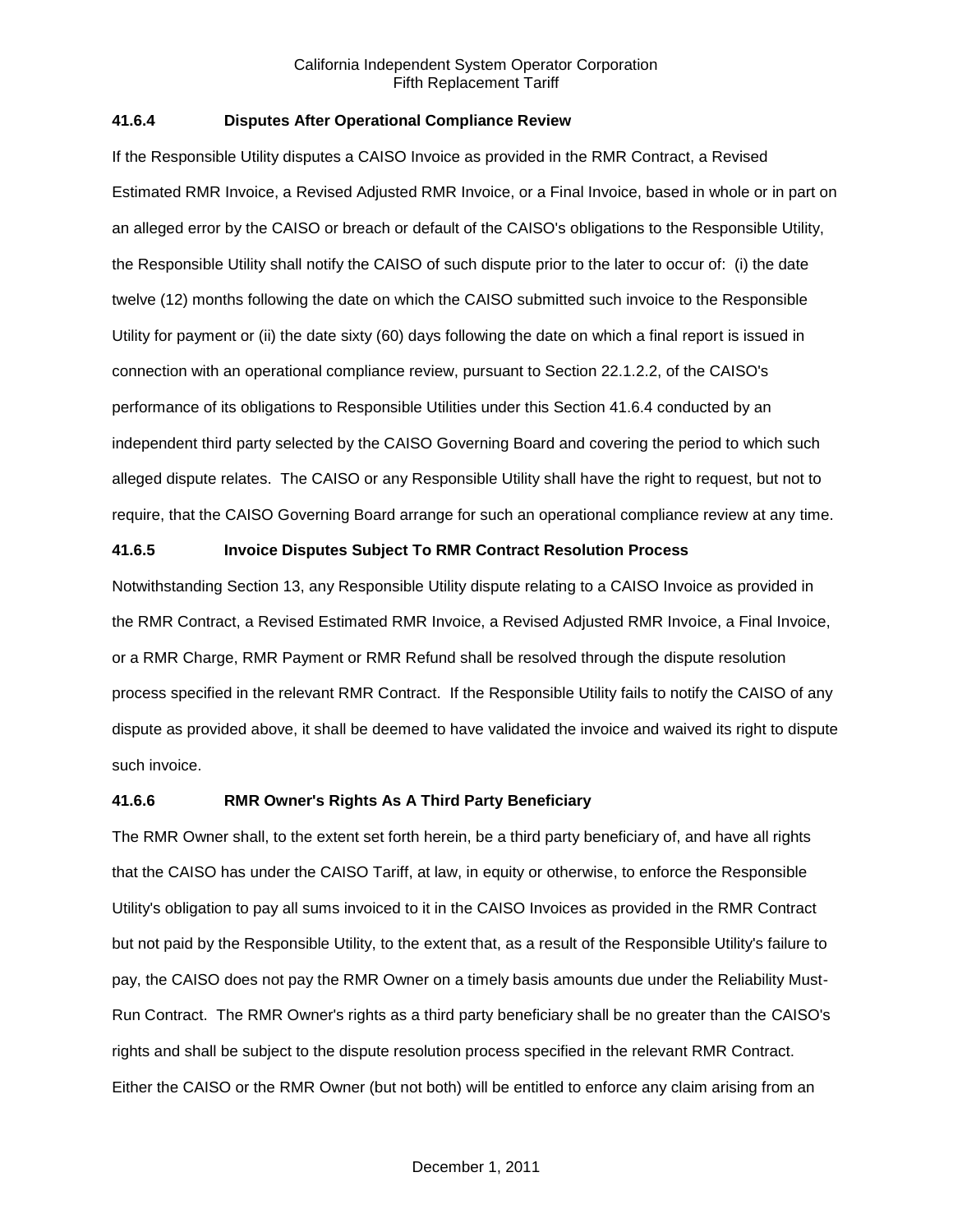### 41.6.4 Disputes After Operational Compliance Review

If the Responsible Utility disputes a CAISO Invoice as provided in the RMR Contract, a Revised Estimated RMR Invoice, a Revised Adjusted RMR Invoice, or a Final Invoice, based in whole or in part on an alleged error by the CAISO or breach or default of the CAISO's obligations to the Responsible Utility, the Responsible Utility shall notify the CAISO of such dispute prior to the later to occur of: (i) the date twelve (12) months following the date on which the CAISO submitted such invoice to the Responsible Utility for payment or (ii) the date sixty (60) days following the date on which a final report is issued in connection with an operational compliance review, pursuant to Section 22.1.2.2, of the CAISO's performance of its obligations to Responsible Utilities under this Section 41.6.4 conducted by an independent third party selected by the CAISO Governing Board and covering the period to which such alleged dispute relates. The CAISO or any Responsible Utility shall have the right to request, but not to require, that the CAISO Governing Board arrange for such an operational compliance review at any time.

### 41.6.5 Invoice Disputes Subject To RMR Contract Resolution Process

Notwithstanding Section 13, any Responsible Utility dispute relating to a CAISO Invoice as provided in the RMR Contract, a Revised Estimated RMR Invoice, a Revised Adjusted RMR Invoice, a Final Invoice, or a RMR Charge, RMR Payment or RMR Refund shall be resolved through the dispute resolution process specified in the relevant RMR Contract. If the Responsible Utility fails to notify the CAISO of any dispute as provided above, it shall be deemed to have validated the invoice and waived its right to dispute such invoice.

### 41.6.6 RMR Owner's Rights As A Third Party Beneficiary

The RMR Owner shall, to the extent set forth herein, be a third party beneficiary of, and have all rights that the CAISO has under the CAISO Tariff, at law, in equity or otherwise, to enforce the Responsible Utility's obligation to pay all sums invoiced to it in the CAISO Invoices as provided in the RMR Contract but not paid by the Responsible Utility, to the extent that, as a result of the Responsible Utility's failure to pay, the CAISO does not pay the RMR Owner on a timely basis amounts due under the Reliability Must-Run Contract. The RMR Owner's rights as a third party beneficiary shall be no greater than the CAISO's rights and shall be subject to the dispute resolution process specified in the relevant RMR Contract. Either the CAISO or the RMR Owner (but not both) will be entitled to enforce any claim arising from an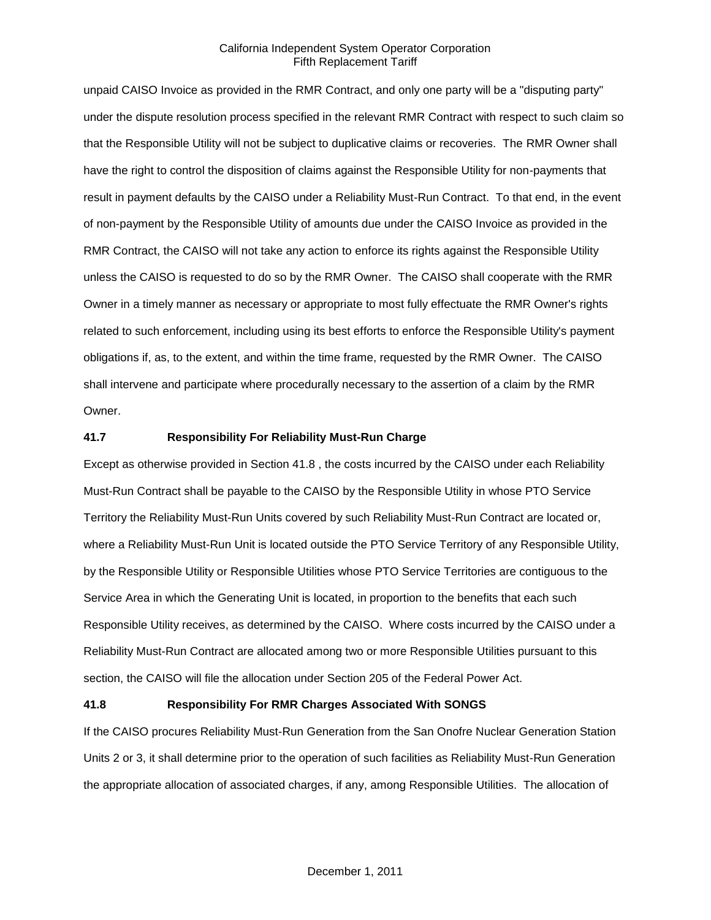unpaid CAISO Invoice as provided in the RMR Contract, and only one party will be a "disputing party" under the dispute resolution process specified in the relevant RMR Contract with respect to such claim so that the Responsible Utility will not be subject to duplicative claims or recoveries. The RMR Owner shall have the right to control the disposition of claims against the Responsible Utility for non-payments that result in payment defaults by the CAISO under a Reliability Must-Run Contract. To that end, in the event of non-payment by the Responsible Utility of amounts due under the CAISO Invoice as provided in the RMR Contract, the CAISO will not take any action to enforce its rights against the Responsible Utility unless the CAISO is requested to do so by the RMR Owner. The CAISO shall cooperate with the RMR Owner in a timely manner as necessary or appropriate to most fully effectuate the RMR Owner's rights related to such enforcement, including using its best efforts to enforce the Responsible Utility's payment obligations if, as, to the extent, and within the time frame, requested by the RMR Owner. The CAISO shall intervene and participate where procedurally necessary to the assertion of a claim by the RMR Owner.

### 41.7 Responsibility For Reliability Must-Run Charge

Except as otherwise provided in Section 41.8 , the costs incurred by the CAISO under each Reliability Must-Run Contract shall be payable to the CAISO by the Responsible Utility in whose PTO Service Territory the Reliability Must-Run Units covered by such Reliability Must-Run Contract are located or, where a Reliability Must-Run Unit is located outside the PTO Service Territory of any Responsible Utility, by the Responsible Utility or Responsible Utilities whose PTO Service Territories are contiguous to the Service Area in which the Generating Unit is located, in proportion to the benefits that each such Responsible Utility receives, as determined by the CAISO. Where costs incurred by the CAISO under a Reliability Must-Run Contract are allocated among two or more Responsible Utilities pursuant to this section, the CAISO will file the allocation under Section 205 of the Federal Power Act.

### 41.8 Responsibility For RMR Charges Associated With SONGS

If the CAISO procures Reliability Must-Run Generation from the San Onofre Nuclear Generation Station Units 2 or 3, it shall determine prior to the operation of such facilities as Reliability Must-Run Generation the appropriate allocation of associated charges, if any, among Responsible Utilities. The allocation of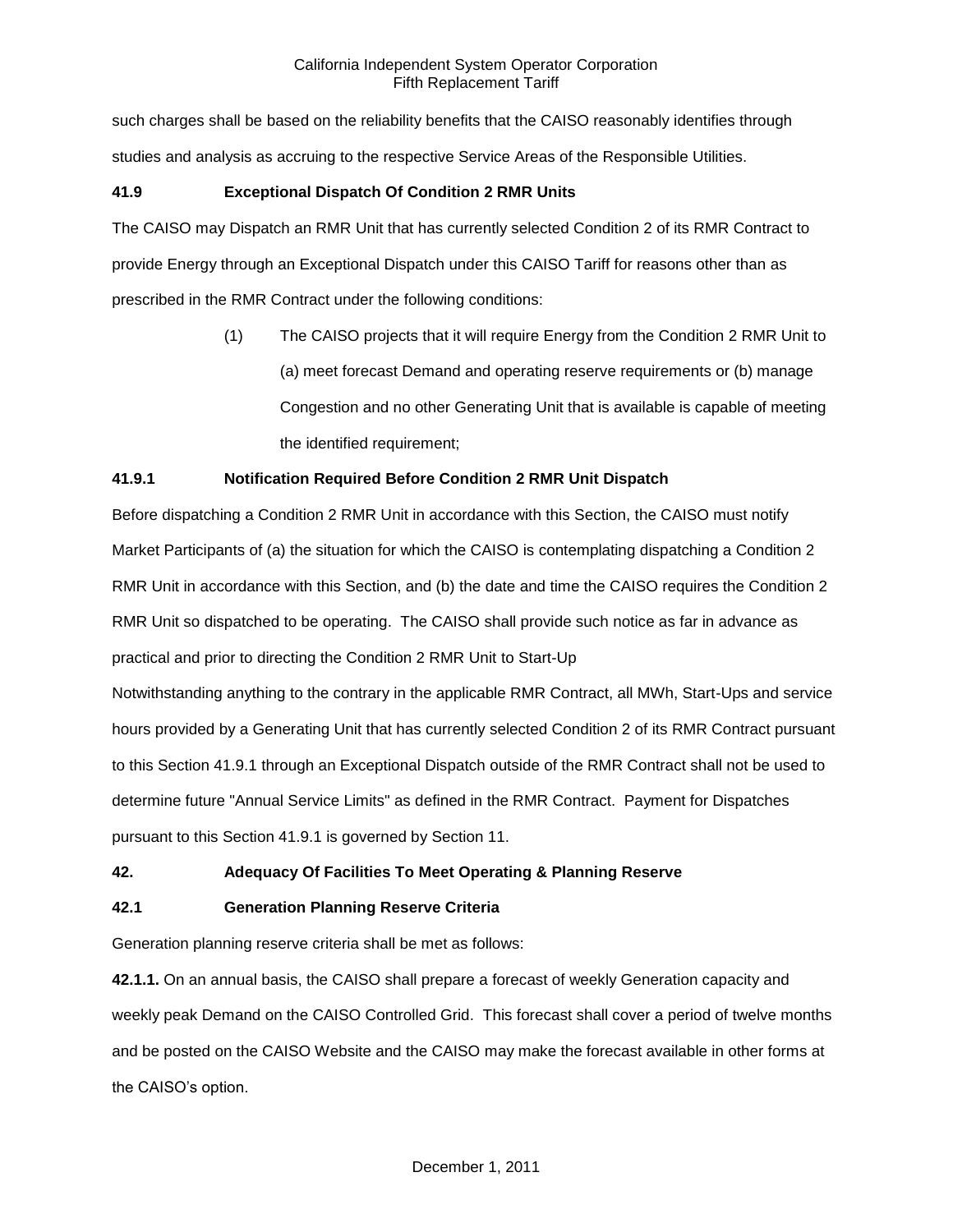such charges shall be based on the reliability benefits that the CAISO reasonably identifies through studies and analysis as accruing to the respective Service Areas of the Responsible Utilities.

**41.9 Exceptional Dispatch Of Condition 2 RMR Units**

The CAISO may Dispatch an RMR Unit that has currently selected Condition 2 of its RMR Contract to provide Energy through an Exceptional Dispatch under this CAISO Tariff for reasons other than as prescribed in the RMR Contract under the following conditions:

(1) The CAISO projects that it will require Energy from the Condition 2 RMR Unit to (a) meet forecast Demand and operating reserve requirements or (b) manage Congestion and no other Generating Unit that is available is capable of meeting the identified requirement;

**41.9.1 Notification Required Before Condition 2 RMR Unit Dispatch**

Before dispatching a Condition 2 RMR Unit in accordance with this Section, the CAISO must notify Market Participants of (a) the situation for which the CAISO is contemplating dispatching a Condition 2 RMR Unit in accordance with this Section, and (b) the date and time the CAISO requires the Condition 2 RMR Unit so dispatched to be operating. The CAISO shall provide such notice as far in advance as practical and prior to directing the Condition 2 RMR Unit to Start-Up

Notwithstanding anything to the contrary in the applicable RMR Contract, all MWh, Start-Ups and service hours provided by a Generating Unit that has currently selected Condition 2 of its RMR Contract pursuant to this Section 41.9.1 through an Exceptional Dispatch outside of the RMR Contract shall not be used to determine future "Annual Service Limits" as defined in the RMR Contract. Payment for Dispatches pursuant to this Section 41.9.1 is governed by Section 11.

**42. Adequacy Of Facilities To Meet Operating & Planning Reserve**

**42.1 Generation Planning Reserve Criteria**

Generation planning reserve criteria shall be met as follows:

**42.1.1.** On an annual basis, the CAISO shall prepare a forecast of weekly Generation capacity and weekly peak Demand on the CAISO Controlled Grid. This forecast shall cover a period of twelve months and be posted on the CAISO Website and the CAISO may make the forecast available in other forms at the CAISO's option.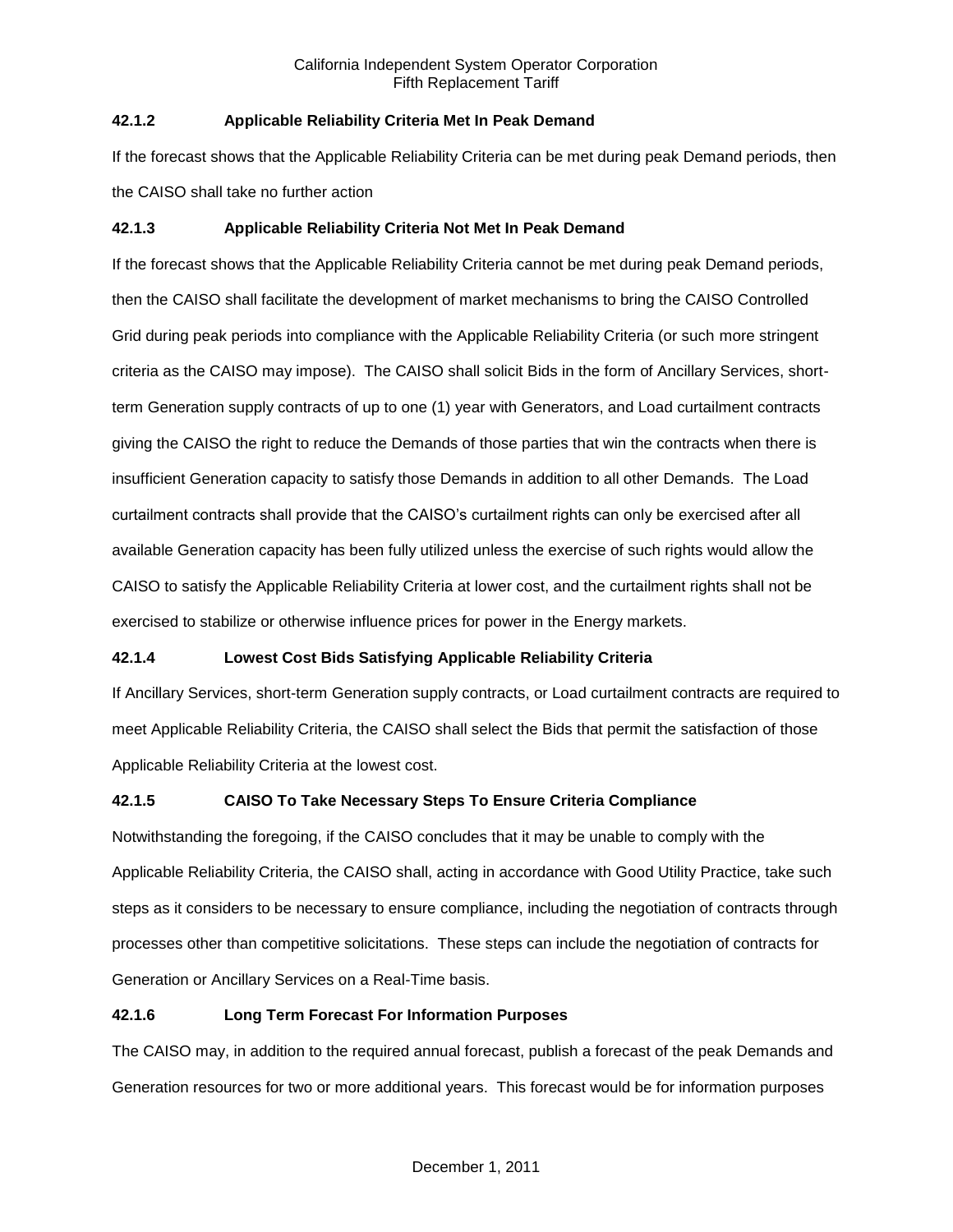### 42.1.2 Applicable Reliability Criteria Met In Peak Demand

If the forecast shows that the Applicable Reliability Criteria can be met during peak Demand periods, then the CAISO shall take no further action

### 42.1.3 Applicable Reliability Criteria Not Met In Peak Demand

If the forecast shows that the Applicable Reliability Criteria cannot be met during peak Demand periods, then the CAISO shall facilitate the development of market mechanisms to bring the CAISO Controlled Grid during peak periods into compliance with the Applicable Reliability Criteria (or such more stringent criteria as the CAISO may impose). The CAISO shall solicit Bids in the form of Ancillary Services, short-term Generation supply contracts of up to one (1) year with Generators, and Load curtailment contracts giving the CAISO the right to reduce the Demands of those parties that win the contracts when there is insufficient Generation capacity to satisfy those Demands in addition to all other Demands. The Load curtailment contracts shall provide that the CAISO's curtailment rights can only be exercised after all available Generation capacity has been fully utilized unless the exercise of such rights would allow the CAISO to satisfy the Applicable Reliability Criteria at lower cost, and the curtailment rights shall not be exercised to stabilize or otherwise influence prices for power in the Energy markets.

### 42.1.4 Lowest Cost Bids Satisfying Applicable Reliability Criteria

If Ancillary Services, short-term Generation supply contracts, or Load curtailment contracts are required to meet Applicable Reliability Criteria, the CAISO shall select the Bids that permit the satisfaction of those Applicable Reliability Criteria at the lowest cost.

### 42.1.5 CAISO To Take Necessary Steps To Ensure Criteria Compliance

Notwithstanding the foregoing, if the CAISO concludes that it may be unable to comply with the Applicable Reliability Criteria, the CAISO shall, acting in accordance with Good Utility Practice, take such steps as it considers to be necessary to ensure compliance, including the negotiation of contracts through processes other than competitive solicitations. These steps can include the negotiation of contracts for Generation or Ancillary Services on a Real-Time basis.

### 42.1.6 Long Term Forecast For Information Purposes

The CAISO may, in addition to the required annual forecast, publish a forecast of the peak Demands and Generation resources for two or more additional years. This forecast would be for information purposes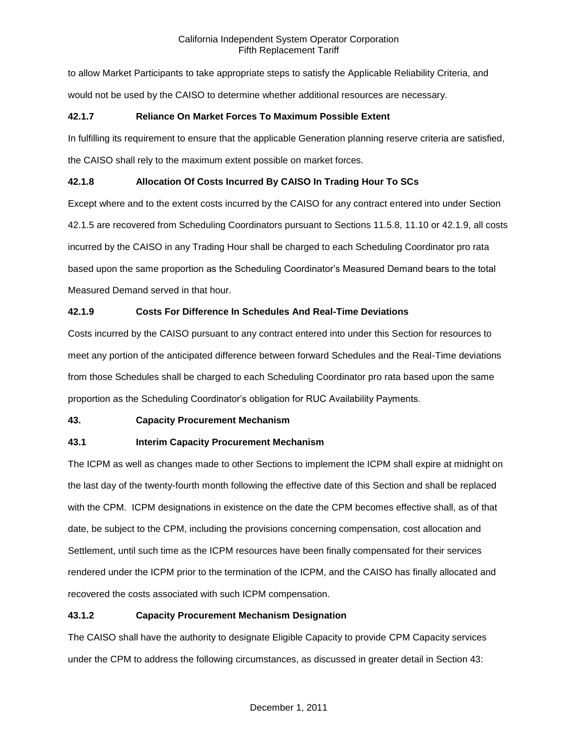to allow Market Participants to take appropriate steps to satisfy the Applicable Reliability Criteria, and would not be used by the CAISO to determine whether additional resources are necessary.

**42.1.7 Reliance On Market Forces To Maximum Possible Extent**

In fulfilling its requirement to ensure that the applicable Generation planning reserve criteria are satisfied, the CAISO shall rely to the maximum extent possible on market forces.

**42.1.8 Allocation Of Costs Incurred By CAISO In Trading Hour To SCs**

Except where and to the extent costs incurred by the CAISO for any contract entered into under Section 42.1.5 are recovered from Scheduling Coordinators pursuant to Sections 11.5.8, 11.10 or 42.1.9, all costs incurred by the CAISO in any Trading Hour shall be charged to each Scheduling Coordinator pro rata based upon the same proportion as the Scheduling Coordinator's Measured Demand bears to the total Measured Demand served in that hour.

**42.1.9 Costs For Difference In Schedules And Real-Time Deviations**

Costs incurred by the CAISO pursuant to any contract entered into under this Section for resources to meet any portion of the anticipated difference between forward Schedules and the Real-Time deviations from those Schedules shall be charged to each Scheduling Coordinator pro rata based upon the same proportion as the Scheduling Coordinator's obligation for RUC Availability Payments.

**43. Capacity Procurement Mechanism**

**43.1 Interim Capacity Procurement Mechanism**

The ICPM as well as changes made to other Sections to implement the ICPM shall expire at midnight on the last day of the twenty-fourth month following the effective date of this Section and shall be replaced with the CPM. ICPM designations in existence on the date the CPM becomes effective shall, as of that date, be subject to the CPM, including the provisions concerning compensation, cost allocation and Settlement, until such time as the ICPM resources have been finally compensated for their services rendered under the ICPM prior to the termination of the ICPM, and the CAISO has finally allocated and recovered the costs associated with such ICPM compensation.

**43.1.2 Capacity Procurement Mechanism Designation**

The CAISO shall have the authority to designate Eligible Capacity to provide CPM Capacity services under the CPM to address the following circumstances, as discussed in greater detail in Section 43: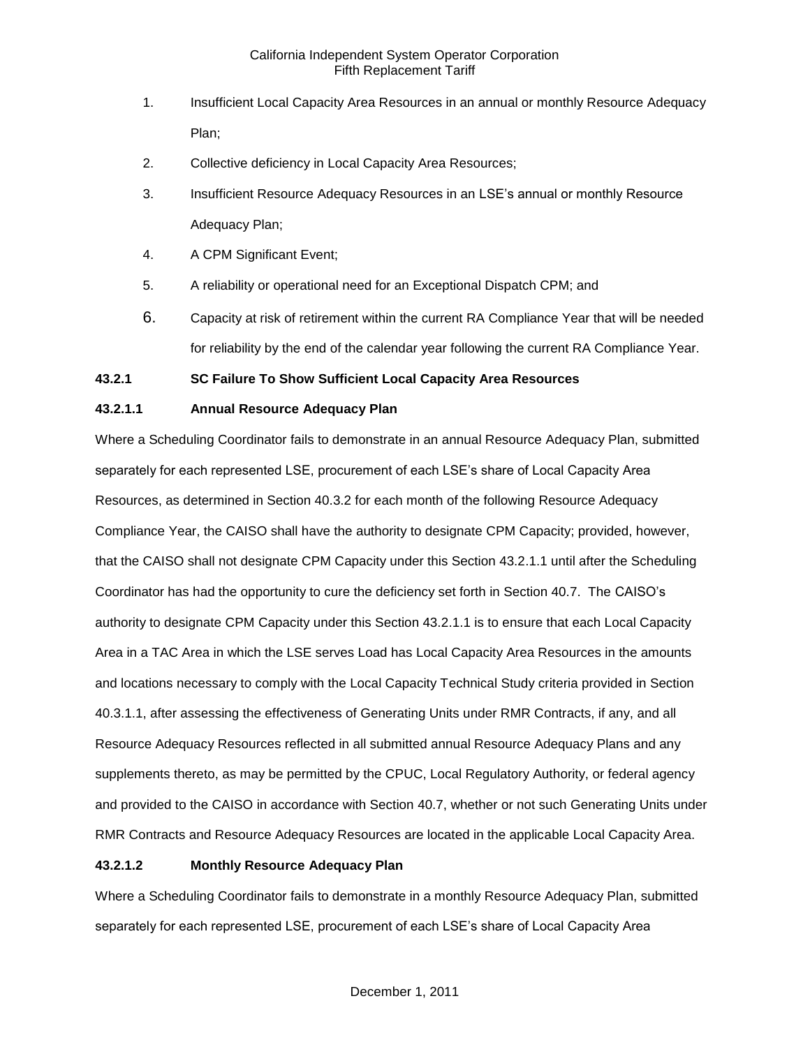1. Insufficient Local Capacity Area Resources in an annual or monthly Resource Adequacy Plan;
2. Collective deficiency in Local Capacity Area Resources;
3. Insufficient Resource Adequacy Resources in an LSE's annual or monthly Resource Adequacy Plan;
4. A CPM Significant Event;
5. A reliability or operational need for an Exceptional Dispatch CPM; and
6. Capacity at risk of retirement within the current RA Compliance Year that will be needed for reliability by the end of the calendar year following the current RA Compliance Year.

### 43.2.1 SC Failure To Show Sufficient Local Capacity Area Resources

#### 43.2.1.1 Annual Resource Adequacy Plan

Where a Scheduling Coordinator fails to demonstrate in an annual Resource Adequacy Plan, submitted separately for each represented LSE, procurement of each LSE's share of Local Capacity Area Resources, as determined in Section 40.3.2 for each month of the following Resource Adequacy Compliance Year, the CAISO shall have the authority to designate CPM Capacity; provided, however, that the CAISO shall not designate CPM Capacity under this Section 43.2.1.1 until after the Scheduling Coordinator has had the opportunity to cure the deficiency set forth in Section 40.7. The CAISO's authority to designate CPM Capacity under this Section 43.2.1.1 is to ensure that each Local Capacity Area in a TAC Area in which the LSE serves Load has Local Capacity Area Resources in the amounts and locations necessary to comply with the Local Capacity Technical Study criteria provided in Section 40.3.1.1, after assessing the effectiveness of Generating Units under RMR Contracts, if any, and all Resource Adequacy Resources reflected in all submitted annual Resource Adequacy Plans and any supplements thereto, as may be permitted by the CPUC, Local Regulatory Authority, or federal agency and provided to the CAISO in accordance with Section 40.7, whether or not such Generating Units under RMR Contracts and Resource Adequacy Resources are located in the applicable Local Capacity Area.

#### 43.2.1.2 Monthly Resource Adequacy Plan

Where a Scheduling Coordinator fails to demonstrate in a monthly Resource Adequacy Plan, submitted separately for each represented LSE, procurement of each LSE's share of Local Capacity Area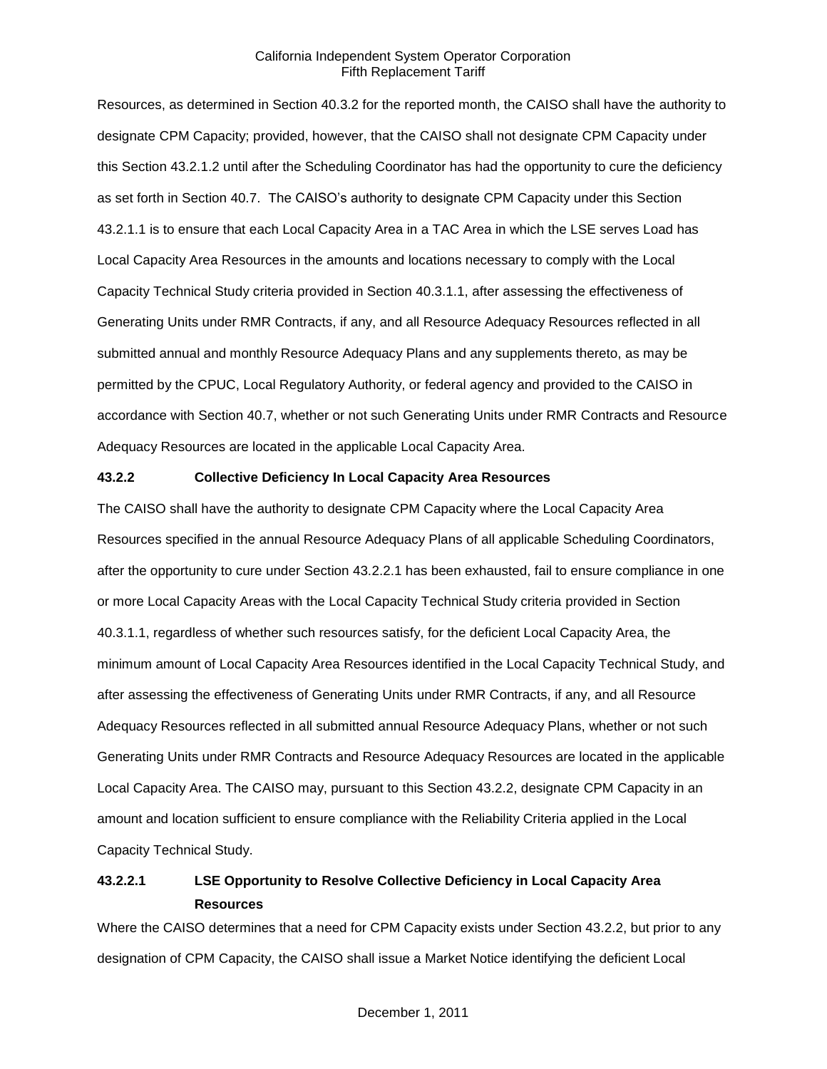Resources, as determined in Section 40.3.2 for the reported month, the CAISO shall have the authority to designate CPM Capacity; provided, however, that the CAISO shall not designate CPM Capacity under this Section 43.2.1.2 until after the Scheduling Coordinator has had the opportunity to cure the deficiency as set forth in Section 40.7. The CAISO's authority to designate CPM Capacity under this Section 43.2.1.1 is to ensure that each Local Capacity Area in a TAC Area in which the LSE serves Load has Local Capacity Area Resources in the amounts and locations necessary to comply with the Local Capacity Technical Study criteria provided in Section 40.3.1.1, after assessing the effectiveness of Generating Units under RMR Contracts, if any, and all Resource Adequacy Resources reflected in all submitted annual and monthly Resource Adequacy Plans and any supplements thereto, as may be permitted by the CPUC, Local Regulatory Authority, or federal agency and provided to the CAISO in accordance with Section 40.7, whether or not such Generating Units under RMR Contracts and Resource Adequacy Resources are located in the applicable Local Capacity Area.

**43.2.2 Collective Deficiency In Local Capacity Area Resources**

The CAISO shall have the authority to designate CPM Capacity where the Local Capacity Area Resources specified in the annual Resource Adequacy Plans of all applicable Scheduling Coordinators, after the opportunity to cure under Section 43.2.2.1 has been exhausted, fail to ensure compliance in one or more Local Capacity Areas with the Local Capacity Technical Study criteria provided in Section 40.3.1.1, regardless of whether such resources satisfy, for the deficient Local Capacity Area, the minimum amount of Local Capacity Area Resources identified in the Local Capacity Technical Study, and after assessing the effectiveness of Generating Units under RMR Contracts, if any, and all Resource Adequacy Resources reflected in all submitted annual Resource Adequacy Plans, whether or not such Generating Units under RMR Contracts and Resource Adequacy Resources are located in the applicable Local Capacity Area. The CAISO may, pursuant to this Section 43.2.2, designate CPM Capacity in an amount and location sufficient to ensure compliance with the Reliability Criteria applied in the Local Capacity Technical Study.

**43.2.2.1 LSE Opportunity to Resolve Collective Deficiency in Local Capacity Area Resources**

Where the CAISO determines that a need for CPM Capacity exists under Section 43.2.2, but prior to any designation of CPM Capacity, the CAISO shall issue a Market Notice identifying the deficient Local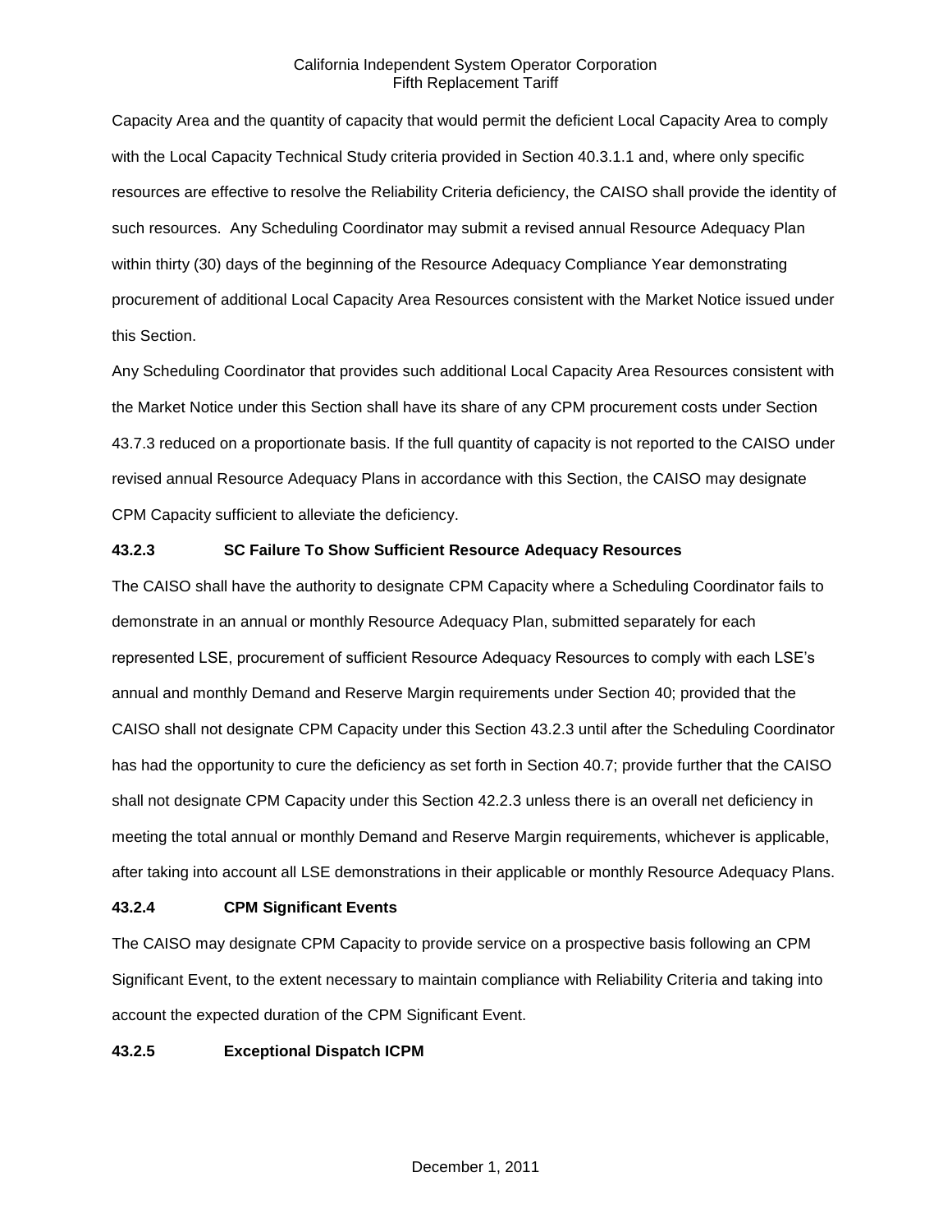Capacity Area and the quantity of capacity that would permit the deficient Local Capacity Area to comply with the Local Capacity Technical Study criteria provided in Section 40.3.1.1 and, where only specific resources are effective to resolve the Reliability Criteria deficiency, the CAISO shall provide the identity of such resources. Any Scheduling Coordinator may submit a revised annual Resource Adequacy Plan within thirty (30) days of the beginning of the Resource Adequacy Compliance Year demonstrating procurement of additional Local Capacity Area Resources consistent with the Market Notice issued under this Section.

Any Scheduling Coordinator that provides such additional Local Capacity Area Resources consistent with the Market Notice under this Section shall have its share of any CPM procurement costs under Section 43.7.3 reduced on a proportionate basis. If the full quantity of capacity is not reported to the CAISO under revised annual Resource Adequacy Plans in accordance with this Section, the CAISO may designate CPM Capacity sufficient to alleviate the deficiency.

**43.2.3 SC Failure To Show Sufficient Resource Adequacy Resources**

The CAISO shall have the authority to designate CPM Capacity where a Scheduling Coordinator fails to demonstrate in an annual or monthly Resource Adequacy Plan, submitted separately for each represented LSE, procurement of sufficient Resource Adequacy Resources to comply with each LSE's annual and monthly Demand and Reserve Margin requirements under Section 40; provided that the CAISO shall not designate CPM Capacity under this Section 43.2.3 until after the Scheduling Coordinator has had the opportunity to cure the deficiency as set forth in Section 40.7; provide further that the CAISO shall not designate CPM Capacity under this Section 42.2.3 unless there is an overall net deficiency in meeting the total annual or monthly Demand and Reserve Margin requirements, whichever is applicable, after taking into account all LSE demonstrations in their applicable or monthly Resource Adequacy Plans.

**43.2.4 CPM Significant Events**

The CAISO may designate CPM Capacity to provide service on a prospective basis following an CPM Significant Event, to the extent necessary to maintain compliance with Reliability Criteria and taking into account the expected duration of the CPM Significant Event.

**43.2.5 Exceptional Dispatch ICPM**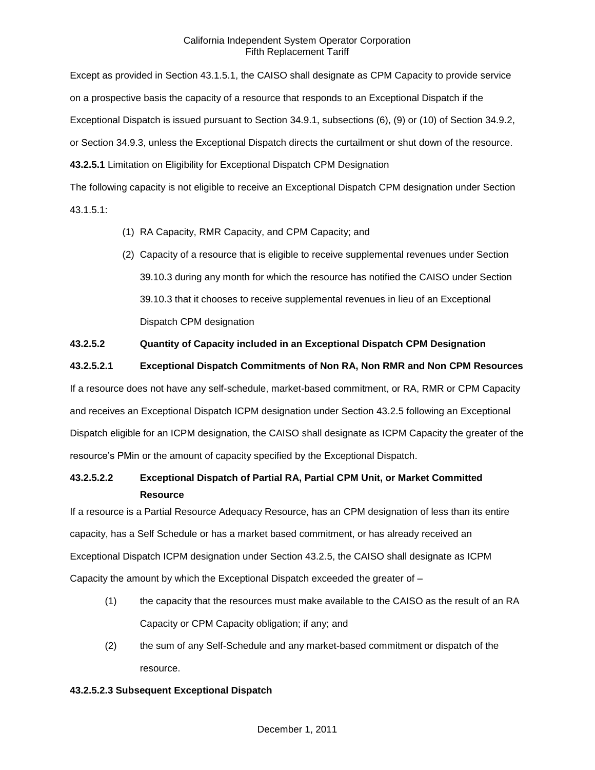Except as provided in Section 43.1.5.1, the CAISO shall designate as CPM Capacity to provide service on a prospective basis the capacity of a resource that responds to an Exceptional Dispatch if the Exceptional Dispatch is issued pursuant to Section 34.9.1, subsections (6), (9) or (10) of Section 34.9.2, or Section 34.9.3, unless the Exceptional Dispatch directs the curtailment or shut down of the resource.

**43.2.5.1** Limitation on Eligibility for Exceptional Dispatch CPM Designation

The following capacity is not eligible to receive an Exceptional Dispatch CPM designation under Section 43.1.5.1:

(1) RA Capacity, RMR Capacity, and CPM Capacity; and

(2) Capacity of a resource that is eligible to receive supplemental revenues under Section 39.10.3 during any month for which the resource has notified the CAISO under Section 39.10.3 that it chooses to receive supplemental revenues in lieu of an Exceptional Dispatch CPM designation

**43.2.5.2 Quantity of Capacity included in an Exceptional Dispatch CPM Designation**

**43.2.5.2.1 Exceptional Dispatch Commitments of Non RA, Non RMR and Non CPM Resources**

If a resource does not have any self-schedule, market-based commitment, or RA, RMR or CPM Capacity and receives an Exceptional Dispatch ICPM designation under Section 43.2.5 following an Exceptional Dispatch eligible for an ICPM designation, the CAISO shall designate as ICPM Capacity the greater of the resource's PMin or the amount of capacity specified by the Exceptional Dispatch.

**43.2.5.2.2 Exceptional Dispatch of Partial RA, Partial CPM Unit, or Market Committed Resource**

If a resource is a Partial Resource Adequacy Resource, has an CPM designation of less than its entire capacity, has a Self Schedule or has a market based commitment, or has already received an Exceptional Dispatch ICPM designation under Section 43.2.5, the CAISO shall designate as ICPM Capacity the amount by which the Exceptional Dispatch exceeded the greater of –

(1) the capacity that the resources must make available to the CAISO as the result of an RA Capacity or CPM Capacity obligation; if any; and

(2) the sum of any Self-Schedule and any market-based commitment or dispatch of the resource.

**43.2.5.2.3 Subsequent Exceptional Dispatch**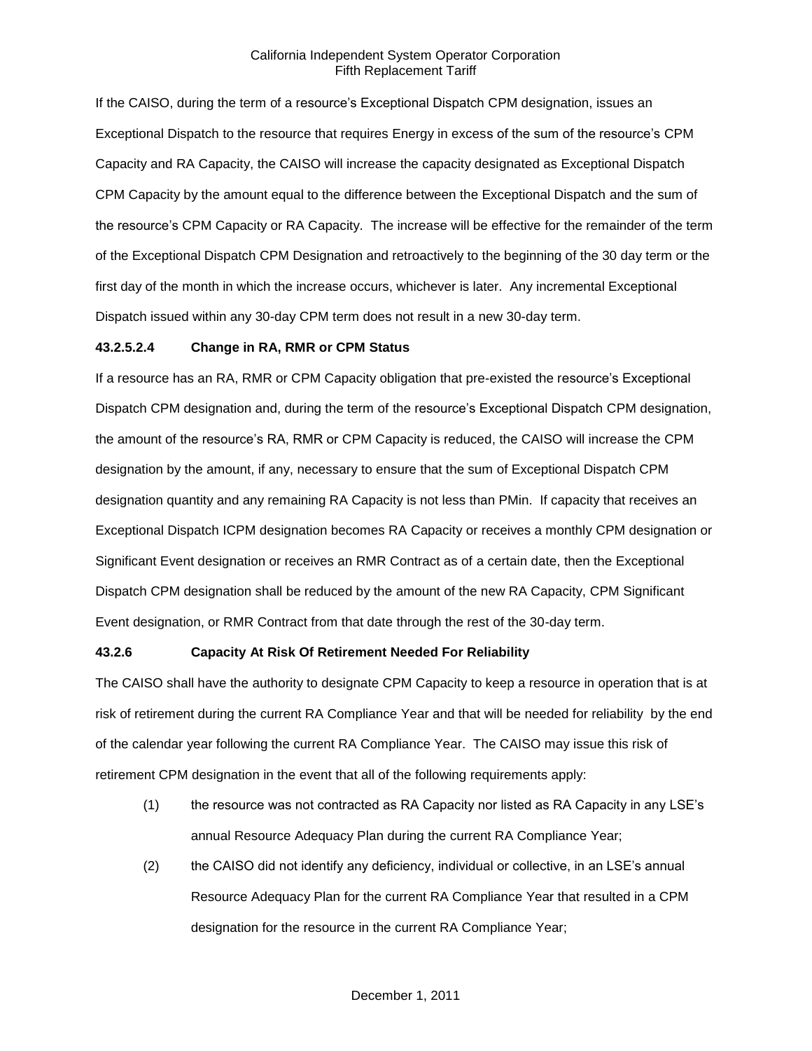If the CAISO, during the term of a resource's Exceptional Dispatch CPM designation, issues an Exceptional Dispatch to the resource that requires Energy in excess of the sum of the resource's CPM Capacity and RA Capacity, the CAISO will increase the capacity designated as Exceptional Dispatch CPM Capacity by the amount equal to the difference between the Exceptional Dispatch and the sum of the resource's CPM Capacity or RA Capacity. The increase will be effective for the remainder of the term of the Exceptional Dispatch CPM Designation and retroactively to the beginning of the 30 day term or the first day of the month in which the increase occurs, whichever is later. Any incremental Exceptional Dispatch issued within any 30-day CPM term does not result in a new 30-day term.

#### 43.2.5.2.4 Change in RA, RMR or CPM Status

If a resource has an RA, RMR or CPM Capacity obligation that pre-existed the resource's Exceptional Dispatch CPM designation and, during the term of the resource's Exceptional Dispatch CPM designation, the amount of the resource's RA, RMR or CPM Capacity is reduced, the CAISO will increase the CPM designation by the amount, if any, necessary to ensure that the sum of Exceptional Dispatch CPM designation quantity and any remaining RA Capacity is not less than PMin. If capacity that receives an Exceptional Dispatch ICPM designation becomes RA Capacity or receives a monthly CPM designation or Significant Event designation or receives an RMR Contract as of a certain date, then the Exceptional Dispatch CPM designation shall be reduced by the amount of the new RA Capacity, CPM Significant Event designation, or RMR Contract from that date through the rest of the 30-day term.

### 43.2.6 Capacity At Risk Of Retirement Needed For Reliability

The CAISO shall have the authority to designate CPM Capacity to keep a resource in operation that is at risk of retirement during the current RA Compliance Year and that will be needed for reliability by the end of the calendar year following the current RA Compliance Year. The CAISO may issue this risk of retirement CPM designation in the event that all of the following requirements apply:

(1) the resource was not contracted as RA Capacity nor listed as RA Capacity in any LSE's annual Resource Adequacy Plan during the current RA Compliance Year;

(2) the CAISO did not identify any deficiency, individual or collective, in an LSE's annual Resource Adequacy Plan for the current RA Compliance Year that resulted in a CPM designation for the resource in the current RA Compliance Year;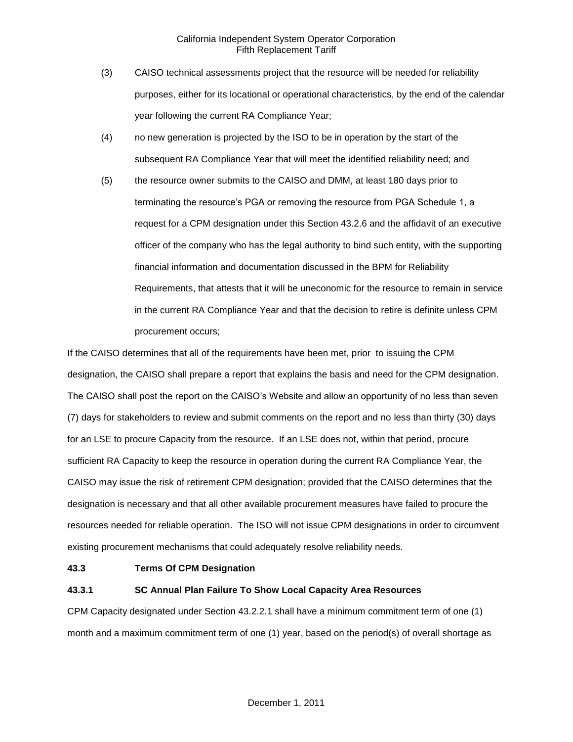(3) CAISO technical assessments project that the resource will be needed for reliability purposes, either for its locational or operational characteristics, by the end of the calendar year following the current RA Compliance Year;

(4) no new generation is projected by the ISO to be in operation by the start of the subsequent RA Compliance Year that will meet the identified reliability need; and

(5) the resource owner submits to the CAISO and DMM, at least 180 days prior to terminating the resource's PGA or removing the resource from PGA Schedule 1, a request for a CPM designation under this Section 43.2.6 and the affidavit of an executive officer of the company who has the legal authority to bind such entity, with the supporting financial information and documentation discussed in the BPM for Reliability Requirements, that attests that it will be uneconomic for the resource to remain in service in the current RA Compliance Year and that the decision to retire is definite unless CPM procurement occurs;

If the CAISO determines that all of the requirements have been met, prior to issuing the CPM designation, the CAISO shall prepare a report that explains the basis and need for the CPM designation. The CAISO shall post the report on the CAISO's Website and allow an opportunity of no less than seven (7) days for stakeholders to review and submit comments on the report and no less than thirty (30) days for an LSE to procure Capacity from the resource. If an LSE does not, within that period, procure sufficient RA Capacity to keep the resource in operation during the current RA Compliance Year, the CAISO may issue the risk of retirement CPM designation; provided that the CAISO determines that the designation is necessary and that all other available procurement measures have failed to procure the resources needed for reliable operation. The ISO will not issue CPM designations in order to circumvent existing procurement mechanisms that could adequately resolve reliability needs.

**43.3 Terms Of CPM Designation**

**43.3.1 SC Annual Plan Failure To Show Local Capacity Area Resources**

CPM Capacity designated under Section 43.2.2.1 shall have a minimum commitment term of one (1) month and a maximum commitment term of one (1) year, based on the period(s) of overall shortage as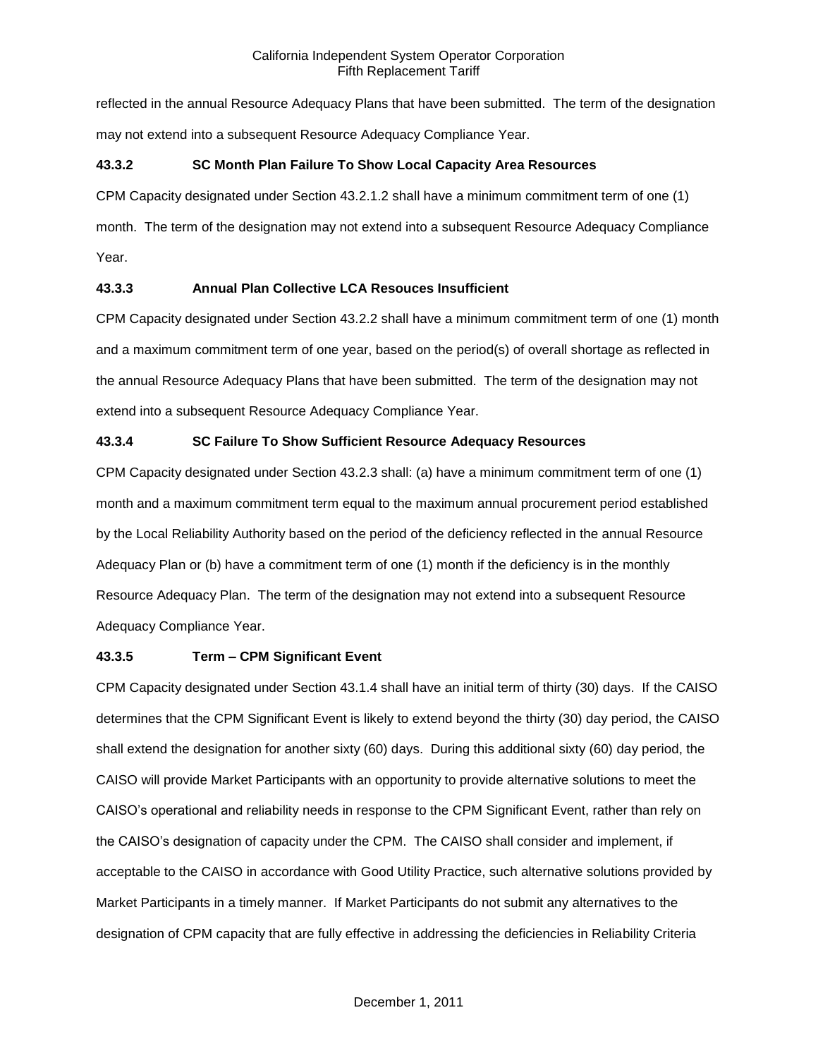reflected in the annual Resource Adequacy Plans that have been submitted. The term of the designation may not extend into a subsequent Resource Adequacy Compliance Year.

### 43.3.2 SC Month Plan Failure To Show Local Capacity Area Resources

CPM Capacity designated under Section 43.2.1.2 shall have a minimum commitment term of one (1) month. The term of the designation may not extend into a subsequent Resource Adequacy Compliance Year.

### 43.3.3 Annual Plan Collective LCA Resouces Insufficient

CPM Capacity designated under Section 43.2.2 shall have a minimum commitment term of one (1) month and a maximum commitment term of one year, based on the period(s) of overall shortage as reflected in the annual Resource Adequacy Plans that have been submitted. The term of the designation may not extend into a subsequent Resource Adequacy Compliance Year.

### 43.3.4 SC Failure To Show Sufficient Resource Adequacy Resources

CPM Capacity designated under Section 43.2.3 shall: (a) have a minimum commitment term of one (1) month and a maximum commitment term equal to the maximum annual procurement period established by the Local Reliability Authority based on the period of the deficiency reflected in the annual Resource Adequacy Plan or (b) have a commitment term of one (1) month if the deficiency is in the monthly Resource Adequacy Plan. The term of the designation may not extend into a subsequent Resource Adequacy Compliance Year.

### 43.3.5 Term – CPM Significant Event

CPM Capacity designated under Section 43.1.4 shall have an initial term of thirty (30) days. If the CAISO determines that the CPM Significant Event is likely to extend beyond the thirty (30) day period, the CAISO shall extend the designation for another sixty (60) days. During this additional sixty (60) day period, the CAISO will provide Market Participants with an opportunity to provide alternative solutions to meet the CAISO's operational and reliability needs in response to the CPM Significant Event, rather than rely on the CAISO's designation of capacity under the CPM. The CAISO shall consider and implement, if acceptable to the CAISO in accordance with Good Utility Practice, such alternative solutions provided by Market Participants in a timely manner. If Market Participants do not submit any alternatives to the designation of CPM capacity that are fully effective in addressing the deficiencies in Reliability Criteria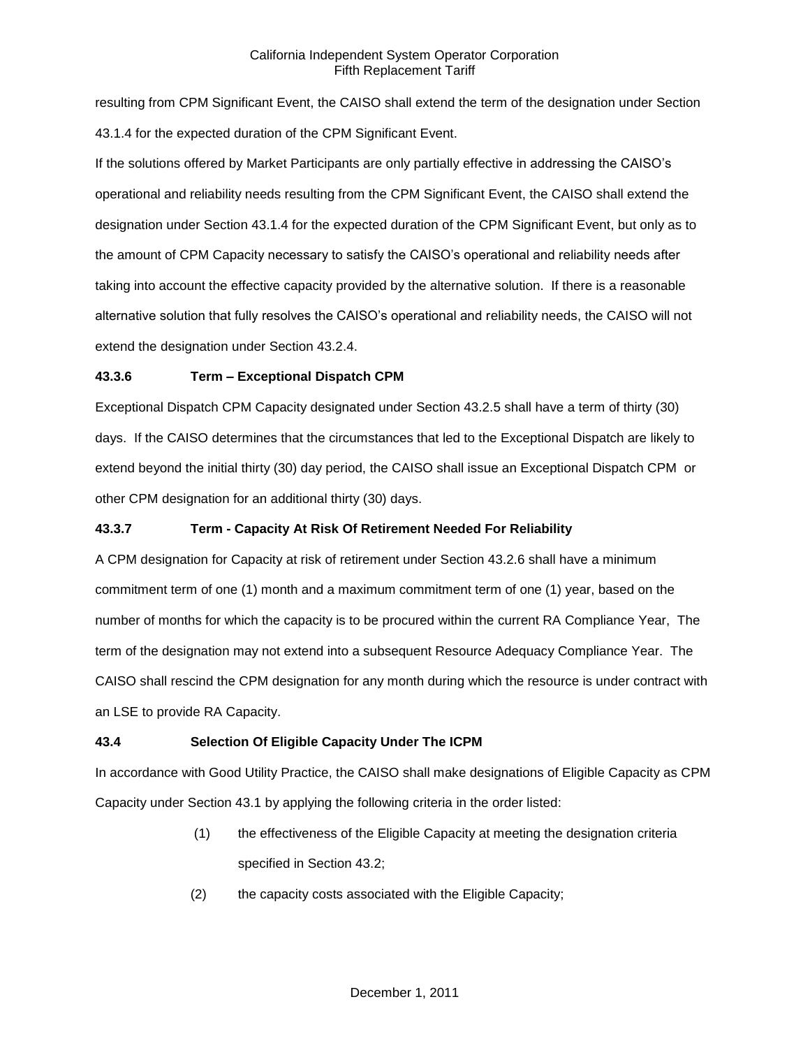resulting from CPM Significant Event, the CAISO shall extend the term of the designation under Section 43.1.4 for the expected duration of the CPM Significant Event.

If the solutions offered by Market Participants are only partially effective in addressing the CAISO's operational and reliability needs resulting from the CPM Significant Event, the CAISO shall extend the designation under Section 43.1.4 for the expected duration of the CPM Significant Event, but only as to the amount of CPM Capacity necessary to satisfy the CAISO's operational and reliability needs after taking into account the effective capacity provided by the alternative solution. If there is a reasonable alternative solution that fully resolves the CAISO's operational and reliability needs, the CAISO will not extend the designation under Section 43.2.4.

### 43.3.6 Term – Exceptional Dispatch CPM

Exceptional Dispatch CPM Capacity designated under Section 43.2.5 shall have a term of thirty (30) days. If the CAISO determines that the circumstances that led to the Exceptional Dispatch are likely to extend beyond the initial thirty (30) day period, the CAISO shall issue an Exceptional Dispatch CPM or other CPM designation for an additional thirty (30) days.

### 43.3.7 Term - Capacity At Risk Of Retirement Needed For Reliability

A CPM designation for Capacity at risk of retirement under Section 43.2.6 shall have a minimum commitment term of one (1) month and a maximum commitment term of one (1) year, based on the number of months for which the capacity is to be procured within the current RA Compliance Year, The term of the designation may not extend into a subsequent Resource Adequacy Compliance Year. The CAISO shall rescind the CPM designation for any month during which the resource is under contract with an LSE to provide RA Capacity.

## 43.4 Selection Of Eligible Capacity Under The ICPM

In accordance with Good Utility Practice, the CAISO shall make designations of Eligible Capacity as CPM Capacity under Section 43.1 by applying the following criteria in the order listed:

(1) the effectiveness of the Eligible Capacity at meeting the designation criteria specified in Section 43.2;

(2) the capacity costs associated with the Eligible Capacity;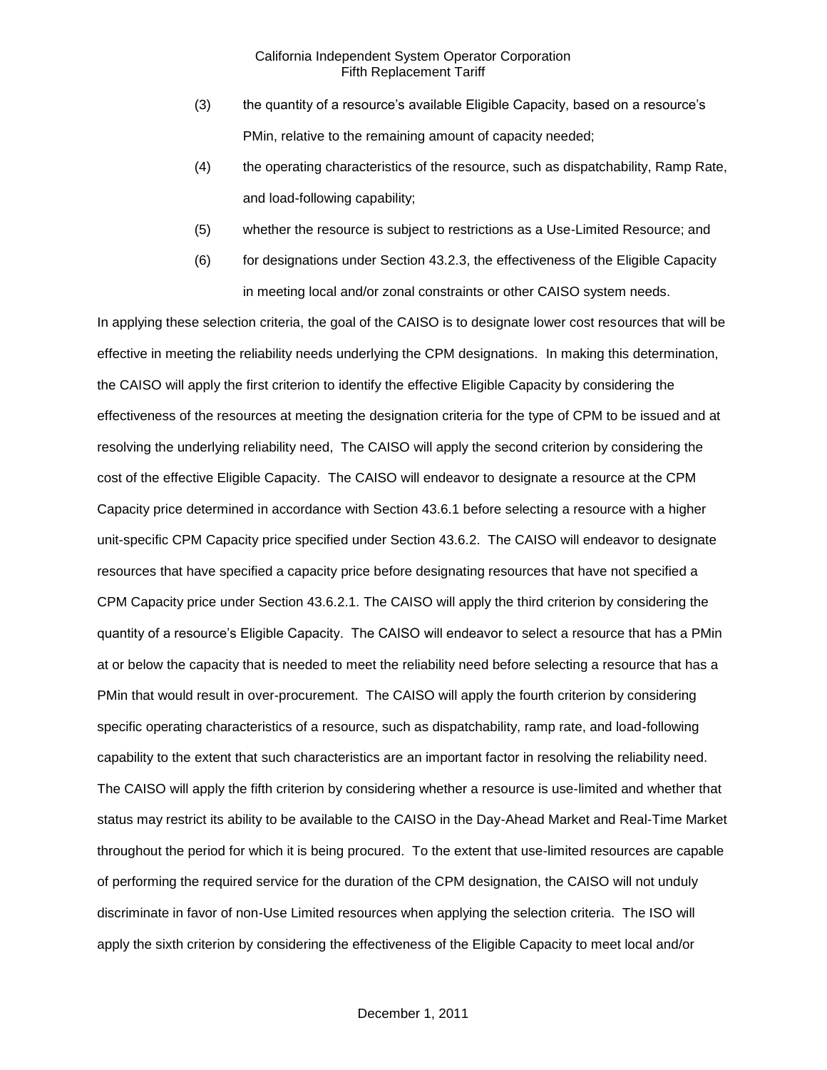(3) the quantity of a resource's available Eligible Capacity, based on a resource's PMin, relative to the remaining amount of capacity needed;

(4) the operating characteristics of the resource, such as dispatchability, Ramp Rate, and load-following capability;

(5) whether the resource is subject to restrictions as a Use-Limited Resource; and

(6) for designations under Section 43.2.3, the effectiveness of the Eligible Capacity in meeting local and/or zonal constraints or other CAISO system needs.

In applying these selection criteria, the goal of the CAISO is to designate lower cost resources that will be effective in meeting the reliability needs underlying the CPM designations. In making this determination, the CAISO will apply the first criterion to identify the effective Eligible Capacity by considering the effectiveness of the resources at meeting the designation criteria for the type of CPM to be issued and at resolving the underlying reliability need, The CAISO will apply the second criterion by considering the cost of the effective Eligible Capacity. The CAISO will endeavor to designate a resource at the CPM Capacity price determined in accordance with Section 43.6.1 before selecting a resource with a higher unit-specific CPM Capacity price specified under Section 43.6.2. The CAISO will endeavor to designate resources that have specified a capacity price before designating resources that have not specified a CPM Capacity price under Section 43.6.2.1. The CAISO will apply the third criterion by considering the quantity of a resource's Eligible Capacity. The CAISO will endeavor to select a resource that has a PMin at or below the capacity that is needed to meet the reliability need before selecting a resource that has a PMin that would result in over-procurement. The CAISO will apply the fourth criterion by considering specific operating characteristics of a resource, such as dispatchability, ramp rate, and load-following capability to the extent that such characteristics are an important factor in resolving the reliability need. The CAISO will apply the fifth criterion by considering whether a resource is use-limited and whether that status may restrict its ability to be available to the CAISO in the Day-Ahead Market and Real-Time Market throughout the period for which it is being procured. To the extent that use-limited resources are capable of performing the required service for the duration of the CPM designation, the CAISO will not unduly discriminate in favor of non-Use Limited resources when applying the selection criteria. The ISO will apply the sixth criterion by considering the effectiveness of the Eligible Capacity to meet local and/or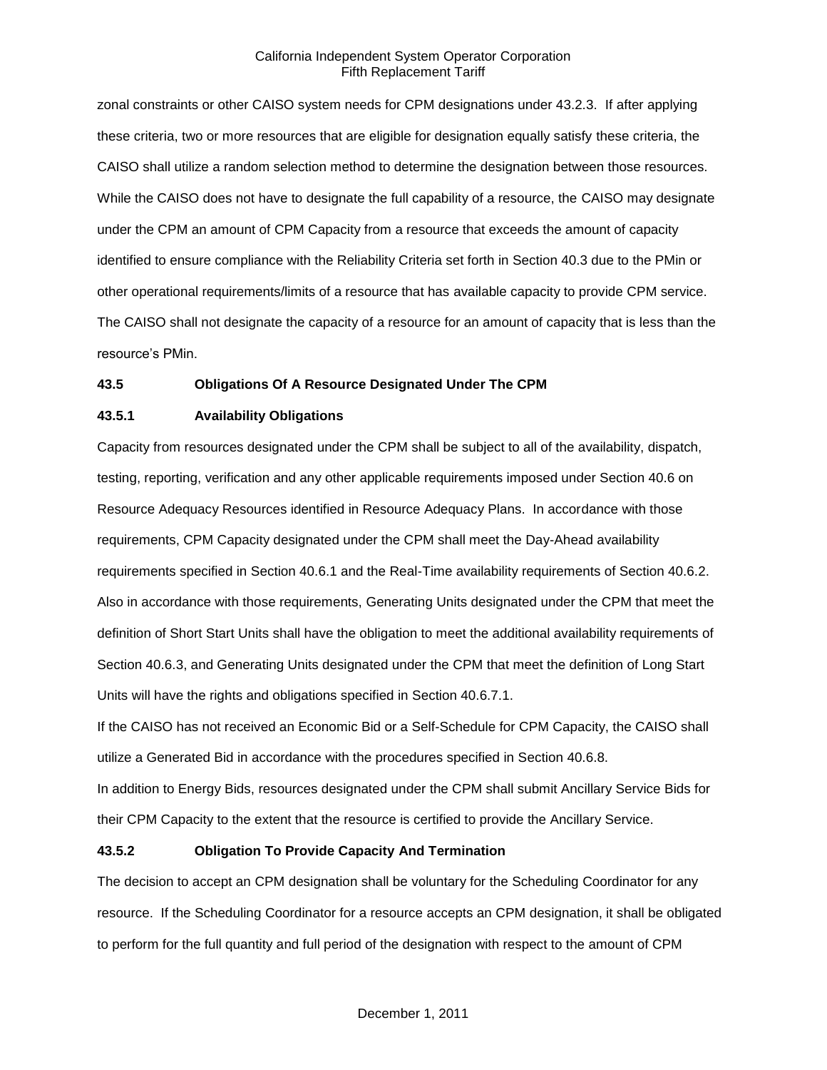zonal constraints or other CAISO system needs for CPM designations under 43.2.3. If after applying these criteria, two or more resources that are eligible for designation equally satisfy these criteria, the CAISO shall utilize a random selection method to determine the designation between those resources. While the CAISO does not have to designate the full capability of a resource, the CAISO may designate under the CPM an amount of CPM Capacity from a resource that exceeds the amount of capacity identified to ensure compliance with the Reliability Criteria set forth in Section 40.3 due to the PMin or other operational requirements/limits of a resource that has available capacity to provide CPM service. The CAISO shall not designate the capacity of a resource for an amount of capacity that is less than the resource's PMin.

**43.5 Obligations Of A Resource Designated Under The CPM**

**43.5.1 Availability Obligations**

Capacity from resources designated under the CPM shall be subject to all of the availability, dispatch, testing, reporting, verification and any other applicable requirements imposed under Section 40.6 on Resource Adequacy Resources identified in Resource Adequacy Plans. In accordance with those requirements, CPM Capacity designated under the CPM shall meet the Day-Ahead availability requirements specified in Section 40.6.1 and the Real-Time availability requirements of Section 40.6.2. Also in accordance with those requirements, Generating Units designated under the CPM that meet the definition of Short Start Units shall have the obligation to meet the additional availability requirements of Section 40.6.3, and Generating Units designated under the CPM that meet the definition of Long Start Units will have the rights and obligations specified in Section 40.6.7.1.

If the CAISO has not received an Economic Bid or a Self-Schedule for CPM Capacity, the CAISO shall utilize a Generated Bid in accordance with the procedures specified in Section 40.6.8.

In addition to Energy Bids, resources designated under the CPM shall submit Ancillary Service Bids for their CPM Capacity to the extent that the resource is certified to provide the Ancillary Service.

**43.5.2 Obligation To Provide Capacity And Termination**

The decision to accept an CPM designation shall be voluntary for the Scheduling Coordinator for any resource. If the Scheduling Coordinator for a resource accepts an CPM designation, it shall be obligated to perform for the full quantity and full period of the designation with respect to the amount of CPM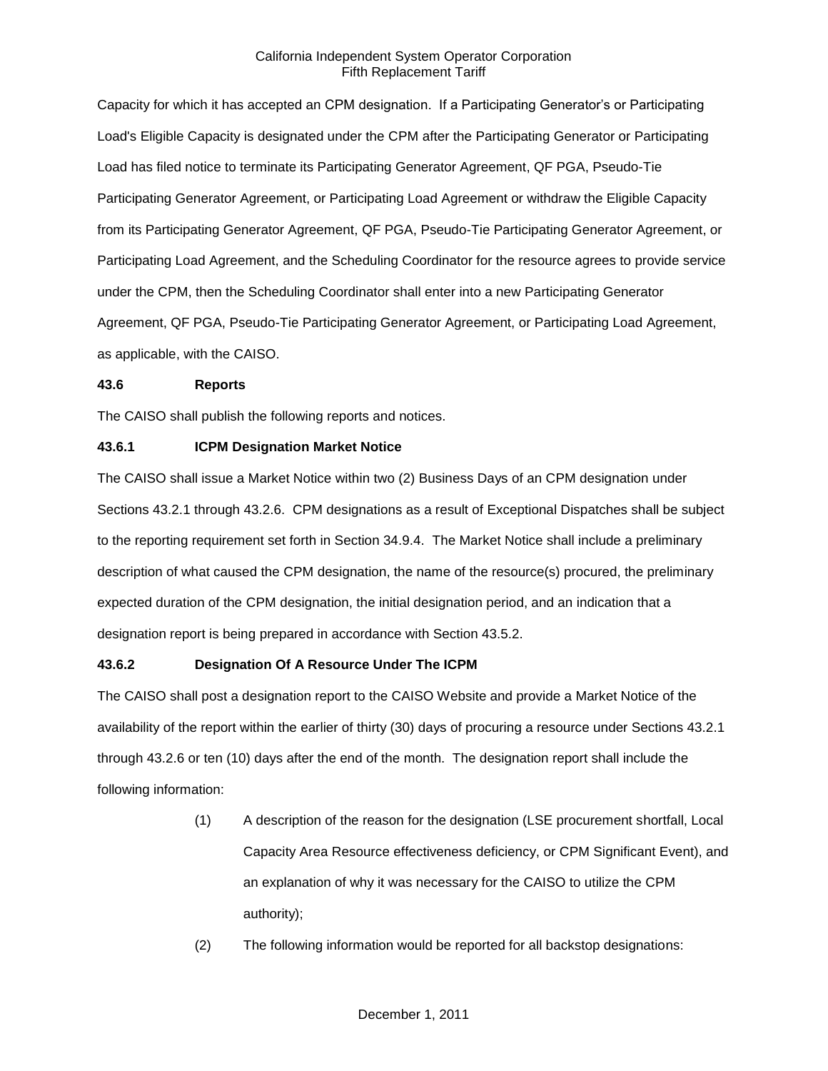Capacity for which it has accepted an CPM designation. If a Participating Generator's or Participating Load's Eligible Capacity is designated under the CPM after the Participating Generator or Participating Load has filed notice to terminate its Participating Generator Agreement, QF PGA, Pseudo-Tie Participating Generator Agreement, or Participating Load Agreement or withdraw the Eligible Capacity from its Participating Generator Agreement, QF PGA, Pseudo-Tie Participating Generator Agreement, or Participating Load Agreement, and the Scheduling Coordinator for the resource agrees to provide service under the CPM, then the Scheduling Coordinator shall enter into a new Participating Generator Agreement, QF PGA, Pseudo-Tie Participating Generator Agreement, or Participating Load Agreement, as applicable, with the CAISO.

### 43.6 Reports

The CAISO shall publish the following reports and notices.

### 43.6.1 ICPM Designation Market Notice

The CAISO shall issue a Market Notice within two (2) Business Days of an CPM designation under Sections 43.2.1 through 43.2.6. CPM designations as a result of Exceptional Dispatches shall be subject to the reporting requirement set forth in Section 34.9.4. The Market Notice shall include a preliminary description of what caused the CPM designation, the name of the resource(s) procured, the preliminary expected duration of the CPM designation, the initial designation period, and an indication that a designation report is being prepared in accordance with Section 43.5.2.

### 43.6.2 Designation Of A Resource Under The ICPM

The CAISO shall post a designation report to the CAISO Website and provide a Market Notice of the availability of the report within the earlier of thirty (30) days of procuring a resource under Sections 43.2.1 through 43.2.6 or ten (10) days after the end of the month. The designation report shall include the following information:

(1) A description of the reason for the designation (LSE procurement shortfall, Local Capacity Area Resource effectiveness deficiency, or CPM Significant Event), and an explanation of why it was necessary for the CAISO to utilize the CPM authority);

(2) The following information would be reported for all backstop designations: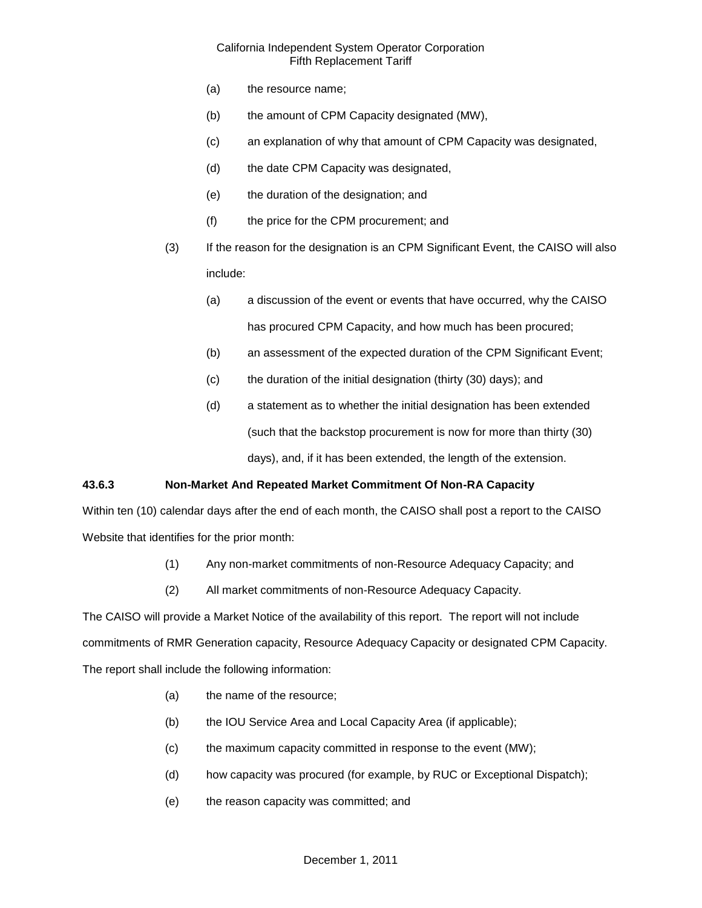(a) the resource name;

(b) the amount of CPM Capacity designated (MW),

(c) an explanation of why that amount of CPM Capacity was designated,

(d) the date CPM Capacity was designated,

(e) the duration of the designation; and

(f) the price for the CPM procurement; and

(3) If the reason for the designation is an CPM Significant Event, the CAISO will also include:

(a) a discussion of the event or events that have occurred, why the CAISO has procured CPM Capacity, and how much has been procured;

(b) an assessment of the expected duration of the CPM Significant Event;

(c) the duration of the initial designation (thirty (30) days); and

(d) a statement as to whether the initial designation has been extended (such that the backstop procurement is now for more than thirty (30) days), and, if it has been extended, the length of the extension.

**43.6.3 Non-Market And Repeated Market Commitment Of Non-RA Capacity**

Within ten (10) calendar days after the end of each month, the CAISO shall post a report to the CAISO Website that identifies for the prior month:

(1) Any non-market commitments of non-Resource Adequacy Capacity; and

(2) All market commitments of non-Resource Adequacy Capacity.

The CAISO will provide a Market Notice of the availability of this report. The report will not include commitments of RMR Generation capacity, Resource Adequacy Capacity or designated CPM Capacity. The report shall include the following information:

(a) the name of the resource;

(b) the IOU Service Area and Local Capacity Area (if applicable);

(c) the maximum capacity committed in response to the event (MW);

(d) how capacity was procured (for example, by RUC or Exceptional Dispatch);

(e) the reason capacity was committed; and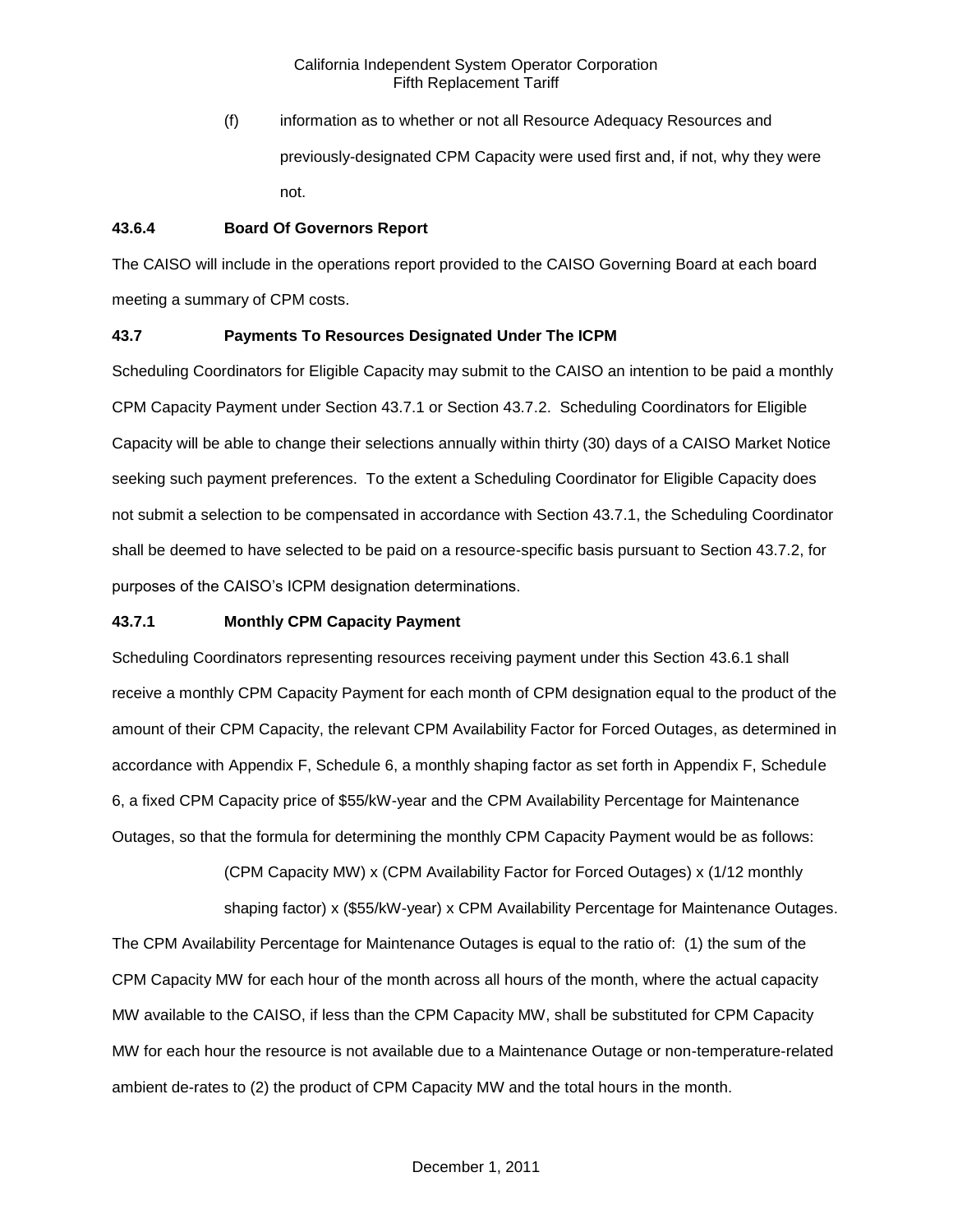(f) information as to whether or not all Resource Adequacy Resources and previously-designated CPM Capacity were used first and, if not, why they were not.

**43.6.4 Board Of Governors Report**

The CAISO will include in the operations report provided to the CAISO Governing Board at each board meeting a summary of CPM costs.

**43.7 Payments To Resources Designated Under The ICPM**

Scheduling Coordinators for Eligible Capacity may submit to the CAISO an intention to be paid a monthly CPM Capacity Payment under Section 43.7.1 or Section 43.7.2. Scheduling Coordinators for Eligible Capacity will be able to change their selections annually within thirty (30) days of a CAISO Market Notice seeking such payment preferences. To the extent a Scheduling Coordinator for Eligible Capacity does not submit a selection to be compensated in accordance with Section 43.7.1, the Scheduling Coordinator shall be deemed to have selected to be paid on a resource-specific basis pursuant to Section 43.7.2, for purposes of the CAISO's ICPM designation determinations.

**43.7.1 Monthly CPM Capacity Payment**

Scheduling Coordinators representing resources receiving payment under this Section 43.6.1 shall receive a monthly CPM Capacity Payment for each month of CPM designation equal to the product of the amount of their CPM Capacity, the relevant CPM Availability Factor for Forced Outages, as determined in accordance with Appendix F, Schedule 6, a monthly shaping factor as set forth in Appendix F, Schedule 6, a fixed CPM Capacity price of $55/kW-year and the CPM Availability Percentage for Maintenance Outages, so that the formula for determining the monthly CPM Capacity Payment would be as follows:

(CPM Capacity MW) x (CPM Availability Factor for Forced Outages) x (1/12 monthly shaping factor) x ($55/kW-year) x CPM Availability Percentage for Maintenance Outages.

The CPM Availability Percentage for Maintenance Outages is equal to the ratio of: (1) the sum of the CPM Capacity MW for each hour of the month across all hours of the month, where the actual capacity MW available to the CAISO, if less than the CPM Capacity MW, shall be substituted for CPM Capacity MW for each hour the resource is not available due to a Maintenance Outage or non-temperature-related ambient de-rates to (2) the product of CPM Capacity MW and the total hours in the month.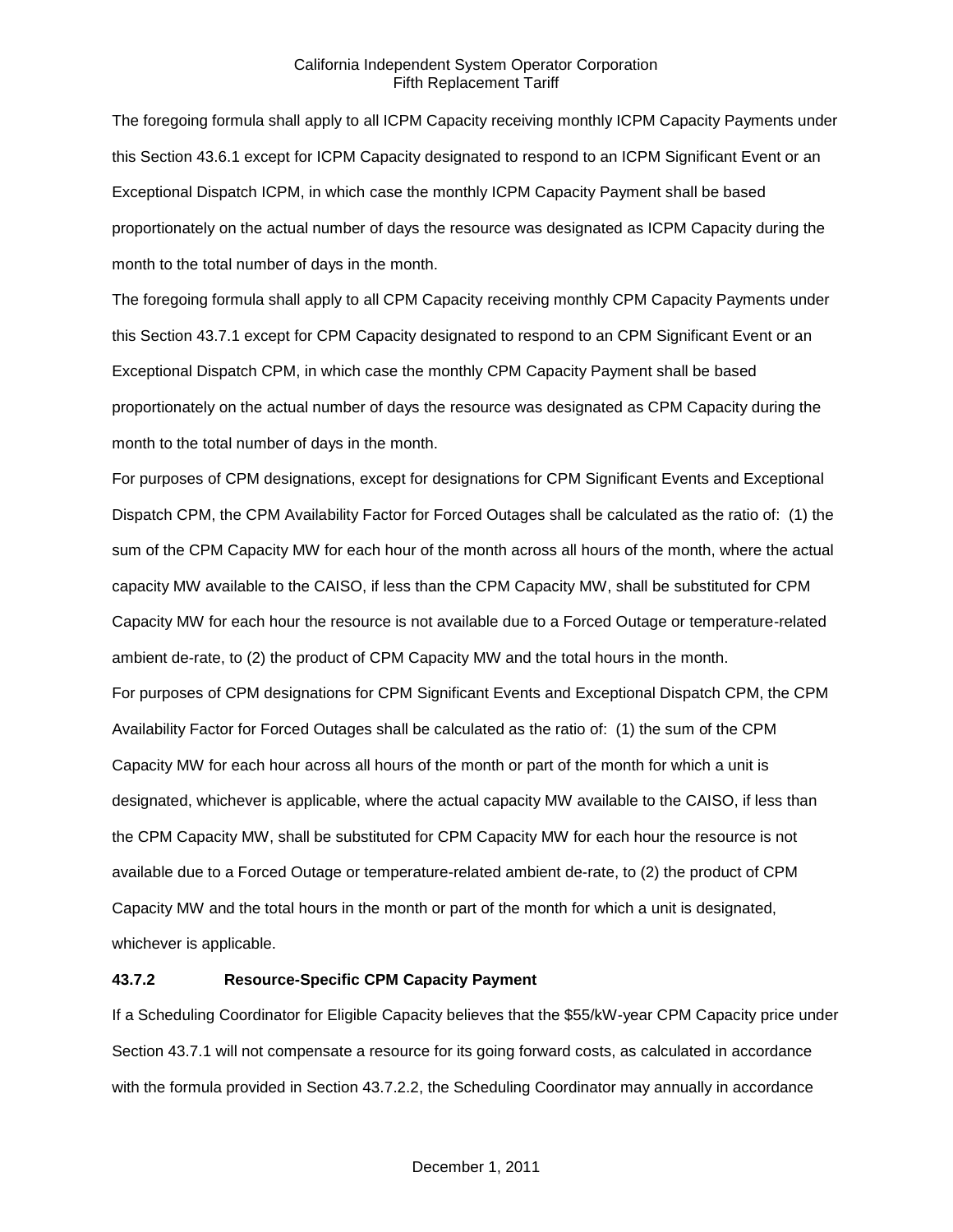The foregoing formula shall apply to all ICPM Capacity receiving monthly ICPM Capacity Payments under this Section 43.6.1 except for ICPM Capacity designated to respond to an ICPM Significant Event or an Exceptional Dispatch ICPM, in which case the monthly ICPM Capacity Payment shall be based proportionately on the actual number of days the resource was designated as ICPM Capacity during the month to the total number of days in the month.

The foregoing formula shall apply to all CPM Capacity receiving monthly CPM Capacity Payments under this Section 43.7.1 except for CPM Capacity designated to respond to an CPM Significant Event or an Exceptional Dispatch CPM, in which case the monthly CPM Capacity Payment shall be based proportionately on the actual number of days the resource was designated as CPM Capacity during the month to the total number of days in the month.

For purposes of CPM designations, except for designations for CPM Significant Events and Exceptional Dispatch CPM, the CPM Availability Factor for Forced Outages shall be calculated as the ratio of: (1) the sum of the CPM Capacity MW for each hour of the month across all hours of the month, where the actual capacity MW available to the CAISO, if less than the CPM Capacity MW, shall be substituted for CPM Capacity MW for each hour the resource is not available due to a Forced Outage or temperature-related ambient de-rate, to (2) the product of CPM Capacity MW and the total hours in the month.

For purposes of CPM designations for CPM Significant Events and Exceptional Dispatch CPM, the CPM Availability Factor for Forced Outages shall be calculated as the ratio of: (1) the sum of the CPM Capacity MW for each hour across all hours of the month or part of the month for which a unit is designated, whichever is applicable, where the actual capacity MW available to the CAISO, if less than the CPM Capacity MW, shall be substituted for CPM Capacity MW for each hour the resource is not available due to a Forced Outage or temperature-related ambient de-rate, to (2) the product of CPM Capacity MW and the total hours in the month or part of the month for which a unit is designated, whichever is applicable.

**43.7.2 Resource-Specific CPM Capacity Payment**

If a Scheduling Coordinator for Eligible Capacity believes that the $55/kW-year CPM Capacity price under Section 43.7.1 will not compensate a resource for its going forward costs, as calculated in accordance with the formula provided in Section 43.7.2.2, the Scheduling Coordinator may annually in accordance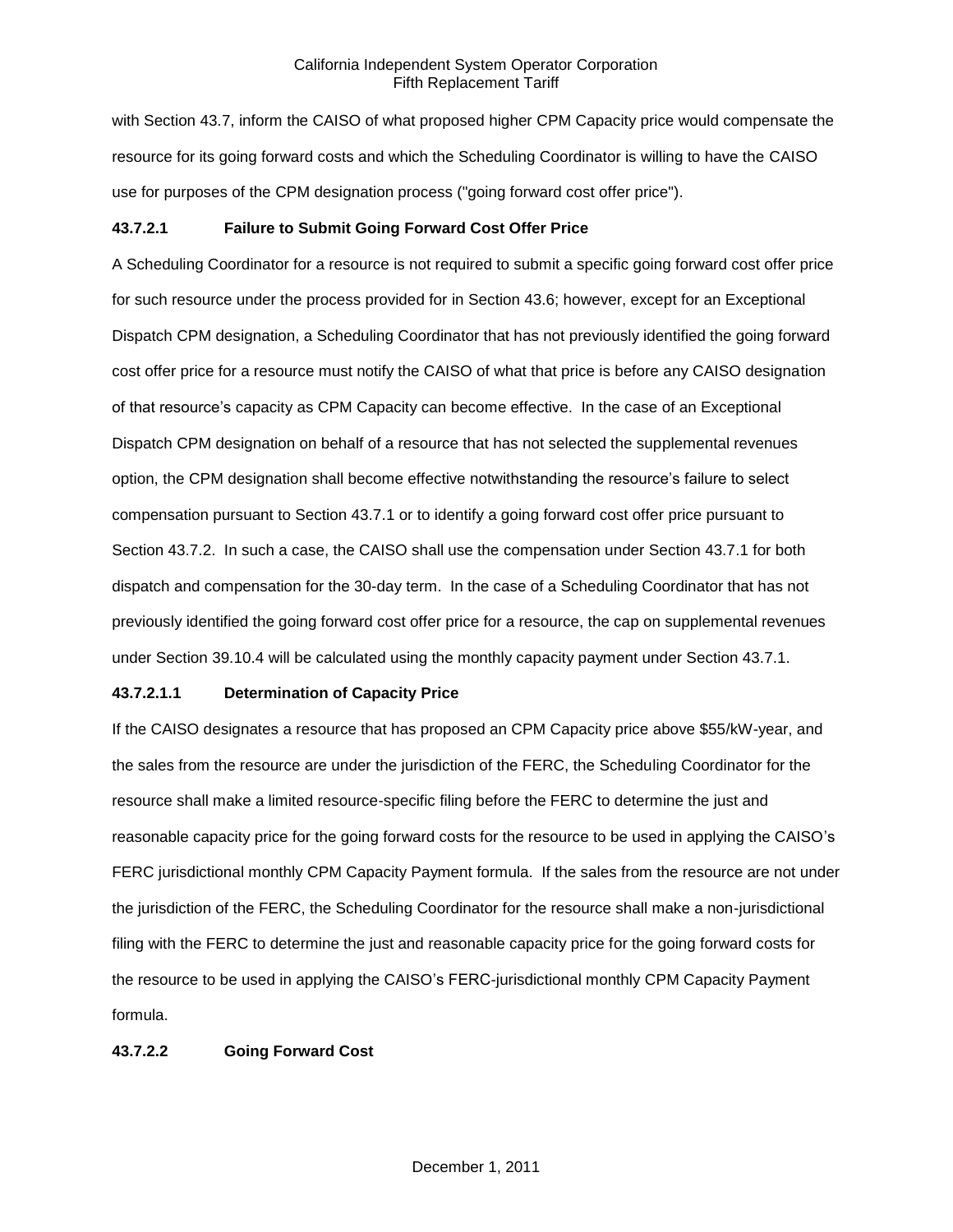with Section 43.7, inform the CAISO of what proposed higher CPM Capacity price would compensate the resource for its going forward costs and which the Scheduling Coordinator is willing to have the CAISO use for purposes of the CPM designation process ("going forward cost offer price").

**43.7.2.1 Failure to Submit Going Forward Cost Offer Price**

A Scheduling Coordinator for a resource is not required to submit a specific going forward cost offer price for such resource under the process provided for in Section 43.6; however, except for an Exceptional Dispatch CPM designation, a Scheduling Coordinator that has not previously identified the going forward cost offer price for a resource must notify the CAISO of what that price is before any CAISO designation of that resource's capacity as CPM Capacity can become effective. In the case of an Exceptional Dispatch CPM designation on behalf of a resource that has not selected the supplemental revenues option, the CPM designation shall become effective notwithstanding the resource's failure to select compensation pursuant to Section 43.7.1 or to identify a going forward cost offer price pursuant to Section 43.7.2. In such a case, the CAISO shall use the compensation under Section 43.7.1 for both dispatch and compensation for the 30-day term. In the case of a Scheduling Coordinator that has not previously identified the going forward cost offer price for a resource, the cap on supplemental revenues under Section 39.10.4 will be calculated using the monthly capacity payment under Section 43.7.1.

**43.7.2.1.1 Determination of Capacity Price**

If the CAISO designates a resource that has proposed an CPM Capacity price above $55/kW-year, and the sales from the resource are under the jurisdiction of the FERC, the Scheduling Coordinator for the resource shall make a limited resource-specific filing before the FERC to determine the just and reasonable capacity price for the going forward costs for the resource to be used in applying the CAISO's FERC jurisdictional monthly CPM Capacity Payment formula. If the sales from the resource are not under the jurisdiction of the FERC, the Scheduling Coordinator for the resource shall make a non-jurisdictional filing with the FERC to determine the just and reasonable capacity price for the going forward costs for the resource to be used in applying the CAISO's FERC-jurisdictional monthly CPM Capacity Payment formula.

**43.7.2.2 Going Forward Cost**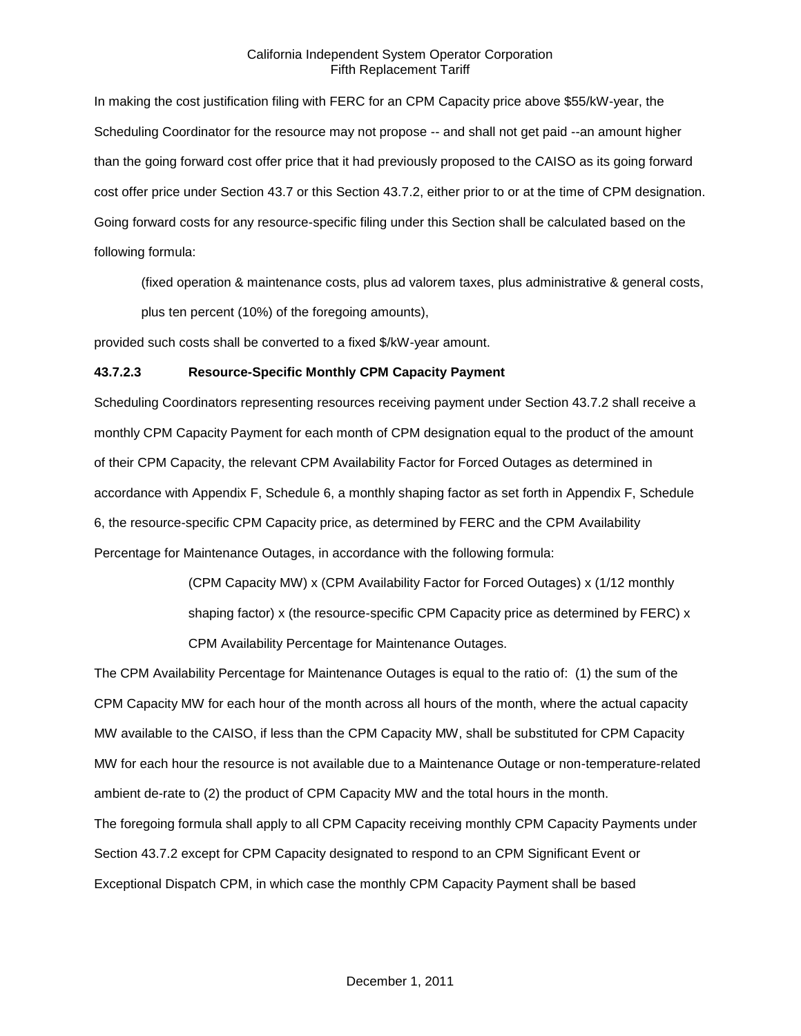In making the cost justification filing with FERC for an CPM Capacity price above $55/kW-year, the Scheduling Coordinator for the resource may not propose -- and shall not get paid --an amount higher than the going forward cost offer price that it had previously proposed to the CAISO as its going forward cost offer price under Section 43.7 or this Section 43.7.2, either prior to or at the time of CPM designation. Going forward costs for any resource-specific filing under this Section shall be calculated based on the following formula:

> (fixed operation & maintenance costs, plus ad valorem taxes, plus administrative & general costs, plus ten percent (10%) of the foregoing amounts),

provided such costs shall be converted to a fixed $/kW-year amount.

### 43.7.2.3 Resource-Specific Monthly CPM Capacity Payment

Scheduling Coordinators representing resources receiving payment under Section 43.7.2 shall receive a monthly CPM Capacity Payment for each month of CPM designation equal to the product of the amount of their CPM Capacity, the relevant CPM Availability Factor for Forced Outages as determined in accordance with Appendix F, Schedule 6, a monthly shaping factor as set forth in Appendix F, Schedule 6, the resource-specific CPM Capacity price, as determined by FERC and the CPM Availability Percentage for Maintenance Outages, in accordance with the following formula:

> (CPM Capacity MW) x (CPM Availability Factor for Forced Outages) x (1/12 monthly shaping factor) x (the resource-specific CPM Capacity price as determined by FERC) x CPM Availability Percentage for Maintenance Outages.

The CPM Availability Percentage for Maintenance Outages is equal to the ratio of: (1) the sum of the CPM Capacity MW for each hour of the month across all hours of the month, where the actual capacity MW available to the CAISO, if less than the CPM Capacity MW, shall be substituted for CPM Capacity MW for each hour the resource is not available due to a Maintenance Outage or non-temperature-related ambient de-rate to (2) the product of CPM Capacity MW and the total hours in the month.

The foregoing formula shall apply to all CPM Capacity receiving monthly CPM Capacity Payments under Section 43.7.2 except for CPM Capacity designated to respond to an CPM Significant Event or Exceptional Dispatch CPM, in which case the monthly CPM Capacity Payment shall be based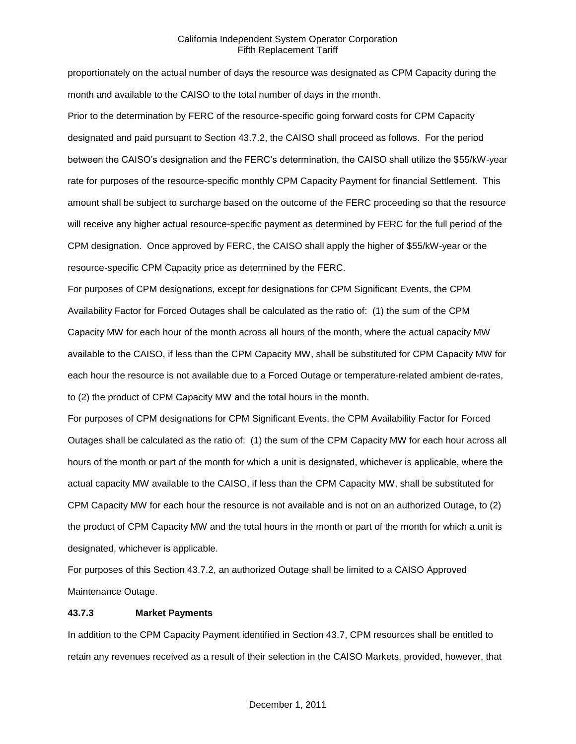proportionately on the actual number of days the resource was designated as CPM Capacity during the month and available to the CAISO to the total number of days in the month.

Prior to the determination by FERC of the resource-specific going forward costs for CPM Capacity designated and paid pursuant to Section 43.7.2, the CAISO shall proceed as follows. For the period between the CAISO's designation and the FERC's determination, the CAISO shall utilize the $55/kW-year rate for purposes of the resource-specific monthly CPM Capacity Payment for financial Settlement. This amount shall be subject to surcharge based on the outcome of the FERC proceeding so that the resource will receive any higher actual resource-specific payment as determined by FERC for the full period of the CPM designation. Once approved by FERC, the CAISO shall apply the higher of $55/kW-year or the resource-specific CPM Capacity price as determined by the FERC.

For purposes of CPM designations, except for designations for CPM Significant Events, the CPM Availability Factor for Forced Outages shall be calculated as the ratio of: (1) the sum of the CPM Capacity MW for each hour of the month across all hours of the month, where the actual capacity MW available to the CAISO, if less than the CPM Capacity MW, shall be substituted for CPM Capacity MW for each hour the resource is not available due to a Forced Outage or temperature-related ambient de-rates, to (2) the product of CPM Capacity MW and the total hours in the month.

For purposes of CPM designations for CPM Significant Events, the CPM Availability Factor for Forced Outages shall be calculated as the ratio of: (1) the sum of the CPM Capacity MW for each hour across all hours of the month or part of the month for which a unit is designated, whichever is applicable, where the actual capacity MW available to the CAISO, if less than the CPM Capacity MW, shall be substituted for CPM Capacity MW for each hour the resource is not available and is not on an authorized Outage, to (2) the product of CPM Capacity MW and the total hours in the month or part of the month for which a unit is designated, whichever is applicable.

For purposes of this Section 43.7.2, an authorized Outage shall be limited to a CAISO Approved Maintenance Outage.

**43.7.3 Market Payments**

In addition to the CPM Capacity Payment identified in Section 43.7, CPM resources shall be entitled to retain any revenues received as a result of their selection in the CAISO Markets, provided, however, that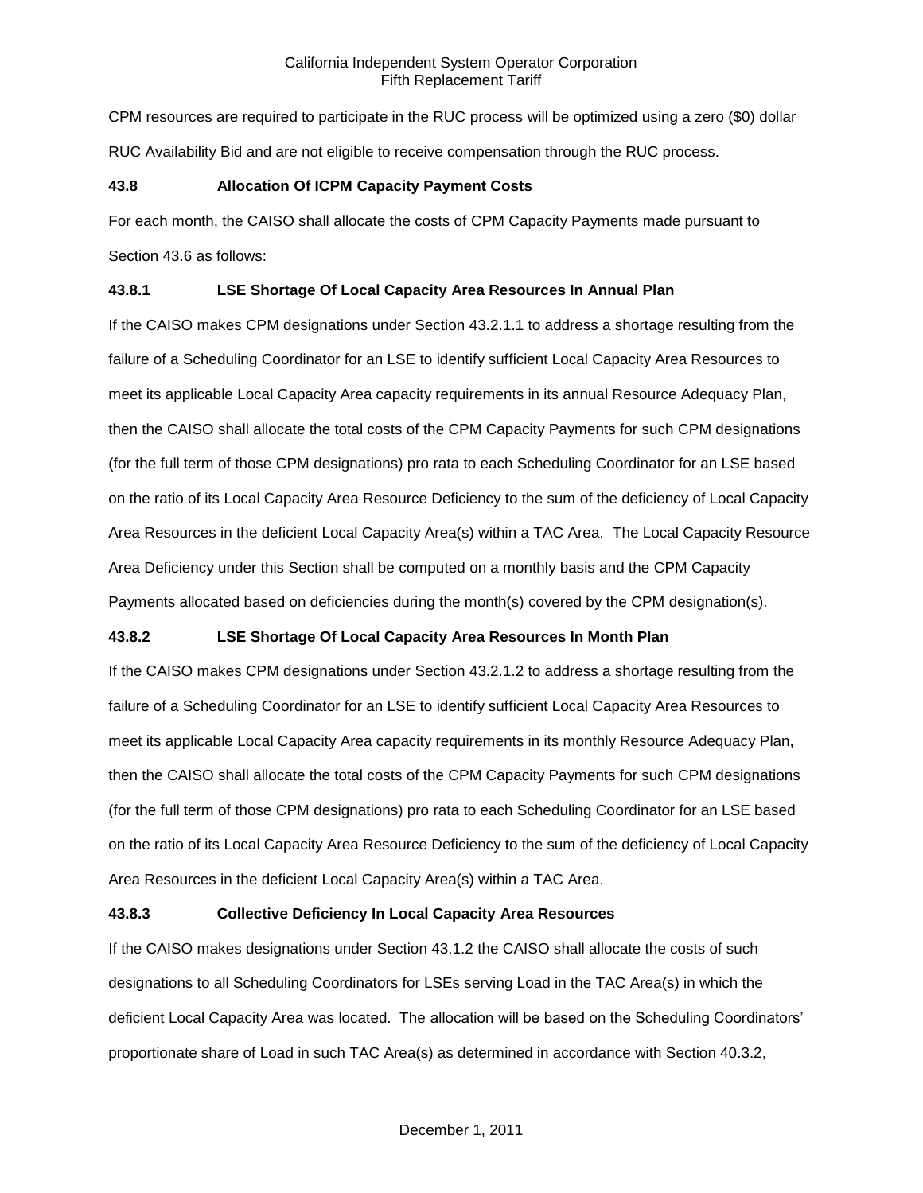CPM resources are required to participate in the RUC process will be optimized using a zero ($0) dollar RUC Availability Bid and are not eligible to receive compensation through the RUC process.

### 43.8 Allocation Of ICPM Capacity Payment Costs

For each month, the CAISO shall allocate the costs of CPM Capacity Payments made pursuant to Section 43.6 as follows:

### 43.8.1 LSE Shortage Of Local Capacity Area Resources In Annual Plan

If the CAISO makes CPM designations under Section 43.2.1.1 to address a shortage resulting from the failure of a Scheduling Coordinator for an LSE to identify sufficient Local Capacity Area Resources to meet its applicable Local Capacity Area capacity requirements in its annual Resource Adequacy Plan, then the CAISO shall allocate the total costs of the CPM Capacity Payments for such CPM designations (for the full term of those CPM designations) pro rata to each Scheduling Coordinator for an LSE based on the ratio of its Local Capacity Area Resource Deficiency to the sum of the deficiency of Local Capacity Area Resources in the deficient Local Capacity Area(s) within a TAC Area. The Local Capacity Resource Area Deficiency under this Section shall be computed on a monthly basis and the CPM Capacity Payments allocated based on deficiencies during the month(s) covered by the CPM designation(s).

### 43.8.2 LSE Shortage Of Local Capacity Area Resources In Month Plan

If the CAISO makes CPM designations under Section 43.2.1.2 to address a shortage resulting from the failure of a Scheduling Coordinator for an LSE to identify sufficient Local Capacity Area Resources to meet its applicable Local Capacity Area capacity requirements in its monthly Resource Adequacy Plan, then the CAISO shall allocate the total costs of the CPM Capacity Payments for such CPM designations (for the full term of those CPM designations) pro rata to each Scheduling Coordinator for an LSE based on the ratio of its Local Capacity Area Resource Deficiency to the sum of the deficiency of Local Capacity Area Resources in the deficient Local Capacity Area(s) within a TAC Area.

### 43.8.3 Collective Deficiency In Local Capacity Area Resources

If the CAISO makes designations under Section 43.1.2 the CAISO shall allocate the costs of such designations to all Scheduling Coordinators for LSEs serving Load in the TAC Area(s) in which the deficient Local Capacity Area was located. The allocation will be based on the Scheduling Coordinators' proportionate share of Load in such TAC Area(s) as determined in accordance with Section 40.3.2,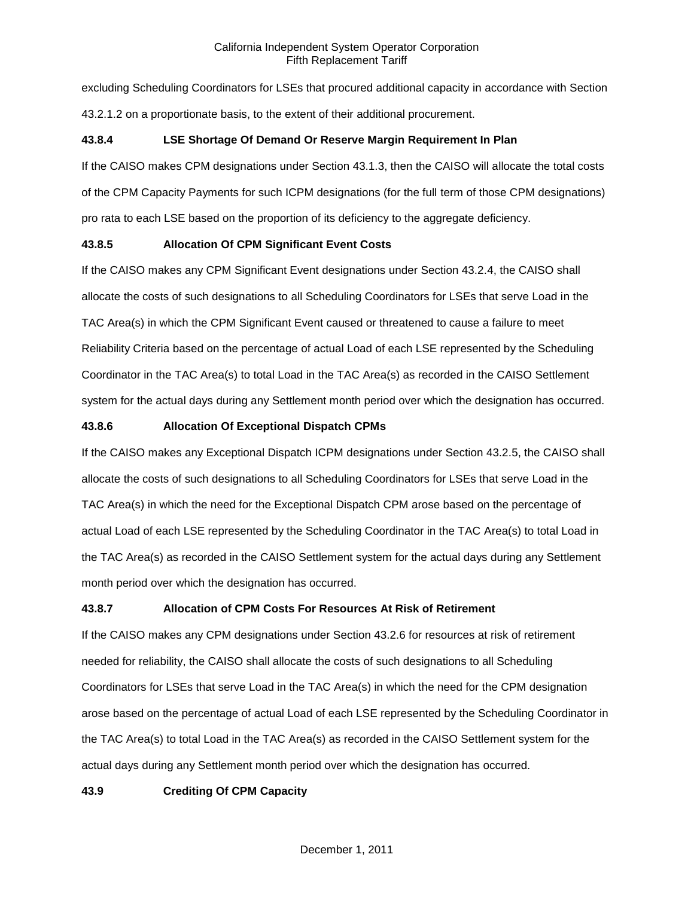excluding Scheduling Coordinators for LSEs that procured additional capacity in accordance with Section 43.2.1.2 on a proportionate basis, to the extent of their additional procurement.

### 43.8.4 LSE Shortage Of Demand Or Reserve Margin Requirement In Plan

If the CAISO makes CPM designations under Section 43.1.3, then the CAISO will allocate the total costs of the CPM Capacity Payments for such ICPM designations (for the full term of those CPM designations) pro rata to each LSE based on the proportion of its deficiency to the aggregate deficiency.

### 43.8.5 Allocation Of CPM Significant Event Costs

If the CAISO makes any CPM Significant Event designations under Section 43.2.4, the CAISO shall allocate the costs of such designations to all Scheduling Coordinators for LSEs that serve Load in the TAC Area(s) in which the CPM Significant Event caused or threatened to cause a failure to meet Reliability Criteria based on the percentage of actual Load of each LSE represented by the Scheduling Coordinator in the TAC Area(s) to total Load in the TAC Area(s) as recorded in the CAISO Settlement system for the actual days during any Settlement month period over which the designation has occurred.

### 43.8.6 Allocation Of Exceptional Dispatch CPMs

If the CAISO makes any Exceptional Dispatch ICPM designations under Section 43.2.5, the CAISO shall allocate the costs of such designations to all Scheduling Coordinators for LSEs that serve Load in the TAC Area(s) in which the need for the Exceptional Dispatch CPM arose based on the percentage of actual Load of each LSE represented by the Scheduling Coordinator in the TAC Area(s) to total Load in the TAC Area(s) as recorded in the CAISO Settlement system for the actual days during any Settlement month period over which the designation has occurred.

### 43.8.7 Allocation of CPM Costs For Resources At Risk of Retirement

If the CAISO makes any CPM designations under Section 43.2.6 for resources at risk of retirement needed for reliability, the CAISO shall allocate the costs of such designations to all Scheduling Coordinators for LSEs that serve Load in the TAC Area(s) in which the need for the CPM designation arose based on the percentage of actual Load of each LSE represented by the Scheduling Coordinator in the TAC Area(s) to total Load in the TAC Area(s) as recorded in the CAISO Settlement system for the actual days during any Settlement month period over which the designation has occurred.

## 43.9 Crediting Of CPM Capacity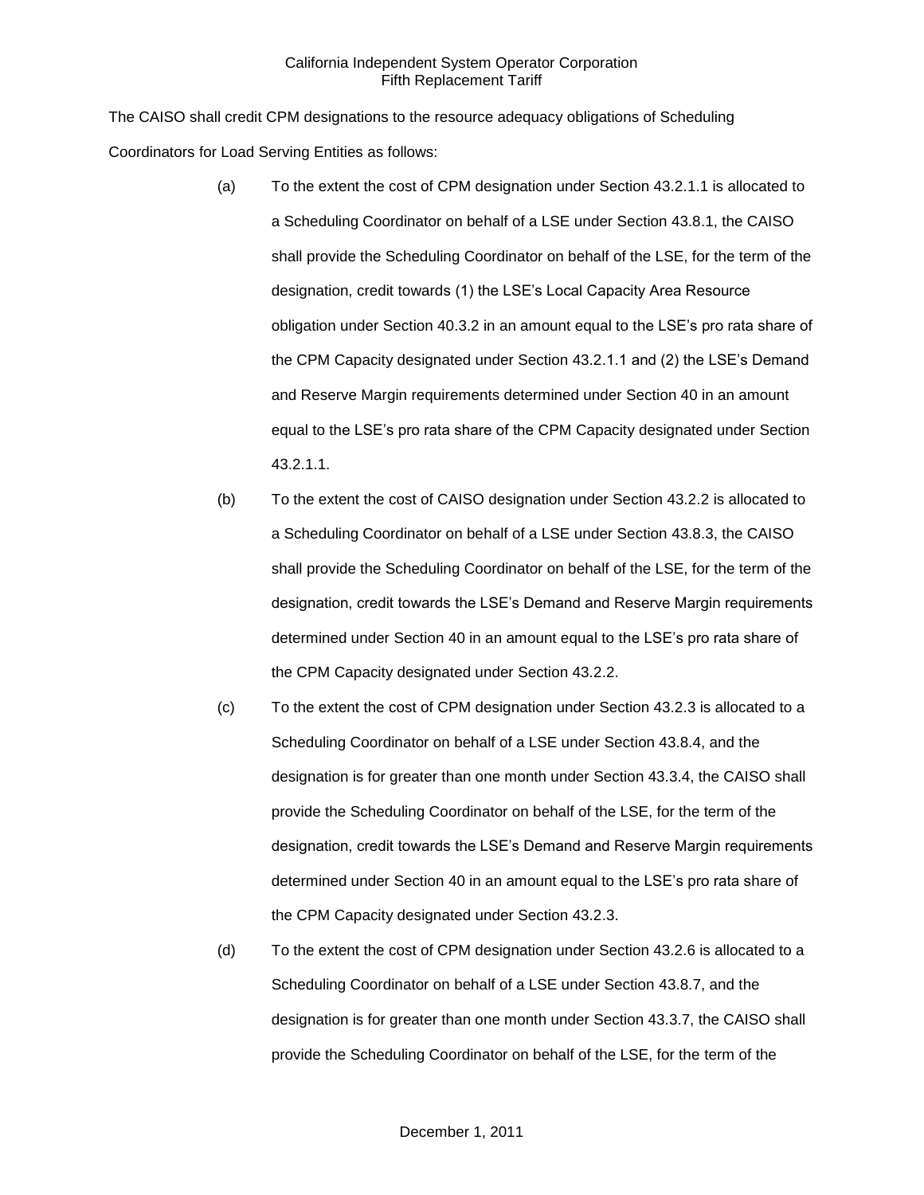The CAISO shall credit CPM designations to the resource adequacy obligations of Scheduling Coordinators for Load Serving Entities as follows:

(a) To the extent the cost of CPM designation under Section 43.2.1.1 is allocated to a Scheduling Coordinator on behalf of a LSE under Section 43.8.1, the CAISO shall provide the Scheduling Coordinator on behalf of the LSE, for the term of the designation, credit towards (1) the LSE's Local Capacity Area Resource obligation under Section 40.3.2 in an amount equal to the LSE's pro rata share of the CPM Capacity designated under Section 43.2.1.1 and (2) the LSE's Demand and Reserve Margin requirements determined under Section 40 in an amount equal to the LSE's pro rata share of the CPM Capacity designated under Section 43.2.1.1.

(b) To the extent the cost of CAISO designation under Section 43.2.2 is allocated to a Scheduling Coordinator on behalf of a LSE under Section 43.8.3, the CAISO shall provide the Scheduling Coordinator on behalf of the LSE, for the term of the designation, credit towards the LSE's Demand and Reserve Margin requirements determined under Section 40 in an amount equal to the LSE's pro rata share of the CPM Capacity designated under Section 43.2.2.

(c) To the extent the cost of CPM designation under Section 43.2.3 is allocated to a Scheduling Coordinator on behalf of a LSE under Section 43.8.4, and the designation is for greater than one month under Section 43.3.4, the CAISO shall provide the Scheduling Coordinator on behalf of the LSE, for the term of the designation, credit towards the LSE's Demand and Reserve Margin requirements determined under Section 40 in an amount equal to the LSE's pro rata share of the CPM Capacity designated under Section 43.2.3.

(d) To the extent the cost of CPM designation under Section 43.2.6 is allocated to a Scheduling Coordinator on behalf of a LSE under Section 43.8.7, and the designation is for greater than one month under Section 43.3.7, the CAISO shall provide the Scheduling Coordinator on behalf of the LSE, for the term of the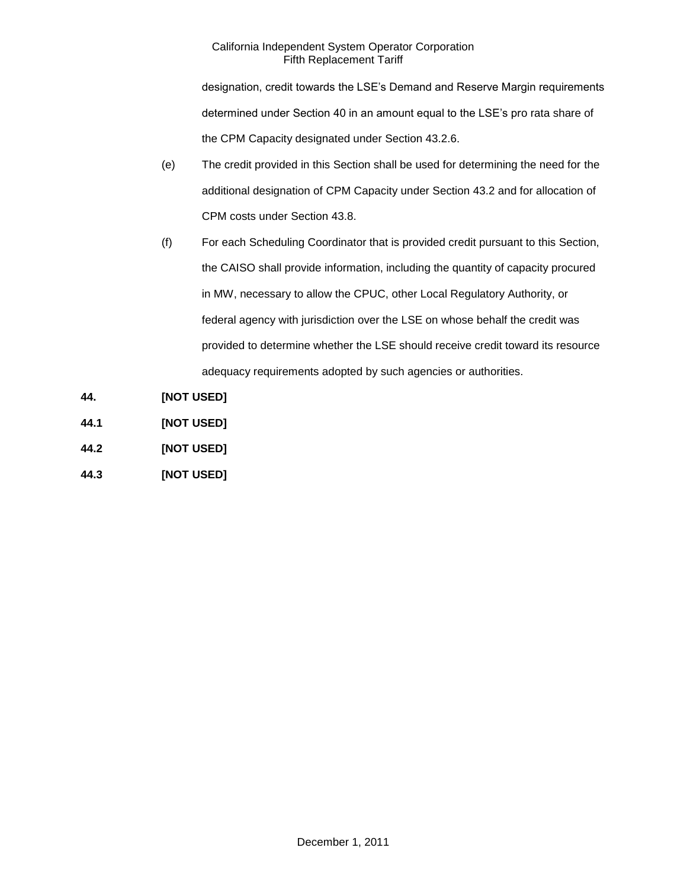designation, credit towards the LSE's Demand and Reserve Margin requirements determined under Section 40 in an amount equal to the LSE's pro rata share of the CPM Capacity designated under Section 43.2.6.

(e) The credit provided in this Section shall be used for determining the need for the additional designation of CPM Capacity under Section 43.2 and for allocation of CPM costs under Section 43.8.

(f) For each Scheduling Coordinator that is provided credit pursuant to this Section, the CAISO shall provide information, including the quantity of capacity procured in MW, necessary to allow the CPUC, other Local Regulatory Authority, or federal agency with jurisdiction over the LSE on whose behalf the credit was provided to determine whether the LSE should receive credit toward its resource adequacy requirements adopted by such agencies or authorities.

**44. [NOT USED]**

**44.1 [NOT USED]**

**44.2 [NOT USED]**

**44.3 [NOT USED]**